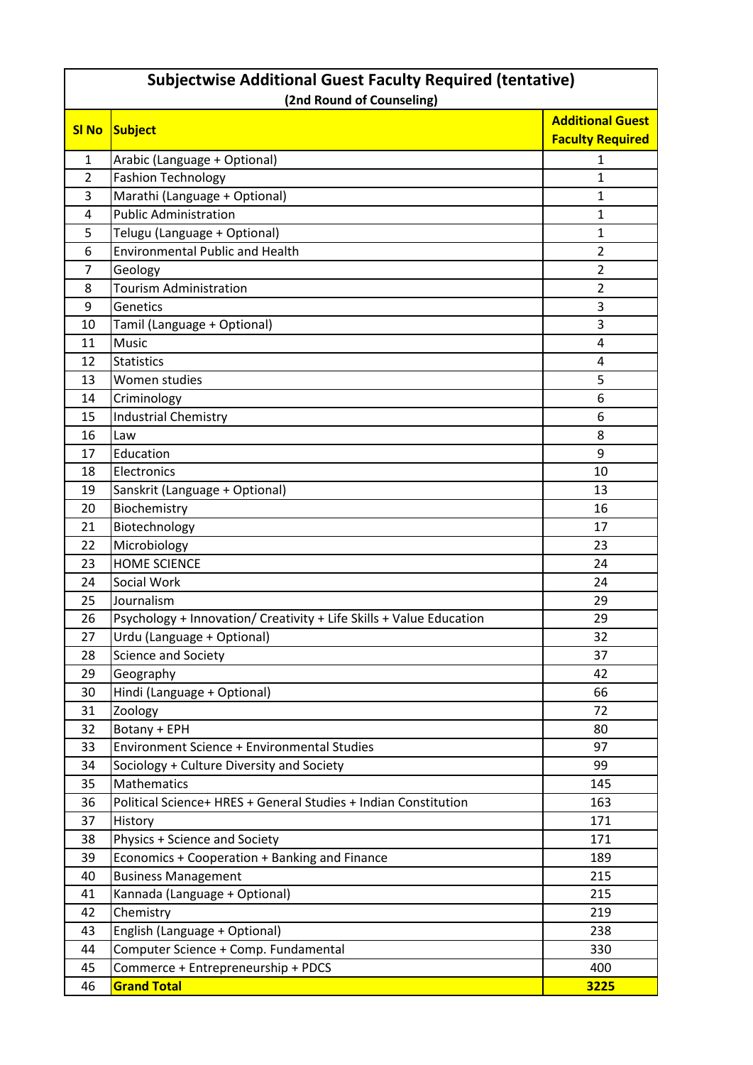# Subjectwise Additional Guest Faculty Required (tentative)

**(2nd Round of Counseling)**

| Sl No | Subject | Additional Guest Faculty Required |
|---|---|---|
| 1 | Arabic (Language + Optional) | 1 |
| 2 | Fashion Technology | 1 |
| 3 | Marathi (Language + Optional) | 1 |
| 4 | Public Administration | 1 |
| 5 | Telugu (Language + Optional) | 1 |
| 6 | Environmental Public and Health | 2 |
| 7 | Geology | 2 |
| 8 | Tourism Administration | 2 |
| 9 | Genetics | 3 |
| 10 | Tamil (Language + Optional) | 3 |
| 11 | Music | 4 |
| 12 | Statistics | 4 |
| 13 | Women studies | 5 |
| 14 | Criminology | 6 |
| 15 | Industrial Chemistry | 6 |
| 16 | Law | 8 |
| 17 | Education | 9 |
| 18 | Electronics | 10 |
| 19 | Sanskrit (Language + Optional) | 13 |
| 20 | Biochemistry | 16 |
| 21 | Biotechnology | 17 |
| 22 | Microbiology | 23 |
| 23 | HOME SCIENCE | 24 |
| 24 | Social Work | 24 |
| 25 | Journalism | 29 |
| 26 | Psychology + Innovation/ Creativity + Life Skills + Value Education | 29 |
| 27 | Urdu (Language + Optional) | 32 |
| 28 | Science and Society | 37 |
| 29 | Geography | 42 |
| 30 | Hindi (Language + Optional) | 66 |
| 31 | Zoology | 72 |
| 32 | Botany + EPH | 80 |
| 33 | Environment Science + Environmental Studies | 97 |
| 34 | Sociology + Culture Diversity and Society | 99 |
| 35 | Mathematics | 145 |
| 36 | Political Science+ HRES + General Studies + Indian Constitution | 163 |
| 37 | History | 171 |
| 38 | Physics + Science and Society | 171 |
| 39 | Economics + Cooperation + Banking and Finance | 189 |
| 40 | Business Management | 215 |
| 41 | Kannada (Language + Optional) | 215 |
| 42 | Chemistry | 219 |
| 43 | English (Language + Optional) | 238 |
| 44 | Computer Science + Comp. Fundamental | 330 |
| 45 | Commerce + Entrepreneurship + PDCS | 400 |
| 46 | **Grand Total** | **3225** |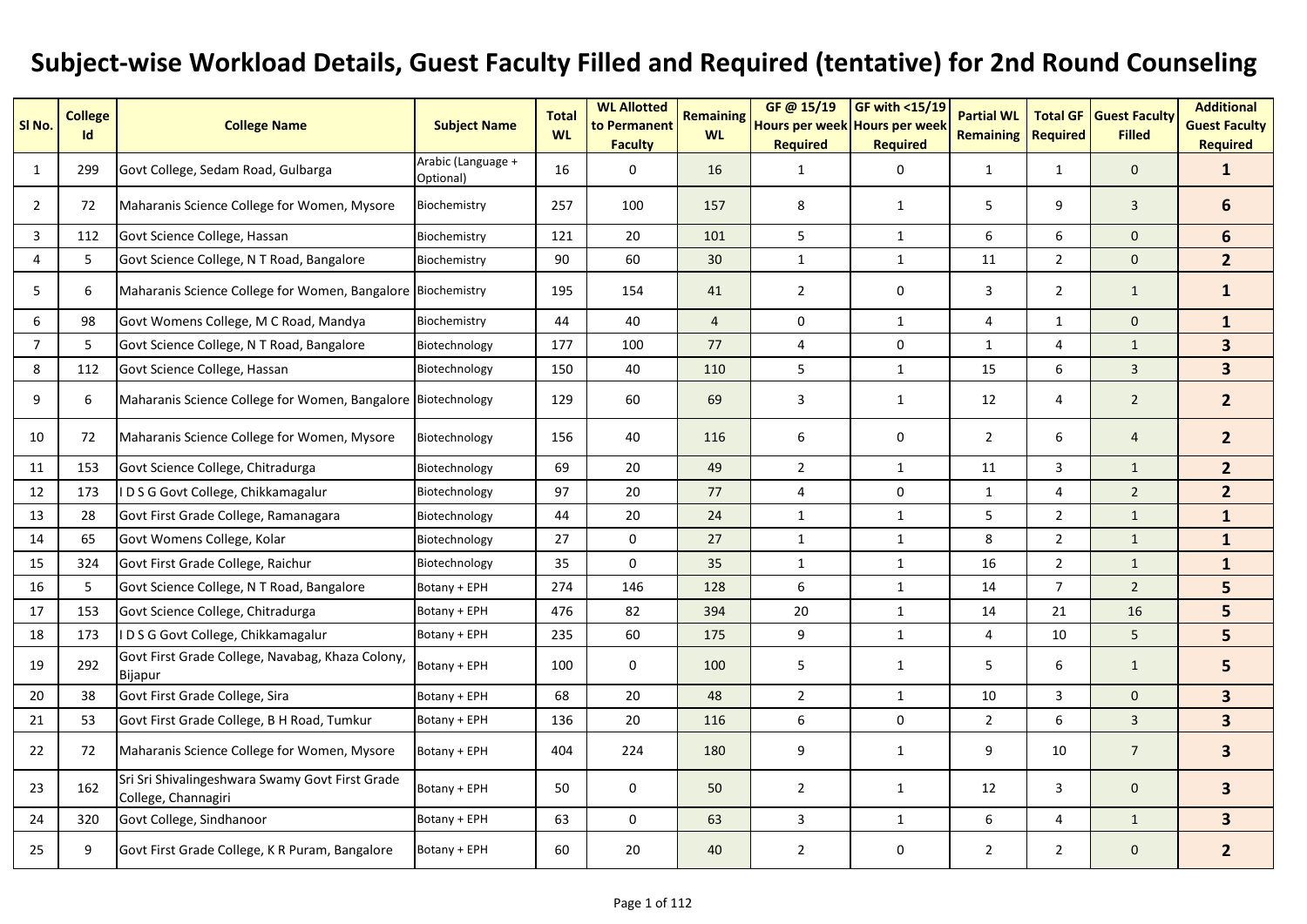# Subject-wise Workload Details, Guest Faculty Filled and Required (tentative) for 2nd Round Counseling

| Sl No. | College Id | College Name | Subject Name | Total WL | WL Allotted to Permanent Faculty | Remaining WL | GF @ 15/19 Hours per week Required | GF with <15/19 Hours per week Required | Partial WL Remaining | Total GF Required | Guest Faculty Filled | Additional Guest Faculty Required |
|---|---|---|---|---|---|---|---|---|---|---|---|---|
| 1 | 299 | Govt College, Sedam Road, Gulbarga | Arabic (Language + Optional) | 16 | 0 | 16 | 1 | 0 | 1 | 1 | 0 | **1** |
| 2 | 72 | Maharanis Science College for Women, Mysore | Biochemistry | 257 | 100 | 157 | 8 | 1 | 5 | 9 | 3 | **6** |
| 3 | 112 | Govt Science College, Hassan | Biochemistry | 121 | 20 | 101 | 5 | 1 | 6 | 6 | 0 | **6** |
| 4 | 5 | Govt Science College, N T Road, Bangalore | Biochemistry | 90 | 60 | 30 | 1 | 1 | 11 | 2 | 0 | **2** |
| 5 | 6 | Maharanis Science College for Women, Bangalore | Biochemistry | 195 | 154 | 41 | 2 | 0 | 3 | 2 | 1 | **1** |
| 6 | 98 | Govt Womens College, M C Road, Mandya | Biochemistry | 44 | 40 | 4 | 0 | 1 | 4 | 1 | 0 | **1** |
| 7 | 5 | Govt Science College, N T Road, Bangalore | Biotechnology | 177 | 100 | 77 | 4 | 0 | 1 | 4 | 1 | **3** |
| 8 | 112 | Govt Science College, Hassan | Biotechnology | 150 | 40 | 110 | 5 | 1 | 15 | 6 | 3 | **3** |
| 9 | 6 | Maharanis Science College for Women, Bangalore | Biotechnology | 129 | 60 | 69 | 3 | 1 | 12 | 4 | 2 | **2** |
| 10 | 72 | Maharanis Science College for Women, Mysore | Biotechnology | 156 | 40 | 116 | 6 | 0 | 2 | 6 | 4 | **2** |
| 11 | 153 | Govt Science College, Chitradurga | Biotechnology | 69 | 20 | 49 | 2 | 1 | 11 | 3 | 1 | **2** |
| 12 | 173 | I D S G Govt College, Chikkamagalur | Biotechnology | 97 | 20 | 77 | 4 | 0 | 1 | 4 | 2 | **2** |
| 13 | 28 | Govt First Grade College, Ramanagara | Biotechnology | 44 | 20 | 24 | 1 | 1 | 5 | 2 | 1 | **1** |
| 14 | 65 | Govt Womens College, Kolar | Biotechnology | 27 | 0 | 27 | 1 | 1 | 8 | 2 | 1 | **1** |
| 15 | 324 | Govt First Grade College, Raichur | Biotechnology | 35 | 0 | 35 | 1 | 1 | 16 | 2 | 1 | **1** |
| 16 | 5 | Govt Science College, N T Road, Bangalore | Botany + EPH | 274 | 146 | 128 | 6 | 1 | 14 | 7 | 2 | **5** |
| 17 | 153 | Govt Science College, Chitradurga | Botany + EPH | 476 | 82 | 394 | 20 | 1 | 14 | 21 | 16 | **5** |
| 18 | 173 | I D S G Govt College, Chikkamagalur | Botany + EPH | 235 | 60 | 175 | 9 | 1 | 4 | 10 | 5 | **5** |
| 19 | 292 | Govt First Grade College, Navabag, Khaza Colony, Bijapur | Botany + EPH | 100 | 0 | 100 | 5 | 1 | 5 | 6 | 1 | **5** |
| 20 | 38 | Govt First Grade College, Sira | Botany + EPH | 68 | 20 | 48 | 2 | 1 | 10 | 3 | 0 | **3** |
| 21 | 53 | Govt First Grade College, B H Road, Tumkur | Botany + EPH | 136 | 20 | 116 | 6 | 0 | 2 | 6 | 3 | **3** |
| 22 | 72 | Maharanis Science College for Women, Mysore | Botany + EPH | 404 | 224 | 180 | 9 | 1 | 9 | 10 | 7 | **3** |
| 23 | 162 | Sri Sri Shivalingeshwara Swamy Govt First Grade College, Channagiri | Botany + EPH | 50 | 0 | 50 | 2 | 1 | 12 | 3 | 0 | **3** |
| 24 | 320 | Govt College, Sindhanoor | Botany + EPH | 63 | 0 | 63 | 3 | 1 | 6 | 4 | 1 | **3** |
| 25 | 9 | Govt First Grade College, K R Puram, Bangalore | Botany + EPH | 60 | 20 | 40 | 2 | 0 | 2 | 2 | 0 | **2** |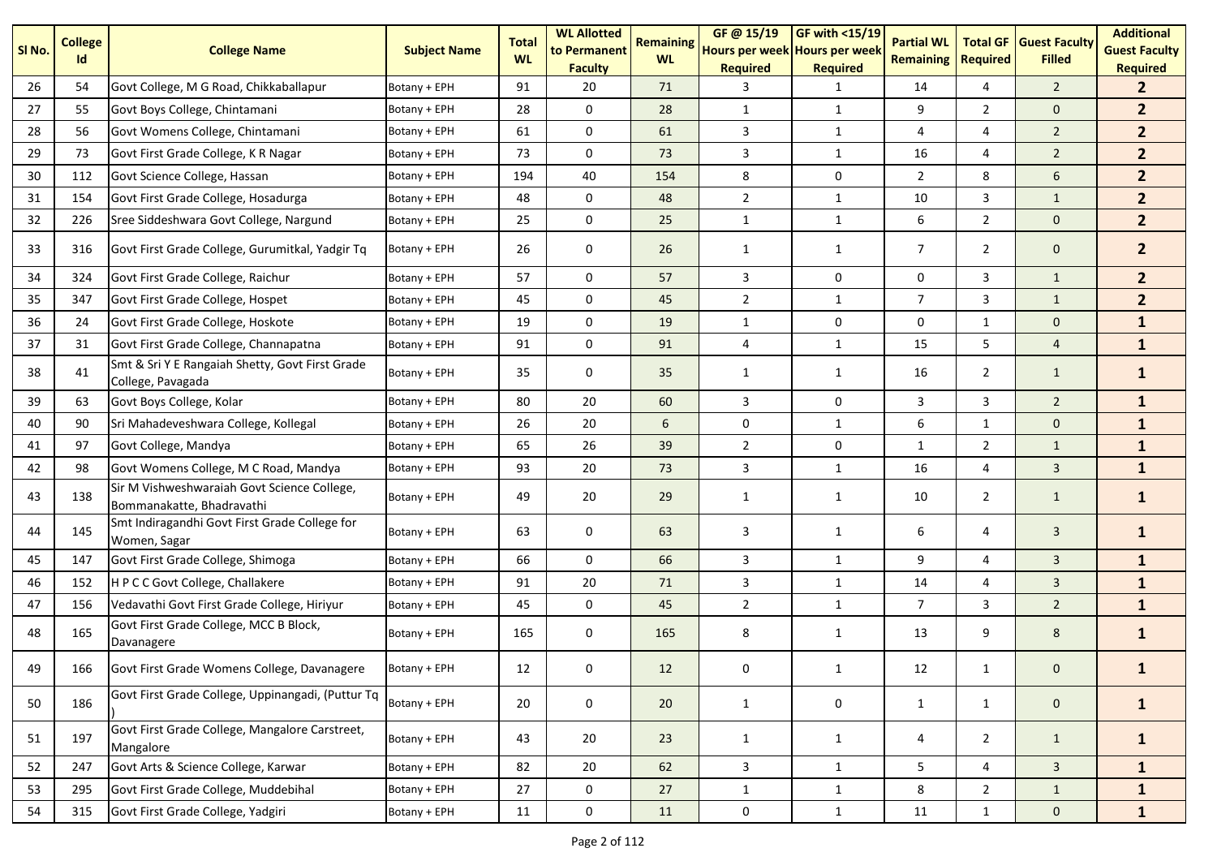| Sl No. | College Id | College Name | Subject Name | Total WL | WL Allotted to Permanent Faculty | Remaining WL | GF @ 15/19 Hours per week Required | GF with <15/19 Hours per week Required | Partial WL Remaining | Total GF Required | Guest Faculty Filled | Additional Guest Faculty Required |
|---|---|---|---|---|---|---|---|---|---|---|---|---|
| 26 | 54 | Govt College, M G Road, Chikkaballapur | Botany + EPH | 91 | 20 | 71 | 3 | 1 | 14 | 4 | 2 | **2** |
| 27 | 55 | Govt Boys College, Chintamani | Botany + EPH | 28 | 0 | 28 | 1 | 1 | 9 | 2 | 0 | **2** |
| 28 | 56 | Govt Womens College, Chintamani | Botany + EPH | 61 | 0 | 61 | 3 | 1 | 4 | 4 | 2 | **2** |
| 29 | 73 | Govt First Grade College, K R Nagar | Botany + EPH | 73 | 0 | 73 | 3 | 1 | 16 | 4 | 2 | **2** |
| 30 | 112 | Govt Science College, Hassan | Botany + EPH | 194 | 40 | 154 | 8 | 0 | 2 | 8 | 6 | **2** |
| 31 | 154 | Govt First Grade College, Hosadurga | Botany + EPH | 48 | 0 | 48 | 2 | 1 | 10 | 3 | 1 | **2** |
| 32 | 226 | Sree Siddeshwara Govt College, Nargund | Botany + EPH | 25 | 0 | 25 | 1 | 1 | 6 | 2 | 0 | **2** |
| 33 | 316 | Govt First Grade College, Gurumitkal, Yadgir Tq | Botany + EPH | 26 | 0 | 26 | 1 | 1 | 7 | 2 | 0 | **2** |
| 34 | 324 | Govt First Grade College, Raichur | Botany + EPH | 57 | 0 | 57 | 3 | 0 | 0 | 3 | 1 | **2** |
| 35 | 347 | Govt First Grade College, Hospet | Botany + EPH | 45 | 0 | 45 | 2 | 1 | 7 | 3 | 1 | **2** |
| 36 | 24 | Govt First Grade College, Hoskote | Botany + EPH | 19 | 0 | 19 | 1 | 0 | 0 | 1 | 0 | **1** |
| 37 | 31 | Govt First Grade College, Channapatna | Botany + EPH | 91 | 0 | 91 | 4 | 1 | 15 | 5 | 4 | **1** |
| 38 | 41 | Smt & Sri Y E Rangaiah Shetty, Govt First Grade College, Pavagada | Botany + EPH | 35 | 0 | 35 | 1 | 1 | 16 | 2 | 1 | **1** |
| 39 | 63 | Govt Boys College, Kolar | Botany + EPH | 80 | 20 | 60 | 3 | 0 | 3 | 3 | 2 | **1** |
| 40 | 90 | Sri Mahadeveshwara College, Kollegal | Botany + EPH | 26 | 20 | 6 | 0 | 1 | 6 | 1 | 0 | **1** |
| 41 | 97 | Govt College, Mandya | Botany + EPH | 65 | 26 | 39 | 2 | 0 | 1 | 2 | 1 | **1** |
| 42 | 98 | Govt Womens College, M C Road, Mandya | Botany + EPH | 93 | 20 | 73 | 3 | 1 | 16 | 4 | 3 | **1** |
| 43 | 138 | Sir M Vishweshwaraiah Govt Science College, Bommanakatte, Bhadravathi | Botany + EPH | 49 | 20 | 29 | 1 | 1 | 10 | 2 | 1 | **1** |
| 44 | 145 | Smt Indiragandhi Govt First Grade College for Women, Sagar | Botany + EPH | 63 | 0 | 63 | 3 | 1 | 6 | 4 | 3 | **1** |
| 45 | 147 | Govt First Grade College, Shimoga | Botany + EPH | 66 | 0 | 66 | 3 | 1 | 9 | 4 | 3 | **1** |
| 46 | 152 | H P C C Govt College, Challakere | Botany + EPH | 91 | 20 | 71 | 3 | 1 | 14 | 4 | 3 | **1** |
| 47 | 156 | Vedavathi Govt First Grade College, Hiriyur | Botany + EPH | 45 | 0 | 45 | 2 | 1 | 7 | 3 | 2 | **1** |
| 48 | 165 | Govt First Grade College, MCC B Block, Davanagere | Botany + EPH | 165 | 0 | 165 | 8 | 1 | 13 | 9 | 8 | **1** |
| 49 | 166 | Govt First Grade Womens College, Davanagere | Botany + EPH | 12 | 0 | 12 | 0 | 1 | 12 | 1 | 0 | **1** |
| 50 | 186 | Govt First Grade College, Uppinangadi, (Puttur Tq ) | Botany + EPH | 20 | 0 | 20 | 1 | 0 | 1 | 1 | 0 | **1** |
| 51 | 197 | Govt First Grade College, Mangalore Carstreet, Mangalore | Botany + EPH | 43 | 20 | 23 | 1 | 1 | 4 | 2 | 1 | **1** |
| 52 | 247 | Govt Arts & Science College, Karwar | Botany + EPH | 82 | 20 | 62 | 3 | 1 | 5 | 4 | 3 | **1** |
| 53 | 295 | Govt First Grade College, Muddebihal | Botany + EPH | 27 | 0 | 27 | 1 | 1 | 8 | 2 | 1 | **1** |
| 54 | 315 | Govt First Grade College, Yadgiri | Botany + EPH | 11 | 0 | 11 | 0 | 1 | 11 | 1 | 0 | **1** |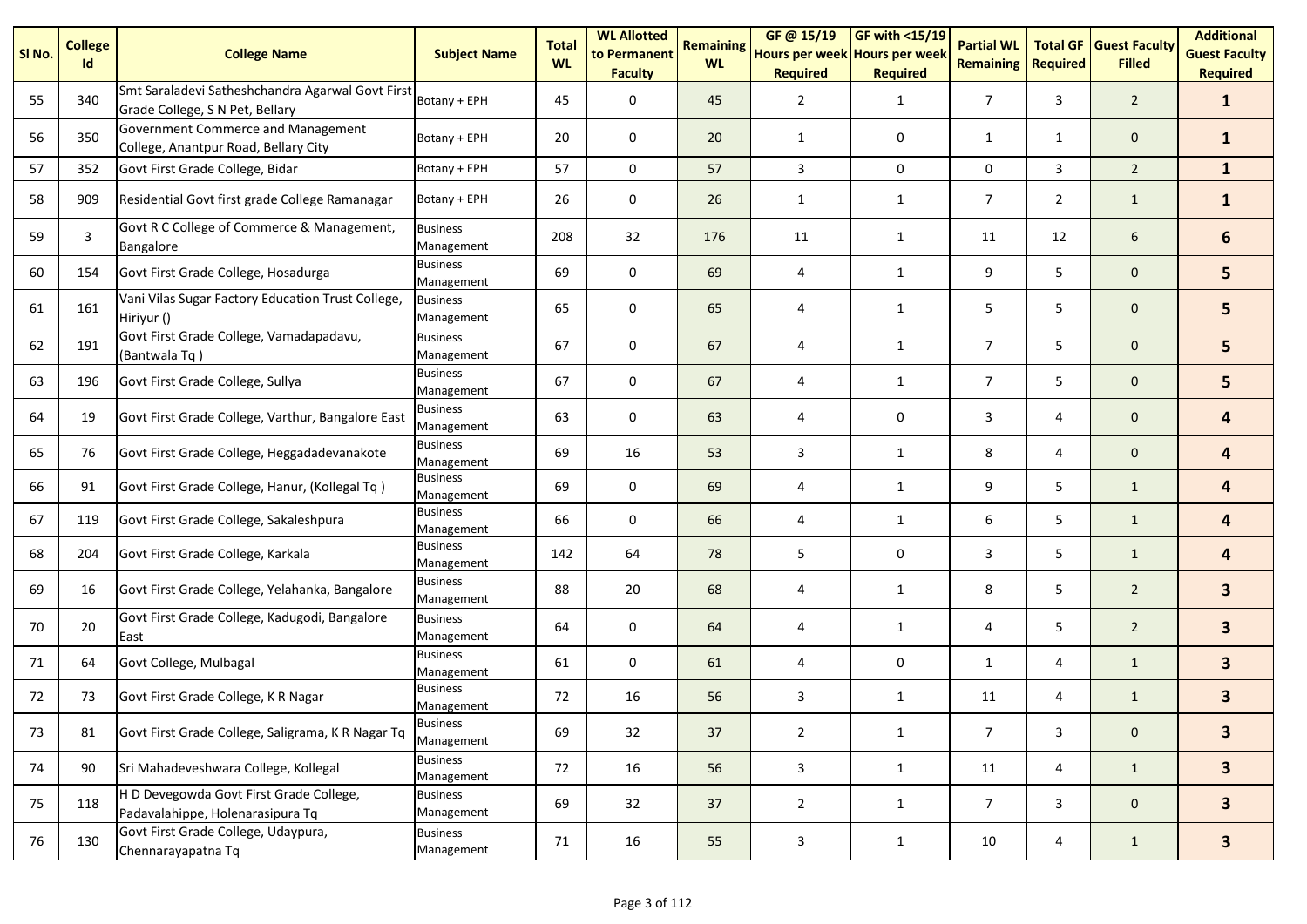| Sl No. | College Id | College Name | Subject Name | Total WL | WL Allotted to Permanent Faculty | Remaining WL | GF @ 15/19 Hours per week Required | GF with <15/19 Hours per week Required | Partial WL Remaining | Total GF Required | Guest Faculty Filled | Additional Guest Faculty Required |
|---|---|---|---|---|---|---|---|---|---|---|---|---|
| 55 | 340 | Smt Saraladevi Satheshchandra Agarwal Govt First Grade College, S N Pet, Bellary | Botany + EPH | 45 | 0 | 45 | 2 | 1 | 7 | 3 | 2 | **1** |
| 56 | 350 | Government Commerce and Management College, Anantpur Road, Bellary City | Botany + EPH | 20 | 0 | 20 | 1 | 0 | 1 | 1 | 0 | **1** |
| 57 | 352 | Govt First Grade College, Bidar | Botany + EPH | 57 | 0 | 57 | 3 | 0 | 0 | 3 | 2 | **1** |
| 58 | 909 | Residential Govt first grade College Ramanagar | Botany + EPH | 26 | 0 | 26 | 1 | 1 | 7 | 2 | 1 | **1** |
| 59 | 3 | Govt R C College of Commerce & Management, Bangalore | Business Management | 208 | 32 | 176 | 11 | 1 | 11 | 12 | 6 | **6** |
| 60 | 154 | Govt First Grade College, Hosadurga | Business Management | 69 | 0 | 69 | 4 | 1 | 9 | 5 | 0 | **5** |
| 61 | 161 | Vani Vilas Sugar Factory Education Trust College, Hiriyur () | Business Management | 65 | 0 | 65 | 4 | 1 | 5 | 5 | 0 | **5** |
| 62 | 191 | Govt First Grade College, Vamadapadavu, (Bantwala Tq ) | Business Management | 67 | 0 | 67 | 4 | 1 | 7 | 5 | 0 | **5** |
| 63 | 196 | Govt First Grade College, Sullya | Business Management | 67 | 0 | 67 | 4 | 1 | 7 | 5 | 0 | **5** |
| 64 | 19 | Govt First Grade College, Varthur, Bangalore East | Business Management | 63 | 0 | 63 | 4 | 0 | 3 | 4 | 0 | **4** |
| 65 | 76 | Govt First Grade College, Heggadadevanakote | Business Management | 69 | 16 | 53 | 3 | 1 | 8 | 4 | 0 | **4** |
| 66 | 91 | Govt First Grade College, Hanur, (Kollegal Tq ) | Business Management | 69 | 0 | 69 | 4 | 1 | 9 | 5 | 1 | **4** |
| 67 | 119 | Govt First Grade College, Sakaleshpura | Business Management | 66 | 0 | 66 | 4 | 1 | 6 | 5 | 1 | **4** |
| 68 | 204 | Govt First Grade College, Karkala | Business Management | 142 | 64 | 78 | 5 | 0 | 3 | 5 | 1 | **4** |
| 69 | 16 | Govt First Grade College, Yelahanka, Bangalore | Business Management | 88 | 20 | 68 | 4 | 1 | 8 | 5 | 2 | **3** |
| 70 | 20 | Govt First Grade College, Kadugodi, Bangalore East | Business Management | 64 | 0 | 64 | 4 | 1 | 4 | 5 | 2 | **3** |
| 71 | 64 | Govt College, Mulbagal | Business Management | 61 | 0 | 61 | 4 | 0 | 1 | 4 | 1 | **3** |
| 72 | 73 | Govt First Grade College, K R Nagar | Business Management | 72 | 16 | 56 | 3 | 1 | 11 | 4 | 1 | **3** |
| 73 | 81 | Govt First Grade College, Saligrama, K R Nagar Tq | Business Management | 69 | 32 | 37 | 2 | 1 | 7 | 3 | 0 | **3** |
| 74 | 90 | Sri Mahadeveshwara College, Kollegal | Business Management | 72 | 16 | 56 | 3 | 1 | 11 | 4 | 1 | **3** |
| 75 | 118 | H D Devegowda Govt First Grade College, Padavalahippe, Holenarasipura Tq | Business Management | 69 | 32 | 37 | 2 | 1 | 7 | 3 | 0 | **3** |
| 76 | 130 | Govt First Grade College, Udaypura, Chennarayapatna Tq | Business Management | 71 | 16 | 55 | 3 | 1 | 10 | 4 | 1 | **3** |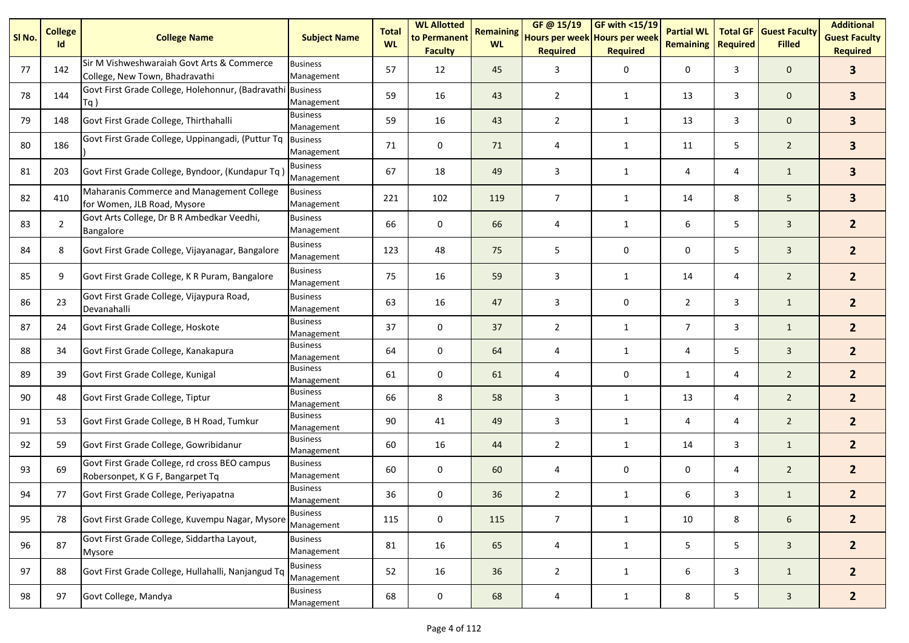| Sl No. | College Id | College Name | Subject Name | Total WL | WL Allotted to Permanent Faculty | Remaining WL | GF @ 15/19 Hours per week Required | GF with <15/19 Hours per week Required | Partial WL Remaining | Total GF Required | Guest Faculty Filled | Additional Guest Faculty Required |
|---|---|---|---|---|---|---|---|---|---|---|---|---|
| 77 | 142 | Sir M Vishweshwaraiah Govt Arts & Commerce College, New Town, Bhadravathi | Business Management | 57 | 12 | 45 | 3 | 0 | 0 | 3 | 0 | **3** |
| 78 | 144 | Govt First Grade College, Holehonnur, (Badravathi Tq ) | Business Management | 59 | 16 | 43 | 2 | 1 | 13 | 3 | 0 | **3** |
| 79 | 148 | Govt First Grade College, Thirthahalli | Business Management | 59 | 16 | 43 | 2 | 1 | 13 | 3 | 0 | **3** |
| 80 | 186 | Govt First Grade College, Uppinangadi, (Puttur Tq ) | Business Management | 71 | 0 | 71 | 4 | 1 | 11 | 5 | 2 | **3** |
| 81 | 203 | Govt First Grade College, Byndoor, (Kundapur Tq ) | Business Management | 67 | 18 | 49 | 3 | 1 | 4 | 4 | 1 | **3** |
| 82 | 410 | Maharanis Commerce and Management College for Women, JLB Road, Mysore | Business Management | 221 | 102 | 119 | 7 | 1 | 14 | 8 | 5 | **3** |
| 83 | 2 | Govt Arts College, Dr B R Ambedkar Veedhi, Bangalore | Business Management | 66 | 0 | 66 | 4 | 1 | 6 | 5 | 3 | **2** |
| 84 | 8 | Govt First Grade College, Vijayanagar, Bangalore | Business Management | 123 | 48 | 75 | 5 | 0 | 0 | 5 | 3 | **2** |
| 85 | 9 | Govt First Grade College, K R Puram, Bangalore | Business Management | 75 | 16 | 59 | 3 | 1 | 14 | 4 | 2 | **2** |
| 86 | 23 | Govt First Grade College, Vijaypura Road, Devanahalli | Business Management | 63 | 16 | 47 | 3 | 0 | 2 | 3 | 1 | **2** |
| 87 | 24 | Govt First Grade College, Hoskote | Business Management | 37 | 0 | 37 | 2 | 1 | 7 | 3 | 1 | **2** |
| 88 | 34 | Govt First Grade College, Kanakapura | Business Management | 64 | 0 | 64 | 4 | 1 | 4 | 5 | 3 | **2** |
| 89 | 39 | Govt First Grade College, Kunigal | Business Management | 61 | 0 | 61 | 4 | 0 | 1 | 4 | 2 | **2** |
| 90 | 48 | Govt First Grade College, Tiptur | Business Management | 66 | 8 | 58 | 3 | 1 | 13 | 4 | 2 | **2** |
| 91 | 53 | Govt First Grade College, B H Road, Tumkur | Business Management | 90 | 41 | 49 | 3 | 1 | 4 | 4 | 2 | **2** |
| 92 | 59 | Govt First Grade College, Gowribidanur | Business Management | 60 | 16 | 44 | 2 | 1 | 14 | 3 | 1 | **2** |
| 93 | 69 | Govt First Grade College, rd cross BEO campus Robersonpet, K G F, Bangarpet Tq | Business Management | 60 | 0 | 60 | 4 | 0 | 0 | 4 | 2 | **2** |
| 94 | 77 | Govt First Grade College, Periyapatna | Business Management | 36 | 0 | 36 | 2 | 1 | 6 | 3 | 1 | **2** |
| 95 | 78 | Govt First Grade College, Kuvempu Nagar, Mysore | Business Management | 115 | 0 | 115 | 7 | 1 | 10 | 8 | 6 | **2** |
| 96 | 87 | Govt First Grade College, Siddartha Layout, Mysore | Business Management | 81 | 16 | 65 | 4 | 1 | 5 | 5 | 3 | **2** |
| 97 | 88 | Govt First Grade College, Hullahalli, Nanjangud Tq | Business Management | 52 | 16 | 36 | 2 | 1 | 6 | 3 | 1 | **2** |
| 98 | 97 | Govt College, Mandya | Business Management | 68 | 0 | 68 | 4 | 1 | 8 | 5 | 3 | **2** |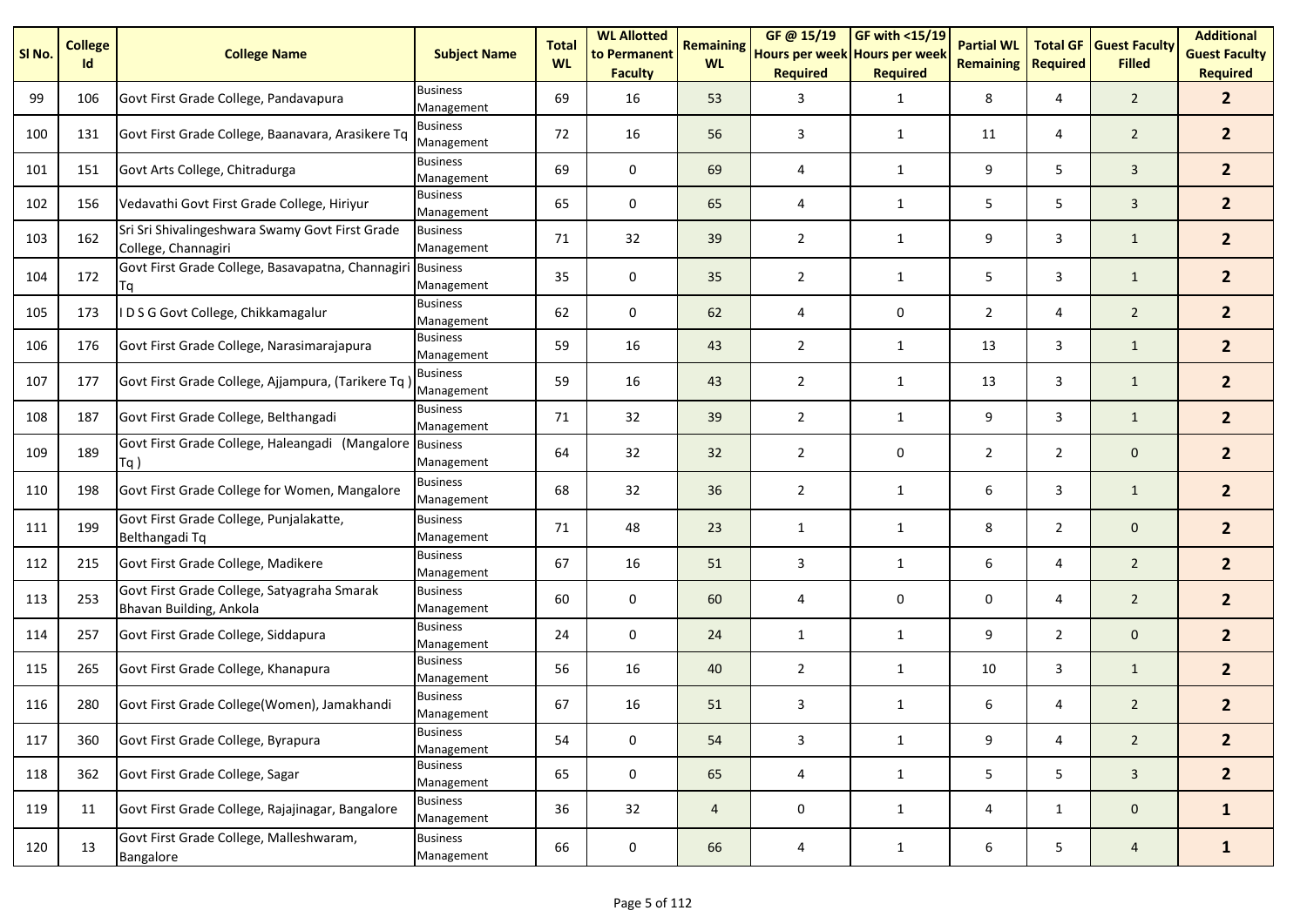| Sl No. | College Id | College Name | Subject Name | Total WL | WL Allotted to Permanent Faculty | Remaining WL | GF @ 15/19 Hours per week Required | GF with <15/19 Hours per week Required | Partial WL Remaining | Total GF Required | Guest Faculty Filled | Additional Guest Faculty Required |
|---|---|---|---|---|---|---|---|---|---|---|---|---|
| 99 | 106 | Govt First Grade College, Pandavapura | Business Management | 69 | 16 | 53 | 3 | 1 | 8 | 4 | 2 | **2** |
| 100 | 131 | Govt First Grade College, Baanavara, Arasikere Tq | Business Management | 72 | 16 | 56 | 3 | 1 | 11 | 4 | 2 | **2** |
| 101 | 151 | Govt Arts College, Chitradurga | Business Management | 69 | 0 | 69 | 4 | 1 | 9 | 5 | 3 | **2** |
| 102 | 156 | Vedavathi Govt First Grade College, Hiriyur | Business Management | 65 | 0 | 65 | 4 | 1 | 5 | 5 | 3 | **2** |
| 103 | 162 | Sri Sri Shivalingeshwara Swamy Govt First Grade College, Channagiri | Business Management | 71 | 32 | 39 | 2 | 1 | 9 | 3 | 1 | **2** |
| 104 | 172 | Govt First Grade College, Basavapatna, Channagiri Tq | Business Management | 35 | 0 | 35 | 2 | 1 | 5 | 3 | 1 | **2** |
| 105 | 173 | I D S G Govt College, Chikkamagalur | Business Management | 62 | 0 | 62 | 4 | 0 | 2 | 4 | 2 | **2** |
| 106 | 176 | Govt First Grade College, Narasimarajapura | Business Management | 59 | 16 | 43 | 2 | 1 | 13 | 3 | 1 | **2** |
| 107 | 177 | Govt First Grade College, Ajjampura, (Tarikere Tq ) | Business Management | 59 | 16 | 43 | 2 | 1 | 13 | 3 | 1 | **2** |
| 108 | 187 | Govt First Grade College, Belthangadi | Business Management | 71 | 32 | 39 | 2 | 1 | 9 | 3 | 1 | **2** |
| 109 | 189 | Govt First Grade College, Haleangadi (Mangalore Tq ) | Business Management | 64 | 32 | 32 | 2 | 0 | 2 | 2 | 0 | **2** |
| 110 | 198 | Govt First Grade College for Women, Mangalore | Business Management | 68 | 32 | 36 | 2 | 1 | 6 | 3 | 1 | **2** |
| 111 | 199 | Govt First Grade College, Punjalakatte, Belthangadi Tq | Business Management | 71 | 48 | 23 | 1 | 1 | 8 | 2 | 0 | **2** |
| 112 | 215 | Govt First Grade College, Madikere | Business Management | 67 | 16 | 51 | 3 | 1 | 6 | 4 | 2 | **2** |
| 113 | 253 | Govt First Grade College, Satyagraha Smarak Bhavan Building, Ankola | Business Management | 60 | 0 | 60 | 4 | 0 | 0 | 4 | 2 | **2** |
| 114 | 257 | Govt First Grade College, Siddapura | Business Management | 24 | 0 | 24 | 1 | 1 | 9 | 2 | 0 | **2** |
| 115 | 265 | Govt First Grade College, Khanapura | Business Management | 56 | 16 | 40 | 2 | 1 | 10 | 3 | 1 | **2** |
| 116 | 280 | Govt First Grade College(Women), Jamakhandi | Business Management | 67 | 16 | 51 | 3 | 1 | 6 | 4 | 2 | **2** |
| 117 | 360 | Govt First Grade College, Byrapura | Business Management | 54 | 0 | 54 | 3 | 1 | 9 | 4 | 2 | **2** |
| 118 | 362 | Govt First Grade College, Sagar | Business Management | 65 | 0 | 65 | 4 | 1 | 5 | 5 | 3 | **2** |
| 119 | 11 | Govt First Grade College, Rajajinagar, Bangalore | Business Management | 36 | 32 | 4 | 0 | 1 | 4 | 1 | 0 | **1** |
| 120 | 13 | Govt First Grade College, Malleshwaram, Bangalore | Business Management | 66 | 0 | 66 | 4 | 1 | 6 | 5 | 4 | **1** |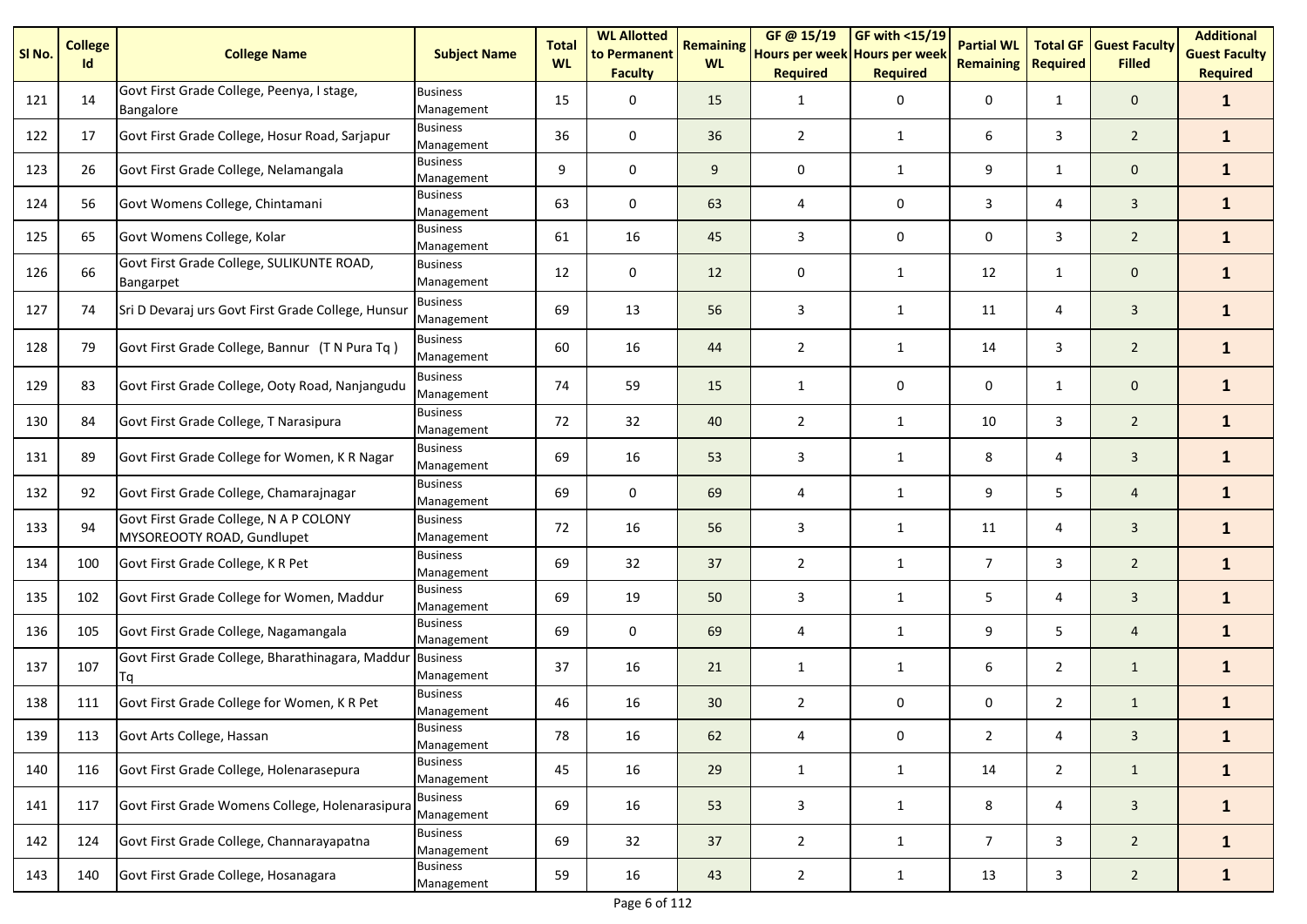| Sl No. | College Id | College Name | Subject Name | Total WL | WL Allotted to Permanent Faculty | Remaining WL | GF @ 15/19 Hours per week Required | GF with <15/19 Hours per week Required | Partial WL Remaining | Total GF Required | Guest Faculty Filled | Additional Guest Faculty Required |
|---|---|---|---|---|---|---|---|---|---|---|---|---|
| 121 | 14 | Govt First Grade College, Peenya, I stage, Bangalore | Business Management | 15 | 0 | 15 | 1 | 0 | 0 | 1 | 0 | **1** |
| 122 | 17 | Govt First Grade College, Hosur Road, Sarjapur | Business Management | 36 | 0 | 36 | 2 | 1 | 6 | 3 | 2 | **1** |
| 123 | 26 | Govt First Grade College, Nelamangala | Business Management | 9 | 0 | 9 | 0 | 1 | 9 | 1 | 0 | **1** |
| 124 | 56 | Govt Womens College, Chintamani | Business Management | 63 | 0 | 63 | 4 | 0 | 3 | 4 | 3 | **1** |
| 125 | 65 | Govt Womens College, Kolar | Business Management | 61 | 16 | 45 | 3 | 0 | 0 | 3 | 2 | **1** |
| 126 | 66 | Govt First Grade College, SULIKUNTE ROAD, Bangarpet | Business Management | 12 | 0 | 12 | 0 | 1 | 12 | 1 | 0 | **1** |
| 127 | 74 | Sri D Devaraj urs Govt First Grade College, Hunsur | Business Management | 69 | 13 | 56 | 3 | 1 | 11 | 4 | 3 | **1** |
| 128 | 79 | Govt First Grade College, Bannur (T N Pura Tq ) | Business Management | 60 | 16 | 44 | 2 | 1 | 14 | 3 | 2 | **1** |
| 129 | 83 | Govt First Grade College, Ooty Road, Nanjangudu | Business Management | 74 | 59 | 15 | 1 | 0 | 0 | 1 | 0 | **1** |
| 130 | 84 | Govt First Grade College, T Narasipura | Business Management | 72 | 32 | 40 | 2 | 1 | 10 | 3 | 2 | **1** |
| 131 | 89 | Govt First Grade College for Women, K R Nagar | Business Management | 69 | 16 | 53 | 3 | 1 | 8 | 4 | 3 | **1** |
| 132 | 92 | Govt First Grade College, Chamarajnagar | Business Management | 69 | 0 | 69 | 4 | 1 | 9 | 5 | 4 | **1** |
| 133 | 94 | Govt First Grade College, N A P COLONY MYSOREOOTY ROAD, Gundlupet | Business Management | 72 | 16 | 56 | 3 | 1 | 11 | 4 | 3 | **1** |
| 134 | 100 | Govt First Grade College, K R Pet | Business Management | 69 | 32 | 37 | 2 | 1 | 7 | 3 | 2 | **1** |
| 135 | 102 | Govt First Grade College for Women, Maddur | Business Management | 69 | 19 | 50 | 3 | 1 | 5 | 4 | 3 | **1** |
| 136 | 105 | Govt First Grade College, Nagamangala | Business Management | 69 | 0 | 69 | 4 | 1 | 9 | 5 | 4 | **1** |
| 137 | 107 | Govt First Grade College, Bharathinagara, Maddur Tq | Business Management | 37 | 16 | 21 | 1 | 1 | 6 | 2 | 1 | **1** |
| 138 | 111 | Govt First Grade College for Women, K R Pet | Business Management | 46 | 16 | 30 | 2 | 0 | 0 | 2 | 1 | **1** |
| 139 | 113 | Govt Arts College, Hassan | Business Management | 78 | 16 | 62 | 4 | 0 | 2 | 4 | 3 | **1** |
| 140 | 116 | Govt First Grade College, Holenarasepura | Business Management | 45 | 16 | 29 | 1 | 1 | 14 | 2 | 1 | **1** |
| 141 | 117 | Govt First Grade Womens College, Holenarasipura | Business Management | 69 | 16 | 53 | 3 | 1 | 8 | 4 | 3 | **1** |
| 142 | 124 | Govt First Grade College, Channarayapatna | Business Management | 69 | 32 | 37 | 2 | 1 | 7 | 3 | 2 | **1** |
| 143 | 140 | Govt First Grade College, Hosanagara | Business Management | 59 | 16 | 43 | 2 | 1 | 13 | 3 | 2 | **1** |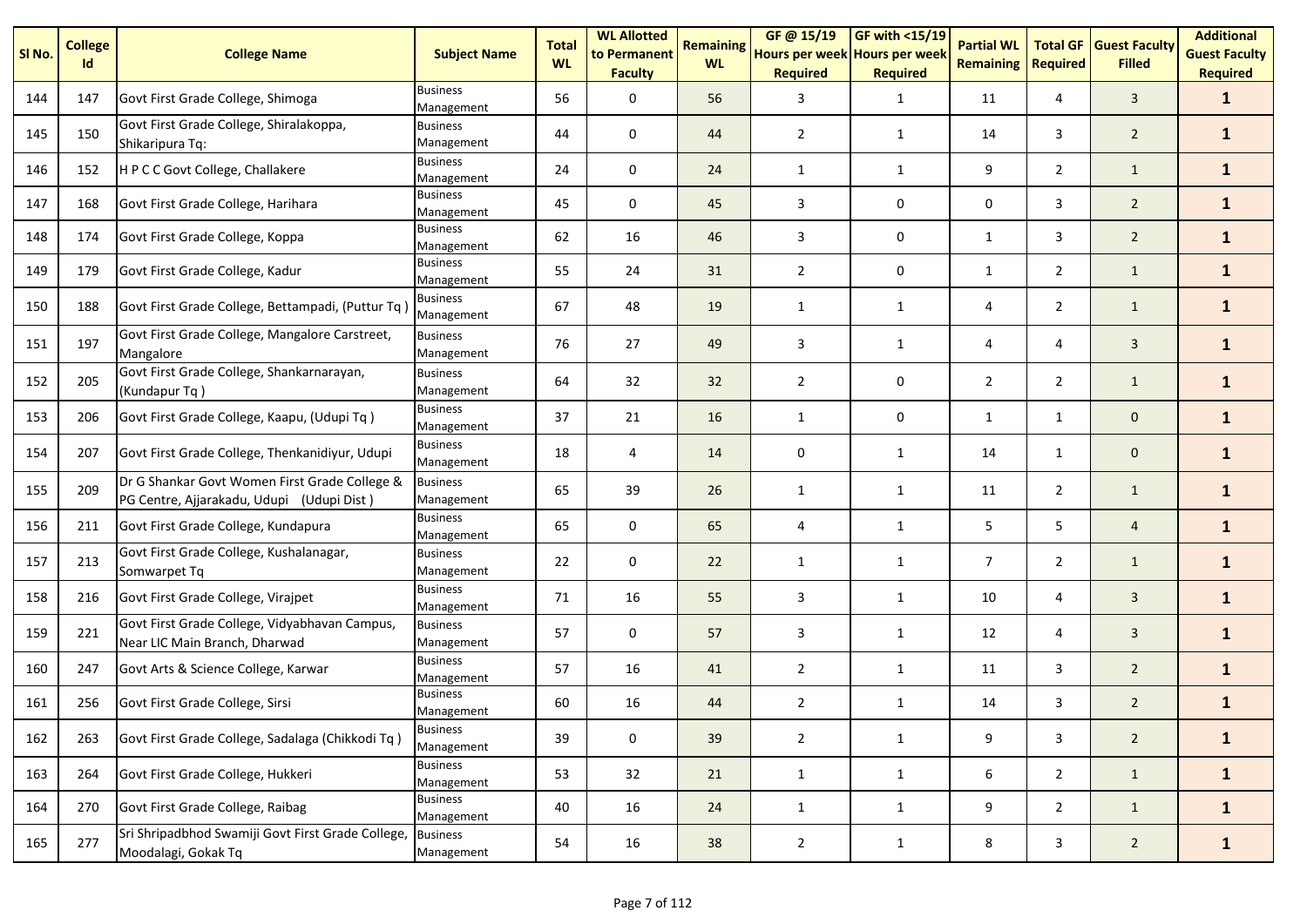| Sl No. | College Id | College Name | Subject Name | Total WL | WL Allotted to Permanent Faculty | Remaining WL | GF @ 15/19 Hours per week Required | GF with <15/19 Hours per week Required | Partial WL Remaining | Total GF Required | Guest Faculty Filled | Additional Guest Faculty Required |
|---|---|---|---|---|---|---|---|---|---|---|---|---|
| 144 | 147 | Govt First Grade College, Shimoga | Business Management | 56 | 0 | 56 | 3 | 1 | 11 | 4 | 3 | **1** |
| 145 | 150 | Govt First Grade College, Shiralakoppa, Shikaripura Tq: | Business Management | 44 | 0 | 44 | 2 | 1 | 14 | 3 | 2 | **1** |
| 146 | 152 | H P C C Govt College, Challakere | Business Management | 24 | 0 | 24 | 1 | 1 | 9 | 2 | 1 | **1** |
| 147 | 168 | Govt First Grade College, Harihara | Business Management | 45 | 0 | 45 | 3 | 0 | 0 | 3 | 2 | **1** |
| 148 | 174 | Govt First Grade College, Koppa | Business Management | 62 | 16 | 46 | 3 | 0 | 1 | 3 | 2 | **1** |
| 149 | 179 | Govt First Grade College, Kadur | Business Management | 55 | 24 | 31 | 2 | 0 | 1 | 2 | 1 | **1** |
| 150 | 188 | Govt First Grade College, Bettampadi, (Puttur Tq ) | Business Management | 67 | 48 | 19 | 1 | 1 | 4 | 2 | 1 | **1** |
| 151 | 197 | Govt First Grade College, Mangalore Carstreet, Mangalore | Business Management | 76 | 27 | 49 | 3 | 1 | 4 | 4 | 3 | **1** |
| 152 | 205 | Govt First Grade College, Shankarnarayan, (Kundapur Tq ) | Business Management | 64 | 32 | 32 | 2 | 0 | 2 | 2 | 1 | **1** |
| 153 | 206 | Govt First Grade College, Kaapu, (Udupi Tq ) | Business Management | 37 | 21 | 16 | 1 | 0 | 1 | 1 | 0 | **1** |
| 154 | 207 | Govt First Grade College, Thenkanidiyur, Udupi | Business Management | 18 | 4 | 14 | 0 | 1 | 14 | 1 | 0 | **1** |
| 155 | 209 | Dr G Shankar Govt Women First Grade College & PG Centre, Ajjarakadu, Udupi (Udupi Dist ) | Business Management | 65 | 39 | 26 | 1 | 1 | 11 | 2 | 1 | **1** |
| 156 | 211 | Govt First Grade College, Kundapura | Business Management | 65 | 0 | 65 | 4 | 1 | 5 | 5 | 4 | **1** |
| 157 | 213 | Govt First Grade College, Kushalanagar, Somwarpet Tq | Business Management | 22 | 0 | 22 | 1 | 1 | 7 | 2 | 1 | **1** |
| 158 | 216 | Govt First Grade College, Virajpet | Business Management | 71 | 16 | 55 | 3 | 1 | 10 | 4 | 3 | **1** |
| 159 | 221 | Govt First Grade College, Vidyabhavan Campus, Near LIC Main Branch, Dharwad | Business Management | 57 | 0 | 57 | 3 | 1 | 12 | 4 | 3 | **1** |
| 160 | 247 | Govt Arts & Science College, Karwar | Business Management | 57 | 16 | 41 | 2 | 1 | 11 | 3 | 2 | **1** |
| 161 | 256 | Govt First Grade College, Sirsi | Business Management | 60 | 16 | 44 | 2 | 1 | 14 | 3 | 2 | **1** |
| 162 | 263 | Govt First Grade College, Sadalaga (Chikkodi Tq ) | Business Management | 39 | 0 | 39 | 2 | 1 | 9 | 3 | 2 | **1** |
| 163 | 264 | Govt First Grade College, Hukkeri | Business Management | 53 | 32 | 21 | 1 | 1 | 6 | 2 | 1 | **1** |
| 164 | 270 | Govt First Grade College, Raibag | Business Management | 40 | 16 | 24 | 1 | 1 | 9 | 2 | 1 | **1** |
| 165 | 277 | Sri Shripadbhod Swamiji Govt First Grade College, Moodalagi, Gokak Tq | Business Management | 54 | 16 | 38 | 2 | 1 | 8 | 3 | 2 | **1** |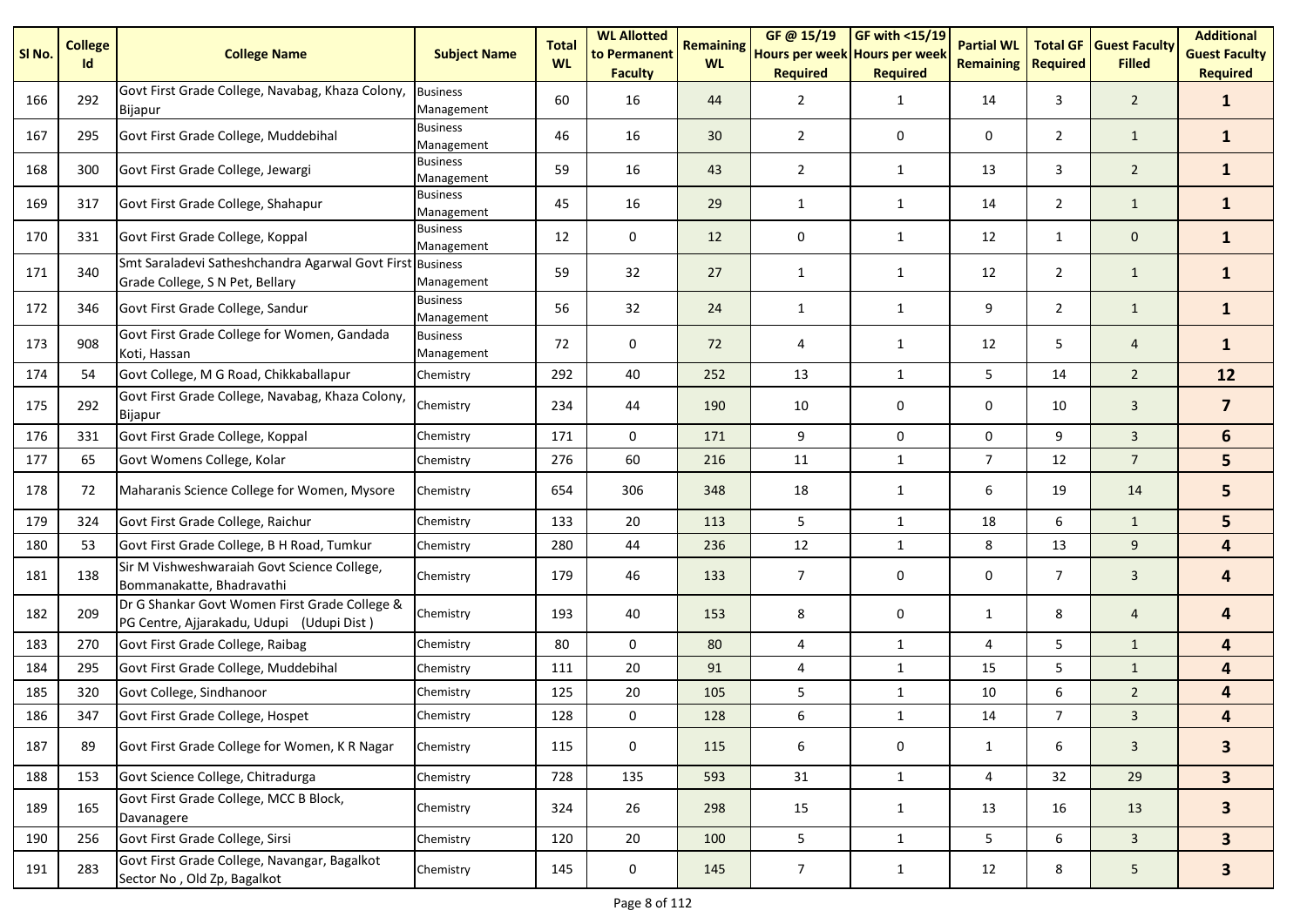| Sl No. | College Id | College Name | Subject Name | Total WL | WL Allotted to Permanent Faculty | Remaining WL | GF @ 15/19 Hours per week Required | GF with <15/19 Hours per week Required | Partial WL Remaining | Total GF Required | Guest Faculty Filled | Additional Guest Faculty Required |
|---|---|---|---|---|---|---|---|---|---|---|---|---|
| 166 | 292 | Govt First Grade College, Navabag, Khaza Colony, Bijapur | Business Management | 60 | 16 | 44 | 2 | 1 | 14 | 3 | 2 | **1** |
| 167 | 295 | Govt First Grade College, Muddebihal | Business Management | 46 | 16 | 30 | 2 | 0 | 0 | 2 | 1 | **1** |
| 168 | 300 | Govt First Grade College, Jewargi | Business Management | 59 | 16 | 43 | 2 | 1 | 13 | 3 | 2 | **1** |
| 169 | 317 | Govt First Grade College, Shahapur | Business Management | 45 | 16 | 29 | 1 | 1 | 14 | 2 | 1 | **1** |
| 170 | 331 | Govt First Grade College, Koppal | Business Management | 12 | 0 | 12 | 0 | 1 | 12 | 1 | 0 | **1** |
| 171 | 340 | Smt Saraladevi Satheshchandra Agarwal Govt First Grade College, S N Pet, Bellary | Business Management | 59 | 32 | 27 | 1 | 1 | 12 | 2 | 1 | **1** |
| 172 | 346 | Govt First Grade College, Sandur | Business Management | 56 | 32 | 24 | 1 | 1 | 9 | 2 | 1 | **1** |
| 173 | 908 | Govt First Grade College for Women, Gandada Koti, Hassan | Business Management | 72 | 0 | 72 | 4 | 1 | 12 | 5 | 4 | **1** |
| 174 | 54 | Govt College, M G Road, Chikkaballapur | Chemistry | 292 | 40 | 252 | 13 | 1 | 5 | 14 | 2 | **12** |
| 175 | 292 | Govt First Grade College, Navabag, Khaza Colony, Bijapur | Chemistry | 234 | 44 | 190 | 10 | 0 | 0 | 10 | 3 | **7** |
| 176 | 331 | Govt First Grade College, Koppal | Chemistry | 171 | 0 | 171 | 9 | 0 | 0 | 9 | 3 | **6** |
| 177 | 65 | Govt Womens College, Kolar | Chemistry | 276 | 60 | 216 | 11 | 1 | 7 | 12 | 7 | **5** |
| 178 | 72 | Maharanis Science College for Women, Mysore | Chemistry | 654 | 306 | 348 | 18 | 1 | 6 | 19 | 14 | **5** |
| 179 | 324 | Govt First Grade College, Raichur | Chemistry | 133 | 20 | 113 | 5 | 1 | 18 | 6 | 1 | **5** |
| 180 | 53 | Govt First Grade College, B H Road, Tumkur | Chemistry | 280 | 44 | 236 | 12 | 1 | 8 | 13 | 9 | **4** |
| 181 | 138 | Sir M Vishweshwaraiah Govt Science College, Bommanakatte, Bhadravathi | Chemistry | 179 | 46 | 133 | 7 | 0 | 0 | 7 | 3 | **4** |
| 182 | 209 | Dr G Shankar Govt Women First Grade College & PG Centre, Ajjarakadu, Udupi (Udupi Dist) | Chemistry | 193 | 40 | 153 | 8 | 0 | 1 | 8 | 4 | **4** |
| 183 | 270 | Govt First Grade College, Raibag | Chemistry | 80 | 0 | 80 | 4 | 1 | 4 | 5 | 1 | **4** |
| 184 | 295 | Govt First Grade College, Muddebihal | Chemistry | 111 | 20 | 91 | 4 | 1 | 15 | 5 | 1 | **4** |
| 185 | 320 | Govt College, Sindhanoor | Chemistry | 125 | 20 | 105 | 5 | 1 | 10 | 6 | 2 | **4** |
| 186 | 347 | Govt First Grade College, Hospet | Chemistry | 128 | 0 | 128 | 6 | 1 | 14 | 7 | 3 | **4** |
| 187 | 89 | Govt First Grade College for Women, K R Nagar | Chemistry | 115 | 0 | 115 | 6 | 0 | 1 | 6 | 3 | **3** |
| 188 | 153 | Govt Science College, Chitradurga | Chemistry | 728 | 135 | 593 | 31 | 1 | 4 | 32 | 29 | **3** |
| 189 | 165 | Govt First Grade College, MCC B Block, Davanagere | Chemistry | 324 | 26 | 298 | 15 | 1 | 13 | 16 | 13 | **3** |
| 190 | 256 | Govt First Grade College, Sirsi | Chemistry | 120 | 20 | 100 | 5 | 1 | 5 | 6 | 3 | **3** |
| 191 | 283 | Govt First Grade College, Navangar, Bagalkot Sector No , Old Zp, Bagalkot | Chemistry | 145 | 0 | 145 | 7 | 1 | 12 | 8 | 5 | **3** |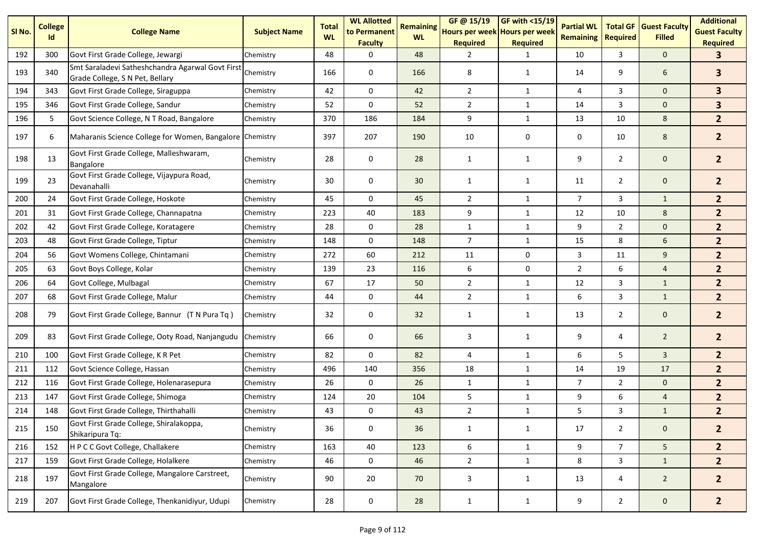| Sl No. | College Id | College Name | Subject Name | Total WL | WL Allotted to Permanent Faculty | Remaining WL | GF @ 15/19 Hours per week Required | GF with <15/19 Hours per week Required | Partial WL Remaining | Total GF Required | Guest Faculty Filled | Additional Guest Faculty Required |
|---|---|---|---|---|---|---|---|---|---|---|---|---|
| 192 | 300 | Govt First Grade College, Jewargi | Chemistry | 48 | 0 | 48 | 2 | 1 | 10 | 3 | 0 | **3** |
| 193 | 340 | Smt Saraladevi Satheshchandra Agarwal Govt First Grade College, S N Pet, Bellary | Chemistry | 166 | 0 | 166 | 8 | 1 | 14 | 9 | 6 | **3** |
| 194 | 343 | Govt First Grade College, Siraguppa | Chemistry | 42 | 0 | 42 | 2 | 1 | 4 | 3 | 0 | **3** |
| 195 | 346 | Govt First Grade College, Sandur | Chemistry | 52 | 0 | 52 | 2 | 1 | 14 | 3 | 0 | **3** |
| 196 | 5 | Govt Science College, N T Road, Bangalore | Chemistry | 370 | 186 | 184 | 9 | 1 | 13 | 10 | 8 | **2** |
| 197 | 6 | Maharanis Science College for Women, Bangalore | Chemistry | 397 | 207 | 190 | 10 | 0 | 0 | 10 | 8 | **2** |
| 198 | 13 | Govt First Grade College, Malleshwaram, Bangalore | Chemistry | 28 | 0 | 28 | 1 | 1 | 9 | 2 | 0 | **2** |
| 199 | 23 | Govt First Grade College, Vijaypura Road, Devanahalli | Chemistry | 30 | 0 | 30 | 1 | 1 | 11 | 2 | 0 | **2** |
| 200 | 24 | Govt First Grade College, Hoskote | Chemistry | 45 | 0 | 45 | 2 | 1 | 7 | 3 | 1 | **2** |
| 201 | 31 | Govt First Grade College, Channapatna | Chemistry | 223 | 40 | 183 | 9 | 1 | 12 | 10 | 8 | **2** |
| 202 | 42 | Govt First Grade College, Koratagere | Chemistry | 28 | 0 | 28 | 1 | 1 | 9 | 2 | 0 | **2** |
| 203 | 48 | Govt First Grade College, Tiptur | Chemistry | 148 | 0 | 148 | 7 | 1 | 15 | 8 | 6 | **2** |
| 204 | 56 | Govt Womens College, Chintamani | Chemistry | 272 | 60 | 212 | 11 | 0 | 3 | 11 | 9 | **2** |
| 205 | 63 | Govt Boys College, Kolar | Chemistry | 139 | 23 | 116 | 6 | 0 | 2 | 6 | 4 | **2** |
| 206 | 64 | Govt College, Mulbagal | Chemistry | 67 | 17 | 50 | 2 | 1 | 12 | 3 | 1 | **2** |
| 207 | 68 | Govt First Grade College, Malur | Chemistry | 44 | 0 | 44 | 2 | 1 | 6 | 3 | 1 | **2** |
| 208 | 79 | Govt First Grade College, Bannur (T N Pura Tq ) | Chemistry | 32 | 0 | 32 | 1 | 1 | 13 | 2 | 0 | **2** |
| 209 | 83 | Govt First Grade College, Ooty Road, Nanjangudu | Chemistry | 66 | 0 | 66 | 3 | 1 | 9 | 4 | 2 | **2** |
| 210 | 100 | Govt First Grade College, K R Pet | Chemistry | 82 | 0 | 82 | 4 | 1 | 6 | 5 | 3 | **2** |
| 211 | 112 | Govt Science College, Hassan | Chemistry | 496 | 140 | 356 | 18 | 1 | 14 | 19 | 17 | **2** |
| 212 | 116 | Govt First Grade College, Holenarasepura | Chemistry | 26 | 0 | 26 | 1 | 1 | 7 | 2 | 0 | **2** |
| 213 | 147 | Govt First Grade College, Shimoga | Chemistry | 124 | 20 | 104 | 5 | 1 | 9 | 6 | 4 | **2** |
| 214 | 148 | Govt First Grade College, Thirthahalli | Chemistry | 43 | 0 | 43 | 2 | 1 | 5 | 3 | 1 | **2** |
| 215 | 150 | Govt First Grade College, Shiralakoppa, Shikaripura Tq: | Chemistry | 36 | 0 | 36 | 1 | 1 | 17 | 2 | 0 | **2** |
| 216 | 152 | H P C C Govt College, Challakere | Chemistry | 163 | 40 | 123 | 6 | 1 | 9 | 7 | 5 | **2** |
| 217 | 159 | Govt First Grade College, Holalkere | Chemistry | 46 | 0 | 46 | 2 | 1 | 8 | 3 | 1 | **2** |
| 218 | 197 | Govt First Grade College, Mangalore Carstreet, Mangalore | Chemistry | 90 | 20 | 70 | 3 | 1 | 13 | 4 | 2 | **2** |
| 219 | 207 | Govt First Grade College, Thenkanidiyur, Udupi | Chemistry | 28 | 0 | 28 | 1 | 1 | 9 | 2 | 0 | **2** |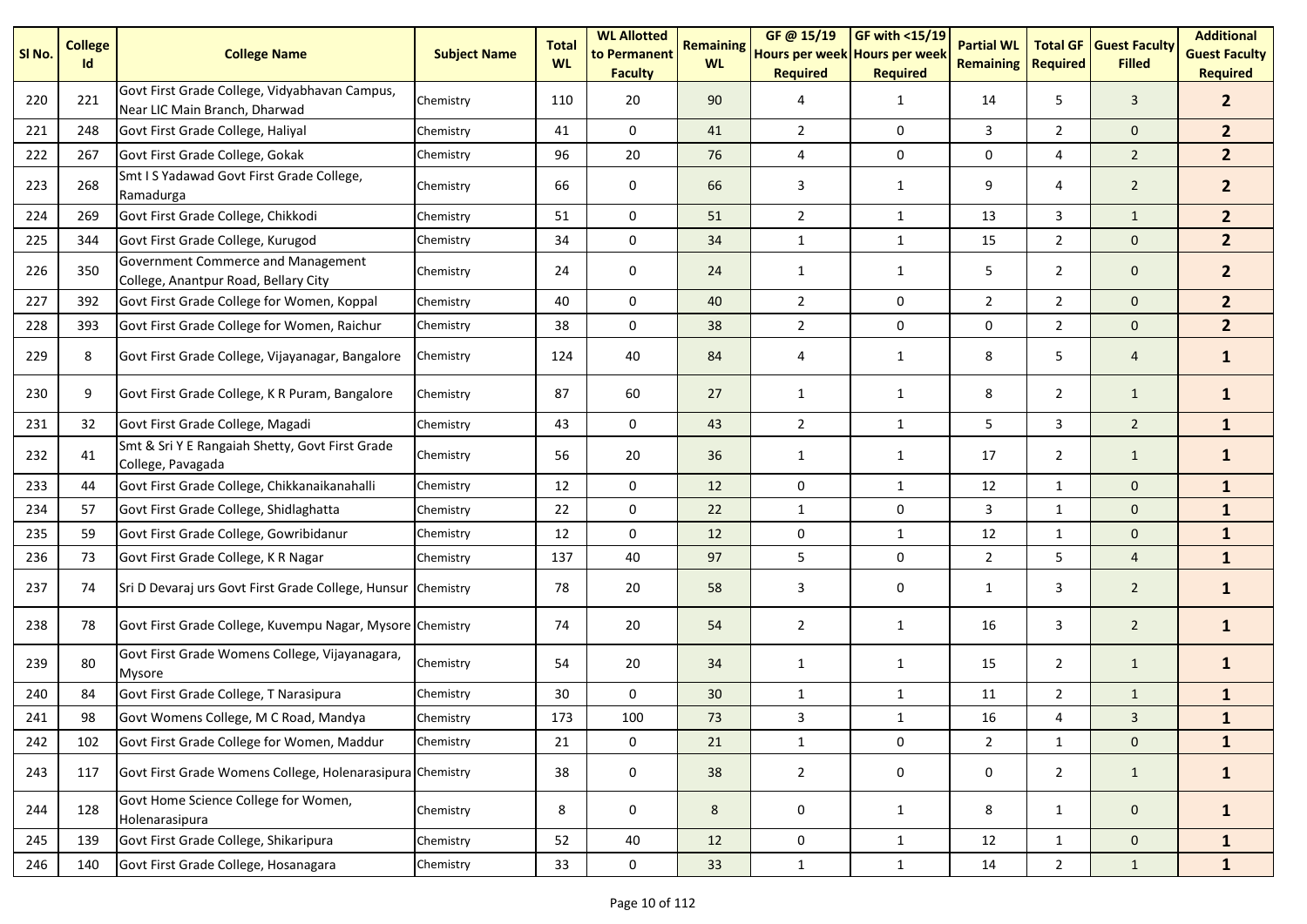| Sl No. | College Id | College Name | Subject Name | Total WL | WL Allotted to Permanent Faculty | Remaining WL | GF @ 15/19 Hours per week Required | GF with <15/19 Hours per week Required | Partial WL Remaining | Total GF Required | Guest Faculty Filled | Additional Guest Faculty Required |
|---|---|---|---|---|---|---|---|---|---|---|---|---|
| 220 | 221 | Govt First Grade College, Vidyabhavan Campus, Near LIC Main Branch, Dharwad | Chemistry | 110 | 20 | 90 | 4 | 1 | 14 | 5 | 3 | **2** |
| 221 | 248 | Govt First Grade College, Haliyal | Chemistry | 41 | 0 | 41 | 2 | 0 | 3 | 2 | 0 | **2** |
| 222 | 267 | Govt First Grade College, Gokak | Chemistry | 96 | 20 | 76 | 4 | 0 | 0 | 4 | 2 | **2** |
| 223 | 268 | Smt I S Yadawad Govt First Grade College, Ramadurga | Chemistry | 66 | 0 | 66 | 3 | 1 | 9 | 4 | 2 | **2** |
| 224 | 269 | Govt First Grade College, Chikkodi | Chemistry | 51 | 0 | 51 | 2 | 1 | 13 | 3 | 1 | **2** |
| 225 | 344 | Govt First Grade College, Kurugod | Chemistry | 34 | 0 | 34 | 1 | 1 | 15 | 2 | 0 | **2** |
| 226 | 350 | Government Commerce and Management College, Anantpur Road, Bellary City | Chemistry | 24 | 0 | 24 | 1 | 1 | 5 | 2 | 0 | **2** |
| 227 | 392 | Govt First Grade College for Women, Koppal | Chemistry | 40 | 0 | 40 | 2 | 0 | 2 | 2 | 0 | **2** |
| 228 | 393 | Govt First Grade College for Women, Raichur | Chemistry | 38 | 0 | 38 | 2 | 0 | 0 | 2 | 0 | **2** |
| 229 | 8 | Govt First Grade College, Vijayanagar, Bangalore | Chemistry | 124 | 40 | 84 | 4 | 1 | 8 | 5 | 4 | **1** |
| 230 | 9 | Govt First Grade College, K R Puram, Bangalore | Chemistry | 87 | 60 | 27 | 1 | 1 | 8 | 2 | 1 | **1** |
| 231 | 32 | Govt First Grade College, Magadi | Chemistry | 43 | 0 | 43 | 2 | 1 | 5 | 3 | 2 | **1** |
| 232 | 41 | Smt & Sri Y E Rangaiah Shetty, Govt First Grade College, Pavagada | Chemistry | 56 | 20 | 36 | 1 | 1 | 17 | 2 | 1 | **1** |
| 233 | 44 | Govt First Grade College, Chikkanaikanahalli | Chemistry | 12 | 0 | 12 | 0 | 1 | 12 | 1 | 0 | **1** |
| 234 | 57 | Govt First Grade College, Shidlaghatta | Chemistry | 22 | 0 | 22 | 1 | 0 | 3 | 1 | 0 | **1** |
| 235 | 59 | Govt First Grade College, Gowribidanur | Chemistry | 12 | 0 | 12 | 0 | 1 | 12 | 1 | 0 | **1** |
| 236 | 73 | Govt First Grade College, K R Nagar | Chemistry | 137 | 40 | 97 | 5 | 0 | 2 | 5 | 4 | **1** |
| 237 | 74 | Sri D Devaraj urs Govt First Grade College, Hunsur | Chemistry | 78 | 20 | 58 | 3 | 0 | 1 | 3 | 2 | **1** |
| 238 | 78 | Govt First Grade College, Kuvempu Nagar, Mysore | Chemistry | 74 | 20 | 54 | 2 | 1 | 16 | 3 | 2 | **1** |
| 239 | 80 | Govt First Grade Womens College, Vijayanagara, Mysore | Chemistry | 54 | 20 | 34 | 1 | 1 | 15 | 2 | 1 | **1** |
| 240 | 84 | Govt First Grade College, T Narasipura | Chemistry | 30 | 0 | 30 | 1 | 1 | 11 | 2 | 1 | **1** |
| 241 | 98 | Govt Womens College, M C Road, Mandya | Chemistry | 173 | 100 | 73 | 3 | 1 | 16 | 4 | 3 | **1** |
| 242 | 102 | Govt First Grade College for Women, Maddur | Chemistry | 21 | 0 | 21 | 1 | 0 | 2 | 1 | 0 | **1** |
| 243 | 117 | Govt First Grade Womens College, Holenarasipura | Chemistry | 38 | 0 | 38 | 2 | 0 | 0 | 2 | 1 | **1** |
| 244 | 128 | Govt Home Science College for Women, Holenarasipura | Chemistry | 8 | 0 | 8 | 0 | 1 | 8 | 1 | 0 | **1** |
| 245 | 139 | Govt First Grade College, Shikaripura | Chemistry | 52 | 40 | 12 | 0 | 1 | 12 | 1 | 0 | **1** |
| 246 | 140 | Govt First Grade College, Hosanagara | Chemistry | 33 | 0 | 33 | 1 | 1 | 14 | 2 | 1 | **1** |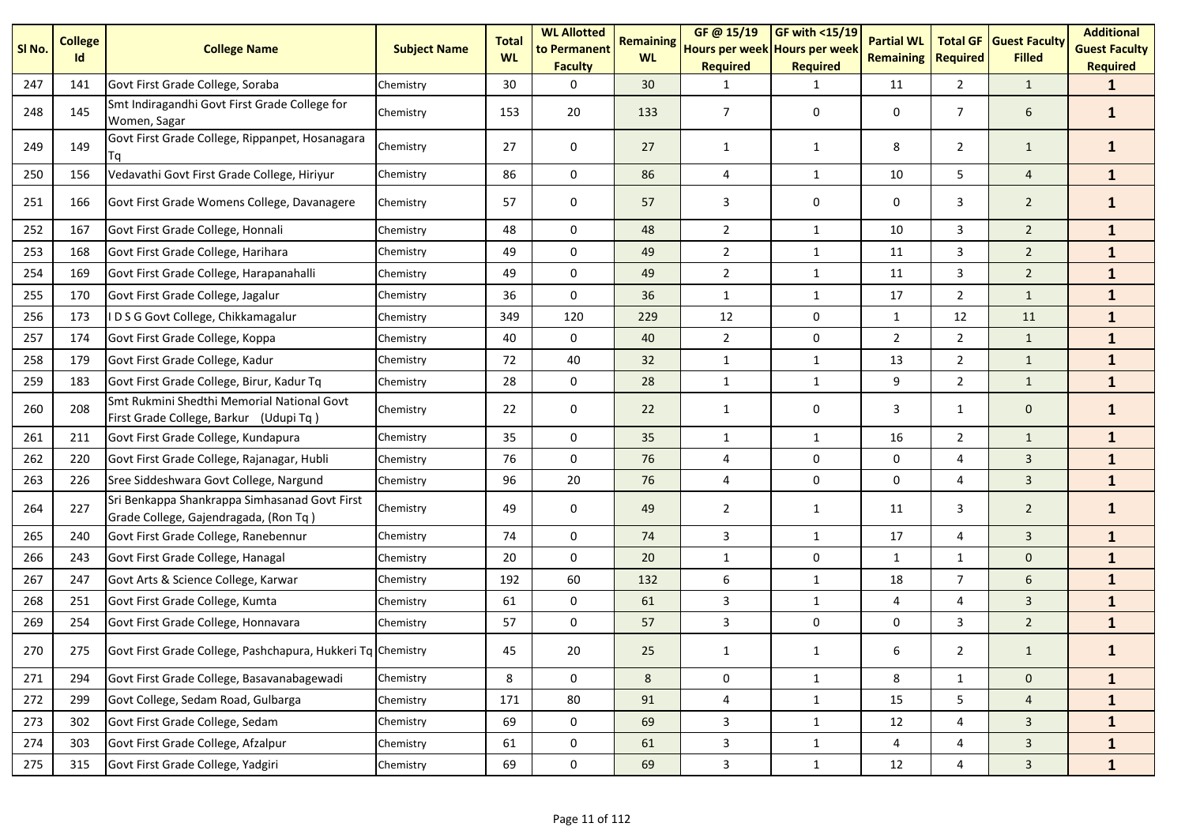| Sl No. | College Id | College Name | Subject Name | Total WL | WL Allotted to Permanent Faculty | Remaining WL | GF @ 15/19 Hours per week Required | GF with <15/19 Hours per week Required | Partial WL Remaining | Total GF Required | Guest Faculty Filled | Additional Guest Faculty Required |
|---|---|---|---|---|---|---|---|---|---|---|---|---|
| 247 | 141 | Govt First Grade College, Soraba | Chemistry | 30 | 0 | 30 | 1 | 1 | 11 | 2 | 1 | 1 |
| 248 | 145 | Smt Indiragandhi Govt First Grade College for Women, Sagar | Chemistry | 153 | 20 | 133 | 7 | 0 | 0 | 7 | 6 | 1 |
| 249 | 149 | Govt First Grade College, Rippanpet, Hosanagara Tq | Chemistry | 27 | 0 | 27 | 1 | 1 | 8 | 2 | 1 | 1 |
| 250 | 156 | Vedavathi Govt First Grade College, Hiriyur | Chemistry | 86 | 0 | 86 | 4 | 1 | 10 | 5 | 4 | 1 |
| 251 | 166 | Govt First Grade Womens College, Davanagere | Chemistry | 57 | 0 | 57 | 3 | 0 | 0 | 3 | 2 | 1 |
| 252 | 167 | Govt First Grade College, Honnali | Chemistry | 48 | 0 | 48 | 2 | 1 | 10 | 3 | 2 | 1 |
| 253 | 168 | Govt First Grade College, Harihara | Chemistry | 49 | 0 | 49 | 2 | 1 | 11 | 3 | 2 | 1 |
| 254 | 169 | Govt First Grade College, Harapanahalli | Chemistry | 49 | 0 | 49 | 2 | 1 | 11 | 3 | 2 | 1 |
| 255 | 170 | Govt First Grade College, Jagalur | Chemistry | 36 | 0 | 36 | 1 | 1 | 17 | 2 | 1 | 1 |
| 256 | 173 | I D S G Govt College, Chikkamagalur | Chemistry | 349 | 120 | 229 | 12 | 0 | 1 | 12 | 11 | 1 |
| 257 | 174 | Govt First Grade College, Koppa | Chemistry | 40 | 0 | 40 | 2 | 0 | 2 | 2 | 1 | 1 |
| 258 | 179 | Govt First Grade College, Kadur | Chemistry | 72 | 40 | 32 | 1 | 1 | 13 | 2 | 1 | 1 |
| 259 | 183 | Govt First Grade College, Birur, Kadur Tq | Chemistry | 28 | 0 | 28 | 1 | 1 | 9 | 2 | 1 | 1 |
| 260 | 208 | Smt Rukmini Shedthi Memorial National Govt First Grade College, Barkur (Udupi Tq ) | Chemistry | 22 | 0 | 22 | 1 | 0 | 3 | 1 | 0 | 1 |
| 261 | 211 | Govt First Grade College, Kundapura | Chemistry | 35 | 0 | 35 | 1 | 1 | 16 | 2 | 1 | 1 |
| 262 | 220 | Govt First Grade College, Rajanagar, Hubli | Chemistry | 76 | 0 | 76 | 4 | 0 | 0 | 4 | 3 | 1 |
| 263 | 226 | Sree Siddeshwara Govt College, Nargund | Chemistry | 96 | 20 | 76 | 4 | 0 | 0 | 4 | 3 | 1 |
| 264 | 227 | Sri Benkappa Shankrappa Simhasanad Govt First Grade College, Gajendragada, (Ron Tq ) | Chemistry | 49 | 0 | 49 | 2 | 1 | 11 | 3 | 2 | 1 |
| 265 | 240 | Govt First Grade College, Ranebennur | Chemistry | 74 | 0 | 74 | 3 | 1 | 17 | 4 | 3 | 1 |
| 266 | 243 | Govt First Grade College, Hanagal | Chemistry | 20 | 0 | 20 | 1 | 0 | 1 | 1 | 0 | 1 |
| 267 | 247 | Govt Arts & Science College, Karwar | Chemistry | 192 | 60 | 132 | 6 | 1 | 18 | 7 | 6 | 1 |
| 268 | 251 | Govt First Grade College, Kumta | Chemistry | 61 | 0 | 61 | 3 | 1 | 4 | 4 | 3 | 1 |
| 269 | 254 | Govt First Grade College, Honnavara | Chemistry | 57 | 0 | 57 | 3 | 0 | 0 | 3 | 2 | 1 |
| 270 | 275 | Govt First Grade College, Pashchapura, Hukkeri Tq | Chemistry | 45 | 20 | 25 | 1 | 1 | 6 | 2 | 1 | 1 |
| 271 | 294 | Govt First Grade College, Basavanabagewadi | Chemistry | 8 | 0 | 8 | 0 | 1 | 8 | 1 | 0 | 1 |
| 272 | 299 | Govt College, Sedam Road, Gulbarga | Chemistry | 171 | 80 | 91 | 4 | 1 | 15 | 5 | 4 | 1 |
| 273 | 302 | Govt First Grade College, Sedam | Chemistry | 69 | 0 | 69 | 3 | 1 | 12 | 4 | 3 | 1 |
| 274 | 303 | Govt First Grade College, Afzalpur | Chemistry | 61 | 0 | 61 | 3 | 1 | 4 | 4 | 3 | 1 |
| 275 | 315 | Govt First Grade College, Yadgiri | Chemistry | 69 | 0 | 69 | 3 | 1 | 12 | 4 | 3 | 1 |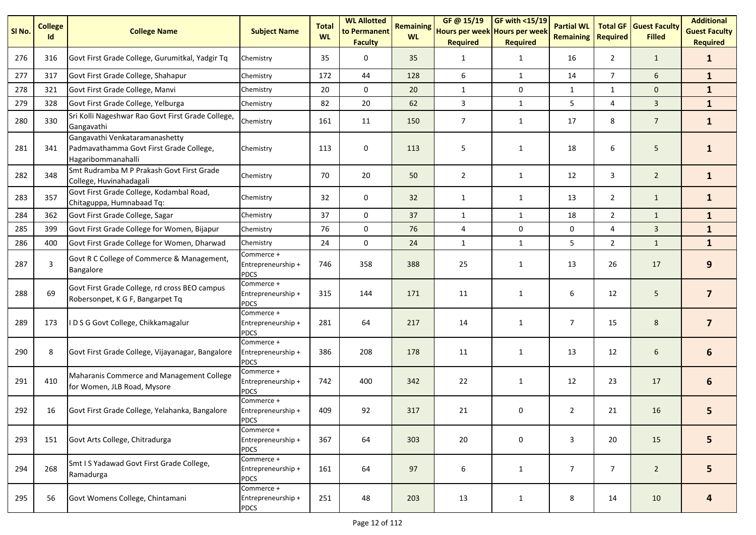| Sl No. | College Id | College Name | Subject Name | Total WL | WL Allotted to Permanent Faculty | Remaining WL | GF @ 15/19 Hours per week Required | GF with <15/19 Hours per week Required | Partial WL Remaining | Total GF Required | Guest Faculty Filled | Additional Guest Faculty Required |
|---|---|---|---|---|---|---|---|---|---|---|---|---|
| 276 | 316 | Govt First Grade College, Gurumitkal, Yadgir Tq | Chemistry | 35 | 0 | 35 | 1 | 1 | 16 | 2 | 1 | **1** |
| 277 | 317 | Govt First Grade College, Shahapur | Chemistry | 172 | 44 | 128 | 6 | 1 | 14 | 7 | 6 | **1** |
| 278 | 321 | Govt First Grade College, Manvi | Chemistry | 20 | 0 | 20 | 1 | 0 | 1 | 1 | 0 | **1** |
| 279 | 328 | Govt First Grade College, Yelburga | Chemistry | 82 | 20 | 62 | 3 | 1 | 5 | 4 | 3 | **1** |
| 280 | 330 | Sri Kolli Nageshwar Rao Govt First Grade College, Gangavathi | Chemistry | 161 | 11 | 150 | 7 | 1 | 17 | 8 | 7 | **1** |
| 281 | 341 | Gangavathi Venkataramanashetty Padmavathamma Govt First Grade College, Hagaribommanahalli | Chemistry | 113 | 0 | 113 | 5 | 1 | 18 | 6 | 5 | **1** |
| 282 | 348 | Smt Rudramba M P Prakash Govt First Grade College, Huvinahadagali | Chemistry | 70 | 20 | 50 | 2 | 1 | 12 | 3 | 2 | **1** |
| 283 | 357 | Govt First Grade College, Kodambal Road, Chitaguppa, Humnabaad Tq: | Chemistry | 32 | 0 | 32 | 1 | 1 | 13 | 2 | 1 | **1** |
| 284 | 362 | Govt First Grade College, Sagar | Chemistry | 37 | 0 | 37 | 1 | 1 | 18 | 2 | 1 | **1** |
| 285 | 399 | Govt First Grade College for Women, Bijapur | Chemistry | 76 | 0 | 76 | 4 | 0 | 0 | 4 | 3 | **1** |
| 286 | 400 | Govt First Grade College for Women, Dharwad | Chemistry | 24 | 0 | 24 | 1 | 1 | 5 | 2 | 1 | **1** |
| 287 | 3 | Govt R C College of Commerce & Management, Bangalore | Commerce + Entrepreneurship + PDCS | 746 | 358 | 388 | 25 | 1 | 13 | 26 | 17 | **9** |
| 288 | 69 | Govt First Grade College, rd cross BEO campus Robersonpet, K G F, Bangarpet Tq | Commerce + Entrepreneurship + PDCS | 315 | 144 | 171 | 11 | 1 | 6 | 12 | 5 | **7** |
| 289 | 173 | I D S G Govt College, Chikkamagalur | Commerce + Entrepreneurship + PDCS | 281 | 64 | 217 | 14 | 1 | 7 | 15 | 8 | **7** |
| 290 | 8 | Govt First Grade College, Vijayanagar, Bangalore | Commerce + Entrepreneurship + PDCS | 386 | 208 | 178 | 11 | 1 | 13 | 12 | 6 | **6** |
| 291 | 410 | Maharanis Commerce and Management College for Women, JLB Road, Mysore | Commerce + Entrepreneurship + PDCS | 742 | 400 | 342 | 22 | 1 | 12 | 23 | 17 | **6** |
| 292 | 16 | Govt First Grade College, Yelahanka, Bangalore | Commerce + Entrepreneurship + PDCS | 409 | 92 | 317 | 21 | 0 | 2 | 21 | 16 | **5** |
| 293 | 151 | Govt Arts College, Chitradurga | Commerce + Entrepreneurship + PDCS | 367 | 64 | 303 | 20 | 0 | 3 | 20 | 15 | **5** |
| 294 | 268 | Smt I S Yadawad Govt First Grade College, Ramadurga | Commerce + Entrepreneurship + PDCS | 161 | 64 | 97 | 6 | 1 | 7 | 7 | 2 | **5** |
| 295 | 56 | Govt Womens College, Chintamani | Commerce + Entrepreneurship + PDCS | 251 | 48 | 203 | 13 | 1 | 8 | 14 | 10 | **4** |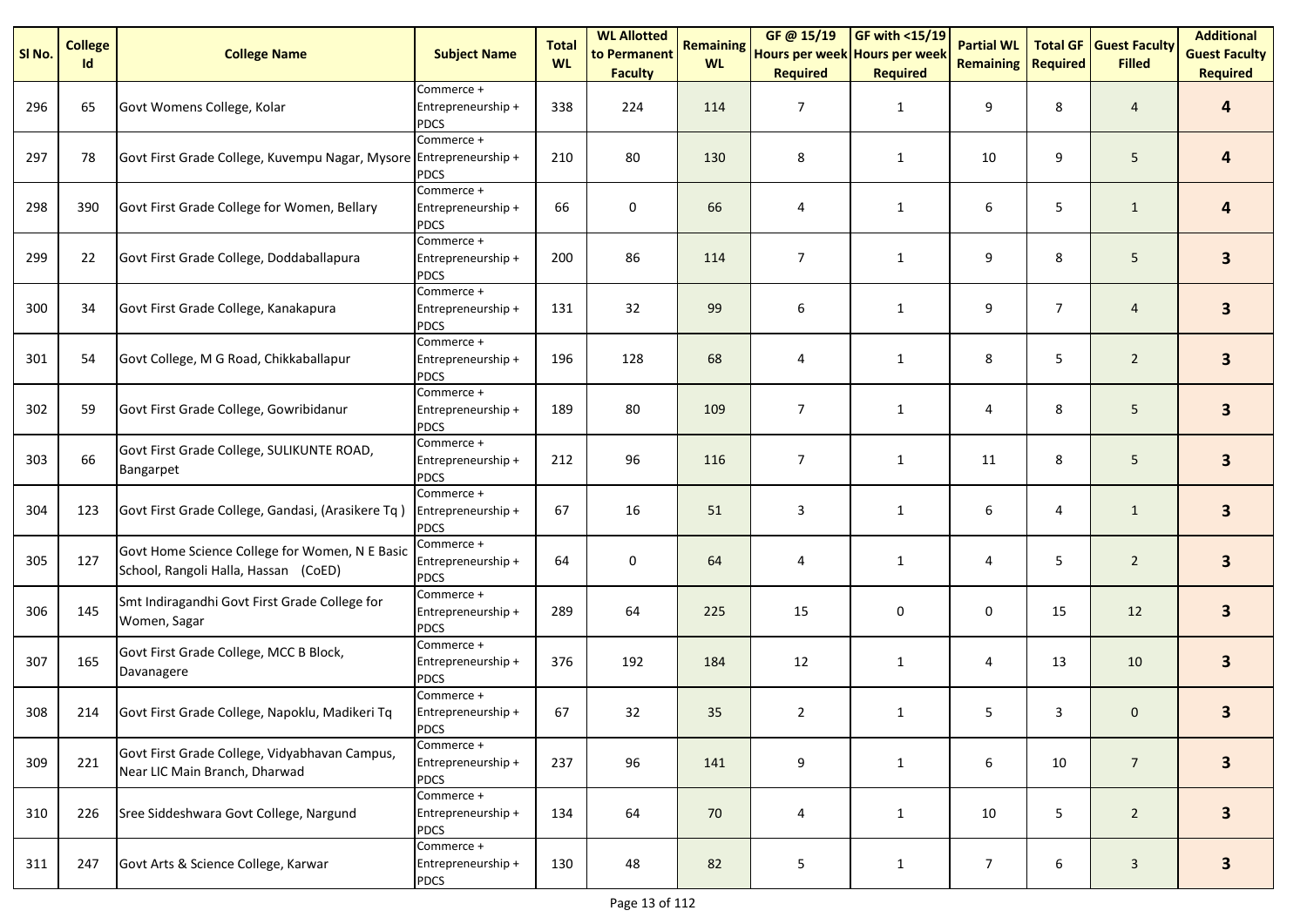| Sl No. | College Id | College Name | Subject Name | Total WL | WL Allotted to Permanent Faculty | Remaining WL | GF @ 15/19 Hours per week Required | GF with <15/19 Hours per week Required | Partial WL Remaining | Total GF Required | Guest Faculty Filled | Additional Guest Faculty Required |
|---|---|---|---|---|---|---|---|---|---|---|---|---|
| 296 | 65 | Govt Womens College, Kolar | Commerce + Entrepreneurship + PDCS | 338 | 224 | 114 | 7 | 1 | 9 | 8 | 4 | **4** |
| 297 | 78 | Govt First Grade College, Kuvempu Nagar, Mysore | Commerce + Entrepreneurship + PDCS | 210 | 80 | 130 | 8 | 1 | 10 | 9 | 5 | **4** |
| 298 | 390 | Govt First Grade College for Women, Bellary | Commerce + Entrepreneurship + PDCS | 66 | 0 | 66 | 4 | 1 | 6 | 5 | 1 | **4** |
| 299 | 22 | Govt First Grade College, Doddaballapura | Commerce + Entrepreneurship + PDCS | 200 | 86 | 114 | 7 | 1 | 9 | 8 | 5 | **3** |
| 300 | 34 | Govt First Grade College, Kanakapura | Commerce + Entrepreneurship + PDCS | 131 | 32 | 99 | 6 | 1 | 9 | 7 | 4 | **3** |
| 301 | 54 | Govt College, M G Road, Chikkaballapur | Commerce + Entrepreneurship + PDCS | 196 | 128 | 68 | 4 | 1 | 8 | 5 | 2 | **3** |
| 302 | 59 | Govt First Grade College, Gowribidanur | Commerce + Entrepreneurship + PDCS | 189 | 80 | 109 | 7 | 1 | 4 | 8 | 5 | **3** |
| 303 | 66 | Govt First Grade College, SULIKUNTE ROAD, Bangarpet | Commerce + Entrepreneurship + PDCS | 212 | 96 | 116 | 7 | 1 | 11 | 8 | 5 | **3** |
| 304 | 123 | Govt First Grade College, Gandasi, (Arasikere Tq ) | Commerce + Entrepreneurship + PDCS | 67 | 16 | 51 | 3 | 1 | 6 | 4 | 1 | **3** |
| 305 | 127 | Govt Home Science College for Women, N E Basic School, Rangoli Halla, Hassan (CoED) | Commerce + Entrepreneurship + PDCS | 64 | 0 | 64 | 4 | 1 | 4 | 5 | 2 | **3** |
| 306 | 145 | Smt Indiragandhi Govt First Grade College for Women, Sagar | Commerce + Entrepreneurship + PDCS | 289 | 64 | 225 | 15 | 0 | 0 | 15 | 12 | **3** |
| 307 | 165 | Govt First Grade College, MCC B Block, Davanagere | Commerce + Entrepreneurship + PDCS | 376 | 192 | 184 | 12 | 1 | 4 | 13 | 10 | **3** |
| 308 | 214 | Govt First Grade College, Napoklu, Madikeri Tq | Commerce + Entrepreneurship + PDCS | 67 | 32 | 35 | 2 | 1 | 5 | 3 | 0 | **3** |
| 309 | 221 | Govt First Grade College, Vidyabhavan Campus, Near LIC Main Branch, Dharwad | Commerce + Entrepreneurship + PDCS | 237 | 96 | 141 | 9 | 1 | 6 | 10 | 7 | **3** |
| 310 | 226 | Sree Siddeshwara Govt College, Nargund | Commerce + Entrepreneurship + PDCS | 134 | 64 | 70 | 4 | 1 | 10 | 5 | 2 | **3** |
| 311 | 247 | Govt Arts & Science College, Karwar | Commerce + Entrepreneurship + PDCS | 130 | 48 | 82 | 5 | 1 | 7 | 6 | 3 | **3** |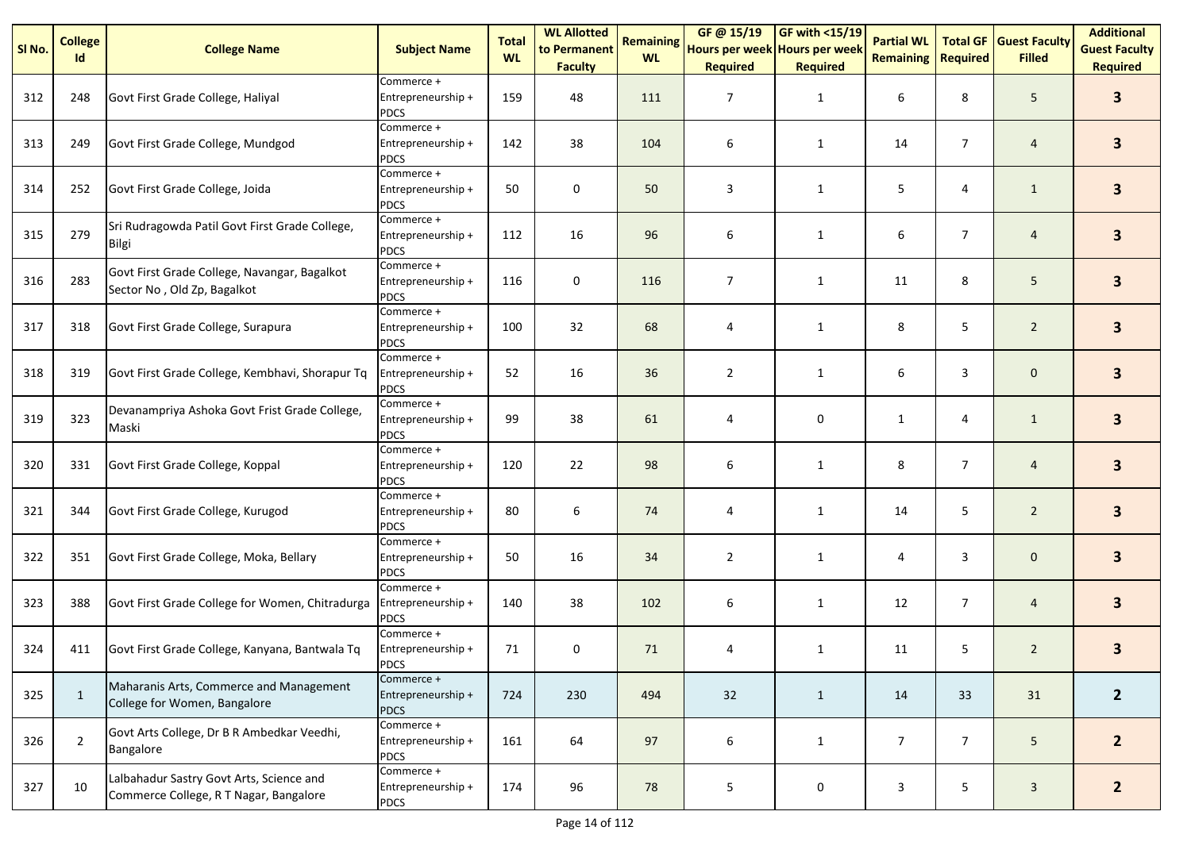| Sl No. | College Id | College Name | Subject Name | Total WL | WL Allotted to Permanent Faculty | Remaining WL | GF @ 15/19 Hours per week Required | GF with <15/19 Hours per week Required | Partial WL Remaining | Total GF Required | Guest Faculty Filled | Additional Guest Faculty Required |
|---|---|---|---|---|---|---|---|---|---|---|---|---|
| 312 | 248 | Govt First Grade College, Haliyal | Commerce + Entrepreneurship + PDCS | 159 | 48 | 111 | 7 | 1 | 6 | 8 | 5 | **3** |
| 313 | 249 | Govt First Grade College, Mundgod | Commerce + Entrepreneurship + PDCS | 142 | 38 | 104 | 6 | 1 | 14 | 7 | 4 | **3** |
| 314 | 252 | Govt First Grade College, Joida | Commerce + Entrepreneurship + PDCS | 50 | 0 | 50 | 3 | 1 | 5 | 4 | 1 | **3** |
| 315 | 279 | Sri Rudragowda Patil Govt First Grade College, Bilgi | Commerce + Entrepreneurship + PDCS | 112 | 16 | 96 | 6 | 1 | 6 | 7 | 4 | **3** |
| 316 | 283 | Govt First Grade College, Navangar, Bagalkot Sector No , Old Zp, Bagalkot | Commerce + Entrepreneurship + PDCS | 116 | 0 | 116 | 7 | 1 | 11 | 8 | 5 | **3** |
| 317 | 318 | Govt First Grade College, Surapura | Commerce + Entrepreneurship + PDCS | 100 | 32 | 68 | 4 | 1 | 8 | 5 | 2 | **3** |
| 318 | 319 | Govt First Grade College, Kembhavi, Shorapur Tq | Commerce + Entrepreneurship + PDCS | 52 | 16 | 36 | 2 | 1 | 6 | 3 | 0 | **3** |
| 319 | 323 | Devanampriya Ashoka Govt Frist Grade College, Maski | Commerce + Entrepreneurship + PDCS | 99 | 38 | 61 | 4 | 0 | 1 | 4 | 1 | **3** |
| 320 | 331 | Govt First Grade College, Koppal | Commerce + Entrepreneurship + PDCS | 120 | 22 | 98 | 6 | 1 | 8 | 7 | 4 | **3** |
| 321 | 344 | Govt First Grade College, Kurugod | Commerce + Entrepreneurship + PDCS | 80 | 6 | 74 | 4 | 1 | 14 | 5 | 2 | **3** |
| 322 | 351 | Govt First Grade College, Moka, Bellary | Commerce + Entrepreneurship + PDCS | 50 | 16 | 34 | 2 | 1 | 4 | 3 | 0 | **3** |
| 323 | 388 | Govt First Grade College for Women, Chitradurga | Commerce + Entrepreneurship + PDCS | 140 | 38 | 102 | 6 | 1 | 12 | 7 | 4 | **3** |
| 324 | 411 | Govt First Grade College, Kanyana, Bantwala Tq | Commerce + Entrepreneurship + PDCS | 71 | 0 | 71 | 4 | 1 | 11 | 5 | 2 | **3** |
| 325 | 1 | Maharanis Arts, Commerce and Management College for Women, Bangalore | Commerce + Entrepreneurship + PDCS | 724 | 230 | 494 | 32 | 1 | 14 | 33 | 31 | **2** |
| 326 | 2 | Govt Arts College, Dr B R Ambedkar Veedhi, Bangalore | Commerce + Entrepreneurship + PDCS | 161 | 64 | 97 | 6 | 1 | 7 | 7 | 5 | **2** |
| 327 | 10 | Lalbahadur Sastry Govt Arts, Science and Commerce College, R T Nagar, Bangalore | Commerce + Entrepreneurship + PDCS | 174 | 96 | 78 | 5 | 0 | 3 | 5 | 3 | **2** |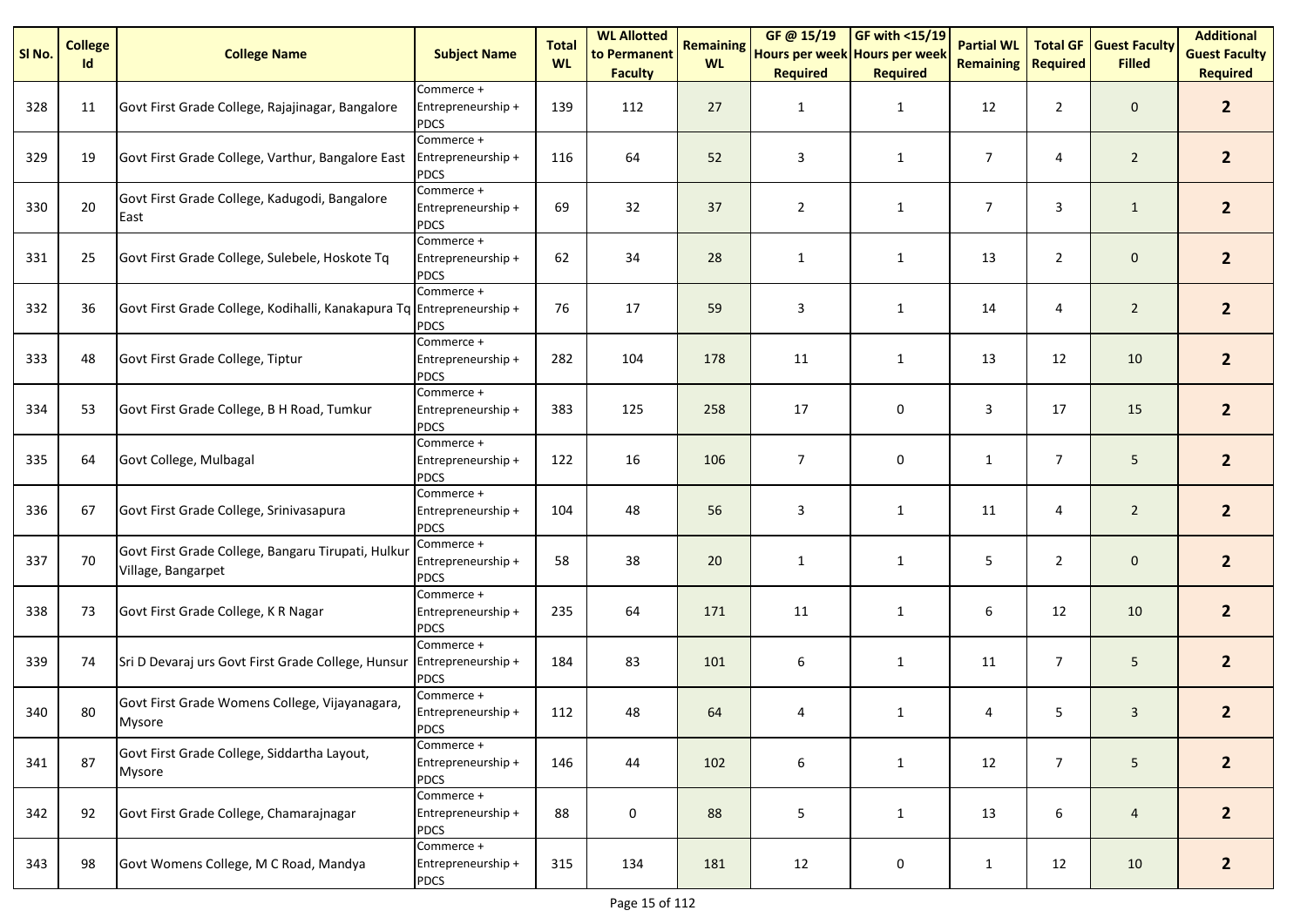| Sl No. | College Id | College Name | Subject Name | Total WL | WL Allotted to Permanent Faculty | Remaining WL | GF @ 15/19 Hours per week Required | GF with <15/19 Hours per week Required | Partial WL Remaining | Total GF Required | Guest Faculty Filled | Additional Guest Faculty Required |
|---|---|---|---|---|---|---|---|---|---|---|---|---|
| 328 | 11 | Govt First Grade College, Rajajinagar, Bangalore | Commerce + Entrepreneurship + PDCS | 139 | 112 | 27 | 1 | 1 | 12 | 2 | 0 | 2 |
| 329 | 19 | Govt First Grade College, Varthur, Bangalore East | Commerce + Entrepreneurship + PDCS | 116 | 64 | 52 | 3 | 1 | 7 | 4 | 2 | 2 |
| 330 | 20 | Govt First Grade College, Kadugodi, Bangalore East | Commerce + Entrepreneurship + PDCS | 69 | 32 | 37 | 2 | 1 | 7 | 3 | 1 | 2 |
| 331 | 25 | Govt First Grade College, Sulebele, Hoskote Tq | Commerce + Entrepreneurship + PDCS | 62 | 34 | 28 | 1 | 1 | 13 | 2 | 0 | 2 |
| 332 | 36 | Govt First Grade College, Kodihalli, Kanakapura Tq | Commerce + Entrepreneurship + PDCS | 76 | 17 | 59 | 3 | 1 | 14 | 4 | 2 | 2 |
| 333 | 48 | Govt First Grade College, Tiptur | Commerce + Entrepreneurship + PDCS | 282 | 104 | 178 | 11 | 1 | 13 | 12 | 10 | 2 |
| 334 | 53 | Govt First Grade College, B H Road, Tumkur | Commerce + Entrepreneurship + PDCS | 383 | 125 | 258 | 17 | 0 | 3 | 17 | 15 | 2 |
| 335 | 64 | Govt College, Mulbagal | Commerce + Entrepreneurship + PDCS | 122 | 16 | 106 | 7 | 0 | 1 | 7 | 5 | 2 |
| 336 | 67 | Govt First Grade College, Srinivasapura | Commerce + Entrepreneurship + PDCS | 104 | 48 | 56 | 3 | 1 | 11 | 4 | 2 | 2 |
| 337 | 70 | Govt First Grade College, Bangaru Tirupati, Hulkur Village, Bangarpet | Commerce + Entrepreneurship + PDCS | 58 | 38 | 20 | 1 | 1 | 5 | 2 | 0 | 2 |
| 338 | 73 | Govt First Grade College, K R Nagar | Commerce + Entrepreneurship + PDCS | 235 | 64 | 171 | 11 | 1 | 6 | 12 | 10 | 2 |
| 339 | 74 | Sri D Devaraj urs Govt First Grade College, Hunsur | Commerce + Entrepreneurship + PDCS | 184 | 83 | 101 | 6 | 1 | 11 | 7 | 5 | 2 |
| 340 | 80 | Govt First Grade Womens College, Vijayanagara, Mysore | Commerce + Entrepreneurship + PDCS | 112 | 48 | 64 | 4 | 1 | 4 | 5 | 3 | 2 |
| 341 | 87 | Govt First Grade College, Siddartha Layout, Mysore | Commerce + Entrepreneurship + PDCS | 146 | 44 | 102 | 6 | 1 | 12 | 7 | 5 | 2 |
| 342 | 92 | Govt First Grade College, Chamarajnagar | Commerce + Entrepreneurship + PDCS | 88 | 0 | 88 | 5 | 1 | 13 | 6 | 4 | 2 |
| 343 | 98 | Govt Womens College, M C Road, Mandya | Commerce + Entrepreneurship + PDCS | 315 | 134 | 181 | 12 | 0 | 1 | 12 | 10 | 2 |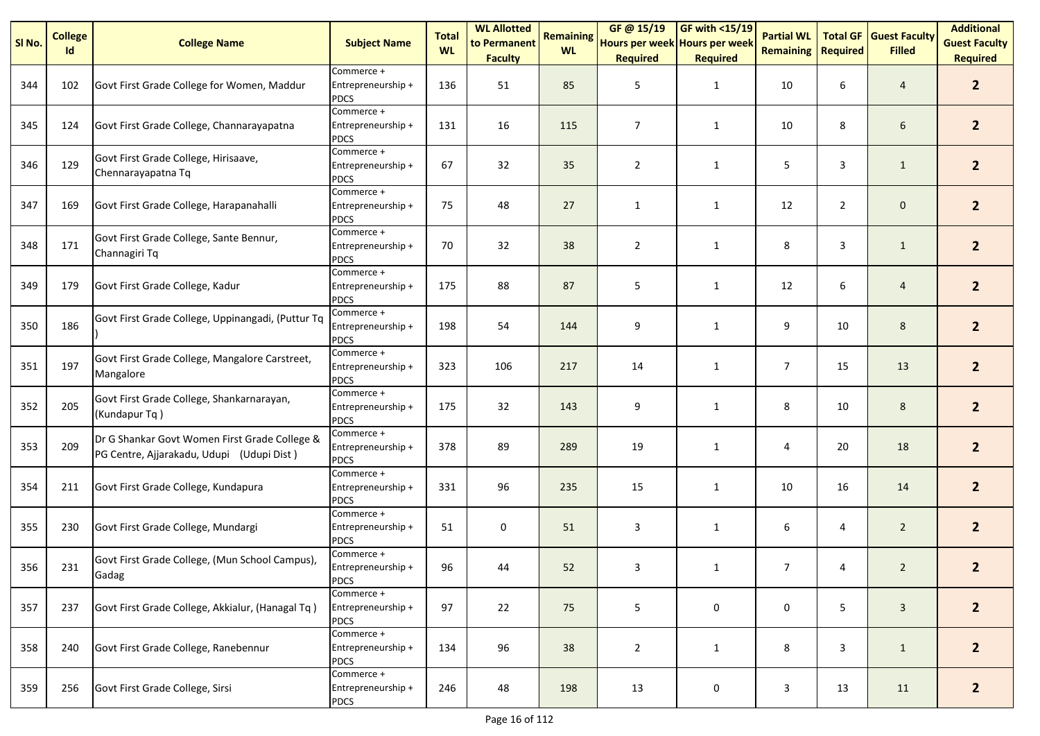| Sl No. | College Id | College Name | Subject Name | Total WL | WL Allotted to Permanent Faculty | Remaining WL | GF @ 15/19 Hours per week Required | GF with <15/19 Hours per week Required | Partial WL Remaining | Total GF Required | Guest Faculty Filled | Additional Guest Faculty Required |
|---|---|---|---|---|---|---|---|---|---|---|---|---|
| 344 | 102 | Govt First Grade College for Women, Maddur | Commerce + Entrepreneurship + PDCS | 136 | 51 | 85 | 5 | 1 | 10 | 6 | 4 | **2** |
| 345 | 124 | Govt First Grade College, Channarayapatna | Commerce + Entrepreneurship + PDCS | 131 | 16 | 115 | 7 | 1 | 10 | 8 | 6 | **2** |
| 346 | 129 | Govt First Grade College, Hirisaave, Chennarayapatna Tq | Commerce + Entrepreneurship + PDCS | 67 | 32 | 35 | 2 | 1 | 5 | 3 | 1 | **2** |
| 347 | 169 | Govt First Grade College, Harapanahalli | Commerce + Entrepreneurship + PDCS | 75 | 48 | 27 | 1 | 1 | 12 | 2 | 0 | **2** |
| 348 | 171 | Govt First Grade College, Sante Bennur, Channagiri Tq | Commerce + Entrepreneurship + PDCS | 70 | 32 | 38 | 2 | 1 | 8 | 3 | 1 | **2** |
| 349 | 179 | Govt First Grade College, Kadur | Commerce + Entrepreneurship + PDCS | 175 | 88 | 87 | 5 | 1 | 12 | 6 | 4 | **2** |
| 350 | 186 | Govt First Grade College, Uppinangadi, (Puttur Tq ) | Commerce + Entrepreneurship + PDCS | 198 | 54 | 144 | 9 | 1 | 9 | 10 | 8 | **2** |
| 351 | 197 | Govt First Grade College, Mangalore Carstreet, Mangalore | Commerce + Entrepreneurship + PDCS | 323 | 106 | 217 | 14 | 1 | 7 | 15 | 13 | **2** |
| 352 | 205 | Govt First Grade College, Shankarnarayan, (Kundapur Tq ) | Commerce + Entrepreneurship + PDCS | 175 | 32 | 143 | 9 | 1 | 8 | 10 | 8 | **2** |
| 353 | 209 | Dr G Shankar Govt Women First Grade College & PG Centre, Ajjarakadu, Udupi (Udupi Dist ) | Commerce + Entrepreneurship + PDCS | 378 | 89 | 289 | 19 | 1 | 4 | 20 | 18 | **2** |
| 354 | 211 | Govt First Grade College, Kundapura | Commerce + Entrepreneurship + PDCS | 331 | 96 | 235 | 15 | 1 | 10 | 16 | 14 | **2** |
| 355 | 230 | Govt First Grade College, Mundargi | Commerce + Entrepreneurship + PDCS | 51 | 0 | 51 | 3 | 1 | 6 | 4 | 2 | **2** |
| 356 | 231 | Govt First Grade College, (Mun School Campus), Gadag | Commerce + Entrepreneurship + PDCS | 96 | 44 | 52 | 3 | 1 | 7 | 4 | 2 | **2** |
| 357 | 237 | Govt First Grade College, Akkialur, (Hanagal Tq ) | Commerce + Entrepreneurship + PDCS | 97 | 22 | 75 | 5 | 0 | 0 | 5 | 3 | **2** |
| 358 | 240 | Govt First Grade College, Ranebennur | Commerce + Entrepreneurship + PDCS | 134 | 96 | 38 | 2 | 1 | 8 | 3 | 1 | **2** |
| 359 | 256 | Govt First Grade College, Sirsi | Commerce + Entrepreneurship + PDCS | 246 | 48 | 198 | 13 | 0 | 3 | 13 | 11 | **2** |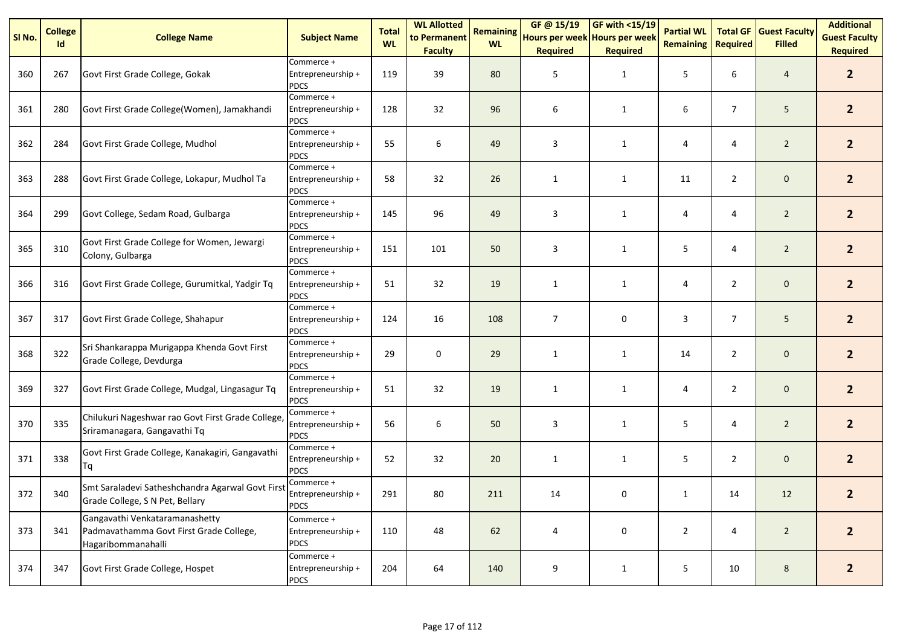| Sl No. | College Id | College Name | Subject Name | Total WL | WL Allotted to Permanent Faculty | Remaining WL | GF @ 15/19 Hours per week Required | GF with <15/19 Hours per week Required | Partial WL Remaining | Total GF Required | Guest Faculty Filled | Additional Guest Faculty Required |
|---|---|---|---|---|---|---|---|---|---|---|---|---|
| 360 | 267 | Govt First Grade College, Gokak | Commerce + Entrepreneurship + PDCS | 119 | 39 | 80 | 5 | 1 | 5 | 6 | 4 | **2** |
| 361 | 280 | Govt First Grade College(Women), Jamakhandi | Commerce + Entrepreneurship + PDCS | 128 | 32 | 96 | 6 | 1 | 6 | 7 | 5 | **2** |
| 362 | 284 | Govt First Grade College, Mudhol | Commerce + Entrepreneurship + PDCS | 55 | 6 | 49 | 3 | 1 | 4 | 4 | 2 | **2** |
| 363 | 288 | Govt First Grade College, Lokapur, Mudhol Ta | Commerce + Entrepreneurship + PDCS | 58 | 32 | 26 | 1 | 1 | 11 | 2 | 0 | **2** |
| 364 | 299 | Govt College, Sedam Road, Gulbarga | Commerce + Entrepreneurship + PDCS | 145 | 96 | 49 | 3 | 1 | 4 | 4 | 2 | **2** |
| 365 | 310 | Govt First Grade College for Women, Jewargi Colony, Gulbarga | Commerce + Entrepreneurship + PDCS | 151 | 101 | 50 | 3 | 1 | 5 | 4 | 2 | **2** |
| 366 | 316 | Govt First Grade College, Gurumitkal, Yadgir Tq | Commerce + Entrepreneurship + PDCS | 51 | 32 | 19 | 1 | 1 | 4 | 2 | 0 | **2** |
| 367 | 317 | Govt First Grade College, Shahapur | Commerce + Entrepreneurship + PDCS | 124 | 16 | 108 | 7 | 0 | 3 | 7 | 5 | **2** |
| 368 | 322 | Sri Shankarappa Murigappa Khenda Govt First Grade College, Devdurga | Commerce + Entrepreneurship + PDCS | 29 | 0 | 29 | 1 | 1 | 14 | 2 | 0 | **2** |
| 369 | 327 | Govt First Grade College, Mudgal, Lingasagur Tq | Commerce + Entrepreneurship + PDCS | 51 | 32 | 19 | 1 | 1 | 4 | 2 | 0 | **2** |
| 370 | 335 | Chilukuri Nageshwar rao Govt First Grade College, Sriramanagara, Gangavathi Tq | Commerce + Entrepreneurship + PDCS | 56 | 6 | 50 | 3 | 1 | 5 | 4 | 2 | **2** |
| 371 | 338 | Govt First Grade College, Kanakagiri, Gangavathi Tq | Commerce + Entrepreneurship + PDCS | 52 | 32 | 20 | 1 | 1 | 5 | 2 | 0 | **2** |
| 372 | 340 | Smt Saraladevi Satheshchandra Agarwal Govt First Grade College, S N Pet, Bellary | Commerce + Entrepreneurship + PDCS | 291 | 80 | 211 | 14 | 0 | 1 | 14 | 12 | **2** |
| 373 | 341 | Gangavathi Venkataramanashetty Padmavathamma Govt First Grade College, Hagaribommanahalli | Commerce + Entrepreneurship + PDCS | 110 | 48 | 62 | 4 | 0 | 2 | 4 | 2 | **2** |
| 374 | 347 | Govt First Grade College, Hospet | Commerce + Entrepreneurship + PDCS | 204 | 64 | 140 | 9 | 1 | 5 | 10 | 8 | **2** |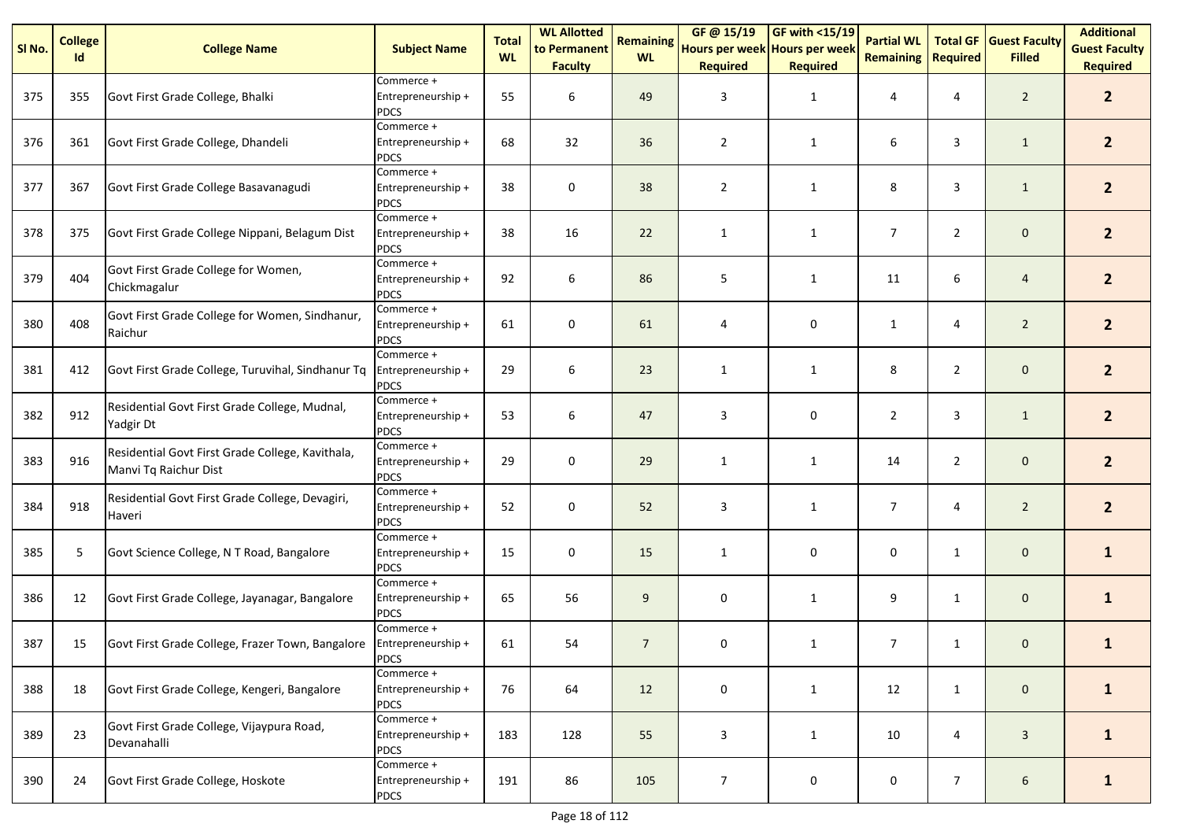| Sl No. | College Id | College Name | Subject Name | Total WL | WL Allotted to Permanent Faculty | Remaining WL | GF @ 15/19 Hours per week Required | GF with <15/19 Hours per week Required | Partial WL Remaining | Total GF Required | Guest Faculty Filled | Additional Guest Faculty Required |
|---|---|---|---|---|---|---|---|---|---|---|---|---|
| 375 | 355 | Govt First Grade College, Bhalki | Commerce + Entrepreneurship + PDCS | 55 | 6 | 49 | 3 | 1 | 4 | 4 | 2 | **2** |
| 376 | 361 | Govt First Grade College, Dhandeli | Commerce + Entrepreneurship + PDCS | 68 | 32 | 36 | 2 | 1 | 6 | 3 | 1 | **2** |
| 377 | 367 | Govt First Grade College Basavanagudi | Commerce + Entrepreneurship + PDCS | 38 | 0 | 38 | 2 | 1 | 8 | 3 | 1 | **2** |
| 378 | 375 | Govt First Grade College Nippani, Belagum Dist | Commerce + Entrepreneurship + PDCS | 38 | 16 | 22 | 1 | 1 | 7 | 2 | 0 | **2** |
| 379 | 404 | Govt First Grade College for Women, Chickmagalur | Commerce + Entrepreneurship + PDCS | 92 | 6 | 86 | 5 | 1 | 11 | 6 | 4 | **2** |
| 380 | 408 | Govt First Grade College for Women, Sindhanur, Raichur | Commerce + Entrepreneurship + PDCS | 61 | 0 | 61 | 4 | 0 | 1 | 4 | 2 | **2** |
| 381 | 412 | Govt First Grade College, Turuvihal, Sindhanur Tq | Commerce + Entrepreneurship + PDCS | 29 | 6 | 23 | 1 | 1 | 8 | 2 | 0 | **2** |
| 382 | 912 | Residential Govt First Grade College, Mudnal, Yadgir Dt | Commerce + Entrepreneurship + PDCS | 53 | 6 | 47 | 3 | 0 | 2 | 3 | 1 | **2** |
| 383 | 916 | Residential Govt First Grade College, Kavithala, Manvi Tq Raichur Dist | Commerce + Entrepreneurship + PDCS | 29 | 0 | 29 | 1 | 1 | 14 | 2 | 0 | **2** |
| 384 | 918 | Residential Govt First Grade College, Devagiri, Haveri | Commerce + Entrepreneurship + PDCS | 52 | 0 | 52 | 3 | 1 | 7 | 4 | 2 | **2** |
| 385 | 5 | Govt Science College, N T Road, Bangalore | Commerce + Entrepreneurship + PDCS | 15 | 0 | 15 | 1 | 0 | 0 | 1 | 0 | **1** |
| 386 | 12 | Govt First Grade College, Jayanagar, Bangalore | Commerce + Entrepreneurship + PDCS | 65 | 56 | 9 | 0 | 1 | 9 | 1 | 0 | **1** |
| 387 | 15 | Govt First Grade College, Frazer Town, Bangalore | Commerce + Entrepreneurship + PDCS | 61 | 54 | 7 | 0 | 1 | 7 | 1 | 0 | **1** |
| 388 | 18 | Govt First Grade College, Kengeri, Bangalore | Commerce + Entrepreneurship + PDCS | 76 | 64 | 12 | 0 | 1 | 12 | 1 | 0 | **1** |
| 389 | 23 | Govt First Grade College, Vijaypura Road, Devanahalli | Commerce + Entrepreneurship + PDCS | 183 | 128 | 55 | 3 | 1 | 10 | 4 | 3 | **1** |
| 390 | 24 | Govt First Grade College, Hoskote | Commerce + Entrepreneurship + PDCS | 191 | 86 | 105 | 7 | 0 | 0 | 7 | 6 | **1** |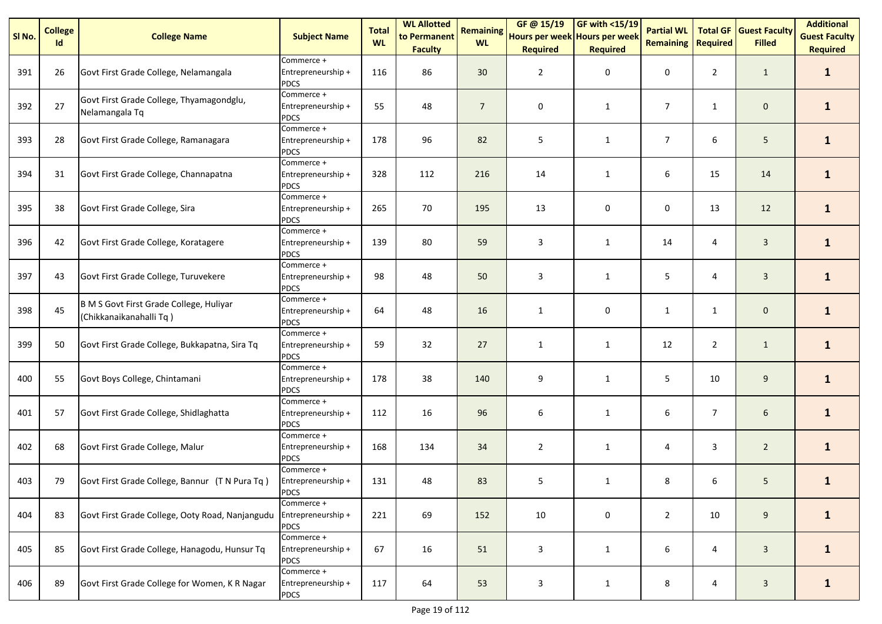| Sl No. | College Id | College Name | Subject Name | Total WL | WL Allotted to Permanent Faculty | Remaining WL | GF @ 15/19 Hours per week Required | GF with <15/19 Hours per week Required | Partial WL Remaining | Total GF Required | Guest Faculty Filled | Additional Guest Faculty Required |
|---|---|---|---|---|---|---|---|---|---|---|---|---|
| 391 | 26 | Govt First Grade College, Nelamangala | Commerce + Entrepreneurship + PDCS | 116 | 86 | 30 | 2 | 0 | 0 | 2 | 1 | **1** |
| 392 | 27 | Govt First Grade College, Thyamagondglu, Nelamangala Tq | Commerce + Entrepreneurship + PDCS | 55 | 48 | 7 | 0 | 1 | 7 | 1 | 0 | **1** |
| 393 | 28 | Govt First Grade College, Ramanagara | Commerce + Entrepreneurship + PDCS | 178 | 96 | 82 | 5 | 1 | 7 | 6 | 5 | **1** |
| 394 | 31 | Govt First Grade College, Channapatna | Commerce + Entrepreneurship + PDCS | 328 | 112 | 216 | 14 | 1 | 6 | 15 | 14 | **1** |
| 395 | 38 | Govt First Grade College, Sira | Commerce + Entrepreneurship + PDCS | 265 | 70 | 195 | 13 | 0 | 0 | 13 | 12 | **1** |
| 396 | 42 | Govt First Grade College, Koratagere | Commerce + Entrepreneurship + PDCS | 139 | 80 | 59 | 3 | 1 | 14 | 4 | 3 | **1** |
| 397 | 43 | Govt First Grade College, Turuvekere | Commerce + Entrepreneurship + PDCS | 98 | 48 | 50 | 3 | 1 | 5 | 4 | 3 | **1** |
| 398 | 45 | B M S Govt First Grade College, Huliyar (Chikkanaikanahalli Tq ) | Commerce + Entrepreneurship + PDCS | 64 | 48 | 16 | 1 | 0 | 1 | 1 | 0 | **1** |
| 399 | 50 | Govt First Grade College, Bukkapatna, Sira Tq | Commerce + Entrepreneurship + PDCS | 59 | 32 | 27 | 1 | 1 | 12 | 2 | 1 | **1** |
| 400 | 55 | Govt Boys College, Chintamani | Commerce + Entrepreneurship + PDCS | 178 | 38 | 140 | 9 | 1 | 5 | 10 | 9 | **1** |
| 401 | 57 | Govt First Grade College, Shidlaghatta | Commerce + Entrepreneurship + PDCS | 112 | 16 | 96 | 6 | 1 | 6 | 7 | 6 | **1** |
| 402 | 68 | Govt First Grade College, Malur | Commerce + Entrepreneurship + PDCS | 168 | 134 | 34 | 2 | 1 | 4 | 3 | 2 | **1** |
| 403 | 79 | Govt First Grade College, Bannur (T N Pura Tq ) | Commerce + Entrepreneurship + PDCS | 131 | 48 | 83 | 5 | 1 | 8 | 6 | 5 | **1** |
| 404 | 83 | Govt First Grade College, Ooty Road, Nanjangudu | Commerce + Entrepreneurship + PDCS | 221 | 69 | 152 | 10 | 0 | 2 | 10 | 9 | **1** |
| 405 | 85 | Govt First Grade College, Hanagodu, Hunsur Tq | Commerce + Entrepreneurship + PDCS | 67 | 16 | 51 | 3 | 1 | 6 | 4 | 3 | **1** |
| 406 | 89 | Govt First Grade College for Women, K R Nagar | Commerce + Entrepreneurship + PDCS | 117 | 64 | 53 | 3 | 1 | 8 | 4 | 3 | **1** |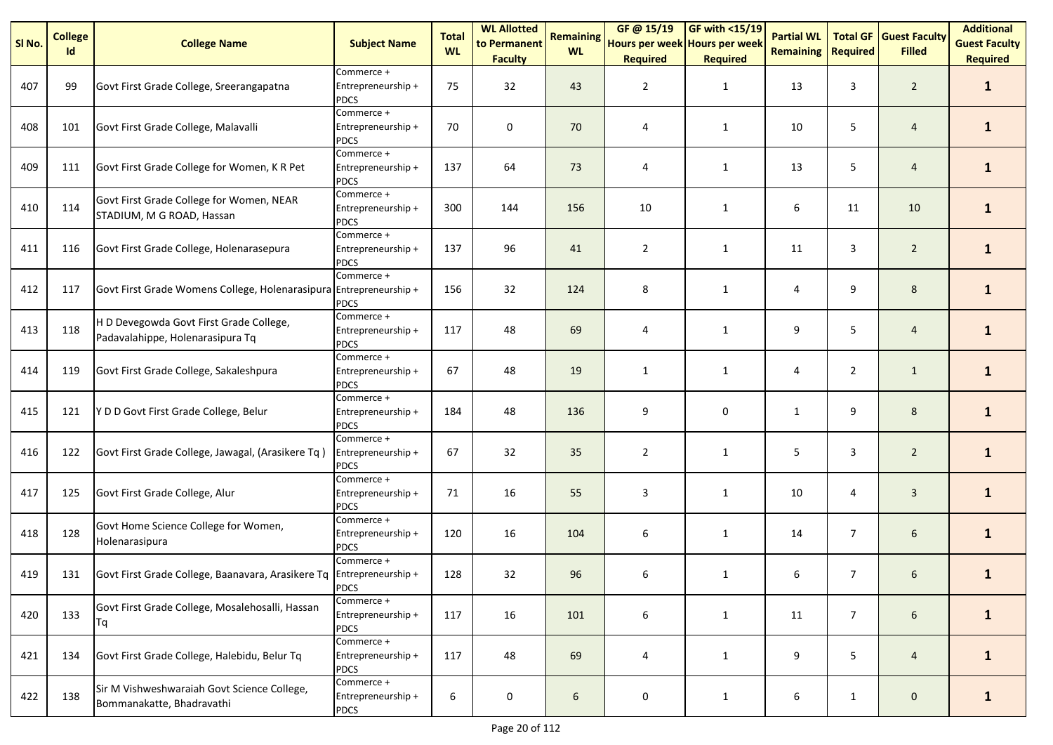| Sl No. | College Id | College Name | Subject Name | Total WL | WL Allotted to Permanent Faculty | Remaining WL | GF @ 15/19 Hours per week Required | GF with <15/19 Hours per week Required | Partial WL Remaining | Total GF Required | Guest Faculty Filled | Additional Guest Faculty Required |
|---|---|---|---|---|---|---|---|---|---|---|---|---|
| 407 | 99 | Govt First Grade College, Sreerangapatna | Commerce + Entrepreneurship + PDCS | 75 | 32 | 43 | 2 | 1 | 13 | 3 | 2 | **1** |
| 408 | 101 | Govt First Grade College, Malavalli | Commerce + Entrepreneurship + PDCS | 70 | 0 | 70 | 4 | 1 | 10 | 5 | 4 | **1** |
| 409 | 111 | Govt First Grade College for Women, K R Pet | Commerce + Entrepreneurship + PDCS | 137 | 64 | 73 | 4 | 1 | 13 | 5 | 4 | **1** |
| 410 | 114 | Govt First Grade College for Women, NEAR STADIUM, M G ROAD, Hassan | Commerce + Entrepreneurship + PDCS | 300 | 144 | 156 | 10 | 1 | 6 | 11 | 10 | **1** |
| 411 | 116 | Govt First Grade College, Holenarasepura | Commerce + Entrepreneurship + PDCS | 137 | 96 | 41 | 2 | 1 | 11 | 3 | 2 | **1** |
| 412 | 117 | Govt First Grade Womens College, Holenarasipura | Commerce + Entrepreneurship + PDCS | 156 | 32 | 124 | 8 | 1 | 4 | 9 | 8 | **1** |
| 413 | 118 | H D Devegowda Govt First Grade College, Padavalahippe, Holenarasipura Tq | Commerce + Entrepreneurship + PDCS | 117 | 48 | 69 | 4 | 1 | 9 | 5 | 4 | **1** |
| 414 | 119 | Govt First Grade College, Sakaleshpura | Commerce + Entrepreneurship + PDCS | 67 | 48 | 19 | 1 | 1 | 4 | 2 | 1 | **1** |
| 415 | 121 | Y D D Govt First Grade College, Belur | Commerce + Entrepreneurship + PDCS | 184 | 48 | 136 | 9 | 0 | 1 | 9 | 8 | **1** |
| 416 | 122 | Govt First Grade College, Jawagal, (Arasikere Tq ) | Commerce + Entrepreneurship + PDCS | 67 | 32 | 35 | 2 | 1 | 5 | 3 | 2 | **1** |
| 417 | 125 | Govt First Grade College, Alur | Commerce + Entrepreneurship + PDCS | 71 | 16 | 55 | 3 | 1 | 10 | 4 | 3 | **1** |
| 418 | 128 | Govt Home Science College for Women, Holenarasipura | Commerce + Entrepreneurship + PDCS | 120 | 16 | 104 | 6 | 1 | 14 | 7 | 6 | **1** |
| 419 | 131 | Govt First Grade College, Baanavara, Arasikere Tq | Commerce + Entrepreneurship + PDCS | 128 | 32 | 96 | 6 | 1 | 6 | 7 | 6 | **1** |
| 420 | 133 | Govt First Grade College, Mosalehosalli, Hassan Tq | Commerce + Entrepreneurship + PDCS | 117 | 16 | 101 | 6 | 1 | 11 | 7 | 6 | **1** |
| 421 | 134 | Govt First Grade College, Halebidu, Belur Tq | Commerce + Entrepreneurship + PDCS | 117 | 48 | 69 | 4 | 1 | 9 | 5 | 4 | **1** |
| 422 | 138 | Sir M Vishweshwaraiah Govt Science College, Bommanakatte, Bhadravathi | Commerce + Entrepreneurship + PDCS | 6 | 0 | 6 | 0 | 1 | 6 | 1 | 0 | **1** |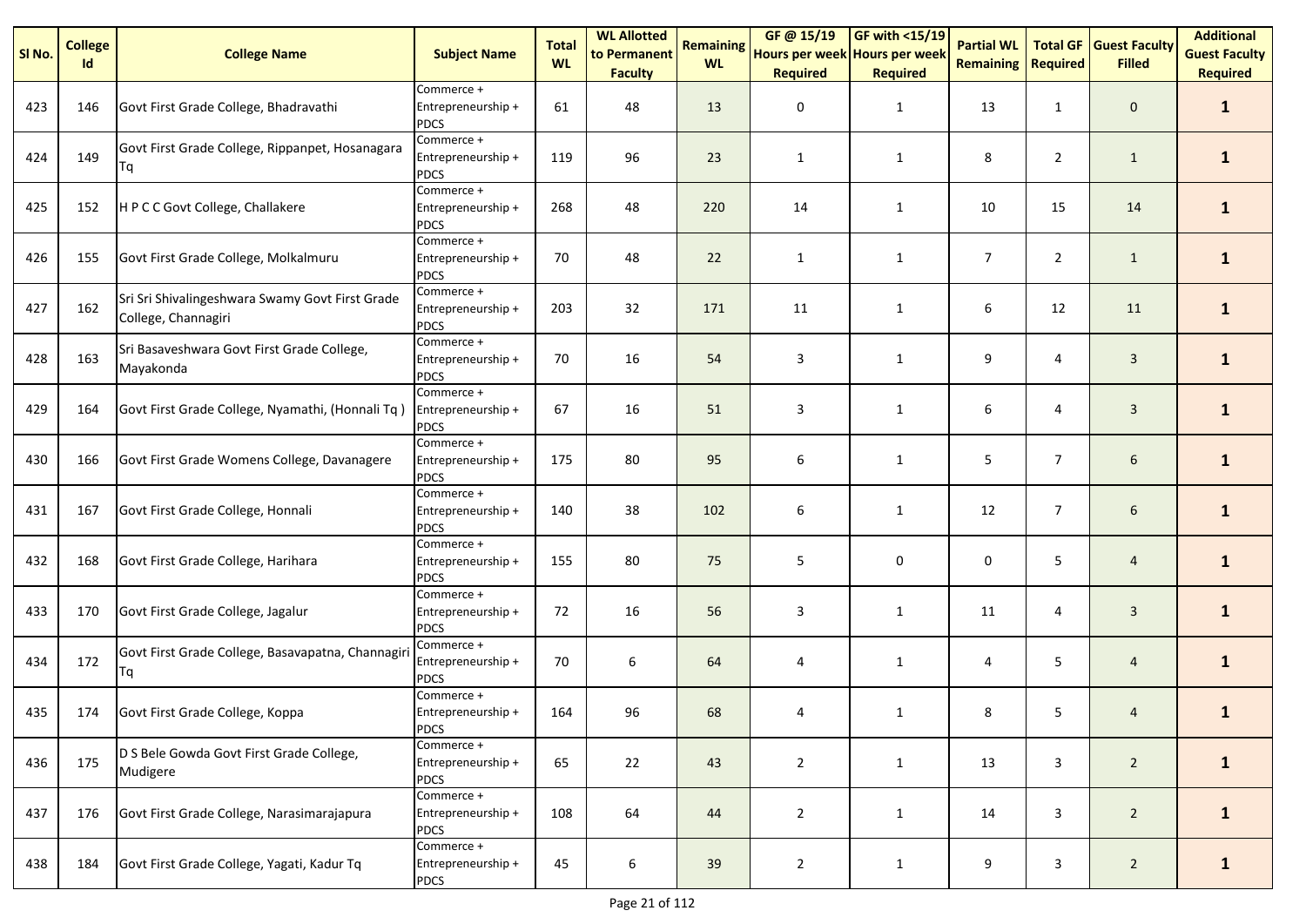| Sl No. | College Id | College Name | Subject Name | Total WL | WL Allotted to Permanent Faculty | Remaining WL | GF @ 15/19 Hours per week Required | GF with <15/19 Hours per week Required | Partial WL Remaining | Total GF Required | Guest Faculty Filled | Additional Guest Faculty Required |
|---|---|---|---|---|---|---|---|---|---|---|---|---|
| 423 | 146 | Govt First Grade College, Bhadravathi | Commerce + Entrepreneurship + PDCS | 61 | 48 | 13 | 0 | 1 | 13 | 1 | 0 | **1** |
| 424 | 149 | Govt First Grade College, Rippanpet, Hosanagara Tq | Commerce + Entrepreneurship + PDCS | 119 | 96 | 23 | 1 | 1 | 8 | 2 | 1 | **1** |
| 425 | 152 | H P C C Govt College, Challakere | Commerce + Entrepreneurship + PDCS | 268 | 48 | 220 | 14 | 1 | 10 | 15 | 14 | **1** |
| 426 | 155 | Govt First Grade College, Molkalmuru | Commerce + Entrepreneurship + PDCS | 70 | 48 | 22 | 1 | 1 | 7 | 2 | 1 | **1** |
| 427 | 162 | Sri Sri Shivalingeshwara Swamy Govt First Grade College, Channagiri | Commerce + Entrepreneurship + PDCS | 203 | 32 | 171 | 11 | 1 | 6 | 12 | 11 | **1** |
| 428 | 163 | Sri Basaveshwara Govt First Grade College, Mayakonda | Commerce + Entrepreneurship + PDCS | 70 | 16 | 54 | 3 | 1 | 9 | 4 | 3 | **1** |
| 429 | 164 | Govt First Grade College, Nyamathi, (Honnali Tq ) | Commerce + Entrepreneurship + PDCS | 67 | 16 | 51 | 3 | 1 | 6 | 4 | 3 | **1** |
| 430 | 166 | Govt First Grade Womens College, Davanagere | Commerce + Entrepreneurship + PDCS | 175 | 80 | 95 | 6 | 1 | 5 | 7 | 6 | **1** |
| 431 | 167 | Govt First Grade College, Honnali | Commerce + Entrepreneurship + PDCS | 140 | 38 | 102 | 6 | 1 | 12 | 7 | 6 | **1** |
| 432 | 168 | Govt First Grade College, Harihara | Commerce + Entrepreneurship + PDCS | 155 | 80 | 75 | 5 | 0 | 0 | 5 | 4 | **1** |
| 433 | 170 | Govt First Grade College, Jagalur | Commerce + Entrepreneurship + PDCS | 72 | 16 | 56 | 3 | 1 | 11 | 4 | 3 | **1** |
| 434 | 172 | Govt First Grade College, Basavapatna, Channagiri Tq | Commerce + Entrepreneurship + PDCS | 70 | 6 | 64 | 4 | 1 | 4 | 5 | 4 | **1** |
| 435 | 174 | Govt First Grade College, Koppa | Commerce + Entrepreneurship + PDCS | 164 | 96 | 68 | 4 | 1 | 8 | 5 | 4 | **1** |
| 436 | 175 | D S Bele Gowda Govt First Grade College, Mudigere | Commerce + Entrepreneurship + PDCS | 65 | 22 | 43 | 2 | 1 | 13 | 3 | 2 | **1** |
| 437 | 176 | Govt First Grade College, Narasimarajapura | Commerce + Entrepreneurship + PDCS | 108 | 64 | 44 | 2 | 1 | 14 | 3 | 2 | **1** |
| 438 | 184 | Govt First Grade College, Yagati, Kadur Tq | Commerce + Entrepreneurship + PDCS | 45 | 6 | 39 | 2 | 1 | 9 | 3 | 2 | **1** |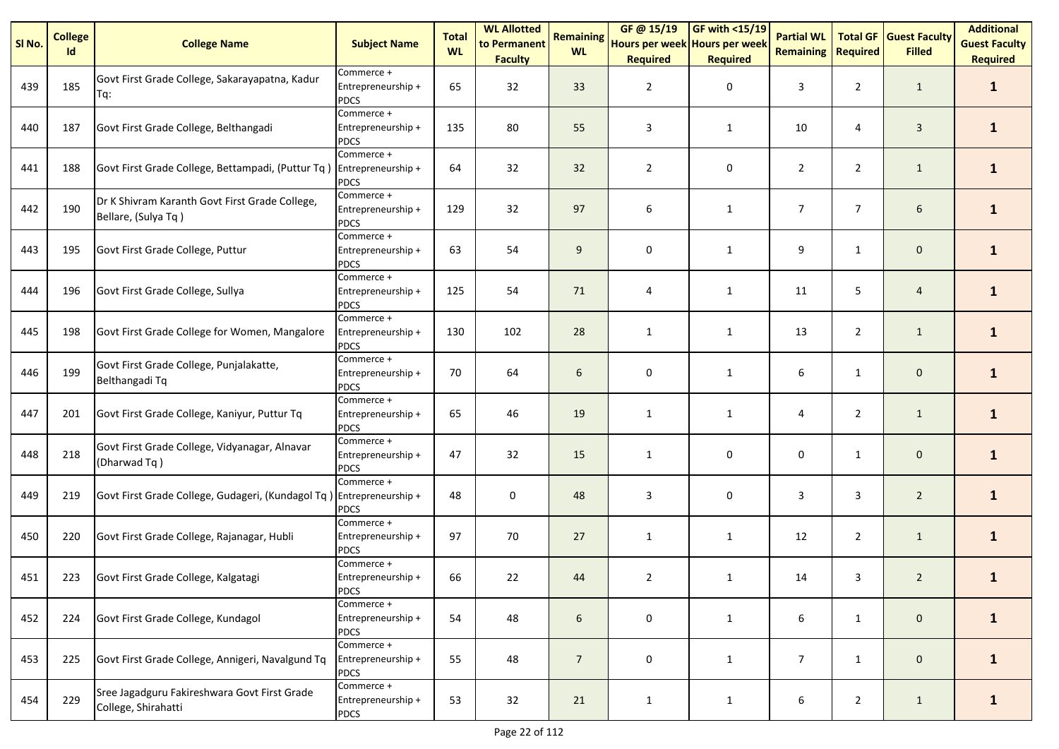| Sl No. | College Id | College Name | Subject Name | Total WL | WL Allotted to Permanent Faculty | Remaining WL | GF @ 15/19 Hours per week Required | GF with <15/19 Hours per week Required | Partial WL Remaining | Total GF Required | Guest Faculty Filled | Additional Guest Faculty Required |
|---|---|---|---|---|---|---|---|---|---|---|---|---|
| 439 | 185 | Govt First Grade College, Sakarayapatna, Kadur Tq: | Commerce + Entrepreneurship + PDCS | 65 | 32 | 33 | 2 | 0 | 3 | 2 | 1 | **1** |
| 440 | 187 | Govt First Grade College, Belthangadi | Commerce + Entrepreneurship + PDCS | 135 | 80 | 55 | 3 | 1 | 10 | 4 | 3 | **1** |
| 441 | 188 | Govt First Grade College, Bettampadi, (Puttur Tq ) | Commerce + Entrepreneurship + PDCS | 64 | 32 | 32 | 2 | 0 | 2 | 2 | 1 | **1** |
| 442 | 190 | Dr K Shivram Karanth Govt First Grade College, Bellare, (Sulya Tq ) | Commerce + Entrepreneurship + PDCS | 129 | 32 | 97 | 6 | 1 | 7 | 7 | 6 | **1** |
| 443 | 195 | Govt First Grade College, Puttur | Commerce + Entrepreneurship + PDCS | 63 | 54 | 9 | 0 | 1 | 9 | 1 | 0 | **1** |
| 444 | 196 | Govt First Grade College, Sullya | Commerce + Entrepreneurship + PDCS | 125 | 54 | 71 | 4 | 1 | 11 | 5 | 4 | **1** |
| 445 | 198 | Govt First Grade College for Women, Mangalore | Commerce + Entrepreneurship + PDCS | 130 | 102 | 28 | 1 | 1 | 13 | 2 | 1 | **1** |
| 446 | 199 | Govt First Grade College, Punjalakatte, Belthangadi Tq | Commerce + Entrepreneurship + PDCS | 70 | 64 | 6 | 0 | 1 | 6 | 1 | 0 | **1** |
| 447 | 201 | Govt First Grade College, Kaniyur, Puttur Tq | Commerce + Entrepreneurship + PDCS | 65 | 46 | 19 | 1 | 1 | 4 | 2 | 1 | **1** |
| 448 | 218 | Govt First Grade College, Vidyanagar, Alnavar (Dharwad Tq ) | Commerce + Entrepreneurship + PDCS | 47 | 32 | 15 | 1 | 0 | 0 | 1 | 0 | **1** |
| 449 | 219 | Govt First Grade College, Gudageri, (Kundagol Tq ) | Commerce + Entrepreneurship + PDCS | 48 | 0 | 48 | 3 | 0 | 3 | 3 | 2 | **1** |
| 450 | 220 | Govt First Grade College, Rajanagar, Hubli | Commerce + Entrepreneurship + PDCS | 97 | 70 | 27 | 1 | 1 | 12 | 2 | 1 | **1** |
| 451 | 223 | Govt First Grade College, Kalgatagi | Commerce + Entrepreneurship + PDCS | 66 | 22 | 44 | 2 | 1 | 14 | 3 | 2 | **1** |
| 452 | 224 | Govt First Grade College, Kundagol | Commerce + Entrepreneurship + PDCS | 54 | 48 | 6 | 0 | 1 | 6 | 1 | 0 | **1** |
| 453 | 225 | Govt First Grade College, Annigeri, Navalgund Tq | Commerce + Entrepreneurship + PDCS | 55 | 48 | 7 | 0 | 1 | 7 | 1 | 0 | **1** |
| 454 | 229 | Sree Jagadguru Fakireshwara Govt First Grade College, Shirahatti | Commerce + Entrepreneurship + PDCS | 53 | 32 | 21 | 1 | 1 | 6 | 2 | 1 | **1** |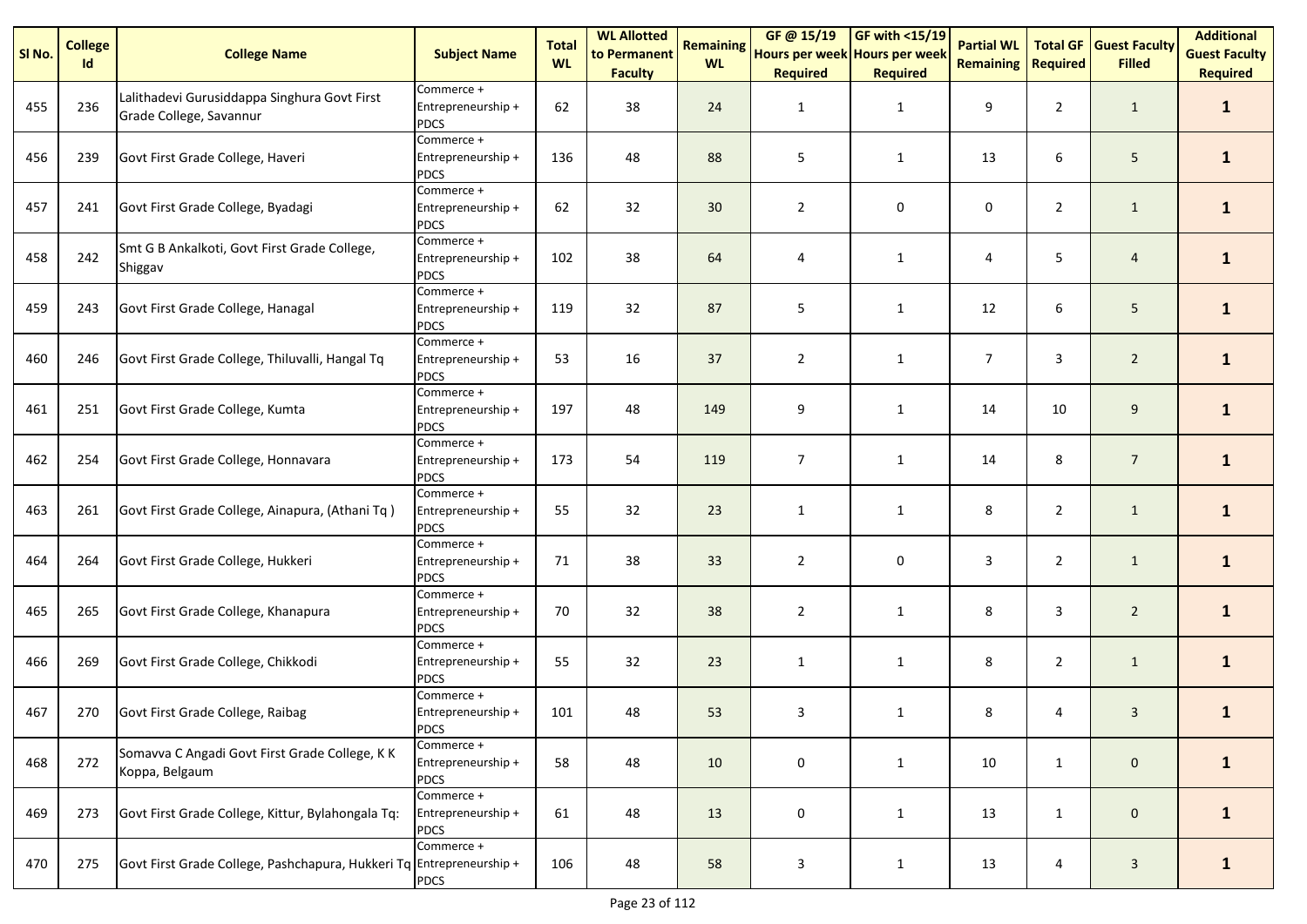| Sl No. | College Id | College Name | Subject Name | Total WL | WL Allotted to Permanent Faculty | Remaining WL | GF @ 15/19 Hours per week Required | GF with <15/19 Hours per week Required | Partial WL Remaining | Total GF Required | Guest Faculty Filled | Additional Guest Faculty Required |
|---|---|---|---|---|---|---|---|---|---|---|---|---|
| 455 | 236 | Lalithadevi Gurusiddappa Singhura Govt First Grade College, Savannur | Commerce + Entrepreneurship + PDCS | 62 | 38 | 24 | 1 | 1 | 9 | 2 | 1 | **1** |
| 456 | 239 | Govt First Grade College, Haveri | Commerce + Entrepreneurship + PDCS | 136 | 48 | 88 | 5 | 1 | 13 | 6 | 5 | **1** |
| 457 | 241 | Govt First Grade College, Byadagi | Commerce + Entrepreneurship + PDCS | 62 | 32 | 30 | 2 | 0 | 0 | 2 | 1 | **1** |
| 458 | 242 | Smt G B Ankalkoti, Govt First Grade College, Shiggav | Commerce + Entrepreneurship + PDCS | 102 | 38 | 64 | 4 | 1 | 4 | 5 | 4 | **1** |
| 459 | 243 | Govt First Grade College, Hanagal | Commerce + Entrepreneurship + PDCS | 119 | 32 | 87 | 5 | 1 | 12 | 6 | 5 | **1** |
| 460 | 246 | Govt First Grade College, Thiluvalli, Hangal Tq | Commerce + Entrepreneurship + PDCS | 53 | 16 | 37 | 2 | 1 | 7 | 3 | 2 | **1** |
| 461 | 251 | Govt First Grade College, Kumta | Commerce + Entrepreneurship + PDCS | 197 | 48 | 149 | 9 | 1 | 14 | 10 | 9 | **1** |
| 462 | 254 | Govt First Grade College, Honnavara | Commerce + Entrepreneurship + PDCS | 173 | 54 | 119 | 7 | 1 | 14 | 8 | 7 | **1** |
| 463 | 261 | Govt First Grade College, Ainapura, (Athani Tq ) | Commerce + Entrepreneurship + PDCS | 55 | 32 | 23 | 1 | 1 | 8 | 2 | 1 | **1** |
| 464 | 264 | Govt First Grade College, Hukkeri | Commerce + Entrepreneurship + PDCS | 71 | 38 | 33 | 2 | 0 | 3 | 2 | 1 | **1** |
| 465 | 265 | Govt First Grade College, Khanapura | Commerce + Entrepreneurship + PDCS | 70 | 32 | 38 | 2 | 1 | 8 | 3 | 2 | **1** |
| 466 | 269 | Govt First Grade College, Chikkodi | Commerce + Entrepreneurship + PDCS | 55 | 32 | 23 | 1 | 1 | 8 | 2 | 1 | **1** |
| 467 | 270 | Govt First Grade College, Raibag | Commerce + Entrepreneurship + PDCS | 101 | 48 | 53 | 3 | 1 | 8 | 4 | 3 | **1** |
| 468 | 272 | Somavva C Angadi Govt First Grade College, K K Koppa, Belgaum | Commerce + Entrepreneurship + PDCS | 58 | 48 | 10 | 0 | 1 | 10 | 1 | 0 | **1** |
| 469 | 273 | Govt First Grade College, Kittur, Bylahongala Tq: | Commerce + Entrepreneurship + PDCS | 61 | 48 | 13 | 0 | 1 | 13 | 1 | 0 | **1** |
| 470 | 275 | Govt First Grade College, Pashchapura, Hukkeri Tq | Commerce + Entrepreneurship + PDCS | 106 | 48 | 58 | 3 | 1 | 13 | 4 | 3 | **1** |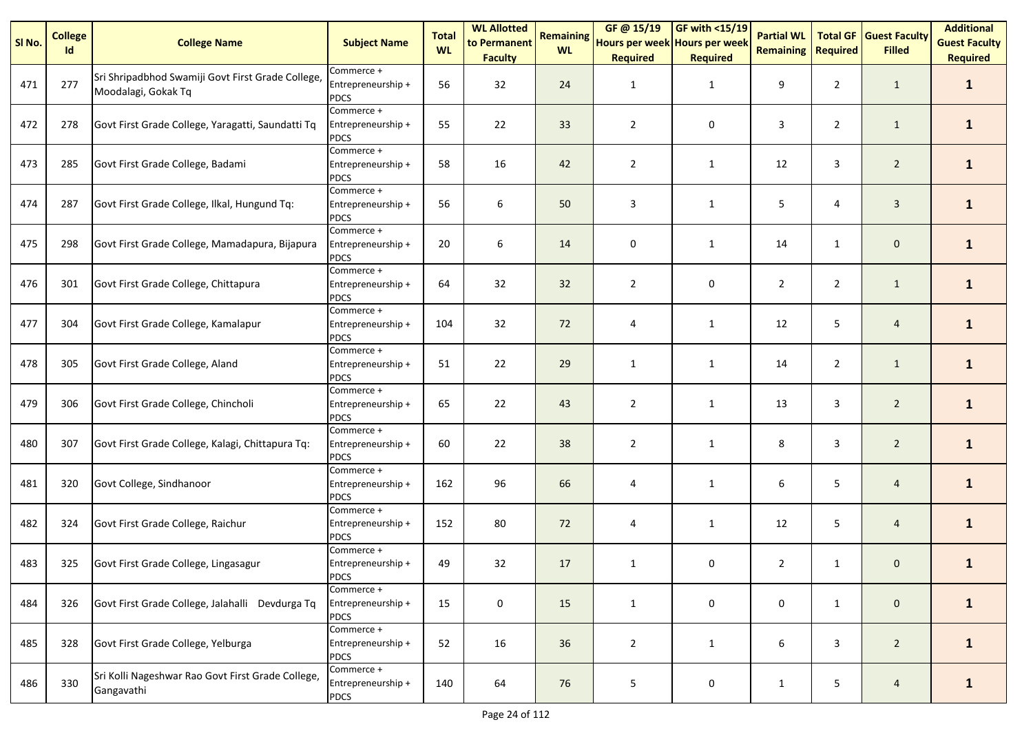| Sl No. | College Id | College Name | Subject Name | Total WL | WL Allotted to Permanent Faculty | Remaining WL | GF @ 15/19 Hours per week Required | GF with <15/19 Hours per week Required | Partial WL Remaining | Total GF Required | Guest Faculty Filled | Additional Guest Faculty Required |
|---|---|---|---|---|---|---|---|---|---|---|---|---|
| 471 | 277 | Sri Shripadbhod Swamiji Govt First Grade College, Moodalagi, Gokak Tq | Commerce + Entrepreneurship + PDCS | 56 | 32 | 24 | 1 | 1 | 9 | 2 | 1 | **1** |
| 472 | 278 | Govt First Grade College, Yaragatti, Saundatti Tq | Commerce + Entrepreneurship + PDCS | 55 | 22 | 33 | 2 | 0 | 3 | 2 | 1 | **1** |
| 473 | 285 | Govt First Grade College, Badami | Commerce + Entrepreneurship + PDCS | 58 | 16 | 42 | 2 | 1 | 12 | 3 | 2 | **1** |
| 474 | 287 | Govt First Grade College, Ilkal, Hungund Tq: | Commerce + Entrepreneurship + PDCS | 56 | 6 | 50 | 3 | 1 | 5 | 4 | 3 | **1** |
| 475 | 298 | Govt First Grade College, Mamadapura, Bijapura | Commerce + Entrepreneurship + PDCS | 20 | 6 | 14 | 0 | 1 | 14 | 1 | 0 | **1** |
| 476 | 301 | Govt First Grade College, Chittapura | Commerce + Entrepreneurship + PDCS | 64 | 32 | 32 | 2 | 0 | 2 | 2 | 1 | **1** |
| 477 | 304 | Govt First Grade College, Kamalapur | Commerce + Entrepreneurship + PDCS | 104 | 32 | 72 | 4 | 1 | 12 | 5 | 4 | **1** |
| 478 | 305 | Govt First Grade College, Aland | Commerce + Entrepreneurship + PDCS | 51 | 22 | 29 | 1 | 1 | 14 | 2 | 1 | **1** |
| 479 | 306 | Govt First Grade College, Chincholi | Commerce + Entrepreneurship + PDCS | 65 | 22 | 43 | 2 | 1 | 13 | 3 | 2 | **1** |
| 480 | 307 | Govt First Grade College, Kalagi, Chittapura Tq: | Commerce + Entrepreneurship + PDCS | 60 | 22 | 38 | 2 | 1 | 8 | 3 | 2 | **1** |
| 481 | 320 | Govt College, Sindhanoor | Commerce + Entrepreneurship + PDCS | 162 | 96 | 66 | 4 | 1 | 6 | 5 | 4 | **1** |
| 482 | 324 | Govt First Grade College, Raichur | Commerce + Entrepreneurship + PDCS | 152 | 80 | 72 | 4 | 1 | 12 | 5 | 4 | **1** |
| 483 | 325 | Govt First Grade College, Lingasagur | Commerce + Entrepreneurship + PDCS | 49 | 32 | 17 | 1 | 0 | 2 | 1 | 0 | **1** |
| 484 | 326 | Govt First Grade College, Jalahalli Devdurga Tq | Commerce + Entrepreneurship + PDCS | 15 | 0 | 15 | 1 | 0 | 0 | 1 | 0 | **1** |
| 485 | 328 | Govt First Grade College, Yelburga | Commerce + Entrepreneurship + PDCS | 52 | 16 | 36 | 2 | 1 | 6 | 3 | 2 | **1** |
| 486 | 330 | Sri Kolli Nageshwar Rao Govt First Grade College, Gangavathi | Commerce + Entrepreneurship + PDCS | 140 | 64 | 76 | 5 | 0 | 1 | 5 | 4 | **1** |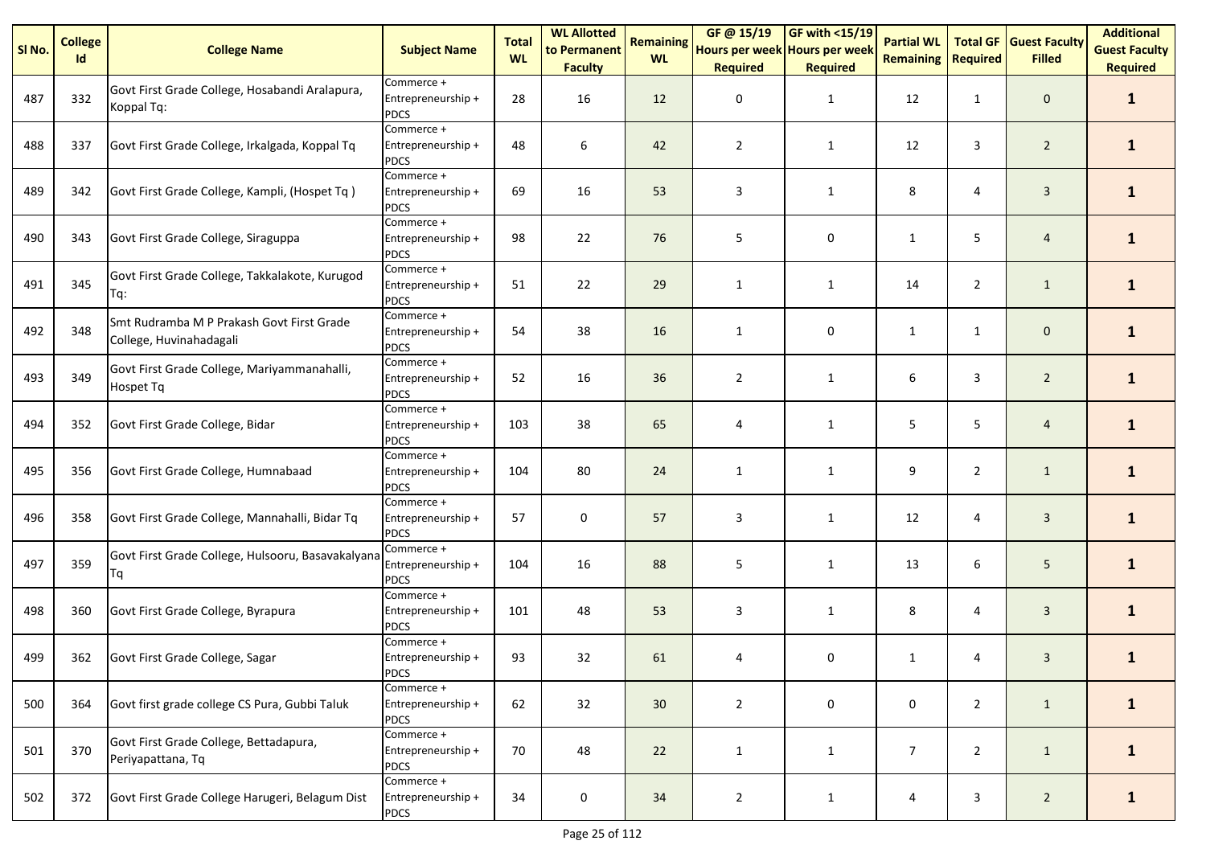| Sl No. | College Id | College Name | Subject Name | Total WL | WL Allotted to Permanent Faculty | Remaining WL | GF @ 15/19 Hours per week Required | GF with <15/19 Hours per week Required | Partial WL Remaining | Total GF Required | Guest Faculty Filled | Additional Guest Faculty Required |
|---|---|---|---|---|---|---|---|---|---|---|---|---|
| 487 | 332 | Govt First Grade College, Hosabandi Aralapura, Koppal Tq: | Commerce + Entrepreneurship + PDCS | 28 | 16 | 12 | 0 | 1 | 12 | 1 | 0 | **1** |
| 488 | 337 | Govt First Grade College, Irkalgada, Koppal Tq | Commerce + Entrepreneurship + PDCS | 48 | 6 | 42 | 2 | 1 | 12 | 3 | 2 | **1** |
| 489 | 342 | Govt First Grade College, Kampli, (Hospet Tq ) | Commerce + Entrepreneurship + PDCS | 69 | 16 | 53 | 3 | 1 | 8 | 4 | 3 | **1** |
| 490 | 343 | Govt First Grade College, Siraguppa | Commerce + Entrepreneurship + PDCS | 98 | 22 | 76 | 5 | 0 | 1 | 5 | 4 | **1** |
| 491 | 345 | Govt First Grade College, Takkalakote, Kurugod Tq: | Commerce + Entrepreneurship + PDCS | 51 | 22 | 29 | 1 | 1 | 14 | 2 | 1 | **1** |
| 492 | 348 | Smt Rudramba M P Prakash Govt First Grade College, Huvinahadagali | Commerce + Entrepreneurship + PDCS | 54 | 38 | 16 | 1 | 0 | 1 | 1 | 0 | **1** |
| 493 | 349 | Govt First Grade College, Mariyammanahalli, Hospet Tq | Commerce + Entrepreneurship + PDCS | 52 | 16 | 36 | 2 | 1 | 6 | 3 | 2 | **1** |
| 494 | 352 | Govt First Grade College, Bidar | Commerce + Entrepreneurship + PDCS | 103 | 38 | 65 | 4 | 1 | 5 | 5 | 4 | **1** |
| 495 | 356 | Govt First Grade College, Humnabaad | Commerce + Entrepreneurship + PDCS | 104 | 80 | 24 | 1 | 1 | 9 | 2 | 1 | **1** |
| 496 | 358 | Govt First Grade College, Mannahalli, Bidar Tq | Commerce + Entrepreneurship + PDCS | 57 | 0 | 57 | 3 | 1 | 12 | 4 | 3 | **1** |
| 497 | 359 | Govt First Grade College, Hulsooru, Basavakalyana Tq | Commerce + Entrepreneurship + PDCS | 104 | 16 | 88 | 5 | 1 | 13 | 6 | 5 | **1** |
| 498 | 360 | Govt First Grade College, Byrapura | Commerce + Entrepreneurship + PDCS | 101 | 48 | 53 | 3 | 1 | 8 | 4 | 3 | **1** |
| 499 | 362 | Govt First Grade College, Sagar | Commerce + Entrepreneurship + PDCS | 93 | 32 | 61 | 4 | 0 | 1 | 4 | 3 | **1** |
| 500 | 364 | Govt first grade college CS Pura, Gubbi Taluk | Commerce + Entrepreneurship + PDCS | 62 | 32 | 30 | 2 | 0 | 0 | 2 | 1 | **1** |
| 501 | 370 | Govt First Grade College, Bettadapura, Periyapattana, Tq | Commerce + Entrepreneurship + PDCS | 70 | 48 | 22 | 1 | 1 | 7 | 2 | 1 | **1** |
| 502 | 372 | Govt First Grade College Harugeri, Belagum Dist | Commerce + Entrepreneurship + PDCS | 34 | 0 | 34 | 2 | 1 | 4 | 3 | 2 | **1** |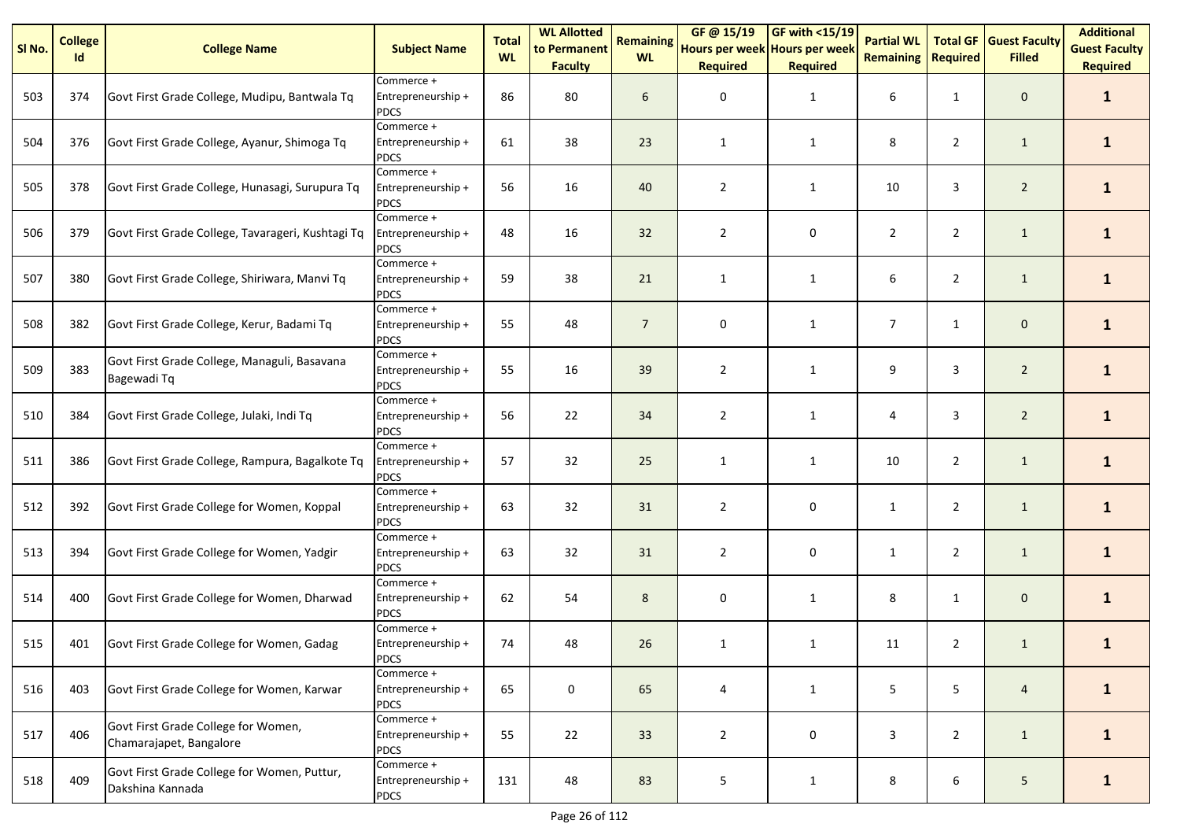| Sl No. | College Id | College Name | Subject Name | Total WL | WL Allotted to Permanent Faculty | Remaining WL | GF @ 15/19 Hours per week Required | GF with <15/19 Hours per week Required | Partial WL Remaining | Total GF Required | Guest Faculty Filled | Additional Guest Faculty Required |
|---|---|---|---|---|---|---|---|---|---|---|---|---|
| 503 | 374 | Govt First Grade College, Mudipu, Bantwala Tq | Commerce + Entrepreneurship + PDCS | 86 | 80 | 6 | 0 | 1 | 6 | 1 | 0 | **1** |
| 504 | 376 | Govt First Grade College, Ayanur, Shimoga Tq | Commerce + Entrepreneurship + PDCS | 61 | 38 | 23 | 1 | 1 | 8 | 2 | 1 | **1** |
| 505 | 378 | Govt First Grade College, Hunasagi, Surupura Tq | Commerce + Entrepreneurship + PDCS | 56 | 16 | 40 | 2 | 1 | 10 | 3 | 2 | **1** |
| 506 | 379 | Govt First Grade College, Tavarageri, Kushtagi Tq | Commerce + Entrepreneurship + PDCS | 48 | 16 | 32 | 2 | 0 | 2 | 2 | 1 | **1** |
| 507 | 380 | Govt First Grade College, Shiriwara, Manvi Tq | Commerce + Entrepreneurship + PDCS | 59 | 38 | 21 | 1 | 1 | 6 | 2 | 1 | **1** |
| 508 | 382 | Govt First Grade College, Kerur, Badami Tq | Commerce + Entrepreneurship + PDCS | 55 | 48 | 7 | 0 | 1 | 7 | 1 | 0 | **1** |
| 509 | 383 | Govt First Grade College, Managuli, Basavana Bagewadi Tq | Commerce + Entrepreneurship + PDCS | 55 | 16 | 39 | 2 | 1 | 9 | 3 | 2 | **1** |
| 510 | 384 | Govt First Grade College, Julaki, Indi Tq | Commerce + Entrepreneurship + PDCS | 56 | 22 | 34 | 2 | 1 | 4 | 3 | 2 | **1** |
| 511 | 386 | Govt First Grade College, Rampura, Bagalkote Tq | Commerce + Entrepreneurship + PDCS | 57 | 32 | 25 | 1 | 1 | 10 | 2 | 1 | **1** |
| 512 | 392 | Govt First Grade College for Women, Koppal | Commerce + Entrepreneurship + PDCS | 63 | 32 | 31 | 2 | 0 | 1 | 2 | 1 | **1** |
| 513 | 394 | Govt First Grade College for Women, Yadgir | Commerce + Entrepreneurship + PDCS | 63 | 32 | 31 | 2 | 0 | 1 | 2 | 1 | **1** |
| 514 | 400 | Govt First Grade College for Women, Dharwad | Commerce + Entrepreneurship + PDCS | 62 | 54 | 8 | 0 | 1 | 8 | 1 | 0 | **1** |
| 515 | 401 | Govt First Grade College for Women, Gadag | Commerce + Entrepreneurship + PDCS | 74 | 48 | 26 | 1 | 1 | 11 | 2 | 1 | **1** |
| 516 | 403 | Govt First Grade College for Women, Karwar | Commerce + Entrepreneurship + PDCS | 65 | 0 | 65 | 4 | 1 | 5 | 5 | 4 | **1** |
| 517 | 406 | Govt First Grade College for Women, Chamarajapet, Bangalore | Commerce + Entrepreneurship + PDCS | 55 | 22 | 33 | 2 | 0 | 3 | 2 | 1 | **1** |
| 518 | 409 | Govt First Grade College for Women, Puttur, Dakshina Kannada | Commerce + Entrepreneurship + PDCS | 131 | 48 | 83 | 5 | 1 | 8 | 6 | 5 | **1** |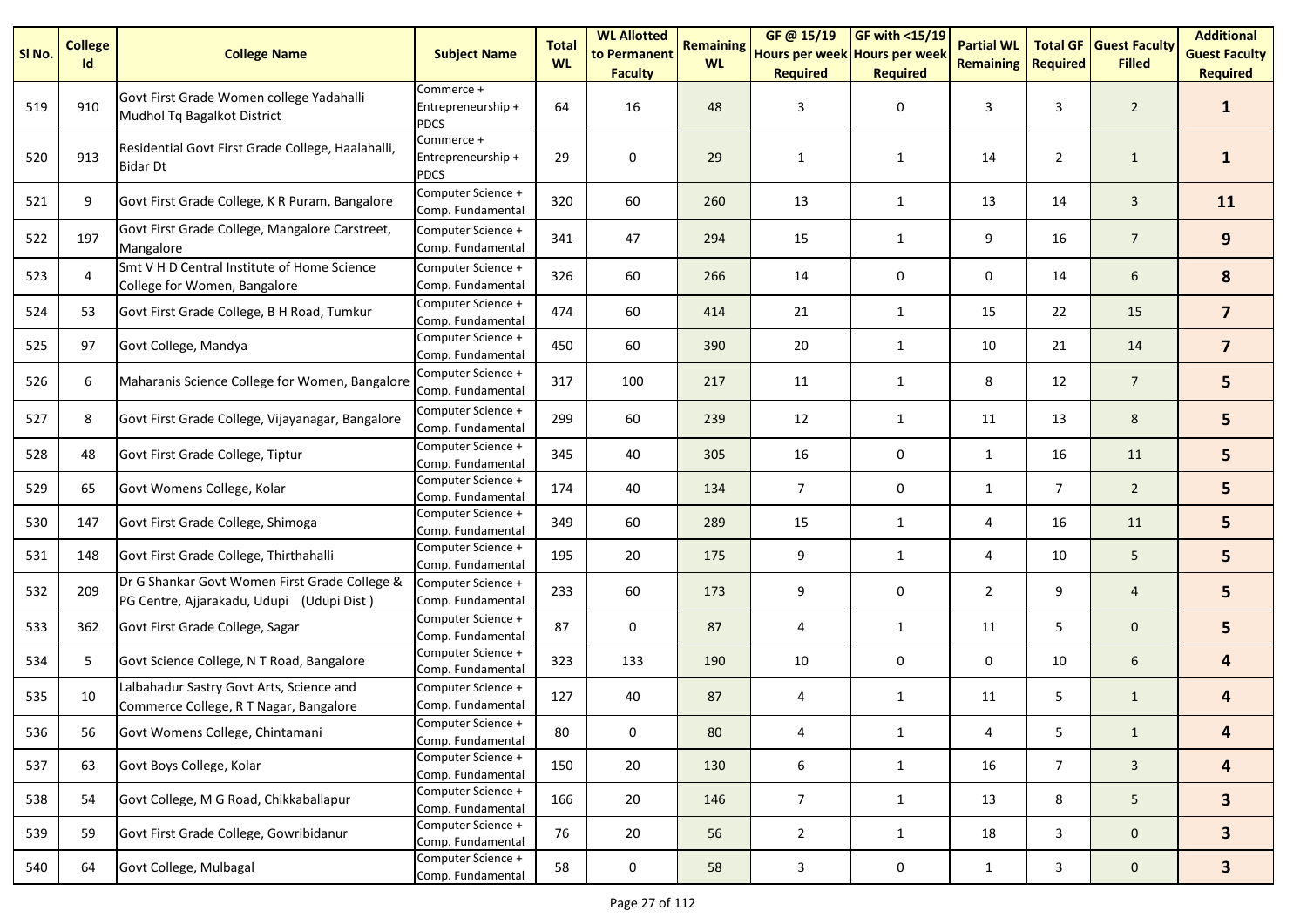| Sl No. | College Id | College Name | Subject Name | Total WL | WL Allotted to Permanent Faculty | Remaining WL | GF @ 15/19 Hours per week Required | GF with <15/19 Hours per week Required | Partial WL Remaining | Total GF Required | Guest Faculty Filled | Additional Guest Faculty Required |
|---|---|---|---|---|---|---|---|---|---|---|---|---|
| 519 | 910 | Govt First Grade Women college Yadahalli Mudhol Tq Bagalkot District | Commerce + Entrepreneurship + PDCS | 64 | 16 | 48 | 3 | 0 | 3 | 3 | 2 | **1** |
| 520 | 913 | Residential Govt First Grade College, Haalahalli, Bidar Dt | Commerce + Entrepreneurship + PDCS | 29 | 0 | 29 | 1 | 1 | 14 | 2 | 1 | **1** |
| 521 | 9 | Govt First Grade College, K R Puram, Bangalore | Computer Science + Comp. Fundamental | 320 | 60 | 260 | 13 | 1 | 13 | 14 | 3 | **11** |
| 522 | 197 | Govt First Grade College, Mangalore Carstreet, Mangalore | Computer Science + Comp. Fundamental | 341 | 47 | 294 | 15 | 1 | 9 | 16 | 7 | **9** |
| 523 | 4 | Smt V H D Central Institute of Home Science College for Women, Bangalore | Computer Science + Comp. Fundamental | 326 | 60 | 266 | 14 | 0 | 0 | 14 | 6 | **8** |
| 524 | 53 | Govt First Grade College, B H Road, Tumkur | Computer Science + Comp. Fundamental | 474 | 60 | 414 | 21 | 1 | 15 | 22 | 15 | **7** |
| 525 | 97 | Govt College, Mandya | Computer Science + Comp. Fundamental | 450 | 60 | 390 | 20 | 1 | 10 | 21 | 14 | **7** |
| 526 | 6 | Maharanis Science College for Women, Bangalore | Computer Science + Comp. Fundamental | 317 | 100 | 217 | 11 | 1 | 8 | 12 | 7 | **5** |
| 527 | 8 | Govt First Grade College, Vijayanagar, Bangalore | Computer Science + Comp. Fundamental | 299 | 60 | 239 | 12 | 1 | 11 | 13 | 8 | **5** |
| 528 | 48 | Govt First Grade College, Tiptur | Computer Science + Comp. Fundamental | 345 | 40 | 305 | 16 | 0 | 1 | 16 | 11 | **5** |
| 529 | 65 | Govt Womens College, Kolar | Computer Science + Comp. Fundamental | 174 | 40 | 134 | 7 | 0 | 1 | 7 | 2 | **5** |
| 530 | 147 | Govt First Grade College, Shimoga | Computer Science + Comp. Fundamental | 349 | 60 | 289 | 15 | 1 | 4 | 16 | 11 | **5** |
| 531 | 148 | Govt First Grade College, Thirthahalli | Computer Science + Comp. Fundamental | 195 | 20 | 175 | 9 | 1 | 4 | 10 | 5 | **5** |
| 532 | 209 | Dr G Shankar Govt Women First Grade College & PG Centre, Ajjarakadu, Udupi (Udupi Dist ) | Computer Science + Comp. Fundamental | 233 | 60 | 173 | 9 | 0 | 2 | 9 | 4 | **5** |
| 533 | 362 | Govt First Grade College, Sagar | Computer Science + Comp. Fundamental | 87 | 0 | 87 | 4 | 1 | 11 | 5 | 0 | **5** |
| 534 | 5 | Govt Science College, N T Road, Bangalore | Computer Science + Comp. Fundamental | 323 | 133 | 190 | 10 | 0 | 0 | 10 | 6 | **4** |
| 535 | 10 | Lalbahadur Sastry Govt Arts, Science and Commerce College, R T Nagar, Bangalore | Computer Science + Comp. Fundamental | 127 | 40 | 87 | 4 | 1 | 11 | 5 | 1 | **4** |
| 536 | 56 | Govt Womens College, Chintamani | Computer Science + Comp. Fundamental | 80 | 0 | 80 | 4 | 1 | 4 | 5 | 1 | **4** |
| 537 | 63 | Govt Boys College, Kolar | Computer Science + Comp. Fundamental | 150 | 20 | 130 | 6 | 1 | 16 | 7 | 3 | **4** |
| 538 | 54 | Govt College, M G Road, Chikkaballapur | Computer Science + Comp. Fundamental | 166 | 20 | 146 | 7 | 1 | 13 | 8 | 5 | **3** |
| 539 | 59 | Govt First Grade College, Gowribidanur | Computer Science + Comp. Fundamental | 76 | 20 | 56 | 2 | 1 | 18 | 3 | 0 | **3** |
| 540 | 64 | Govt College, Mulbagal | Computer Science + Comp. Fundamental | 58 | 0 | 58 | 3 | 0 | 1 | 3 | 0 | **3** |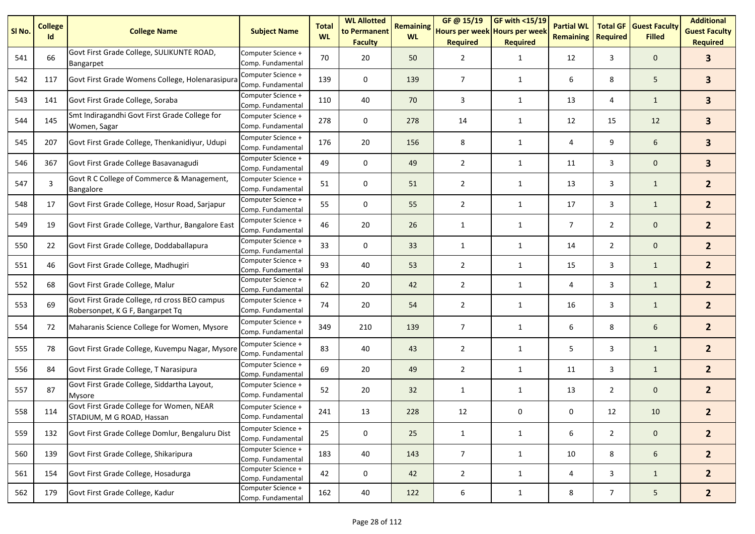| Sl No. | College Id | College Name | Subject Name | Total WL | WL Allotted to Permanent Faculty | Remaining WL | GF @ 15/19 Hours per week Required | GF with <15/19 Hours per week Required | Partial WL Remaining | Total GF Required | Guest Faculty Filled | Additional Guest Faculty Required |
|---|---|---|---|---|---|---|---|---|---|---|---|---|
| 541 | 66 | Govt First Grade College, SULIKUNTE ROAD, Bangarpet | Computer Science + Comp. Fundamental | 70 | 20 | 50 | 2 | 1 | 12 | 3 | 0 | **3** |
| 542 | 117 | Govt First Grade Womens College, Holenarasipura | Computer Science + Comp. Fundamental | 139 | 0 | 139 | 7 | 1 | 6 | 8 | 5 | **3** |
| 543 | 141 | Govt First Grade College, Soraba | Computer Science + Comp. Fundamental | 110 | 40 | 70 | 3 | 1 | 13 | 4 | 1 | **3** |
| 544 | 145 | Smt Indiragandhi Govt First Grade College for Women, Sagar | Computer Science + Comp. Fundamental | 278 | 0 | 278 | 14 | 1 | 12 | 15 | 12 | **3** |
| 545 | 207 | Govt First Grade College, Thenkanidiyur, Udupi | Computer Science + Comp. Fundamental | 176 | 20 | 156 | 8 | 1 | 4 | 9 | 6 | **3** |
| 546 | 367 | Govt First Grade College Basavanagudi | Computer Science + Comp. Fundamental | 49 | 0 | 49 | 2 | 1 | 11 | 3 | 0 | **3** |
| 547 | 3 | Govt R C College of Commerce & Management, Bangalore | Computer Science + Comp. Fundamental | 51 | 0 | 51 | 2 | 1 | 13 | 3 | 1 | **2** |
| 548 | 17 | Govt First Grade College, Hosur Road, Sarjapur | Computer Science + Comp. Fundamental | 55 | 0 | 55 | 2 | 1 | 17 | 3 | 1 | **2** |
| 549 | 19 | Govt First Grade College, Varthur, Bangalore East | Computer Science + Comp. Fundamental | 46 | 20 | 26 | 1 | 1 | 7 | 2 | 0 | **2** |
| 550 | 22 | Govt First Grade College, Doddaballapura | Computer Science + Comp. Fundamental | 33 | 0 | 33 | 1 | 1 | 14 | 2 | 0 | **2** |
| 551 | 46 | Govt First Grade College, Madhugiri | Computer Science + Comp. Fundamental | 93 | 40 | 53 | 2 | 1 | 15 | 3 | 1 | **2** |
| 552 | 68 | Govt First Grade College, Malur | Computer Science + Comp. Fundamental | 62 | 20 | 42 | 2 | 1 | 4 | 3 | 1 | **2** |
| 553 | 69 | Govt First Grade College, rd cross BEO campus Robersonpet, K G F, Bangarpet Tq | Computer Science + Comp. Fundamental | 74 | 20 | 54 | 2 | 1 | 16 | 3 | 1 | **2** |
| 554 | 72 | Maharanis Science College for Women, Mysore | Computer Science + Comp. Fundamental | 349 | 210 | 139 | 7 | 1 | 6 | 8 | 6 | **2** |
| 555 | 78 | Govt First Grade College, Kuvempu Nagar, Mysore | Computer Science + Comp. Fundamental | 83 | 40 | 43 | 2 | 1 | 5 | 3 | 1 | **2** |
| 556 | 84 | Govt First Grade College, T Narasipura | Computer Science + Comp. Fundamental | 69 | 20 | 49 | 2 | 1 | 11 | 3 | 1 | **2** |
| 557 | 87 | Govt First Grade College, Siddartha Layout, Mysore | Computer Science + Comp. Fundamental | 52 | 20 | 32 | 1 | 1 | 13 | 2 | 0 | **2** |
| 558 | 114 | Govt First Grade College for Women, NEAR STADIUM, M G ROAD, Hassan | Computer Science + Comp. Fundamental | 241 | 13 | 228 | 12 | 0 | 0 | 12 | 10 | **2** |
| 559 | 132 | Govt First Grade College Domlur, Bengaluru Dist | Computer Science + Comp. Fundamental | 25 | 0 | 25 | 1 | 1 | 6 | 2 | 0 | **2** |
| 560 | 139 | Govt First Grade College, Shikaripura | Computer Science + Comp. Fundamental | 183 | 40 | 143 | 7 | 1 | 10 | 8 | 6 | **2** |
| 561 | 154 | Govt First Grade College, Hosadurga | Computer Science + Comp. Fundamental | 42 | 0 | 42 | 2 | 1 | 4 | 3 | 1 | **2** |
| 562 | 179 | Govt First Grade College, Kadur | Computer Science + Comp. Fundamental | 162 | 40 | 122 | 6 | 1 | 8 | 7 | 5 | **2** |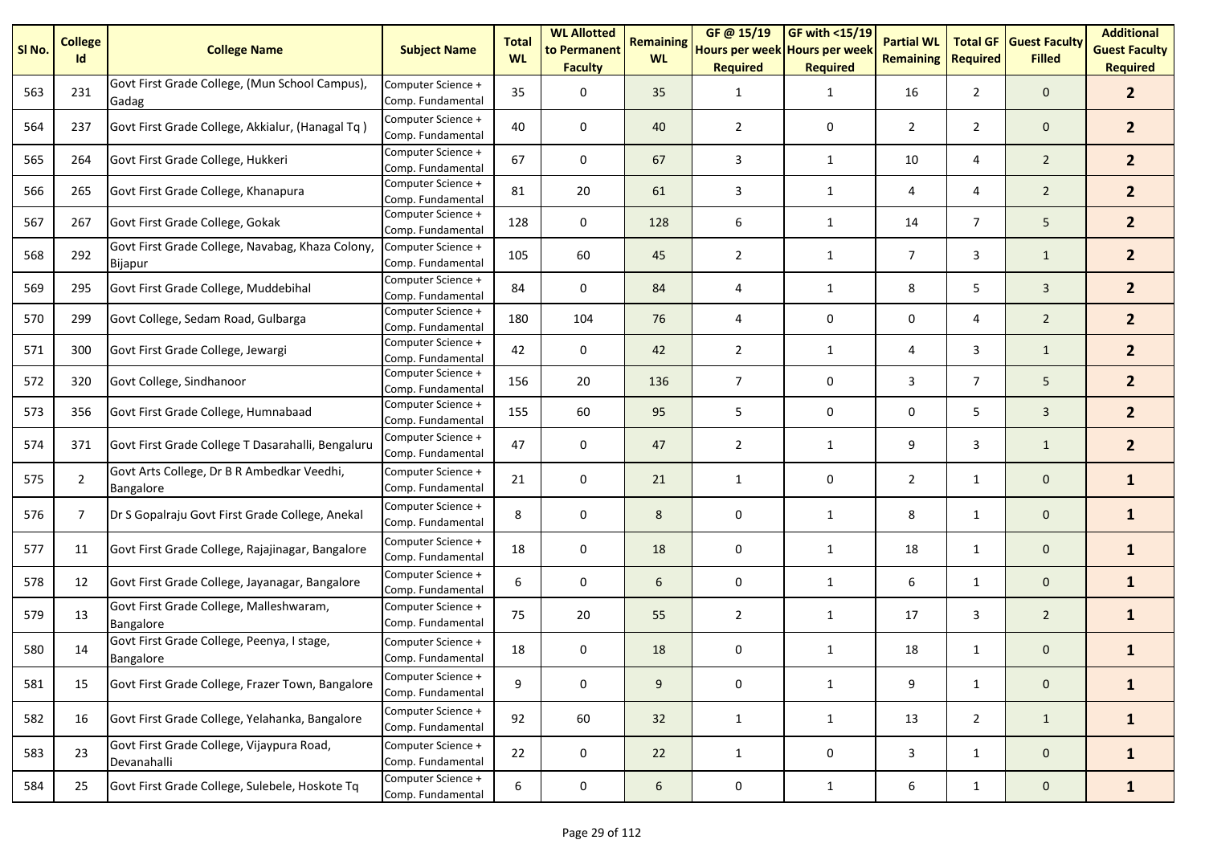| Sl No. | College Id | College Name | Subject Name | Total WL | WL Allotted to Permanent Faculty | Remaining WL | GF @ 15/19 Hours per week Required | GF with <15/19 Hours per week Required | Partial WL Remaining | Total GF Required | Guest Faculty Filled | Additional Guest Faculty Required |
|---|---|---|---|---|---|---|---|---|---|---|---|---|
| 563 | 231 | Govt First Grade College, (Mun School Campus), Gadag | Computer Science + Comp. Fundamental | 35 | 0 | 35 | 1 | 1 | 16 | 2 | 0 | **2** |
| 564 | 237 | Govt First Grade College, Akkialur, (Hanagal Tq ) | Computer Science + Comp. Fundamental | 40 | 0 | 40 | 2 | 0 | 2 | 2 | 0 | **2** |
| 565 | 264 | Govt First Grade College, Hukkeri | Computer Science + Comp. Fundamental | 67 | 0 | 67 | 3 | 1 | 10 | 4 | 2 | **2** |
| 566 | 265 | Govt First Grade College, Khanapura | Computer Science + Comp. Fundamental | 81 | 20 | 61 | 3 | 1 | 4 | 4 | 2 | **2** |
| 567 | 267 | Govt First Grade College, Gokak | Computer Science + Comp. Fundamental | 128 | 0 | 128 | 6 | 1 | 14 | 7 | 5 | **2** |
| 568 | 292 | Govt First Grade College, Navabag, Khaza Colony, Bijapur | Computer Science + Comp. Fundamental | 105 | 60 | 45 | 2 | 1 | 7 | 3 | 1 | **2** |
| 569 | 295 | Govt First Grade College, Muddebihal | Computer Science + Comp. Fundamental | 84 | 0 | 84 | 4 | 1 | 8 | 5 | 3 | **2** |
| 570 | 299 | Govt College, Sedam Road, Gulbarga | Computer Science + Comp. Fundamental | 180 | 104 | 76 | 4 | 0 | 0 | 4 | 2 | **2** |
| 571 | 300 | Govt First Grade College, Jewargi | Computer Science + Comp. Fundamental | 42 | 0 | 42 | 2 | 1 | 4 | 3 | 1 | **2** |
| 572 | 320 | Govt College, Sindhanoor | Computer Science + Comp. Fundamental | 156 | 20 | 136 | 7 | 0 | 3 | 7 | 5 | **2** |
| 573 | 356 | Govt First Grade College, Humnabaad | Computer Science + Comp. Fundamental | 155 | 60 | 95 | 5 | 0 | 0 | 5 | 3 | **2** |
| 574 | 371 | Govt First Grade College T Dasarahalli, Bengaluru | Computer Science + Comp. Fundamental | 47 | 0 | 47 | 2 | 1 | 9 | 3 | 1 | **2** |
| 575 | 2 | Govt Arts College, Dr B R Ambedkar Veedhi, Bangalore | Computer Science + Comp. Fundamental | 21 | 0 | 21 | 1 | 0 | 2 | 1 | 0 | **1** |
| 576 | 7 | Dr S Gopalraju Govt First Grade College, Anekal | Computer Science + Comp. Fundamental | 8 | 0 | 8 | 0 | 1 | 8 | 1 | 0 | **1** |
| 577 | 11 | Govt First Grade College, Rajajinagar, Bangalore | Computer Science + Comp. Fundamental | 18 | 0 | 18 | 0 | 1 | 18 | 1 | 0 | **1** |
| 578 | 12 | Govt First Grade College, Jayanagar, Bangalore | Computer Science + Comp. Fundamental | 6 | 0 | 6 | 0 | 1 | 6 | 1 | 0 | **1** |
| 579 | 13 | Govt First Grade College, Malleshwaram, Bangalore | Computer Science + Comp. Fundamental | 75 | 20 | 55 | 2 | 1 | 17 | 3 | 2 | **1** |
| 580 | 14 | Govt First Grade College, Peenya, I stage, Bangalore | Computer Science + Comp. Fundamental | 18 | 0 | 18 | 0 | 1 | 18 | 1 | 0 | **1** |
| 581 | 15 | Govt First Grade College, Frazer Town, Bangalore | Computer Science + Comp. Fundamental | 9 | 0 | 9 | 0 | 1 | 9 | 1 | 0 | **1** |
| 582 | 16 | Govt First Grade College, Yelahanka, Bangalore | Computer Science + Comp. Fundamental | 92 | 60 | 32 | 1 | 1 | 13 | 2 | 1 | **1** |
| 583 | 23 | Govt First Grade College, Vijaypura Road, Devanahalli | Computer Science + Comp. Fundamental | 22 | 0 | 22 | 1 | 0 | 3 | 1 | 0 | **1** |
| 584 | 25 | Govt First Grade College, Sulebele, Hoskote Tq | Computer Science + Comp. Fundamental | 6 | 0 | 6 | 0 | 1 | 6 | 1 | 0 | **1** |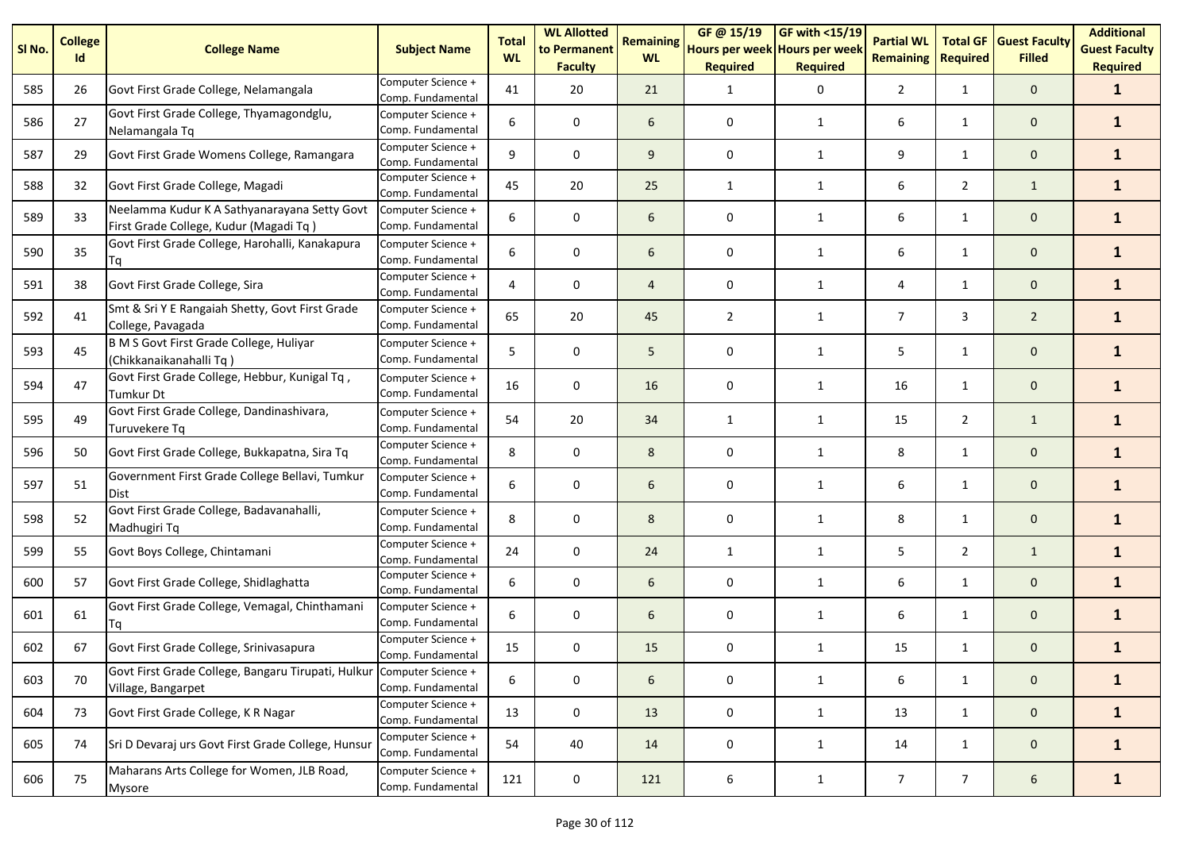| Sl No. | College Id | College Name | Subject Name | Total WL | WL Allotted to Permanent Faculty | Remaining WL | GF @ 15/19 Hours per week Required | GF with <15/19 Hours per week Required | Partial WL Remaining | Total GF Required | Guest Faculty Filled | Additional Guest Faculty Required |
|---|---|---|---|---|---|---|---|---|---|---|---|---|
| 585 | 26 | Govt First Grade College, Nelamangala | Computer Science + Comp. Fundamental | 41 | 20 | 21 | 1 | 0 | 2 | 1 | 0 | **1** |
| 586 | 27 | Govt First Grade College, Thyamagondglu, Nelamangala Tq | Computer Science + Comp. Fundamental | 6 | 0 | 6 | 0 | 1 | 6 | 1 | 0 | **1** |
| 587 | 29 | Govt First Grade Womens College, Ramangara | Computer Science + Comp. Fundamental | 9 | 0 | 9 | 0 | 1 | 9 | 1 | 0 | **1** |
| 588 | 32 | Govt First Grade College, Magadi | Computer Science + Comp. Fundamental | 45 | 20 | 25 | 1 | 1 | 6 | 2 | 1 | **1** |
| 589 | 33 | Neelamma Kudur K A Sathyanarayana Setty Govt First Grade College, Kudur (Magadi Tq ) | Computer Science + Comp. Fundamental | 6 | 0 | 6 | 0 | 1 | 6 | 1 | 0 | **1** |
| 590 | 35 | Govt First Grade College, Harohalli, Kanakapura Tq | Computer Science + Comp. Fundamental | 6 | 0 | 6 | 0 | 1 | 6 | 1 | 0 | **1** |
| 591 | 38 | Govt First Grade College, Sira | Computer Science + Comp. Fundamental | 4 | 0 | 4 | 0 | 1 | 4 | 1 | 0 | **1** |
| 592 | 41 | Smt & Sri Y E Rangaiah Shetty, Govt First Grade College, Pavagada | Computer Science + Comp. Fundamental | 65 | 20 | 45 | 2 | 1 | 7 | 3 | 2 | **1** |
| 593 | 45 | B M S Govt First Grade College, Huliyar (Chikkanaikanahalli Tq ) | Computer Science + Comp. Fundamental | 5 | 0 | 5 | 0 | 1 | 5 | 1 | 0 | **1** |
| 594 | 47 | Govt First Grade College, Hebbur, Kunigal Tq , Tumkur Dt | Computer Science + Comp. Fundamental | 16 | 0 | 16 | 0 | 1 | 16 | 1 | 0 | **1** |
| 595 | 49 | Govt First Grade College, Dandinashivara, Turuvekere Tq | Computer Science + Comp. Fundamental | 54 | 20 | 34 | 1 | 1 | 15 | 2 | 1 | **1** |
| 596 | 50 | Govt First Grade College, Bukkapatna, Sira Tq | Computer Science + Comp. Fundamental | 8 | 0 | 8 | 0 | 1 | 8 | 1 | 0 | **1** |
| 597 | 51 | Government First Grade College Bellavi, Tumkur Dist | Computer Science + Comp. Fundamental | 6 | 0 | 6 | 0 | 1 | 6 | 1 | 0 | **1** |
| 598 | 52 | Govt First Grade College, Badavanahalli, Madhugiri Tq | Computer Science + Comp. Fundamental | 8 | 0 | 8 | 0 | 1 | 8 | 1 | 0 | **1** |
| 599 | 55 | Govt Boys College, Chintamani | Computer Science + Comp. Fundamental | 24 | 0 | 24 | 1 | 1 | 5 | 2 | 1 | **1** |
| 600 | 57 | Govt First Grade College, Shidlaghatta | Computer Science + Comp. Fundamental | 6 | 0 | 6 | 0 | 1 | 6 | 1 | 0 | **1** |
| 601 | 61 | Govt First Grade College, Vemagal, Chinthamani Tq | Computer Science + Comp. Fundamental | 6 | 0 | 6 | 0 | 1 | 6 | 1 | 0 | **1** |
| 602 | 67 | Govt First Grade College, Srinivasapura | Computer Science + Comp. Fundamental | 15 | 0 | 15 | 0 | 1 | 15 | 1 | 0 | **1** |
| 603 | 70 | Govt First Grade College, Bangaru Tirupati, Hulkur Village, Bangarpet | Computer Science + Comp. Fundamental | 6 | 0 | 6 | 0 | 1 | 6 | 1 | 0 | **1** |
| 604 | 73 | Govt First Grade College, K R Nagar | Computer Science + Comp. Fundamental | 13 | 0 | 13 | 0 | 1 | 13 | 1 | 0 | **1** |
| 605 | 74 | Sri D Devaraj urs Govt First Grade College, Hunsur | Computer Science + Comp. Fundamental | 54 | 40 | 14 | 0 | 1 | 14 | 1 | 0 | **1** |
| 606 | 75 | Maharans Arts College for Women, JLB Road, Mysore | Computer Science + Comp. Fundamental | 121 | 0 | 121 | 6 | 1 | 7 | 7 | 6 | **1** |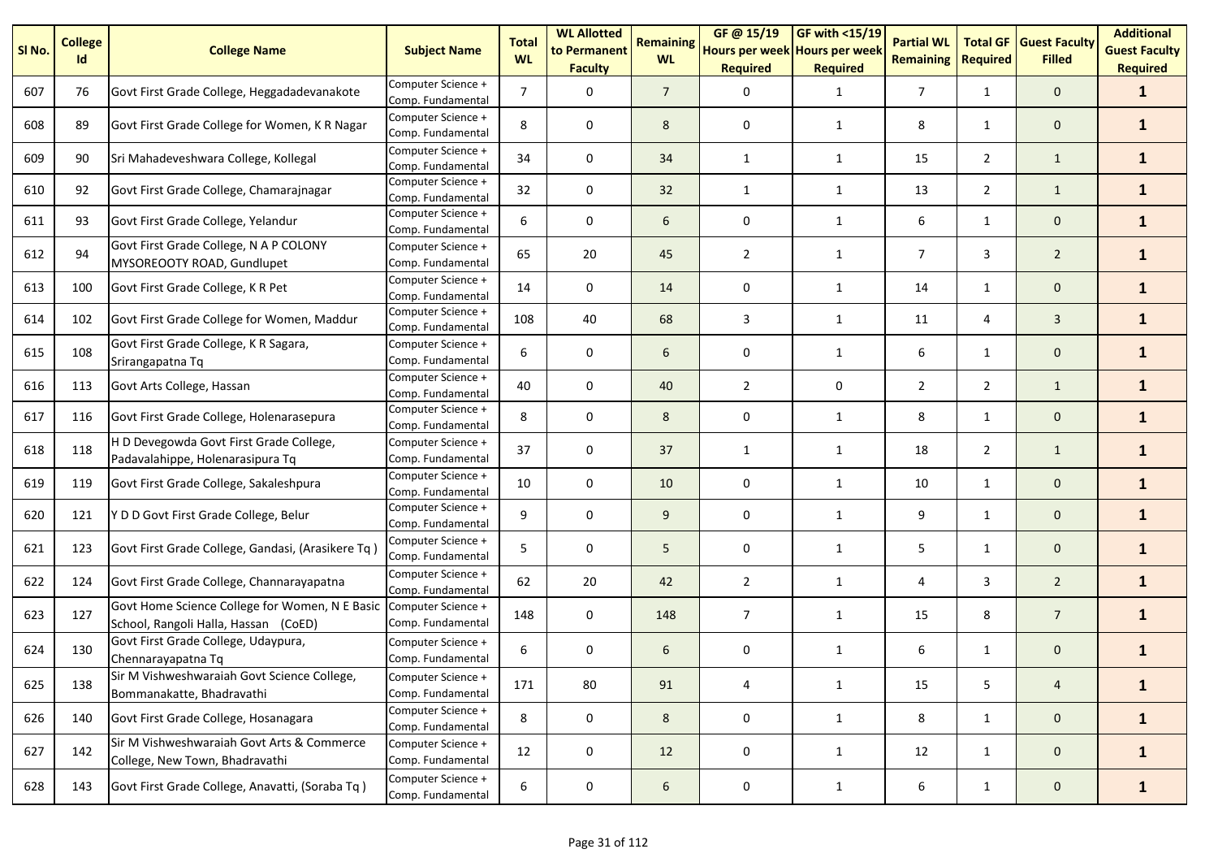| Sl No. | College Id | College Name | Subject Name | Total WL | WL Allotted to Permanent Faculty | Remaining WL | GF @ 15/19 Hours per week Required | GF with <15/19 Hours per week Required | Partial WL Remaining | Total GF Required | Guest Faculty Filled | Additional Guest Faculty Required |
|---|---|---|---|---|---|---|---|---|---|---|---|---|
| 607 | 76 | Govt First Grade College, Heggadadevanakote | Computer Science + Comp. Fundamental | 7 | 0 | 7 | 0 | 1 | 7 | 1 | 0 | **1** |
| 608 | 89 | Govt First Grade College for Women, K R Nagar | Computer Science + Comp. Fundamental | 8 | 0 | 8 | 0 | 1 | 8 | 1 | 0 | **1** |
| 609 | 90 | Sri Mahadeveshwara College, Kollegal | Computer Science + Comp. Fundamental | 34 | 0 | 34 | 1 | 1 | 15 | 2 | 1 | **1** |
| 610 | 92 | Govt First Grade College, Chamarajnagar | Computer Science + Comp. Fundamental | 32 | 0 | 32 | 1 | 1 | 13 | 2 | 1 | **1** |
| 611 | 93 | Govt First Grade College, Yelandur | Computer Science + Comp. Fundamental | 6 | 0 | 6 | 0 | 1 | 6 | 1 | 0 | **1** |
| 612 | 94 | Govt First Grade College, N A P COLONY MYSOREOOTY ROAD, Gundlupet | Computer Science + Comp. Fundamental | 65 | 20 | 45 | 2 | 1 | 7 | 3 | 2 | **1** |
| 613 | 100 | Govt First Grade College, K R Pet | Computer Science + Comp. Fundamental | 14 | 0 | 14 | 0 | 1 | 14 | 1 | 0 | **1** |
| 614 | 102 | Govt First Grade College for Women, Maddur | Computer Science + Comp. Fundamental | 108 | 40 | 68 | 3 | 1 | 11 | 4 | 3 | **1** |
| 615 | 108 | Govt First Grade College, K R Sagara, Srirangapatna Tq | Computer Science + Comp. Fundamental | 6 | 0 | 6 | 0 | 1 | 6 | 1 | 0 | **1** |
| 616 | 113 | Govt Arts College, Hassan | Computer Science + Comp. Fundamental | 40 | 0 | 40 | 2 | 0 | 2 | 2 | 1 | **1** |
| 617 | 116 | Govt First Grade College, Holenarasepura | Computer Science + Comp. Fundamental | 8 | 0 | 8 | 0 | 1 | 8 | 1 | 0 | **1** |
| 618 | 118 | H D Devegowda Govt First Grade College, Padavalahippe, Holenarasipura Tq | Computer Science + Comp. Fundamental | 37 | 0 | 37 | 1 | 1 | 18 | 2 | 1 | **1** |
| 619 | 119 | Govt First Grade College, Sakaleshpura | Computer Science + Comp. Fundamental | 10 | 0 | 10 | 0 | 1 | 10 | 1 | 0 | **1** |
| 620 | 121 | Y D D Govt First Grade College, Belur | Computer Science + Comp. Fundamental | 9 | 0 | 9 | 0 | 1 | 9 | 1 | 0 | **1** |
| 621 | 123 | Govt First Grade College, Gandasi, (Arasikere Tq ) | Computer Science + Comp. Fundamental | 5 | 0 | 5 | 0 | 1 | 5 | 1 | 0 | **1** |
| 622 | 124 | Govt First Grade College, Channarayapatna | Computer Science + Comp. Fundamental | 62 | 20 | 42 | 2 | 1 | 4 | 3 | 2 | **1** |
| 623 | 127 | Govt Home Science College for Women, N E Basic School, Rangoli Halla, Hassan (CoED) | Computer Science + Comp. Fundamental | 148 | 0 | 148 | 7 | 1 | 15 | 8 | 7 | **1** |
| 624 | 130 | Govt First Grade College, Udaypura, Chennarayapatna Tq | Computer Science + Comp. Fundamental | 6 | 0 | 6 | 0 | 1 | 6 | 1 | 0 | **1** |
| 625 | 138 | Sir M Vishweshwaraiah Govt Science College, Bommanakatte, Bhadravathi | Computer Science + Comp. Fundamental | 171 | 80 | 91 | 4 | 1 | 15 | 5 | 4 | **1** |
| 626 | 140 | Govt First Grade College, Hosanagara | Computer Science + Comp. Fundamental | 8 | 0 | 8 | 0 | 1 | 8 | 1 | 0 | **1** |
| 627 | 142 | Sir M Vishweshwaraiah Govt Arts & Commerce College, New Town, Bhadravathi | Computer Science + Comp. Fundamental | 12 | 0 | 12 | 0 | 1 | 12 | 1 | 0 | **1** |
| 628 | 143 | Govt First Grade College, Anavatti, (Soraba Tq ) | Computer Science + Comp. Fundamental | 6 | 0 | 6 | 0 | 1 | 6 | 1 | 0 | **1** |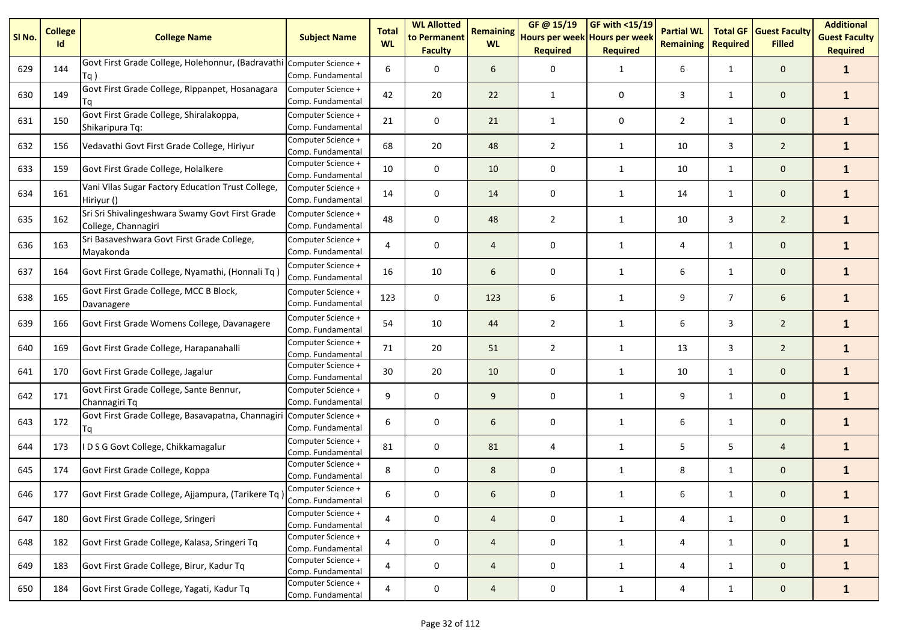| Sl No. | College Id | College Name | Subject Name | Total WL | WL Allotted to Permanent Faculty | Remaining WL | GF @ 15/19 Hours per week Required | GF with <15/19 Hours per week Required | Partial WL Remaining | Total GF Required | Guest Faculty Filled | Additional Guest Faculty Required |
|---|---|---|---|---|---|---|---|---|---|---|---|---|
| 629 | 144 | Govt First Grade College, Holehonnur, (Badravathi Tq ) | Computer Science + Comp. Fundamental | 6 | 0 | 6 | 0 | 1 | 6 | 1 | 0 | **1** |
| 630 | 149 | Govt First Grade College, Rippanpet, Hosanagara Tq | Computer Science + Comp. Fundamental | 42 | 20 | 22 | 1 | 0 | 3 | 1 | 0 | **1** |
| 631 | 150 | Govt First Grade College, Shiralakoppa, Shikaripura Tq: | Computer Science + Comp. Fundamental | 21 | 0 | 21 | 1 | 0 | 2 | 1 | 0 | **1** |
| 632 | 156 | Vedavathi Govt First Grade College, Hiriyur | Computer Science + Comp. Fundamental | 68 | 20 | 48 | 2 | 1 | 10 | 3 | 2 | **1** |
| 633 | 159 | Govt First Grade College, Holalkere | Computer Science + Comp. Fundamental | 10 | 0 | 10 | 0 | 1 | 10 | 1 | 0 | **1** |
| 634 | 161 | Vani Vilas Sugar Factory Education Trust College, Hiriyur () | Computer Science + Comp. Fundamental | 14 | 0 | 14 | 0 | 1 | 14 | 1 | 0 | **1** |
| 635 | 162 | Sri Sri Shivalingeshwara Swamy Govt First Grade College, Channagiri | Computer Science + Comp. Fundamental | 48 | 0 | 48 | 2 | 1 | 10 | 3 | 2 | **1** |
| 636 | 163 | Sri Basaveshwara Govt First Grade College, Mayakonda | Computer Science + Comp. Fundamental | 4 | 0 | 4 | 0 | 1 | 4 | 1 | 0 | **1** |
| 637 | 164 | Govt First Grade College, Nyamathi, (Honnali Tq ) | Computer Science + Comp. Fundamental | 16 | 10 | 6 | 0 | 1 | 6 | 1 | 0 | **1** |
| 638 | 165 | Govt First Grade College, MCC B Block, Davanagere | Computer Science + Comp. Fundamental | 123 | 0 | 123 | 6 | 1 | 9 | 7 | 6 | **1** |
| 639 | 166 | Govt First Grade Womens College, Davanagere | Computer Science + Comp. Fundamental | 54 | 10 | 44 | 2 | 1 | 6 | 3 | 2 | **1** |
| 640 | 169 | Govt First Grade College, Harapanahalli | Computer Science + Comp. Fundamental | 71 | 20 | 51 | 2 | 1 | 13 | 3 | 2 | **1** |
| 641 | 170 | Govt First Grade College, Jagalur | Computer Science + Comp. Fundamental | 30 | 20 | 10 | 0 | 1 | 10 | 1 | 0 | **1** |
| 642 | 171 | Govt First Grade College, Sante Bennur, Channagiri Tq | Computer Science + Comp. Fundamental | 9 | 0 | 9 | 0 | 1 | 9 | 1 | 0 | **1** |
| 643 | 172 | Govt First Grade College, Basavapatna, Channagiri Tq | Computer Science + Comp. Fundamental | 6 | 0 | 6 | 0 | 1 | 6 | 1 | 0 | **1** |
| 644 | 173 | I D S G Govt College, Chikkamagalur | Computer Science + Comp. Fundamental | 81 | 0 | 81 | 4 | 1 | 5 | 5 | 4 | **1** |
| 645 | 174 | Govt First Grade College, Koppa | Computer Science + Comp. Fundamental | 8 | 0 | 8 | 0 | 1 | 8 | 1 | 0 | **1** |
| 646 | 177 | Govt First Grade College, Ajjampura, (Tarikere Tq ) | Computer Science + Comp. Fundamental | 6 | 0 | 6 | 0 | 1 | 6 | 1 | 0 | **1** |
| 647 | 180 | Govt First Grade College, Sringeri | Computer Science + Comp. Fundamental | 4 | 0 | 4 | 0 | 1 | 4 | 1 | 0 | **1** |
| 648 | 182 | Govt First Grade College, Kalasa, Sringeri Tq | Computer Science + Comp. Fundamental | 4 | 0 | 4 | 0 | 1 | 4 | 1 | 0 | **1** |
| 649 | 183 | Govt First Grade College, Birur, Kadur Tq | Computer Science + Comp. Fundamental | 4 | 0 | 4 | 0 | 1 | 4 | 1 | 0 | **1** |
| 650 | 184 | Govt First Grade College, Yagati, Kadur Tq | Computer Science + Comp. Fundamental | 4 | 0 | 4 | 0 | 1 | 4 | 1 | 0 | **1** |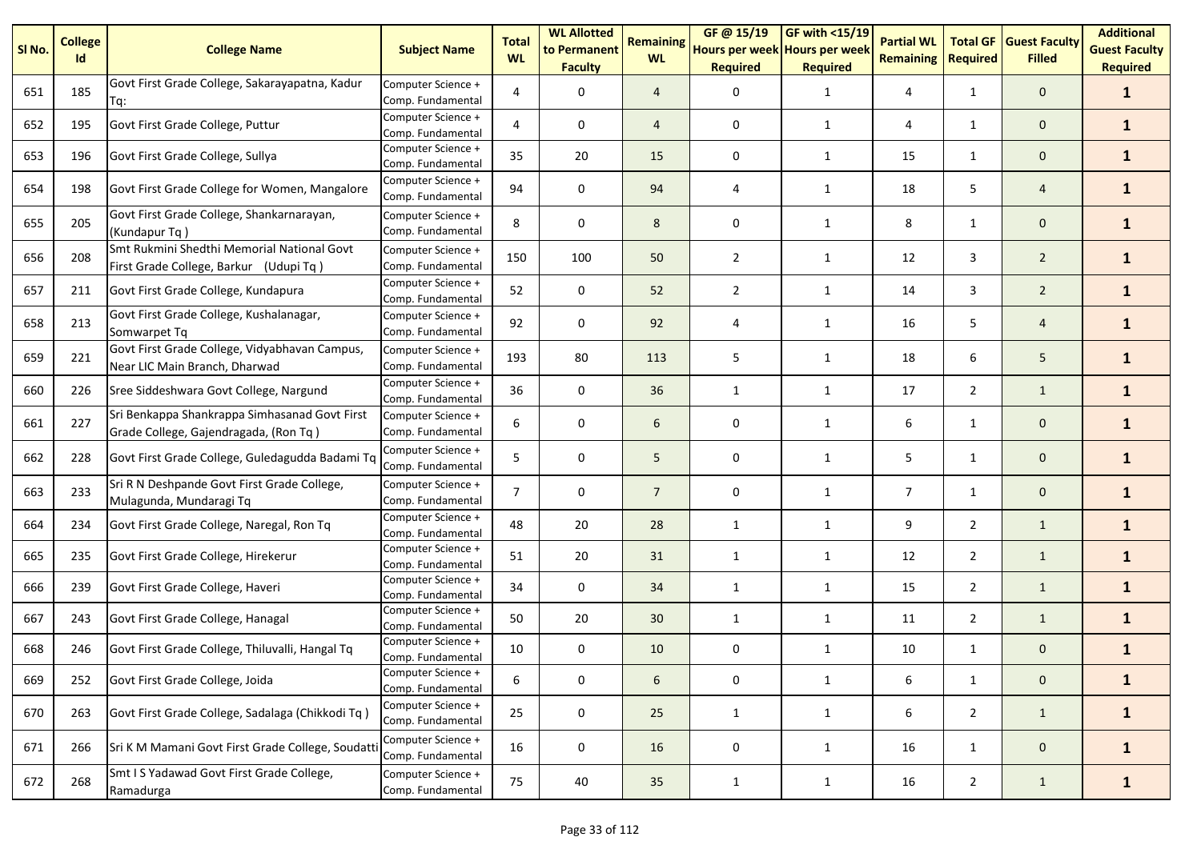| Sl No. | College Id | College Name | Subject Name | Total WL | WL Allotted to Permanent Faculty | Remaining WL | GF @ 15/19 Hours per week Required | GF with <15/19 Hours per week Required | Partial WL Remaining | Total GF Required | Guest Faculty Filled | Additional Guest Faculty Required |
|---|---|---|---|---|---|---|---|---|---|---|---|---|
| 651 | 185 | Govt First Grade College, Sakarayapatna, Kadur Tq: | Computer Science + Comp. Fundamental | 4 | 0 | 4 | 0 | 1 | 4 | 1 | 0 | 1 |
| 652 | 195 | Govt First Grade College, Puttur | Computer Science + Comp. Fundamental | 4 | 0 | 4 | 0 | 1 | 4 | 1 | 0 | 1 |
| 653 | 196 | Govt First Grade College, Sullya | Computer Science + Comp. Fundamental | 35 | 20 | 15 | 0 | 1 | 15 | 1 | 0 | 1 |
| 654 | 198 | Govt First Grade College for Women, Mangalore | Computer Science + Comp. Fundamental | 94 | 0 | 94 | 4 | 1 | 18 | 5 | 4 | 1 |
| 655 | 205 | Govt First Grade College, Shankarnarayan, (Kundapur Tq ) | Computer Science + Comp. Fundamental | 8 | 0 | 8 | 0 | 1 | 8 | 1 | 0 | 1 |
| 656 | 208 | Smt Rukmini Shedthi Memorial National Govt First Grade College, Barkur (Udupi Tq ) | Computer Science + Comp. Fundamental | 150 | 100 | 50 | 2 | 1 | 12 | 3 | 2 | 1 |
| 657 | 211 | Govt First Grade College, Kundapura | Computer Science + Comp. Fundamental | 52 | 0 | 52 | 2 | 1 | 14 | 3 | 2 | 1 |
| 658 | 213 | Govt First Grade College, Kushalanagar, Somwarpet Tq | Computer Science + Comp. Fundamental | 92 | 0 | 92 | 4 | 1 | 16 | 5 | 4 | 1 |
| 659 | 221 | Govt First Grade College, Vidyabhavan Campus, Near LIC Main Branch, Dharwad | Computer Science + Comp. Fundamental | 193 | 80 | 113 | 5 | 1 | 18 | 6 | 5 | 1 |
| 660 | 226 | Sree Siddeshwara Govt College, Nargund | Computer Science + Comp. Fundamental | 36 | 0 | 36 | 1 | 1 | 17 | 2 | 1 | 1 |
| 661 | 227 | Sri Benkappa Shankrappa Simhasanad Govt First Grade College, Gajendragada, (Ron Tq ) | Computer Science + Comp. Fundamental | 6 | 0 | 6 | 0 | 1 | 6 | 1 | 0 | 1 |
| 662 | 228 | Govt First Grade College, Guledagudda Badami Tq | Computer Science + Comp. Fundamental | 5 | 0 | 5 | 0 | 1 | 5 | 1 | 0 | 1 |
| 663 | 233 | Sri R N Deshpande Govt First Grade College, Mulagunda, Mundaragi Tq | Computer Science + Comp. Fundamental | 7 | 0 | 7 | 0 | 1 | 7 | 1 | 0 | 1 |
| 664 | 234 | Govt First Grade College, Naregal, Ron Tq | Computer Science + Comp. Fundamental | 48 | 20 | 28 | 1 | 1 | 9 | 2 | 1 | 1 |
| 665 | 235 | Govt First Grade College, Hirekerur | Computer Science + Comp. Fundamental | 51 | 20 | 31 | 1 | 1 | 12 | 2 | 1 | 1 |
| 666 | 239 | Govt First Grade College, Haveri | Computer Science + Comp. Fundamental | 34 | 0 | 34 | 1 | 1 | 15 | 2 | 1 | 1 |
| 667 | 243 | Govt First Grade College, Hanagal | Computer Science + Comp. Fundamental | 50 | 20 | 30 | 1 | 1 | 11 | 2 | 1 | 1 |
| 668 | 246 | Govt First Grade College, Thiluvalli, Hangal Tq | Computer Science + Comp. Fundamental | 10 | 0 | 10 | 0 | 1 | 10 | 1 | 0 | 1 |
| 669 | 252 | Govt First Grade College, Joida | Computer Science + Comp. Fundamental | 6 | 0 | 6 | 0 | 1 | 6 | 1 | 0 | 1 |
| 670 | 263 | Govt First Grade College, Sadalaga (Chikkodi Tq ) | Computer Science + Comp. Fundamental | 25 | 0 | 25 | 1 | 1 | 6 | 2 | 1 | 1 |
| 671 | 266 | Sri K M Mamani Govt First Grade College, Soudatti | Computer Science + Comp. Fundamental | 16 | 0 | 16 | 0 | 1 | 16 | 1 | 0 | 1 |
| 672 | 268 | Smt I S Yadawad Govt First Grade College, Ramadurga | Computer Science + Comp. Fundamental | 75 | 40 | 35 | 1 | 1 | 16 | 2 | 1 | 1 |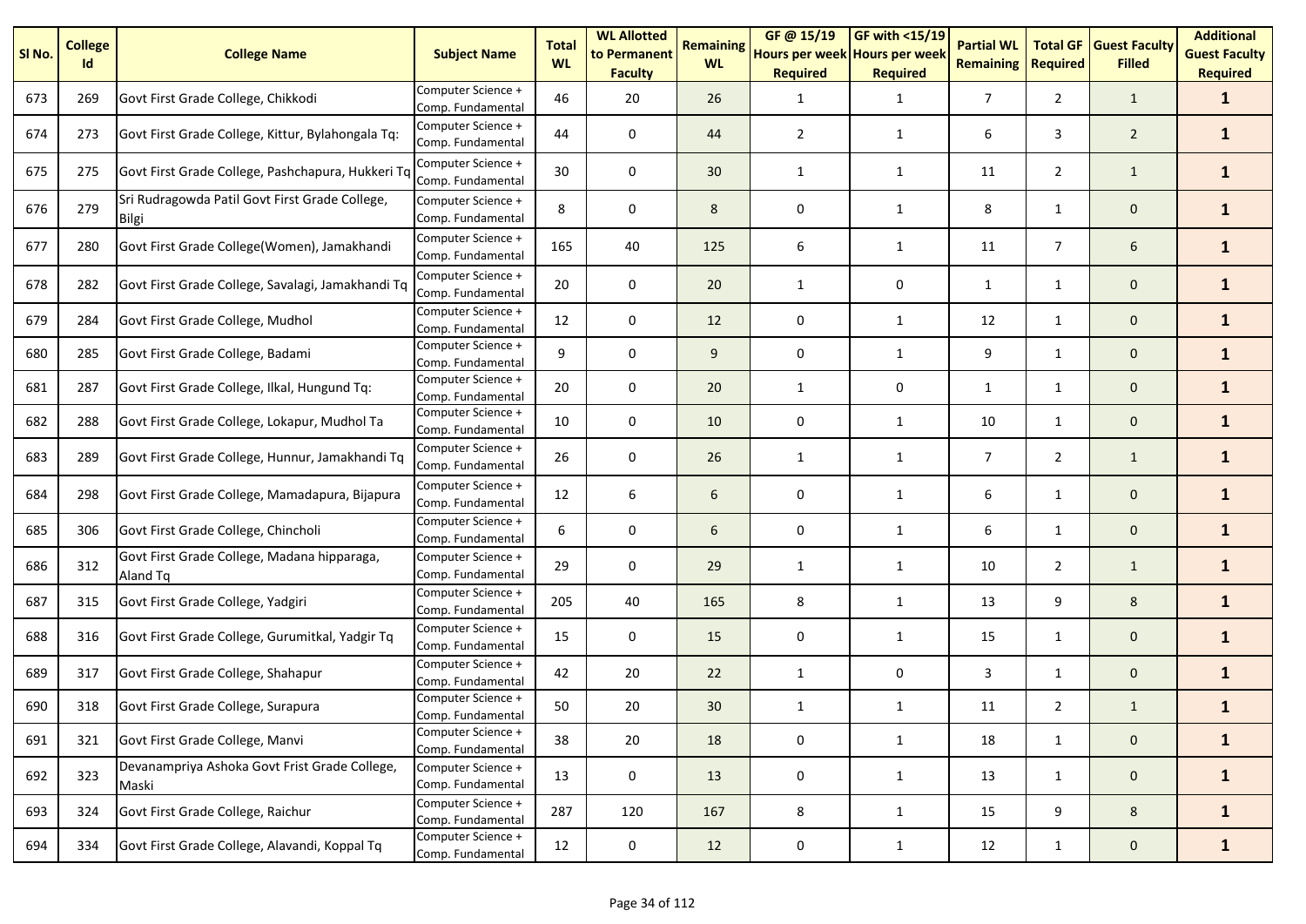| Sl No. | College Id | College Name | Subject Name | Total WL | WL Allotted to Permanent Faculty | Remaining WL | GF @ 15/19 Hours per week Required | GF with <15/19 Hours per week Required | Partial WL Remaining | Total GF Required | Guest Faculty Filled | Additional Guest Faculty Required |
|---|---|---|---|---|---|---|---|---|---|---|---|---|
| 673 | 269 | Govt First Grade College, Chikkodi | Computer Science + Comp. Fundamental | 46 | 20 | 26 | 1 | 1 | 7 | 2 | 1 | **1** |
| 674 | 273 | Govt First Grade College, Kittur, Bylahongala Tq: | Computer Science + Comp. Fundamental | 44 | 0 | 44 | 2 | 1 | 6 | 3 | 2 | **1** |
| 675 | 275 | Govt First Grade College, Pashchapura, Hukkeri Tq | Computer Science + Comp. Fundamental | 30 | 0 | 30 | 1 | 1 | 11 | 2 | 1 | **1** |
| 676 | 279 | Sri Rudragowda Patil Govt First Grade College, Bilgi | Computer Science + Comp. Fundamental | 8 | 0 | 8 | 0 | 1 | 8 | 1 | 0 | **1** |
| 677 | 280 | Govt First Grade College(Women), Jamakhandi | Computer Science + Comp. Fundamental | 165 | 40 | 125 | 6 | 1 | 11 | 7 | 6 | **1** |
| 678 | 282 | Govt First Grade College, Savalagi, Jamakhandi Tq | Computer Science + Comp. Fundamental | 20 | 0 | 20 | 1 | 0 | 1 | 1 | 0 | **1** |
| 679 | 284 | Govt First Grade College, Mudhol | Computer Science + Comp. Fundamental | 12 | 0 | 12 | 0 | 1 | 12 | 1 | 0 | **1** |
| 680 | 285 | Govt First Grade College, Badami | Computer Science + Comp. Fundamental | 9 | 0 | 9 | 0 | 1 | 9 | 1 | 0 | **1** |
| 681 | 287 | Govt First Grade College, Ilkal, Hungund Tq: | Computer Science + Comp. Fundamental | 20 | 0 | 20 | 1 | 0 | 1 | 1 | 0 | **1** |
| 682 | 288 | Govt First Grade College, Lokapur, Mudhol Ta | Computer Science + Comp. Fundamental | 10 | 0 | 10 | 0 | 1 | 10 | 1 | 0 | **1** |
| 683 | 289 | Govt First Grade College, Hunnur, Jamakhandi Tq | Computer Science + Comp. Fundamental | 26 | 0 | 26 | 1 | 1 | 7 | 2 | 1 | **1** |
| 684 | 298 | Govt First Grade College, Mamadapura, Bijapura | Computer Science + Comp. Fundamental | 12 | 6 | 6 | 0 | 1 | 6 | 1 | 0 | **1** |
| 685 | 306 | Govt First Grade College, Chincholi | Computer Science + Comp. Fundamental | 6 | 0 | 6 | 0 | 1 | 6 | 1 | 0 | **1** |
| 686 | 312 | Govt First Grade College, Madana hipparaga, Aland Tq | Computer Science + Comp. Fundamental | 29 | 0 | 29 | 1 | 1 | 10 | 2 | 1 | **1** |
| 687 | 315 | Govt First Grade College, Yadgiri | Computer Science + Comp. Fundamental | 205 | 40 | 165 | 8 | 1 | 13 | 9 | 8 | **1** |
| 688 | 316 | Govt First Grade College, Gurumitkal, Yadgir Tq | Computer Science + Comp. Fundamental | 15 | 0 | 15 | 0 | 1 | 15 | 1 | 0 | **1** |
| 689 | 317 | Govt First Grade College, Shahapur | Computer Science + Comp. Fundamental | 42 | 20 | 22 | 1 | 0 | 3 | 1 | 0 | **1** |
| 690 | 318 | Govt First Grade College, Surapura | Computer Science + Comp. Fundamental | 50 | 20 | 30 | 1 | 1 | 11 | 2 | 1 | **1** |
| 691 | 321 | Govt First Grade College, Manvi | Computer Science + Comp. Fundamental | 38 | 20 | 18 | 0 | 1 | 18 | 1 | 0 | **1** |
| 692 | 323 | Devanampriya Ashoka Govt Frist Grade College, Maski | Computer Science + Comp. Fundamental | 13 | 0 | 13 | 0 | 1 | 13 | 1 | 0 | **1** |
| 693 | 324 | Govt First Grade College, Raichur | Computer Science + Comp. Fundamental | 287 | 120 | 167 | 8 | 1 | 15 | 9 | 8 | **1** |
| 694 | 334 | Govt First Grade College, Alavandi, Koppal Tq | Computer Science + Comp. Fundamental | 12 | 0 | 12 | 0 | 1 | 12 | 1 | 0 | **1** |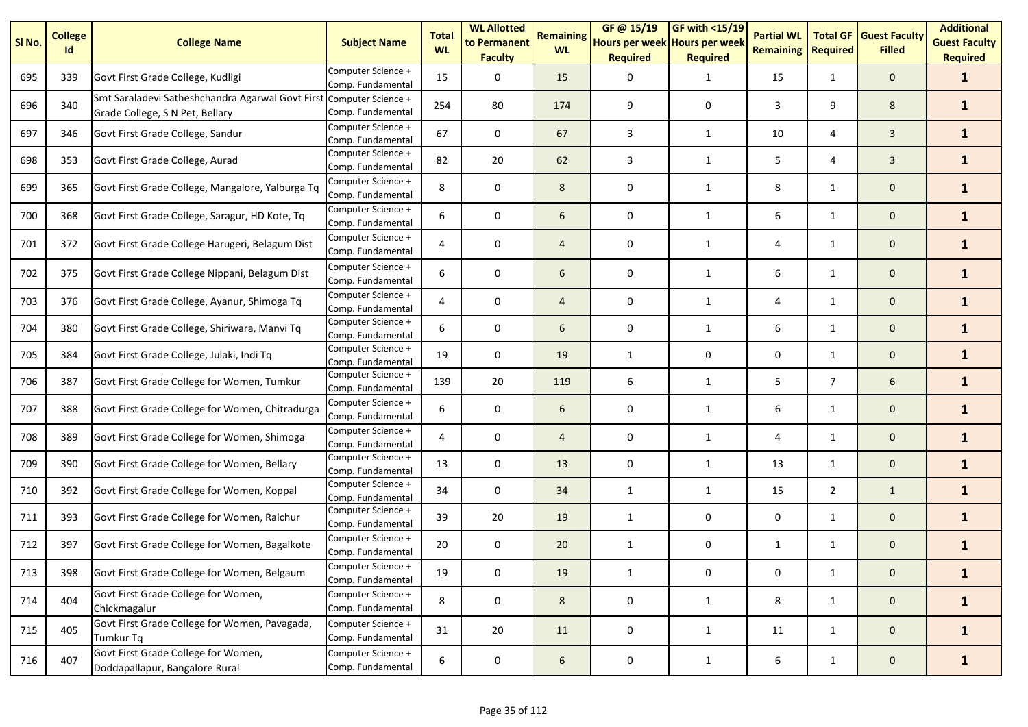| Sl No. | College Id | College Name | Subject Name | Total WL | WL Allotted to Permanent Faculty | Remaining WL | GF @ 15/19 Hours per week Required | GF with <15/19 Hours per week Required | Partial WL Remaining | Total GF Required | Guest Faculty Filled | Additional Guest Faculty Required |
|---|---|---|---|---|---|---|---|---|---|---|---|---|
| 695 | 339 | Govt First Grade College, Kudligi | Computer Science + Comp. Fundamental | 15 | 0 | 15 | 0 | 1 | 15 | 1 | 0 | **1** |
| 696 | 340 | Smt Saraladevi Satheshchandra Agarwal Govt First Grade College, S N Pet, Bellary | Computer Science + Comp. Fundamental | 254 | 80 | 174 | 9 | 0 | 3 | 9 | 8 | **1** |
| 697 | 346 | Govt First Grade College, Sandur | Computer Science + Comp. Fundamental | 67 | 0 | 67 | 3 | 1 | 10 | 4 | 3 | **1** |
| 698 | 353 | Govt First Grade College, Aurad | Computer Science + Comp. Fundamental | 82 | 20 | 62 | 3 | 1 | 5 | 4 | 3 | **1** |
| 699 | 365 | Govt First Grade College, Mangalore, Yalburga Tq | Computer Science + Comp. Fundamental | 8 | 0 | 8 | 0 | 1 | 8 | 1 | 0 | **1** |
| 700 | 368 | Govt First Grade College, Saragur, HD Kote, Tq | Computer Science + Comp. Fundamental | 6 | 0 | 6 | 0 | 1 | 6 | 1 | 0 | **1** |
| 701 | 372 | Govt First Grade College Harugeri, Belagum Dist | Computer Science + Comp. Fundamental | 4 | 0 | 4 | 0 | 1 | 4 | 1 | 0 | **1** |
| 702 | 375 | Govt First Grade College Nippani, Belagum Dist | Computer Science + Comp. Fundamental | 6 | 0 | 6 | 0 | 1 | 6 | 1 | 0 | **1** |
| 703 | 376 | Govt First Grade College, Ayanur, Shimoga Tq | Computer Science + Comp. Fundamental | 4 | 0 | 4 | 0 | 1 | 4 | 1 | 0 | **1** |
| 704 | 380 | Govt First Grade College, Shiriwara, Manvi Tq | Computer Science + Comp. Fundamental | 6 | 0 | 6 | 0 | 1 | 6 | 1 | 0 | **1** |
| 705 | 384 | Govt First Grade College, Julaki, Indi Tq | Computer Science + Comp. Fundamental | 19 | 0 | 19 | 1 | 0 | 0 | 1 | 0 | **1** |
| 706 | 387 | Govt First Grade College for Women, Tumkur | Computer Science + Comp. Fundamental | 139 | 20 | 119 | 6 | 1 | 5 | 7 | 6 | **1** |
| 707 | 388 | Govt First Grade College for Women, Chitradurga | Computer Science + Comp. Fundamental | 6 | 0 | 6 | 0 | 1 | 6 | 1 | 0 | **1** |
| 708 | 389 | Govt First Grade College for Women, Shimoga | Computer Science + Comp. Fundamental | 4 | 0 | 4 | 0 | 1 | 4 | 1 | 0 | **1** |
| 709 | 390 | Govt First Grade College for Women, Bellary | Computer Science + Comp. Fundamental | 13 | 0 | 13 | 0 | 1 | 13 | 1 | 0 | **1** |
| 710 | 392 | Govt First Grade College for Women, Koppal | Computer Science + Comp. Fundamental | 34 | 0 | 34 | 1 | 1 | 15 | 2 | 1 | **1** |
| 711 | 393 | Govt First Grade College for Women, Raichur | Computer Science + Comp. Fundamental | 39 | 20 | 19 | 1 | 0 | 0 | 1 | 0 | **1** |
| 712 | 397 | Govt First Grade College for Women, Bagalkote | Computer Science + Comp. Fundamental | 20 | 0 | 20 | 1 | 0 | 1 | 1 | 0 | **1** |
| 713 | 398 | Govt First Grade College for Women, Belgaum | Computer Science + Comp. Fundamental | 19 | 0 | 19 | 1 | 0 | 0 | 1 | 0 | **1** |
| 714 | 404 | Govt First Grade College for Women, Chickmagalur | Computer Science + Comp. Fundamental | 8 | 0 | 8 | 0 | 1 | 8 | 1 | 0 | **1** |
| 715 | 405 | Govt First Grade College for Women, Pavagada, Tumkur Tq | Computer Science + Comp. Fundamental | 31 | 20 | 11 | 0 | 1 | 11 | 1 | 0 | **1** |
| 716 | 407 | Govt First Grade College for Women, Doddapallapur, Bangalore Rural | Computer Science + Comp. Fundamental | 6 | 0 | 6 | 0 | 1 | 6 | 1 | 0 | **1** |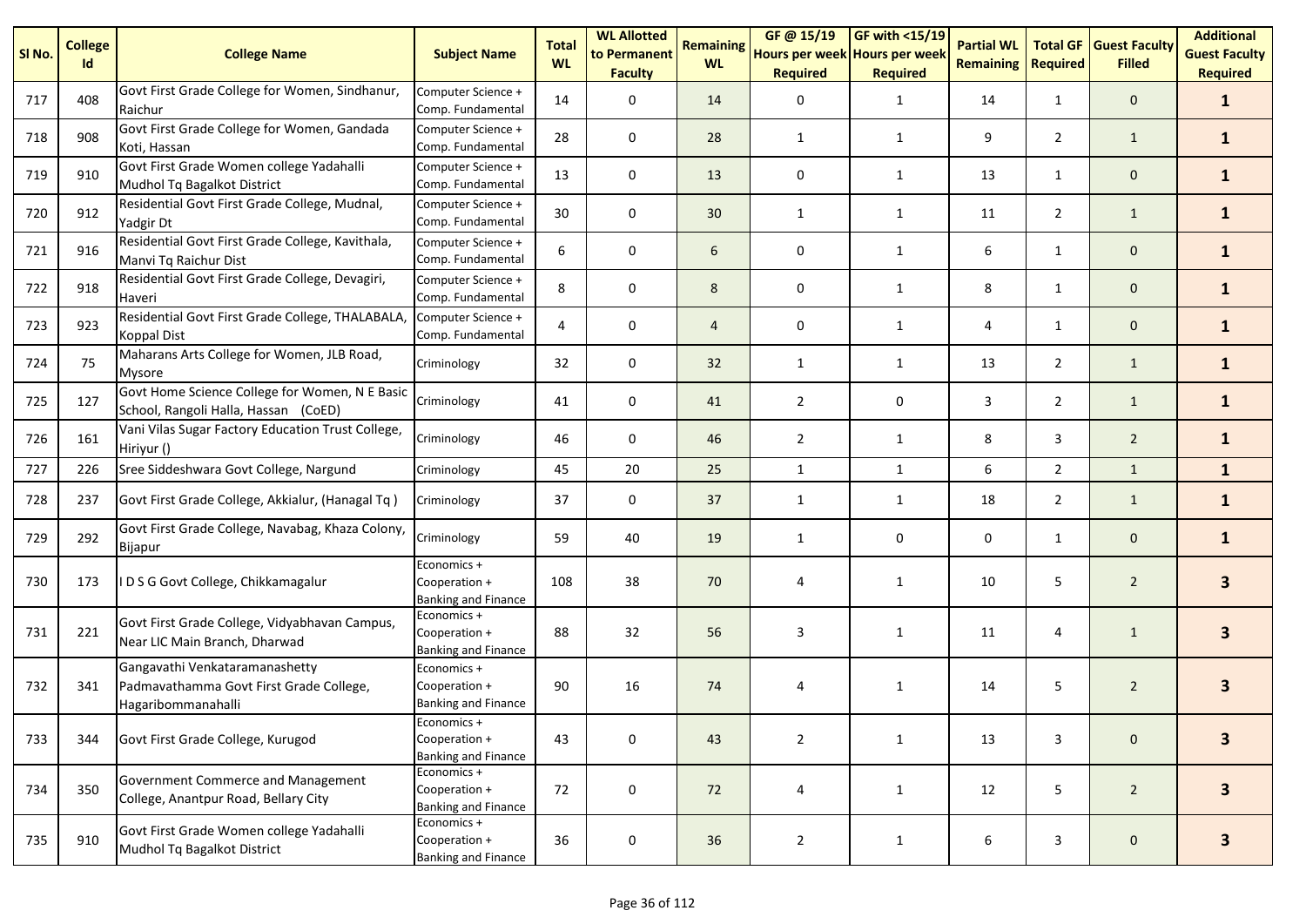| Sl No. | College Id | College Name | Subject Name | Total WL | WL Allotted to Permanent Faculty | Remaining WL | GF @ 15/19 Hours per week Required | GF with <15/19 Hours per week Required | Partial WL Remaining | Total GF Required | Guest Faculty Filled | Additional Guest Faculty Required |
|---|---|---|---|---|---|---|---|---|---|---|---|---|
| 717 | 408 | Govt First Grade College for Women, Sindhanur, Raichur | Computer Science + Comp. Fundamental | 14 | 0 | 14 | 0 | 1 | 14 | 1 | 0 | **1** |
| 718 | 908 | Govt First Grade College for Women, Gandada Koti, Hassan | Computer Science + Comp. Fundamental | 28 | 0 | 28 | 1 | 1 | 9 | 2 | 1 | **1** |
| 719 | 910 | Govt First Grade Women college Yadahalli Mudhol Tq Bagalkot District | Computer Science + Comp. Fundamental | 13 | 0 | 13 | 0 | 1 | 13 | 1 | 0 | **1** |
| 720 | 912 | Residential Govt First Grade College, Mudnal, Yadgir Dt | Computer Science + Comp. Fundamental | 30 | 0 | 30 | 1 | 1 | 11 | 2 | 1 | **1** |
| 721 | 916 | Residential Govt First Grade College, Kavithala, Manvi Tq Raichur Dist | Computer Science + Comp. Fundamental | 6 | 0 | 6 | 0 | 1 | 6 | 1 | 0 | **1** |
| 722 | 918 | Residential Govt First Grade College, Devagiri, Haveri | Computer Science + Comp. Fundamental | 8 | 0 | 8 | 0 | 1 | 8 | 1 | 0 | **1** |
| 723 | 923 | Residential Govt First Grade College, THALABALA, Koppal Dist | Computer Science + Comp. Fundamental | 4 | 0 | 4 | 0 | 1 | 4 | 1 | 0 | **1** |
| 724 | 75 | Maharans Arts College for Women, JLB Road, Mysore | Criminology | 32 | 0 | 32 | 1 | 1 | 13 | 2 | 1 | **1** |
| 725 | 127 | Govt Home Science College for Women, N E Basic School, Rangoli Halla, Hassan (CoED) | Criminology | 41 | 0 | 41 | 2 | 0 | 3 | 2 | 1 | **1** |
| 726 | 161 | Vani Vilas Sugar Factory Education Trust College, Hiriyur () | Criminology | 46 | 0 | 46 | 2 | 1 | 8 | 3 | 2 | **1** |
| 727 | 226 | Sree Siddeshwara Govt College, Nargund | Criminology | 45 | 20 | 25 | 1 | 1 | 6 | 2 | 1 | **1** |
| 728 | 237 | Govt First Grade College, Akkialur, (Hanagal Tq ) | Criminology | 37 | 0 | 37 | 1 | 1 | 18 | 2 | 1 | **1** |
| 729 | 292 | Govt First Grade College, Navabag, Khaza Colony, Bijapur | Criminology | 59 | 40 | 19 | 1 | 0 | 0 | 1 | 0 | **1** |
| 730 | 173 | I D S G Govt College, Chikkamagalur | Economics + Cooperation + Banking and Finance | 108 | 38 | 70 | 4 | 1 | 10 | 5 | 2 | **3** |
| 731 | 221 | Govt First Grade College, Vidyabhavan Campus, Near LIC Main Branch, Dharwad | Economics + Cooperation + Banking and Finance | 88 | 32 | 56 | 3 | 1 | 11 | 4 | 1 | **3** |
| 732 | 341 | Gangavathi Venkataramanashetty Padmavathamma Govt First Grade College, Hagaribommanahalli | Economics + Cooperation + Banking and Finance | 90 | 16 | 74 | 4 | 1 | 14 | 5 | 2 | **3** |
| 733 | 344 | Govt First Grade College, Kurugod | Economics + Cooperation + Banking and Finance | 43 | 0 | 43 | 2 | 1 | 13 | 3 | 0 | **3** |
| 734 | 350 | Government Commerce and Management College, Anantpur Road, Bellary City | Economics + Cooperation + Banking and Finance | 72 | 0 | 72 | 4 | 1 | 12 | 5 | 2 | **3** |
| 735 | 910 | Govt First Grade Women college Yadahalli Mudhol Tq Bagalkot District | Economics + Cooperation + Banking and Finance | 36 | 0 | 36 | 2 | 1 | 6 | 3 | 0 | **3** |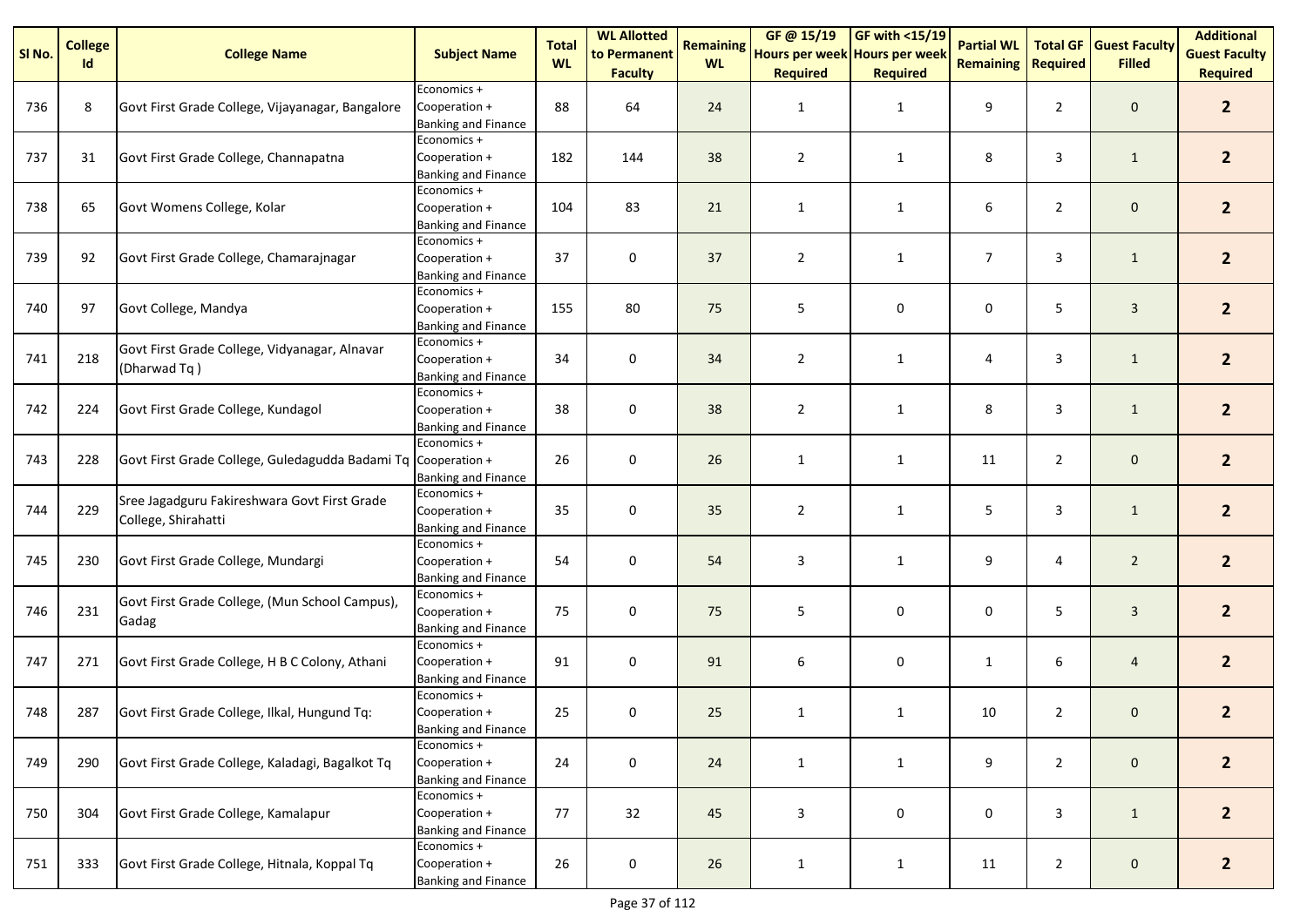| Sl No. | College Id | College Name | Subject Name | Total WL | WL Allotted to Permanent Faculty | Remaining WL | GF @ 15/19 Hours per week Required | GF with <15/19 Hours per week Required | Partial WL Remaining | Total GF Required | Guest Faculty Filled | Additional Guest Faculty Required |
|---|---|---|---|---|---|---|---|---|---|---|---|---|
| 736 | 8 | Govt First Grade College, Vijayanagar, Bangalore | Economics + Cooperation + Banking and Finance | 88 | 64 | 24 | 1 | 1 | 9 | 2 | 0 | **2** |
| 737 | 31 | Govt First Grade College, Channapatna | Economics + Cooperation + Banking and Finance | 182 | 144 | 38 | 2 | 1 | 8 | 3 | 1 | **2** |
| 738 | 65 | Govt Womens College, Kolar | Economics + Cooperation + Banking and Finance | 104 | 83 | 21 | 1 | 1 | 6 | 2 | 0 | **2** |
| 739 | 92 | Govt First Grade College, Chamarajnagar | Economics + Cooperation + Banking and Finance | 37 | 0 | 37 | 2 | 1 | 7 | 3 | 1 | **2** |
| 740 | 97 | Govt College, Mandya | Economics + Cooperation + Banking and Finance | 155 | 80 | 75 | 5 | 0 | 0 | 5 | 3 | **2** |
| 741 | 218 | Govt First Grade College, Vidyanagar, Alnavar (Dharwad Tq ) | Economics + Cooperation + Banking and Finance | 34 | 0 | 34 | 2 | 1 | 4 | 3 | 1 | **2** |
| 742 | 224 | Govt First Grade College, Kundagol | Economics + Cooperation + Banking and Finance | 38 | 0 | 38 | 2 | 1 | 8 | 3 | 1 | **2** |
| 743 | 228 | Govt First Grade College, Guledagudda Badami Tq | Economics + Cooperation + Banking and Finance | 26 | 0 | 26 | 1 | 1 | 11 | 2 | 0 | **2** |
| 744 | 229 | Sree Jagadguru Fakireshwara Govt First Grade College, Shirahatti | Economics + Cooperation + Banking and Finance | 35 | 0 | 35 | 2 | 1 | 5 | 3 | 1 | **2** |
| 745 | 230 | Govt First Grade College, Mundargi | Economics + Cooperation + Banking and Finance | 54 | 0 | 54 | 3 | 1 | 9 | 4 | 2 | **2** |
| 746 | 231 | Govt First Grade College, (Mun School Campus), Gadag | Economics + Cooperation + Banking and Finance | 75 | 0 | 75 | 5 | 0 | 0 | 5 | 3 | **2** |
| 747 | 271 | Govt First Grade College, H B C Colony, Athani | Economics + Cooperation + Banking and Finance | 91 | 0 | 91 | 6 | 0 | 1 | 6 | 4 | **2** |
| 748 | 287 | Govt First Grade College, Ilkal, Hungund Tq: | Economics + Cooperation + Banking and Finance | 25 | 0 | 25 | 1 | 1 | 10 | 2 | 0 | **2** |
| 749 | 290 | Govt First Grade College, Kaladagi, Bagalkot Tq | Economics + Cooperation + Banking and Finance | 24 | 0 | 24 | 1 | 1 | 9 | 2 | 0 | **2** |
| 750 | 304 | Govt First Grade College, Kamalapur | Economics + Cooperation + Banking and Finance | 77 | 32 | 45 | 3 | 0 | 0 | 3 | 1 | **2** |
| 751 | 333 | Govt First Grade College, Hitnala, Koppal Tq | Economics + Cooperation + Banking and Finance | 26 | 0 | 26 | 1 | 1 | 11 | 2 | 0 | **2** |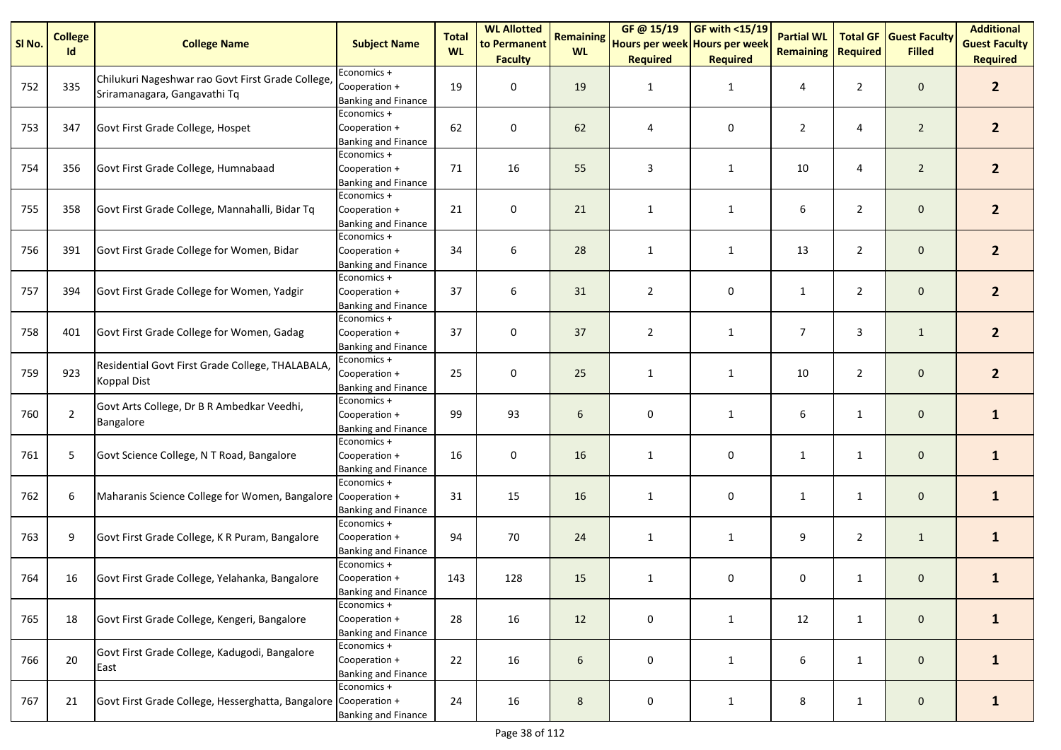| Sl No. | College Id | College Name | Subject Name | Total WL | WL Allotted to Permanent Faculty | Remaining WL | GF @ 15/19 Hours per week Required | GF with <15/19 Hours per week Required | Partial WL Remaining | Total GF Required | Guest Faculty Filled | Additional Guest Faculty Required |
|---|---|---|---|---|---|---|---|---|---|---|---|---|
| 752 | 335 | Chilukuri Nageshwar rao Govt First Grade College, Sriramanagara, Gangavathi Tq | Economics + Cooperation + Banking and Finance | 19 | 0 | 19 | 1 | 1 | 4 | 2 | 0 | **2** |
| 753 | 347 | Govt First Grade College, Hospet | Economics + Cooperation + Banking and Finance | 62 | 0 | 62 | 4 | 0 | 2 | 4 | 2 | **2** |
| 754 | 356 | Govt First Grade College, Humnabaad | Economics + Cooperation + Banking and Finance | 71 | 16 | 55 | 3 | 1 | 10 | 4 | 2 | **2** |
| 755 | 358 | Govt First Grade College, Mannahalli, Bidar Tq | Economics + Cooperation + Banking and Finance | 21 | 0 | 21 | 1 | 1 | 6 | 2 | 0 | **2** |
| 756 | 391 | Govt First Grade College for Women, Bidar | Economics + Cooperation + Banking and Finance | 34 | 6 | 28 | 1 | 1 | 13 | 2 | 0 | **2** |
| 757 | 394 | Govt First Grade College for Women, Yadgir | Economics + Cooperation + Banking and Finance | 37 | 6 | 31 | 2 | 0 | 1 | 2 | 0 | **2** |
| 758 | 401 | Govt First Grade College for Women, Gadag | Economics + Cooperation + Banking and Finance | 37 | 0 | 37 | 2 | 1 | 7 | 3 | 1 | **2** |
| 759 | 923 | Residential Govt First Grade College, THALABALA, Koppal Dist | Economics + Cooperation + Banking and Finance | 25 | 0 | 25 | 1 | 1 | 10 | 2 | 0 | **2** |
| 760 | 2 | Govt Arts College, Dr B R Ambedkar Veedhi, Bangalore | Economics + Cooperation + Banking and Finance | 99 | 93 | 6 | 0 | 1 | 6 | 1 | 0 | **1** |
| 761 | 5 | Govt Science College, N T Road, Bangalore | Economics + Cooperation + Banking and Finance | 16 | 0 | 16 | 1 | 0 | 1 | 1 | 0 | **1** |
| 762 | 6 | Maharanis Science College for Women, Bangalore | Economics + Cooperation + Banking and Finance | 31 | 15 | 16 | 1 | 0 | 1 | 1 | 0 | **1** |
| 763 | 9 | Govt First Grade College, K R Puram, Bangalore | Economics + Cooperation + Banking and Finance | 94 | 70 | 24 | 1 | 1 | 9 | 2 | 1 | **1** |
| 764 | 16 | Govt First Grade College, Yelahanka, Bangalore | Economics + Cooperation + Banking and Finance | 143 | 128 | 15 | 1 | 0 | 0 | 1 | 0 | **1** |
| 765 | 18 | Govt First Grade College, Kengeri, Bangalore | Economics + Cooperation + Banking and Finance | 28 | 16 | 12 | 0 | 1 | 12 | 1 | 0 | **1** |
| 766 | 20 | Govt First Grade College, Kadugodi, Bangalore East | Economics + Cooperation + Banking and Finance | 22 | 16 | 6 | 0 | 1 | 6 | 1 | 0 | **1** |
| 767 | 21 | Govt First Grade College, Hesserghatta, Bangalore | Economics + Cooperation + Banking and Finance | 24 | 16 | 8 | 0 | 1 | 8 | 1 | 0 | **1** |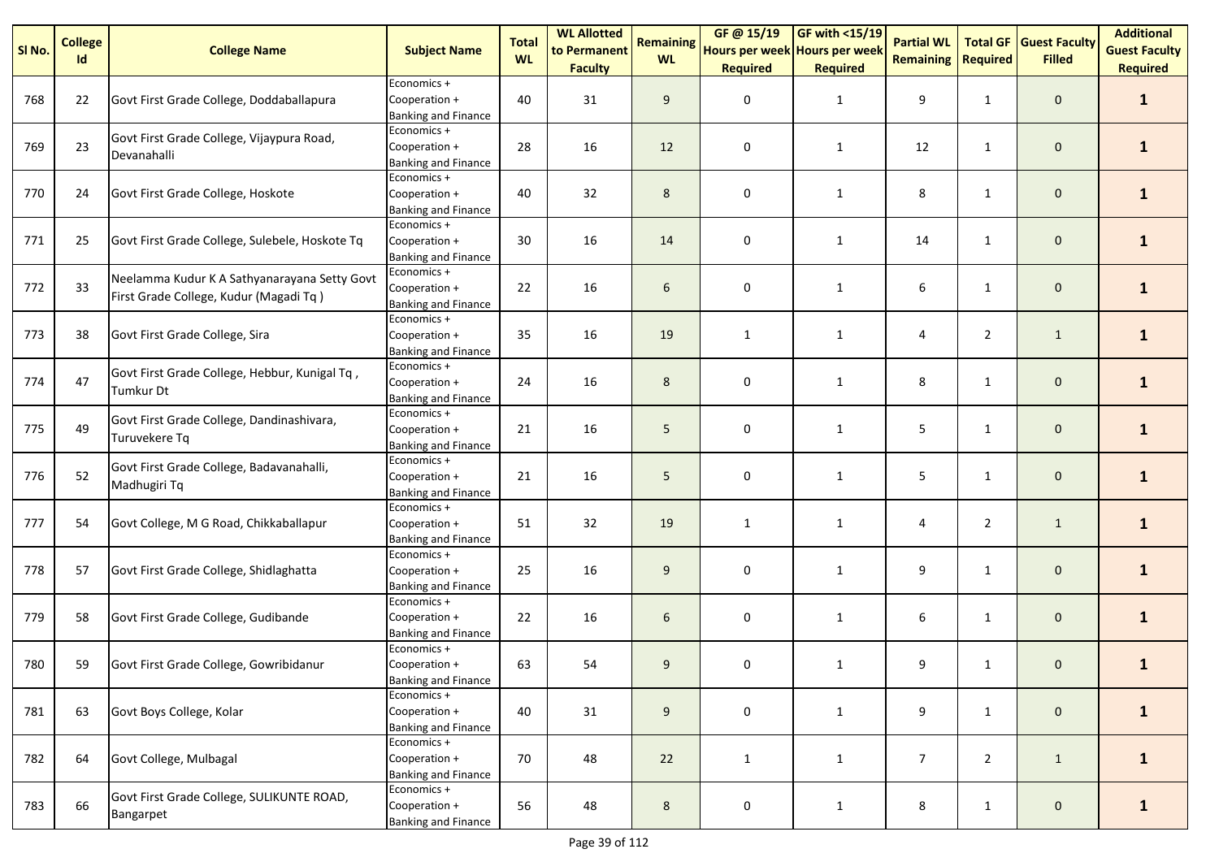| Sl No. | College Id | College Name | Subject Name | Total WL | WL Allotted to Permanent Faculty | Remaining WL | GF @ 15/19 Hours per week Required | GF with <15/19 Hours per week Required | Partial WL Remaining | Total GF Required | Guest Faculty Filled | Additional Guest Faculty Required |
|---|---|---|---|---|---|---|---|---|---|---|---|---|
| 768 | 22 | Govt First Grade College, Doddaballapura | Economics + Cooperation + Banking and Finance | 40 | 31 | 9 | 0 | 1 | 9 | 1 | 0 | **1** |
| 769 | 23 | Govt First Grade College, Vijaypura Road, Devanahalli | Economics + Cooperation + Banking and Finance | 28 | 16 | 12 | 0 | 1 | 12 | 1 | 0 | **1** |
| 770 | 24 | Govt First Grade College, Hoskote | Economics + Cooperation + Banking and Finance | 40 | 32 | 8 | 0 | 1 | 8 | 1 | 0 | **1** |
| 771 | 25 | Govt First Grade College, Sulebele, Hoskote Tq | Economics + Cooperation + Banking and Finance | 30 | 16 | 14 | 0 | 1 | 14 | 1 | 0 | **1** |
| 772 | 33 | Neelamma Kudur K A Sathyanarayana Setty Govt First Grade College, Kudur (Magadi Tq ) | Economics + Cooperation + Banking and Finance | 22 | 16 | 6 | 0 | 1 | 6 | 1 | 0 | **1** |
| 773 | 38 | Govt First Grade College, Sira | Economics + Cooperation + Banking and Finance | 35 | 16 | 19 | 1 | 1 | 4 | 2 | 1 | **1** |
| 774 | 47 | Govt First Grade College, Hebbur, Kunigal Tq , Tumkur Dt | Economics + Cooperation + Banking and Finance | 24 | 16 | 8 | 0 | 1 | 8 | 1 | 0 | **1** |
| 775 | 49 | Govt First Grade College, Dandinashivara, Turuvekere Tq | Economics + Cooperation + Banking and Finance | 21 | 16 | 5 | 0 | 1 | 5 | 1 | 0 | **1** |
| 776 | 52 | Govt First Grade College, Badavanahalli, Madhugiri Tq | Economics + Cooperation + Banking and Finance | 21 | 16 | 5 | 0 | 1 | 5 | 1 | 0 | **1** |
| 777 | 54 | Govt College, M G Road, Chikkaballapur | Economics + Cooperation + Banking and Finance | 51 | 32 | 19 | 1 | 1 | 4 | 2 | 1 | **1** |
| 778 | 57 | Govt First Grade College, Shidlaghatta | Economics + Cooperation + Banking and Finance | 25 | 16 | 9 | 0 | 1 | 9 | 1 | 0 | **1** |
| 779 | 58 | Govt First Grade College, Gudibande | Economics + Cooperation + Banking and Finance | 22 | 16 | 6 | 0 | 1 | 6 | 1 | 0 | **1** |
| 780 | 59 | Govt First Grade College, Gowribidanur | Economics + Cooperation + Banking and Finance | 63 | 54 | 9 | 0 | 1 | 9 | 1 | 0 | **1** |
| 781 | 63 | Govt Boys College, Kolar | Economics + Cooperation + Banking and Finance | 40 | 31 | 9 | 0 | 1 | 9 | 1 | 0 | **1** |
| 782 | 64 | Govt College, Mulbagal | Economics + Cooperation + Banking and Finance | 70 | 48 | 22 | 1 | 1 | 7 | 2 | 1 | **1** |
| 783 | 66 | Govt First Grade College, SULIKUNTE ROAD, Bangarpet | Economics + Cooperation + Banking and Finance | 56 | 48 | 8 | 0 | 1 | 8 | 1 | 0 | **1** |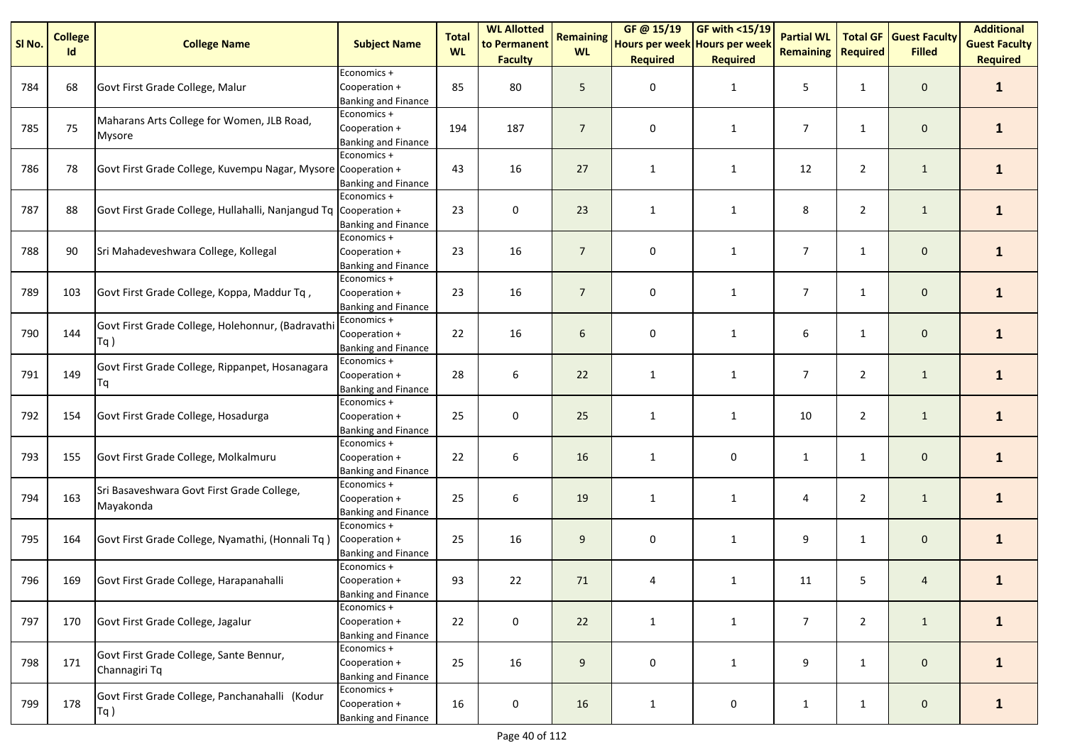| Sl No. | College Id | College Name | Subject Name | Total WL | WL Allotted to Permanent Faculty | Remaining WL | GF @ 15/19 Hours per week Required | GF with <15/19 Hours per week Required | Partial WL Remaining | Total GF Required | Guest Faculty Filled | Additional Guest Faculty Required |
|---|---|---|---|---|---|---|---|---|---|---|---|---|
| 784 | 68 | Govt First Grade College, Malur | Economics + Cooperation + Banking and Finance | 85 | 80 | 5 | 0 | 1 | 5 | 1 | 0 | **1** |
| 785 | 75 | Maharans Arts College for Women, JLB Road, Mysore | Economics + Cooperation + Banking and Finance | 194 | 187 | 7 | 0 | 1 | 7 | 1 | 0 | **1** |
| 786 | 78 | Govt First Grade College, Kuvempu Nagar, Mysore | Economics + Cooperation + Banking and Finance | 43 | 16 | 27 | 1 | 1 | 12 | 2 | 1 | **1** |
| 787 | 88 | Govt First Grade College, Hullahalli, Nanjangud Tq | Economics + Cooperation + Banking and Finance | 23 | 0 | 23 | 1 | 1 | 8 | 2 | 1 | **1** |
| 788 | 90 | Sri Mahadeveshwara College, Kollegal | Economics + Cooperation + Banking and Finance | 23 | 16 | 7 | 0 | 1 | 7 | 1 | 0 | **1** |
| 789 | 103 | Govt First Grade College, Koppa, Maddur Tq , | Economics + Cooperation + Banking and Finance | 23 | 16 | 7 | 0 | 1 | 7 | 1 | 0 | **1** |
| 790 | 144 | Govt First Grade College, Holehonnur, (Badravathi Tq ) | Economics + Cooperation + Banking and Finance | 22 | 16 | 6 | 0 | 1 | 6 | 1 | 0 | **1** |
| 791 | 149 | Govt First Grade College, Rippanpet, Hosanagara Tq | Economics + Cooperation + Banking and Finance | 28 | 6 | 22 | 1 | 1 | 7 | 2 | 1 | **1** |
| 792 | 154 | Govt First Grade College, Hosadurga | Economics + Cooperation + Banking and Finance | 25 | 0 | 25 | 1 | 1 | 10 | 2 | 1 | **1** |
| 793 | 155 | Govt First Grade College, Molkalmuru | Economics + Cooperation + Banking and Finance | 22 | 6 | 16 | 1 | 0 | 1 | 1 | 0 | **1** |
| 794 | 163 | Sri Basaveshwara Govt First Grade College, Mayakonda | Economics + Cooperation + Banking and Finance | 25 | 6 | 19 | 1 | 1 | 4 | 2 | 1 | **1** |
| 795 | 164 | Govt First Grade College, Nyamathi, (Honnali Tq ) | Economics + Cooperation + Banking and Finance | 25 | 16 | 9 | 0 | 1 | 9 | 1 | 0 | **1** |
| 796 | 169 | Govt First Grade College, Harapanahalli | Economics + Cooperation + Banking and Finance | 93 | 22 | 71 | 4 | 1 | 11 | 5 | 4 | **1** |
| 797 | 170 | Govt First Grade College, Jagalur | Economics + Cooperation + Banking and Finance | 22 | 0 | 22 | 1 | 1 | 7 | 2 | 1 | **1** |
| 798 | 171 | Govt First Grade College, Sante Bennur, Channagiri Tq | Economics + Cooperation + Banking and Finance | 25 | 16 | 9 | 0 | 1 | 9 | 1 | 0 | **1** |
| 799 | 178 | Govt First Grade College, Panchanahalli (Kodur Tq ) | Economics + Cooperation + Banking and Finance | 16 | 0 | 16 | 1 | 0 | 1 | 1 | 0 | **1** |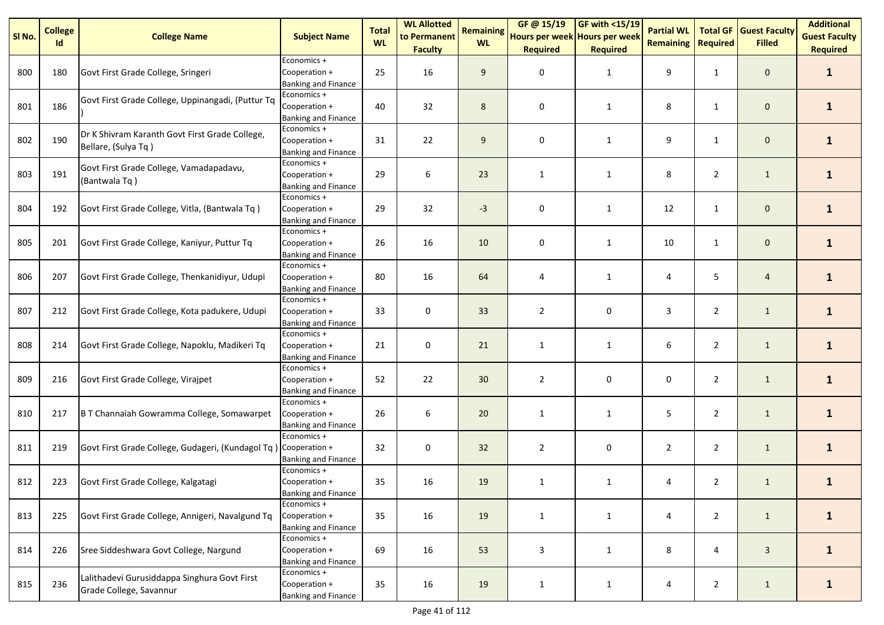| Sl No. | College Id | College Name | Subject Name | Total WL | WL Allotted to Permanent Faculty | Remaining WL | GF @ 15/19 Hours per week Required | GF with <15/19 Hours per week Required | Partial WL Remaining | Total GF Required | Guest Faculty Filled | Additional Guest Faculty Required |
|---|---|---|---|---|---|---|---|---|---|---|---|---|
| 800 | 180 | Govt First Grade College, Sringeri | Economics + Cooperation + Banking and Finance | 25 | 16 | 9 | 0 | 1 | 9 | 1 | 0 | **1** |
| 801 | 186 | Govt First Grade College, Uppinangadi, (Puttur Tq ) | Economics + Cooperation + Banking and Finance | 40 | 32 | 8 | 0 | 1 | 8 | 1 | 0 | **1** |
| 802 | 190 | Dr K Shivram Karanth Govt First Grade College, Bellare, (Sulya Tq ) | Economics + Cooperation + Banking and Finance | 31 | 22 | 9 | 0 | 1 | 9 | 1 | 0 | **1** |
| 803 | 191 | Govt First Grade College, Vamadapadavu, (Bantwala Tq ) | Economics + Cooperation + Banking and Finance | 29 | 6 | 23 | 1 | 1 | 8 | 2 | 1 | **1** |
| 804 | 192 | Govt First Grade College, Vitla, (Bantwala Tq ) | Economics + Cooperation + Banking and Finance | 29 | 32 | -3 | 0 | 1 | 12 | 1 | 0 | **1** |
| 805 | 201 | Govt First Grade College, Kaniyur, Puttur Tq | Economics + Cooperation + Banking and Finance | 26 | 16 | 10 | 0 | 1 | 10 | 1 | 0 | **1** |
| 806 | 207 | Govt First Grade College, Thenkanidiyur, Udupi | Economics + Cooperation + Banking and Finance | 80 | 16 | 64 | 4 | 1 | 4 | 5 | 4 | **1** |
| 807 | 212 | Govt First Grade College, Kota padukere, Udupi | Economics + Cooperation + Banking and Finance | 33 | 0 | 33 | 2 | 0 | 3 | 2 | 1 | **1** |
| 808 | 214 | Govt First Grade College, Napoklu, Madikeri Tq | Economics + Cooperation + Banking and Finance | 21 | 0 | 21 | 1 | 1 | 6 | 2 | 1 | **1** |
| 809 | 216 | Govt First Grade College, Virajpet | Economics + Cooperation + Banking and Finance | 52 | 22 | 30 | 2 | 0 | 0 | 2 | 1 | **1** |
| 810 | 217 | B T Channaiah Gowramma College, Somawarpet | Economics + Cooperation + Banking and Finance | 26 | 6 | 20 | 1 | 1 | 5 | 2 | 1 | **1** |
| 811 | 219 | Govt First Grade College, Gudageri, (Kundagol Tq ) | Economics + Cooperation + Banking and Finance | 32 | 0 | 32 | 2 | 0 | 2 | 2 | 1 | **1** |
| 812 | 223 | Govt First Grade College, Kalgatagi | Economics + Cooperation + Banking and Finance | 35 | 16 | 19 | 1 | 1 | 4 | 2 | 1 | **1** |
| 813 | 225 | Govt First Grade College, Annigeri, Navalgund Tq | Economics + Cooperation + Banking and Finance | 35 | 16 | 19 | 1 | 1 | 4 | 2 | 1 | **1** |
| 814 | 226 | Sree Siddeshwara Govt College, Nargund | Economics + Cooperation + Banking and Finance | 69 | 16 | 53 | 3 | 1 | 8 | 4 | 3 | **1** |
| 815 | 236 | Lalithadevi Gurusiddappa Singhura Govt First Grade College, Savannur | Economics + Cooperation + Banking and Finance | 35 | 16 | 19 | 1 | 1 | 4 | 2 | 1 | **1** |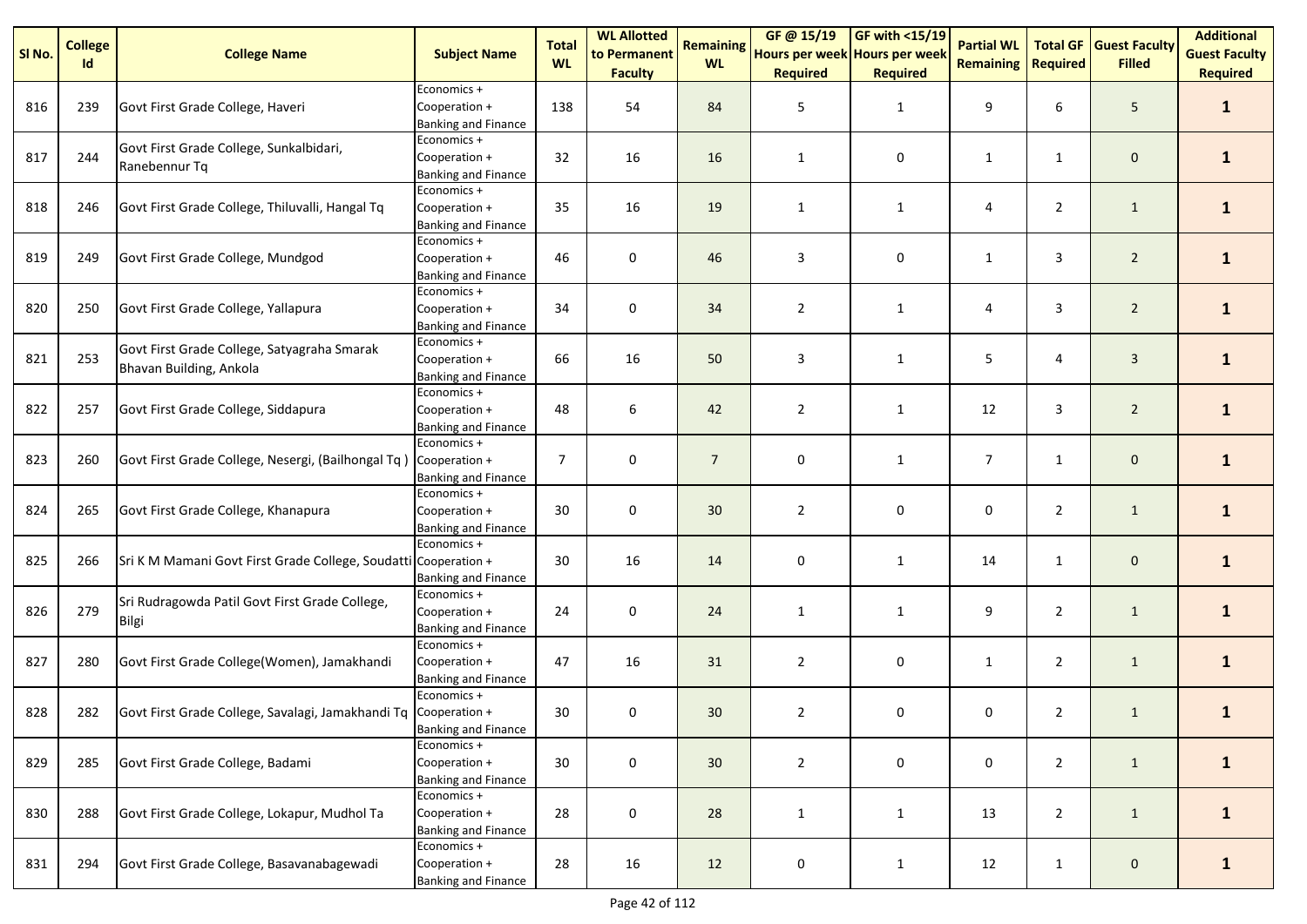| Sl No. | College Id | College Name | Subject Name | Total WL | WL Allotted to Permanent Faculty | Remaining WL | GF @ 15/19 Hours per week Required | GF with <15/19 Hours per week Required | Partial WL Remaining | Total GF Required | Guest Faculty Filled | Additional Guest Faculty Required |
|---|---|---|---|---|---|---|---|---|---|---|---|---|
| 816 | 239 | Govt First Grade College, Haveri | Economics + Cooperation + Banking and Finance | 138 | 54 | 84 | 5 | 1 | 9 | 6 | 5 | **1** |
| 817 | 244 | Govt First Grade College, Sunkalbidari, Ranebennur Tq | Economics + Cooperation + Banking and Finance | 32 | 16 | 16 | 1 | 0 | 1 | 1 | 0 | **1** |
| 818 | 246 | Govt First Grade College, Thiluvalli, Hangal Tq | Economics + Cooperation + Banking and Finance | 35 | 16 | 19 | 1 | 1 | 4 | 2 | 1 | **1** |
| 819 | 249 | Govt First Grade College, Mundgod | Economics + Cooperation + Banking and Finance | 46 | 0 | 46 | 3 | 0 | 1 | 3 | 2 | **1** |
| 820 | 250 | Govt First Grade College, Yallapura | Economics + Cooperation + Banking and Finance | 34 | 0 | 34 | 2 | 1 | 4 | 3 | 2 | **1** |
| 821 | 253 | Govt First Grade College, Satyagraha Smarak Bhavan Building, Ankola | Economics + Cooperation + Banking and Finance | 66 | 16 | 50 | 3 | 1 | 5 | 4 | 3 | **1** |
| 822 | 257 | Govt First Grade College, Siddapura | Economics + Cooperation + Banking and Finance | 48 | 6 | 42 | 2 | 1 | 12 | 3 | 2 | **1** |
| 823 | 260 | Govt First Grade College, Nesergi, (Bailhongal Tq ) | Economics + Cooperation + Banking and Finance | 7 | 0 | 7 | 0 | 1 | 7 | 1 | 0 | **1** |
| 824 | 265 | Govt First Grade College, Khanapura | Economics + Cooperation + Banking and Finance | 30 | 0 | 30 | 2 | 0 | 0 | 2 | 1 | **1** |
| 825 | 266 | Sri K M Mamani Govt First Grade College, Soudatti | Economics + Cooperation + Banking and Finance | 30 | 16 | 14 | 0 | 1 | 14 | 1 | 0 | **1** |
| 826 | 279 | Sri Rudragowda Patil Govt First Grade College, Bilgi | Economics + Cooperation + Banking and Finance | 24 | 0 | 24 | 1 | 1 | 9 | 2 | 1 | **1** |
| 827 | 280 | Govt First Grade College(Women), Jamakhandi | Economics + Cooperation + Banking and Finance | 47 | 16 | 31 | 2 | 0 | 1 | 2 | 1 | **1** |
| 828 | 282 | Govt First Grade College, Savalagi, Jamakhandi Tq | Economics + Cooperation + Banking and Finance | 30 | 0 | 30 | 2 | 0 | 0 | 2 | 1 | **1** |
| 829 | 285 | Govt First Grade College, Badami | Economics + Cooperation + Banking and Finance | 30 | 0 | 30 | 2 | 0 | 0 | 2 | 1 | **1** |
| 830 | 288 | Govt First Grade College, Lokapur, Mudhol Ta | Economics + Cooperation + Banking and Finance | 28 | 0 | 28 | 1 | 1 | 13 | 2 | 1 | **1** |
| 831 | 294 | Govt First Grade College, Basavanabagewadi | Economics + Cooperation + Banking and Finance | 28 | 16 | 12 | 0 | 1 | 12 | 1 | 0 | **1** |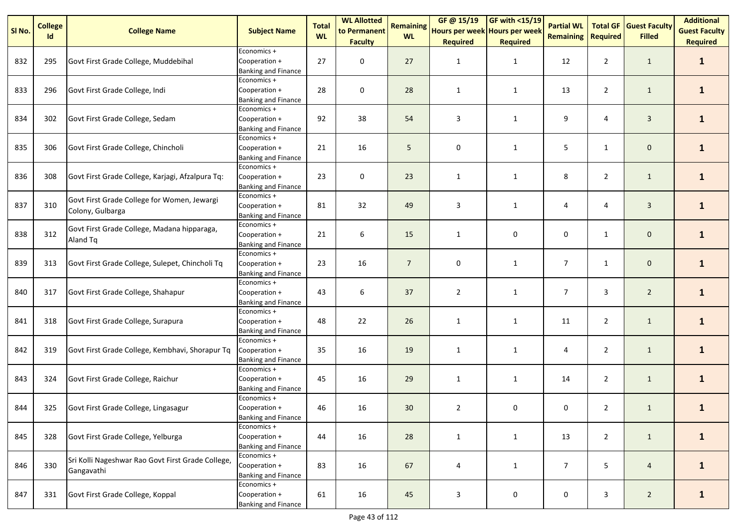| Sl No. | College Id | College Name | Subject Name | Total WL | WL Allotted to Permanent Faculty | Remaining WL | GF @ 15/19 Hours per week Required | GF with <15/19 Hours per week Required | Partial WL Remaining | Total GF Required | Guest Faculty Filled | Additional Guest Faculty Required |
|---|---|---|---|---|---|---|---|---|---|---|---|---|
| 832 | 295 | Govt First Grade College, Muddebihal | Economics + Cooperation + Banking and Finance | 27 | 0 | 27 | 1 | 1 | 12 | 2 | 1 | **1** |
| 833 | 296 | Govt First Grade College, Indi | Economics + Cooperation + Banking and Finance | 28 | 0 | 28 | 1 | 1 | 13 | 2 | 1 | **1** |
| 834 | 302 | Govt First Grade College, Sedam | Economics + Cooperation + Banking and Finance | 92 | 38 | 54 | 3 | 1 | 9 | 4 | 3 | **1** |
| 835 | 306 | Govt First Grade College, Chincholi | Economics + Cooperation + Banking and Finance | 21 | 16 | 5 | 0 | 1 | 5 | 1 | 0 | **1** |
| 836 | 308 | Govt First Grade College, Karjagi, Afzalpura Tq: | Economics + Cooperation + Banking and Finance | 23 | 0 | 23 | 1 | 1 | 8 | 2 | 1 | **1** |
| 837 | 310 | Govt First Grade College for Women, Jewargi Colony, Gulbarga | Economics + Cooperation + Banking and Finance | 81 | 32 | 49 | 3 | 1 | 4 | 4 | 3 | **1** |
| 838 | 312 | Govt First Grade College, Madana hipparaga, Aland Tq | Economics + Cooperation + Banking and Finance | 21 | 6 | 15 | 1 | 0 | 0 | 1 | 0 | **1** |
| 839 | 313 | Govt First Grade College, Sulepet, Chincholi Tq | Economics + Cooperation + Banking and Finance | 23 | 16 | 7 | 0 | 1 | 7 | 1 | 0 | **1** |
| 840 | 317 | Govt First Grade College, Shahapur | Economics + Cooperation + Banking and Finance | 43 | 6 | 37 | 2 | 1 | 7 | 3 | 2 | **1** |
| 841 | 318 | Govt First Grade College, Surapura | Economics + Cooperation + Banking and Finance | 48 | 22 | 26 | 1 | 1 | 11 | 2 | 1 | **1** |
| 842 | 319 | Govt First Grade College, Kembhavi, Shorapur Tq | Economics + Cooperation + Banking and Finance | 35 | 16 | 19 | 1 | 1 | 4 | 2 | 1 | **1** |
| 843 | 324 | Govt First Grade College, Raichur | Economics + Cooperation + Banking and Finance | 45 | 16 | 29 | 1 | 1 | 14 | 2 | 1 | **1** |
| 844 | 325 | Govt First Grade College, Lingasagur | Economics + Cooperation + Banking and Finance | 46 | 16 | 30 | 2 | 0 | 0 | 2 | 1 | **1** |
| 845 | 328 | Govt First Grade College, Yelburga | Economics + Cooperation + Banking and Finance | 44 | 16 | 28 | 1 | 1 | 13 | 2 | 1 | **1** |
| 846 | 330 | Sri Kolli Nageshwar Rao Govt First Grade College, Gangavathi | Economics + Cooperation + Banking and Finance | 83 | 16 | 67 | 4 | 1 | 7 | 5 | 4 | **1** |
| 847 | 331 | Govt First Grade College, Koppal | Economics + Cooperation + Banking and Finance | 61 | 16 | 45 | 3 | 0 | 0 | 3 | 2 | **1** |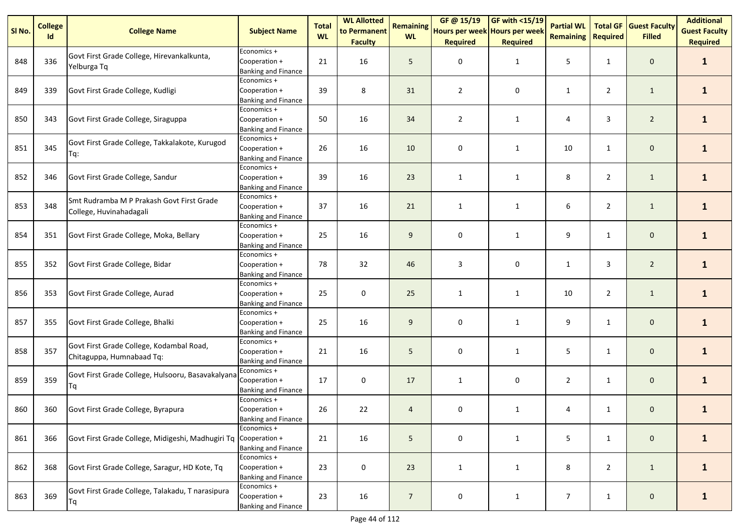| Sl No. | College Id | College Name | Subject Name | Total WL | WL Allotted to Permanent Faculty | Remaining WL | GF @ 15/19 Hours per week Required | GF with <15/19 Hours per week Required | Partial WL Remaining | Total GF Required | Guest Faculty Filled | Additional Guest Faculty Required |
|---|---|---|---|---|---|---|---|---|---|---|---|---|
| 848 | 336 | Govt First Grade College, Hirevankalkunta, Yelburga Tq | Economics + Cooperation + Banking and Finance | 21 | 16 | 5 | 0 | 1 | 5 | 1 | 0 | **1** |
| 849 | 339 | Govt First Grade College, Kudligi | Economics + Cooperation + Banking and Finance | 39 | 8 | 31 | 2 | 0 | 1 | 2 | 1 | **1** |
| 850 | 343 | Govt First Grade College, Siraguppa | Economics + Cooperation + Banking and Finance | 50 | 16 | 34 | 2 | 1 | 4 | 3 | 2 | **1** |
| 851 | 345 | Govt First Grade College, Takkalakote, Kurugod Tq: | Economics + Cooperation + Banking and Finance | 26 | 16 | 10 | 0 | 1 | 10 | 1 | 0 | **1** |
| 852 | 346 | Govt First Grade College, Sandur | Economics + Cooperation + Banking and Finance | 39 | 16 | 23 | 1 | 1 | 8 | 2 | 1 | **1** |
| 853 | 348 | Smt Rudramba M P Prakash Govt First Grade College, Huvinahadagali | Economics + Cooperation + Banking and Finance | 37 | 16 | 21 | 1 | 1 | 6 | 2 | 1 | **1** |
| 854 | 351 | Govt First Grade College, Moka, Bellary | Economics + Cooperation + Banking and Finance | 25 | 16 | 9 | 0 | 1 | 9 | 1 | 0 | **1** |
| 855 | 352 | Govt First Grade College, Bidar | Economics + Cooperation + Banking and Finance | 78 | 32 | 46 | 3 | 0 | 1 | 3 | 2 | **1** |
| 856 | 353 | Govt First Grade College, Aurad | Economics + Cooperation + Banking and Finance | 25 | 0 | 25 | 1 | 1 | 10 | 2 | 1 | **1** |
| 857 | 355 | Govt First Grade College, Bhalki | Economics + Cooperation + Banking and Finance | 25 | 16 | 9 | 0 | 1 | 9 | 1 | 0 | **1** |
| 858 | 357 | Govt First Grade College, Kodambal Road, Chitaguppa, Humnabaad Tq: | Economics + Cooperation + Banking and Finance | 21 | 16 | 5 | 0 | 1 | 5 | 1 | 0 | **1** |
| 859 | 359 | Govt First Grade College, Hulsooru, Basavakalyana Tq | Economics + Cooperation + Banking and Finance | 17 | 0 | 17 | 1 | 0 | 2 | 1 | 0 | **1** |
| 860 | 360 | Govt First Grade College, Byrapura | Economics + Cooperation + Banking and Finance | 26 | 22 | 4 | 0 | 1 | 4 | 1 | 0 | **1** |
| 861 | 366 | Govt First Grade College, Midigeshi, Madhugiri Tq | Economics + Cooperation + Banking and Finance | 21 | 16 | 5 | 0 | 1 | 5 | 1 | 0 | **1** |
| 862 | 368 | Govt First Grade College, Saragur, HD Kote, Tq | Economics + Cooperation + Banking and Finance | 23 | 0 | 23 | 1 | 1 | 8 | 2 | 1 | **1** |
| 863 | 369 | Govt First Grade College, Talakadu, T narasipura Tq | Economics + Cooperation + Banking and Finance | 23 | 16 | 7 | 0 | 1 | 7 | 1 | 0 | **1** |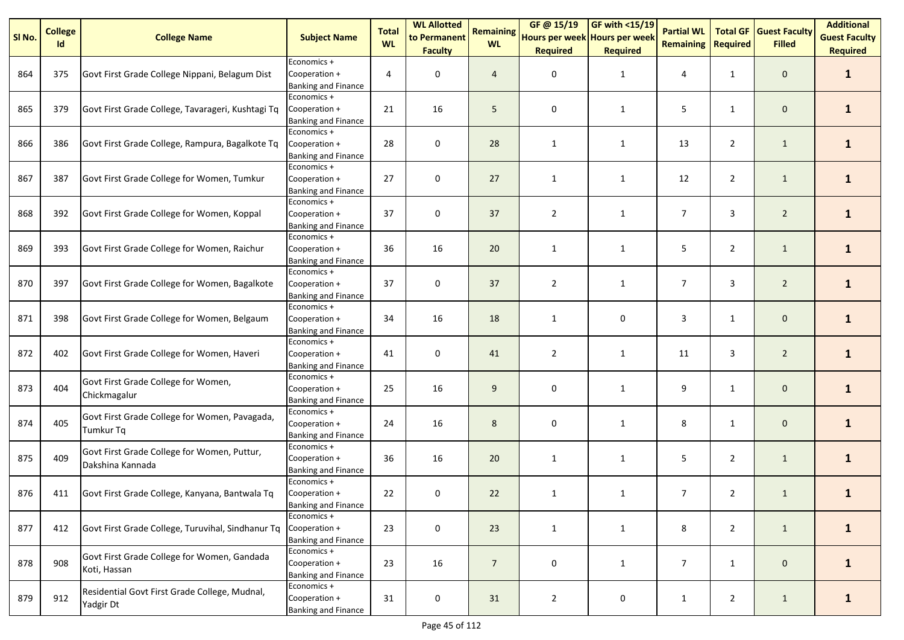| Sl No. | College Id | College Name | Subject Name | Total WL | WL Allotted to Permanent Faculty | Remaining WL | GF @ 15/19 Hours per week Required | GF with <15/19 Hours per week Required | Partial WL Remaining | Total GF Required | Guest Faculty Filled | Additional Guest Faculty Required |
|---|---|---|---|---|---|---|---|---|---|---|---|---|
| 864 | 375 | Govt First Grade College Nippani, Belagum Dist | Economics + Cooperation + Banking and Finance | 4 | 0 | 4 | 0 | 1 | 4 | 1 | 0 | **1** |
| 865 | 379 | Govt First Grade College, Tavarageri, Kushtagi Tq | Economics + Cooperation + Banking and Finance | 21 | 16 | 5 | 0 | 1 | 5 | 1 | 0 | **1** |
| 866 | 386 | Govt First Grade College, Rampura, Bagalkote Tq | Economics + Cooperation + Banking and Finance | 28 | 0 | 28 | 1 | 1 | 13 | 2 | 1 | **1** |
| 867 | 387 | Govt First Grade College for Women, Tumkur | Economics + Cooperation + Banking and Finance | 27 | 0 | 27 | 1 | 1 | 12 | 2 | 1 | **1** |
| 868 | 392 | Govt First Grade College for Women, Koppal | Economics + Cooperation + Banking and Finance | 37 | 0 | 37 | 2 | 1 | 7 | 3 | 2 | **1** |
| 869 | 393 | Govt First Grade College for Women, Raichur | Economics + Cooperation + Banking and Finance | 36 | 16 | 20 | 1 | 1 | 5 | 2 | 1 | **1** |
| 870 | 397 | Govt First Grade College for Women, Bagalkote | Economics + Cooperation + Banking and Finance | 37 | 0 | 37 | 2 | 1 | 7 | 3 | 2 | **1** |
| 871 | 398 | Govt First Grade College for Women, Belgaum | Economics + Cooperation + Banking and Finance | 34 | 16 | 18 | 1 | 0 | 3 | 1 | 0 | **1** |
| 872 | 402 | Govt First Grade College for Women, Haveri | Economics + Cooperation + Banking and Finance | 41 | 0 | 41 | 2 | 1 | 11 | 3 | 2 | **1** |
| 873 | 404 | Govt First Grade College for Women, Chickmagalur | Economics + Cooperation + Banking and Finance | 25 | 16 | 9 | 0 | 1 | 9 | 1 | 0 | **1** |
| 874 | 405 | Govt First Grade College for Women, Pavagada, Tumkur Tq | Economics + Cooperation + Banking and Finance | 24 | 16 | 8 | 0 | 1 | 8 | 1 | 0 | **1** |
| 875 | 409 | Govt First Grade College for Women, Puttur, Dakshina Kannada | Economics + Cooperation + Banking and Finance | 36 | 16 | 20 | 1 | 1 | 5 | 2 | 1 | **1** |
| 876 | 411 | Govt First Grade College, Kanyana, Bantwala Tq | Economics + Cooperation + Banking and Finance | 22 | 0 | 22 | 1 | 1 | 7 | 2 | 1 | **1** |
| 877 | 412 | Govt First Grade College, Turuvihal, Sindhanur Tq | Economics + Cooperation + Banking and Finance | 23 | 0 | 23 | 1 | 1 | 8 | 2 | 1 | **1** |
| 878 | 908 | Govt First Grade College for Women, Gandada Koti, Hassan | Economics + Cooperation + Banking and Finance | 23 | 16 | 7 | 0 | 1 | 7 | 1 | 0 | **1** |
| 879 | 912 | Residential Govt First Grade College, Mudnal, Yadgir Dt | Economics + Cooperation + Banking and Finance | 31 | 0 | 31 | 2 | 0 | 1 | 2 | 1 | **1** |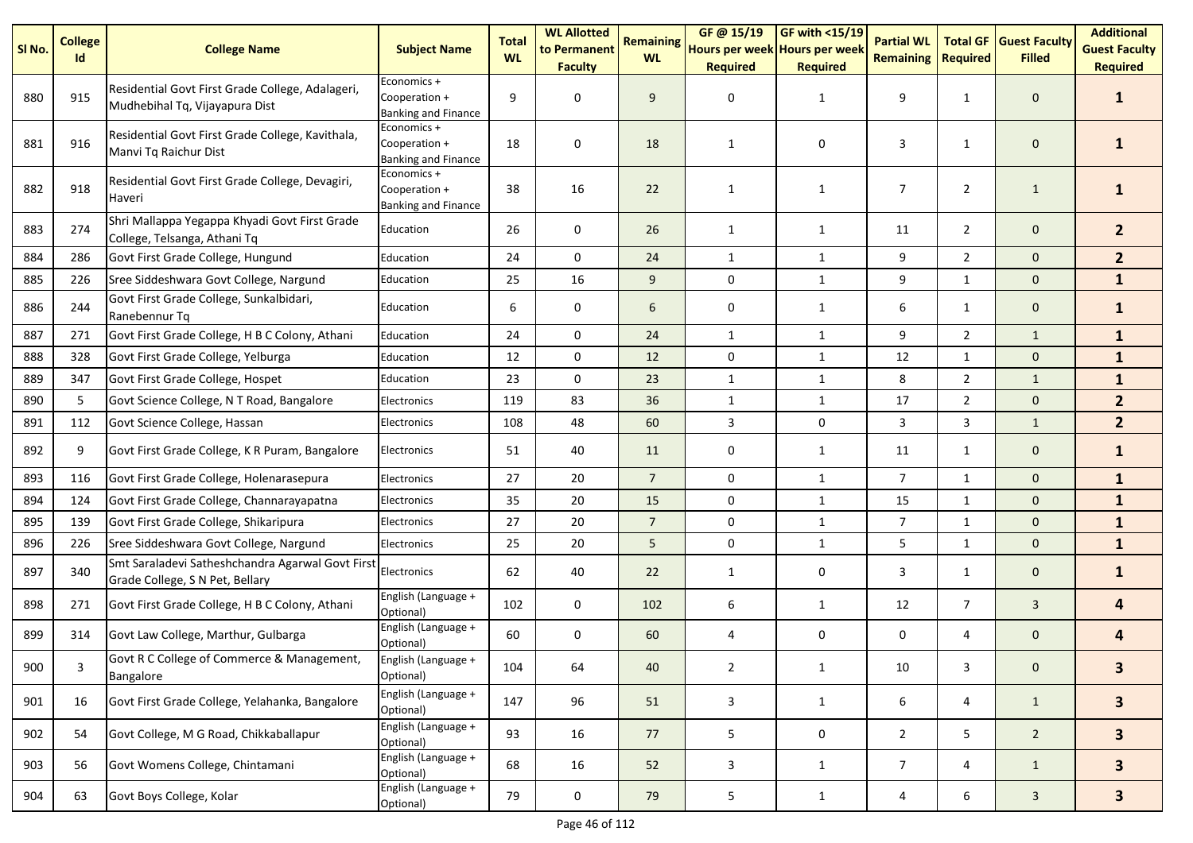| Sl No. | College Id | College Name | Subject Name | Total WL | WL Allotted to Permanent Faculty | Remaining WL | GF @ 15/19 Hours per week Required | GF with <15/19 Hours per week Required | Partial WL Remaining | Total GF Required | Guest Faculty Filled | Additional Guest Faculty Required |
|---|---|---|---|---|---|---|---|---|---|---|---|---|
| 880 | 915 | Residential Govt First Grade College, Adalageri, Mudhebihal Tq, Vijayapura Dist | Economics + Cooperation + Banking and Finance | 9 | 0 | 9 | 0 | 1 | 9 | 1 | 0 | **1** |
| 881 | 916 | Residential Govt First Grade College, Kavithala, Manvi Tq Raichur Dist | Economics + Cooperation + Banking and Finance | 18 | 0 | 18 | 1 | 0 | 3 | 1 | 0 | **1** |
| 882 | 918 | Residential Govt First Grade College, Devagiri, Haveri | Economics + Cooperation + Banking and Finance | 38 | 16 | 22 | 1 | 1 | 7 | 2 | 1 | **1** |
| 883 | 274 | Shri Mallappa Yegappa Khyadi Govt First Grade College, Telsanga, Athani Tq | Education | 26 | 0 | 26 | 1 | 1 | 11 | 2 | 0 | **2** |
| 884 | 286 | Govt First Grade College, Hungund | Education | 24 | 0 | 24 | 1 | 1 | 9 | 2 | 0 | **2** |
| 885 | 226 | Sree Siddeshwara Govt College, Nargund | Education | 25 | 16 | 9 | 0 | 1 | 9 | 1 | 0 | **1** |
| 886 | 244 | Govt First Grade College, Sunkalbidari, Ranebennur Tq | Education | 6 | 0 | 6 | 0 | 1 | 6 | 1 | 0 | **1** |
| 887 | 271 | Govt First Grade College, H B C Colony, Athani | Education | 24 | 0 | 24 | 1 | 1 | 9 | 2 | 1 | **1** |
| 888 | 328 | Govt First Grade College, Yelburga | Education | 12 | 0 | 12 | 0 | 1 | 12 | 1 | 0 | **1** |
| 889 | 347 | Govt First Grade College, Hospet | Education | 23 | 0 | 23 | 1 | 1 | 8 | 2 | 1 | **1** |
| 890 | 5 | Govt Science College, N T Road, Bangalore | Electronics | 119 | 83 | 36 | 1 | 1 | 17 | 2 | 0 | **2** |
| 891 | 112 | Govt Science College, Hassan | Electronics | 108 | 48 | 60 | 3 | 0 | 3 | 3 | 1 | **2** |
| 892 | 9 | Govt First Grade College, K R Puram, Bangalore | Electronics | 51 | 40 | 11 | 0 | 1 | 11 | 1 | 0 | **1** |
| 893 | 116 | Govt First Grade College, Holenarasepura | Electronics | 27 | 20 | 7 | 0 | 1 | 7 | 1 | 0 | **1** |
| 894 | 124 | Govt First Grade College, Channarayapatna | Electronics | 35 | 20 | 15 | 0 | 1 | 15 | 1 | 0 | **1** |
| 895 | 139 | Govt First Grade College, Shikaripura | Electronics | 27 | 20 | 7 | 0 | 1 | 7 | 1 | 0 | **1** |
| 896 | 226 | Sree Siddeshwara Govt College, Nargund | Electronics | 25 | 20 | 5 | 0 | 1 | 5 | 1 | 0 | **1** |
| 897 | 340 | Smt Saraladevi Satheshchandra Agarwal Govt First Grade College, S N Pet, Bellary | Electronics | 62 | 40 | 22 | 1 | 0 | 3 | 1 | 0 | **1** |
| 898 | 271 | Govt First Grade College, H B C Colony, Athani | English (Language + Optional) | 102 | 0 | 102 | 6 | 1 | 12 | 7 | 3 | **4** |
| 899 | 314 | Govt Law College, Marthur, Gulbarga | English (Language + Optional) | 60 | 0 | 60 | 4 | 0 | 0 | 4 | 0 | **4** |
| 900 | 3 | Govt R C College of Commerce & Management, Bangalore | English (Language + Optional) | 104 | 64 | 40 | 2 | 1 | 10 | 3 | 0 | **3** |
| 901 | 16 | Govt First Grade College, Yelahanka, Bangalore | English (Language + Optional) | 147 | 96 | 51 | 3 | 1 | 6 | 4 | 1 | **3** |
| 902 | 54 | Govt College, M G Road, Chikkaballapur | English (Language + Optional) | 93 | 16 | 77 | 5 | 0 | 2 | 5 | 2 | **3** |
| 903 | 56 | Govt Womens College, Chintamani | English (Language + Optional) | 68 | 16 | 52 | 3 | 1 | 7 | 4 | 1 | **3** |
| 904 | 63 | Govt Boys College, Kolar | English (Language + Optional) | 79 | 0 | 79 | 5 | 1 | 4 | 6 | 3 | **3** |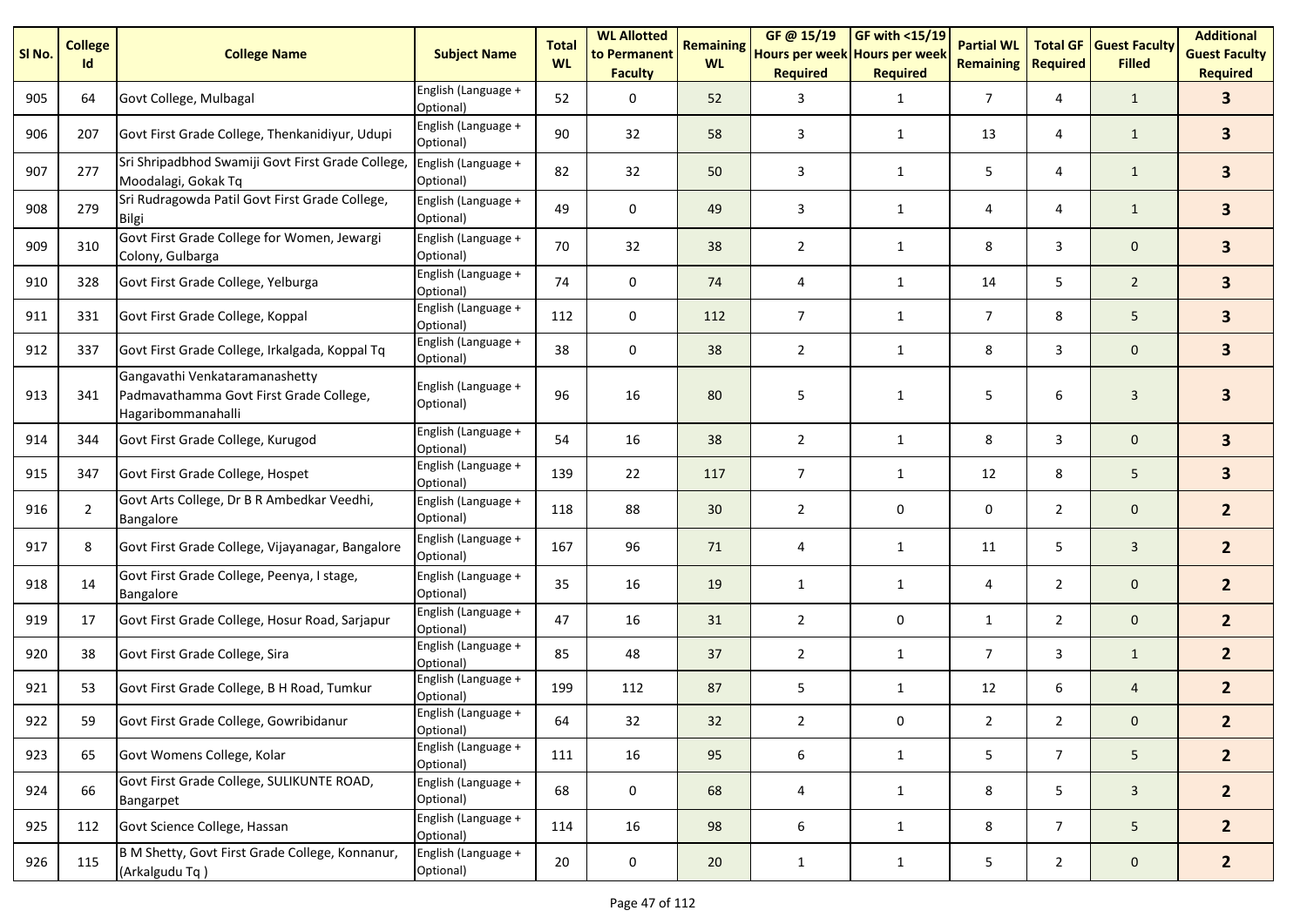| Sl No. | College Id | College Name | Subject Name | Total WL | WL Allotted to Permanent Faculty | Remaining WL | GF @ 15/19 Hours per week Required | GF with <15/19 Hours per week Required | Partial WL Remaining | Total GF Required | Guest Faculty Filled | Additional Guest Faculty Required |
|---|---|---|---|---|---|---|---|---|---|---|---|---|
| 905 | 64 | Govt College, Mulbagal | English (Language + Optional) | 52 | 0 | 52 | 3 | 1 | 7 | 4 | 1 | **3** |
| 906 | 207 | Govt First Grade College, Thenkanidiyur, Udupi | English (Language + Optional) | 90 | 32 | 58 | 3 | 1 | 13 | 4 | 1 | **3** |
| 907 | 277 | Sri Shripadbhod Swamiji Govt First Grade College, Moodalagi, Gokak Tq | English (Language + Optional) | 82 | 32 | 50 | 3 | 1 | 5 | 4 | 1 | **3** |
| 908 | 279 | Sri Rudragowda Patil Govt First Grade College, Bilgi | English (Language + Optional) | 49 | 0 | 49 | 3 | 1 | 4 | 4 | 1 | **3** |
| 909 | 310 | Govt First Grade College for Women, Jewargi Colony, Gulbarga | English (Language + Optional) | 70 | 32 | 38 | 2 | 1 | 8 | 3 | 0 | **3** |
| 910 | 328 | Govt First Grade College, Yelburga | English (Language + Optional) | 74 | 0 | 74 | 4 | 1 | 14 | 5 | 2 | **3** |
| 911 | 331 | Govt First Grade College, Koppal | English (Language + Optional) | 112 | 0 | 112 | 7 | 1 | 7 | 8 | 5 | **3** |
| 912 | 337 | Govt First Grade College, Irkalgada, Koppal Tq | English (Language + Optional) | 38 | 0 | 38 | 2 | 1 | 8 | 3 | 0 | **3** |
| 913 | 341 | Gangavathi Venkataramanashetty Padmavathamma Govt First Grade College, Hagaribommanahalli | English (Language + Optional) | 96 | 16 | 80 | 5 | 1 | 5 | 6 | 3 | **3** |
| 914 | 344 | Govt First Grade College, Kurugod | English (Language + Optional) | 54 | 16 | 38 | 2 | 1 | 8 | 3 | 0 | **3** |
| 915 | 347 | Govt First Grade College, Hospet | English (Language + Optional) | 139 | 22 | 117 | 7 | 1 | 12 | 8 | 5 | **3** |
| 916 | 2 | Govt Arts College, Dr B R Ambedkar Veedhi, Bangalore | English (Language + Optional) | 118 | 88 | 30 | 2 | 0 | 0 | 2 | 0 | **2** |
| 917 | 8 | Govt First Grade College, Vijayanagar, Bangalore | English (Language + Optional) | 167 | 96 | 71 | 4 | 1 | 11 | 5 | 3 | **2** |
| 918 | 14 | Govt First Grade College, Peenya, I stage, Bangalore | English (Language + Optional) | 35 | 16 | 19 | 1 | 1 | 4 | 2 | 0 | **2** |
| 919 | 17 | Govt First Grade College, Hosur Road, Sarjapur | English (Language + Optional) | 47 | 16 | 31 | 2 | 0 | 1 | 2 | 0 | **2** |
| 920 | 38 | Govt First Grade College, Sira | English (Language + Optional) | 85 | 48 | 37 | 2 | 1 | 7 | 3 | 1 | **2** |
| 921 | 53 | Govt First Grade College, B H Road, Tumkur | English (Language + Optional) | 199 | 112 | 87 | 5 | 1 | 12 | 6 | 4 | **2** |
| 922 | 59 | Govt First Grade College, Gowribidanur | English (Language + Optional) | 64 | 32 | 32 | 2 | 0 | 2 | 2 | 0 | **2** |
| 923 | 65 | Govt Womens College, Kolar | English (Language + Optional) | 111 | 16 | 95 | 6 | 1 | 5 | 7 | 5 | **2** |
| 924 | 66 | Govt First Grade College, SULIKUNTE ROAD, Bangarpet | English (Language + Optional) | 68 | 0 | 68 | 4 | 1 | 8 | 5 | 3 | **2** |
| 925 | 112 | Govt Science College, Hassan | English (Language + Optional) | 114 | 16 | 98 | 6 | 1 | 8 | 7 | 5 | **2** |
| 926 | 115 | B M Shetty, Govt First Grade College, Konnanur, (Arkalgudu Tq ) | English (Language + Optional) | 20 | 0 | 20 | 1 | 1 | 5 | 2 | 0 | **2** |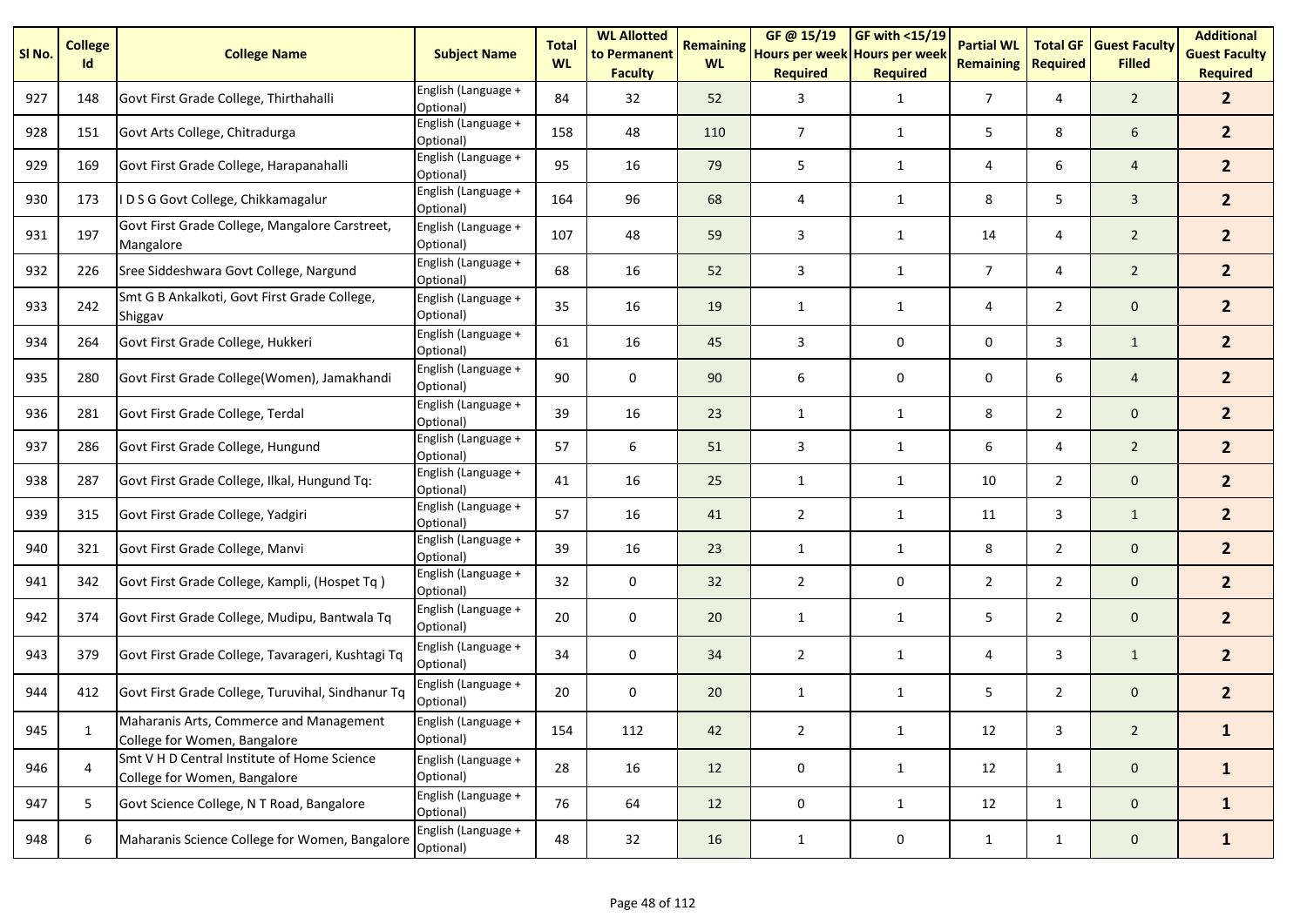| Sl No. | College Id | College Name | Subject Name | Total WL | WL Allotted to Permanent Faculty | Remaining WL | GF @ 15/19 Hours per week Required | GF with <15/19 Hours per week Required | Partial WL Remaining | Total GF Required | Guest Faculty Filled | Additional Guest Faculty Required |
|---|---|---|---|---|---|---|---|---|---|---|---|---|
| 927 | 148 | Govt First Grade College, Thirthahalli | English (Language + Optional) | 84 | 32 | 52 | 3 | 1 | 7 | 4 | 2 | **2** |
| 928 | 151 | Govt Arts College, Chitradurga | English (Language + Optional) | 158 | 48 | 110 | 7 | 1 | 5 | 8 | 6 | **2** |
| 929 | 169 | Govt First Grade College, Harapanahalli | English (Language + Optional) | 95 | 16 | 79 | 5 | 1 | 4 | 6 | 4 | **2** |
| 930 | 173 | I D S G Govt College, Chikkamagalur | English (Language + Optional) | 164 | 96 | 68 | 4 | 1 | 8 | 5 | 3 | **2** |
| 931 | 197 | Govt First Grade College, Mangalore Carstreet, Mangalore | English (Language + Optional) | 107 | 48 | 59 | 3 | 1 | 14 | 4 | 2 | **2** |
| 932 | 226 | Sree Siddeshwara Govt College, Nargund | English (Language + Optional) | 68 | 16 | 52 | 3 | 1 | 7 | 4 | 2 | **2** |
| 933 | 242 | Smt G B Ankalkoti, Govt First Grade College, Shiggav | English (Language + Optional) | 35 | 16 | 19 | 1 | 1 | 4 | 2 | 0 | **2** |
| 934 | 264 | Govt First Grade College, Hukkeri | English (Language + Optional) | 61 | 16 | 45 | 3 | 0 | 0 | 3 | 1 | **2** |
| 935 | 280 | Govt First Grade College(Women), Jamakhandi | English (Language + Optional) | 90 | 0 | 90 | 6 | 0 | 0 | 6 | 4 | **2** |
| 936 | 281 | Govt First Grade College, Terdal | English (Language + Optional) | 39 | 16 | 23 | 1 | 1 | 8 | 2 | 0 | **2** |
| 937 | 286 | Govt First Grade College, Hungund | English (Language + Optional) | 57 | 6 | 51 | 3 | 1 | 6 | 4 | 2 | **2** |
| 938 | 287 | Govt First Grade College, Ilkal, Hungund Tq: | English (Language + Optional) | 41 | 16 | 25 | 1 | 1 | 10 | 2 | 0 | **2** |
| 939 | 315 | Govt First Grade College, Yadgiri | English (Language + Optional) | 57 | 16 | 41 | 2 | 1 | 11 | 3 | 1 | **2** |
| 940 | 321 | Govt First Grade College, Manvi | English (Language + Optional) | 39 | 16 | 23 | 1 | 1 | 8 | 2 | 0 | **2** |
| 941 | 342 | Govt First Grade College, Kampli, (Hospet Tq ) | English (Language + Optional) | 32 | 0 | 32 | 2 | 0 | 2 | 2 | 0 | **2** |
| 942 | 374 | Govt First Grade College, Mudipu, Bantwala Tq | English (Language + Optional) | 20 | 0 | 20 | 1 | 1 | 5 | 2 | 0 | **2** |
| 943 | 379 | Govt First Grade College, Tavarageri, Kushtagi Tq | English (Language + Optional) | 34 | 0 | 34 | 2 | 1 | 4 | 3 | 1 | **2** |
| 944 | 412 | Govt First Grade College, Turuvihal, Sindhanur Tq | English (Language + Optional) | 20 | 0 | 20 | 1 | 1 | 5 | 2 | 0 | **2** |
| 945 | 1 | Maharanis Arts, Commerce and Management College for Women, Bangalore | English (Language + Optional) | 154 | 112 | 42 | 2 | 1 | 12 | 3 | 2 | **1** |
| 946 | 4 | Smt V H D Central Institute of Home Science College for Women, Bangalore | English (Language + Optional) | 28 | 16 | 12 | 0 | 1 | 12 | 1 | 0 | **1** |
| 947 | 5 | Govt Science College, N T Road, Bangalore | English (Language + Optional) | 76 | 64 | 12 | 0 | 1 | 12 | 1 | 0 | **1** |
| 948 | 6 | Maharanis Science College for Women, Bangalore | English (Language + Optional) | 48 | 32 | 16 | 1 | 0 | 1 | 1 | 0 | **1** |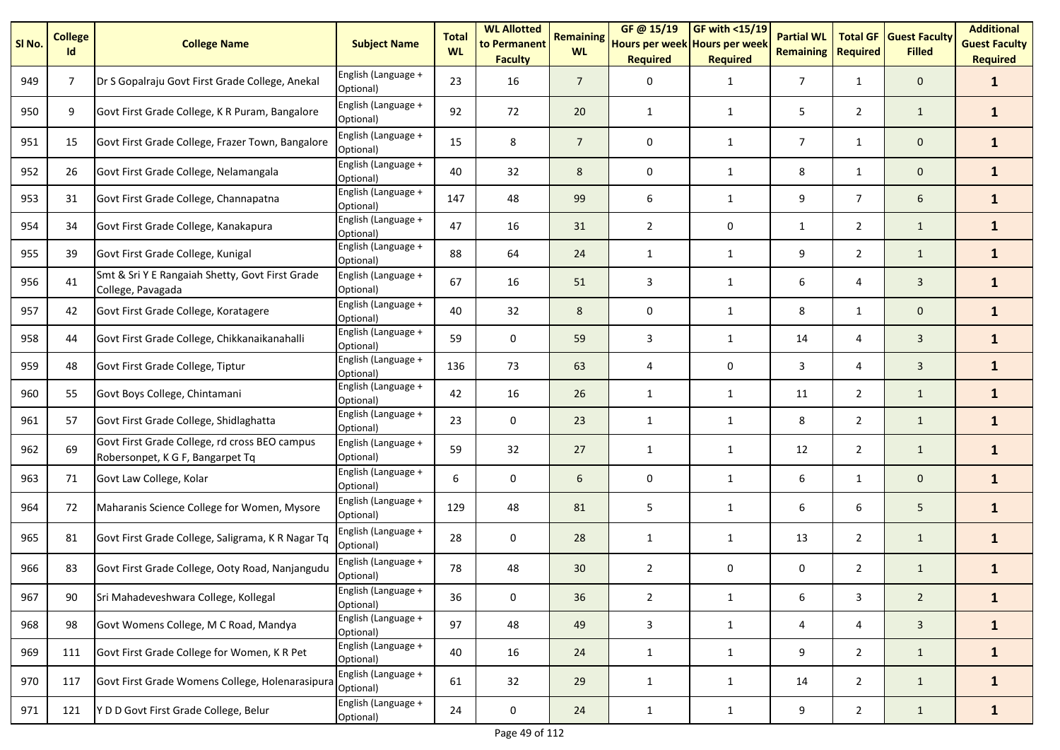| Sl No. | College Id | College Name | Subject Name | Total WL | WL Allotted to Permanent Faculty | Remaining WL | GF @ 15/19 Hours per week Required | GF with <15/19 Hours per week Required | Partial WL Remaining | Total GF Required | Guest Faculty Filled | Additional Guest Faculty Required |
|---|---|---|---|---|---|---|---|---|---|---|---|---|
| 949 | 7 | Dr S Gopalraju Govt First Grade College, Anekal | English (Language + Optional) | 23 | 16 | 7 | 0 | 1 | 7 | 1 | 0 | **1** |
| 950 | 9 | Govt First Grade College, K R Puram, Bangalore | English (Language + Optional) | 92 | 72 | 20 | 1 | 1 | 5 | 2 | 1 | **1** |
| 951 | 15 | Govt First Grade College, Frazer Town, Bangalore | English (Language + Optional) | 15 | 8 | 7 | 0 | 1 | 7 | 1 | 0 | **1** |
| 952 | 26 | Govt First Grade College, Nelamangala | English (Language + Optional) | 40 | 32 | 8 | 0 | 1 | 8 | 1 | 0 | **1** |
| 953 | 31 | Govt First Grade College, Channapatna | English (Language + Optional) | 147 | 48 | 99 | 6 | 1 | 9 | 7 | 6 | **1** |
| 954 | 34 | Govt First Grade College, Kanakapura | English (Language + Optional) | 47 | 16 | 31 | 2 | 0 | 1 | 2 | 1 | **1** |
| 955 | 39 | Govt First Grade College, Kunigal | English (Language + Optional) | 88 | 64 | 24 | 1 | 1 | 9 | 2 | 1 | **1** |
| 956 | 41 | Smt & Sri Y E Rangaiah Shetty, Govt First Grade College, Pavagada | English (Language + Optional) | 67 | 16 | 51 | 3 | 1 | 6 | 4 | 3 | **1** |
| 957 | 42 | Govt First Grade College, Koratagere | English (Language + Optional) | 40 | 32 | 8 | 0 | 1 | 8 | 1 | 0 | **1** |
| 958 | 44 | Govt First Grade College, Chikkanaikanahalli | English (Language + Optional) | 59 | 0 | 59 | 3 | 1 | 14 | 4 | 3 | **1** |
| 959 | 48 | Govt First Grade College, Tiptur | English (Language + Optional) | 136 | 73 | 63 | 4 | 0 | 3 | 4 | 3 | **1** |
| 960 | 55 | Govt Boys College, Chintamani | English (Language + Optional) | 42 | 16 | 26 | 1 | 1 | 11 | 2 | 1 | **1** |
| 961 | 57 | Govt First Grade College, Shidlaghatta | English (Language + Optional) | 23 | 0 | 23 | 1 | 1 | 8 | 2 | 1 | **1** |
| 962 | 69 | Govt First Grade College, rd cross BEO campus Robersonpet, K G F, Bangarpet Tq | English (Language + Optional) | 59 | 32 | 27 | 1 | 1 | 12 | 2 | 1 | **1** |
| 963 | 71 | Govt Law College, Kolar | English (Language + Optional) | 6 | 0 | 6 | 0 | 1 | 6 | 1 | 0 | **1** |
| 964 | 72 | Maharanis Science College for Women, Mysore | English (Language + Optional) | 129 | 48 | 81 | 5 | 1 | 6 | 6 | 5 | **1** |
| 965 | 81 | Govt First Grade College, Saligrama, K R Nagar Tq | English (Language + Optional) | 28 | 0 | 28 | 1 | 1 | 13 | 2 | 1 | **1** |
| 966 | 83 | Govt First Grade College, Ooty Road, Nanjangudu | English (Language + Optional) | 78 | 48 | 30 | 2 | 0 | 0 | 2 | 1 | **1** |
| 967 | 90 | Sri Mahadeveshwara College, Kollegal | English (Language + Optional) | 36 | 0 | 36 | 2 | 1 | 6 | 3 | 2 | **1** |
| 968 | 98 | Govt Womens College, M C Road, Mandya | English (Language + Optional) | 97 | 48 | 49 | 3 | 1 | 4 | 4 | 3 | **1** |
| 969 | 111 | Govt First Grade College for Women, K R Pet | English (Language + Optional) | 40 | 16 | 24 | 1 | 1 | 9 | 2 | 1 | **1** |
| 970 | 117 | Govt First Grade Womens College, Holenarasipura | English (Language + Optional) | 61 | 32 | 29 | 1 | 1 | 14 | 2 | 1 | **1** |
| 971 | 121 | Y D D Govt First Grade College, Belur | English (Language + Optional) | 24 | 0 | 24 | 1 | 1 | 9 | 2 | 1 | **1** |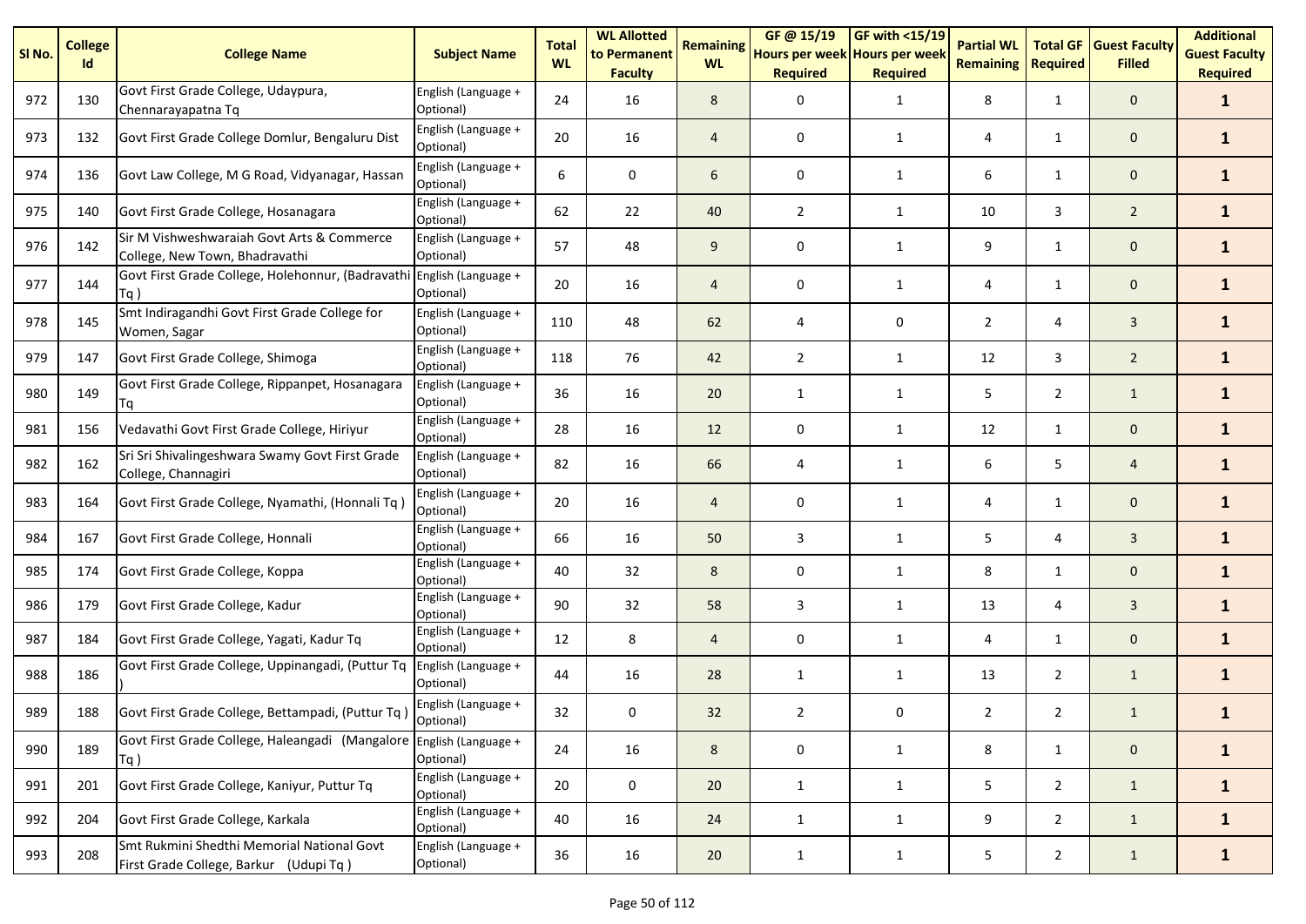| Sl No. | College Id | College Name | Subject Name | Total WL | WL Allotted to Permanent Faculty | Remaining WL | GF @ 15/19 Hours per week Required | GF with <15/19 Hours per week Required | Partial WL Remaining | Total GF Required | Guest Faculty Filled | Additional Guest Faculty Required |
|---|---|---|---|---|---|---|---|---|---|---|---|---|
| 972 | 130 | Govt First Grade College, Udaypura, Chennarayapatna Tq | English (Language + Optional) | 24 | 16 | 8 | 0 | 1 | 8 | 1 | 0 | **1** |
| 973 | 132 | Govt First Grade College Domlur, Bengaluru Dist | English (Language + Optional) | 20 | 16 | 4 | 0 | 1 | 4 | 1 | 0 | **1** |
| 974 | 136 | Govt Law College, M G Road, Vidyanagar, Hassan | English (Language + Optional) | 6 | 0 | 6 | 0 | 1 | 6 | 1 | 0 | **1** |
| 975 | 140 | Govt First Grade College, Hosanagara | English (Language + Optional) | 62 | 22 | 40 | 2 | 1 | 10 | 3 | 2 | **1** |
| 976 | 142 | Sir M Vishweshwaraiah Govt Arts & Commerce College, New Town, Bhadravathi | English (Language + Optional) | 57 | 48 | 9 | 0 | 1 | 9 | 1 | 0 | **1** |
| 977 | 144 | Govt First Grade College, Holehonnur, (Badravathi Tq ) | English (Language + Optional) | 20 | 16 | 4 | 0 | 1 | 4 | 1 | 0 | **1** |
| 978 | 145 | Smt Indiragandhi Govt First Grade College for Women, Sagar | English (Language + Optional) | 110 | 48 | 62 | 4 | 0 | 2 | 4 | 3 | **1** |
| 979 | 147 | Govt First Grade College, Shimoga | English (Language + Optional) | 118 | 76 | 42 | 2 | 1 | 12 | 3 | 2 | **1** |
| 980 | 149 | Govt First Grade College, Rippanpet, Hosanagara Tq | English (Language + Optional) | 36 | 16 | 20 | 1 | 1 | 5 | 2 | 1 | **1** |
| 981 | 156 | Vedavathi Govt First Grade College, Hiriyur | English (Language + Optional) | 28 | 16 | 12 | 0 | 1 | 12 | 1 | 0 | **1** |
| 982 | 162 | Sri Sri Shivalingeshwara Swamy Govt First Grade College, Channagiri | English (Language + Optional) | 82 | 16 | 66 | 4 | 1 | 6 | 5 | 4 | **1** |
| 983 | 164 | Govt First Grade College, Nyamathi, (Honnali Tq ) | English (Language + Optional) | 20 | 16 | 4 | 0 | 1 | 4 | 1 | 0 | **1** |
| 984 | 167 | Govt First Grade College, Honnali | English (Language + Optional) | 66 | 16 | 50 | 3 | 1 | 5 | 4 | 3 | **1** |
| 985 | 174 | Govt First Grade College, Koppa | English (Language + Optional) | 40 | 32 | 8 | 0 | 1 | 8 | 1 | 0 | **1** |
| 986 | 179 | Govt First Grade College, Kadur | English (Language + Optional) | 90 | 32 | 58 | 3 | 1 | 13 | 4 | 3 | **1** |
| 987 | 184 | Govt First Grade College, Yagati, Kadur Tq | English (Language + Optional) | 12 | 8 | 4 | 0 | 1 | 4 | 1 | 0 | **1** |
| 988 | 186 | Govt First Grade College, Uppinangadi, (Puttur Tq ) | English (Language + Optional) | 44 | 16 | 28 | 1 | 1 | 13 | 2 | 1 | **1** |
| 989 | 188 | Govt First Grade College, Bettampadi, (Puttur Tq ) | English (Language + Optional) | 32 | 0 | 32 | 2 | 0 | 2 | 2 | 1 | **1** |
| 990 | 189 | Govt First Grade College, Haleangadi (Mangalore Tq ) | English (Language + Optional) | 24 | 16 | 8 | 0 | 1 | 8 | 1 | 0 | **1** |
| 991 | 201 | Govt First Grade College, Kaniyur, Puttur Tq | English (Language + Optional) | 20 | 0 | 20 | 1 | 1 | 5 | 2 | 1 | **1** |
| 992 | 204 | Govt First Grade College, Karkala | English (Language + Optional) | 40 | 16 | 24 | 1 | 1 | 9 | 2 | 1 | **1** |
| 993 | 208 | Smt Rukmini Shedthi Memorial National Govt First Grade College, Barkur (Udupi Tq ) | English (Language + Optional) | 36 | 16 | 20 | 1 | 1 | 5 | 2 | 1 | **1** |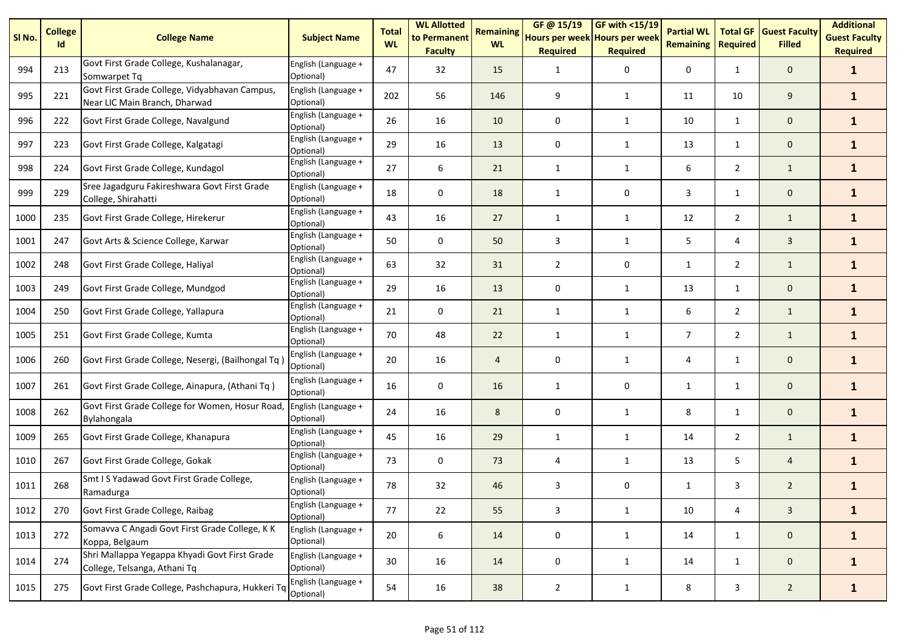| Sl No. | College Id | College Name | Subject Name | Total WL | WL Allotted to Permanent Faculty | Remaining WL | GF @ 15/19 Hours per week Required | GF with <15/19 Hours per week Required | Partial WL Remaining | Total GF Required | Guest Faculty Filled | Additional Guest Faculty Required |
|---|---|---|---|---|---|---|---|---|---|---|---|---|
| 994 | 213 | Govt First Grade College, Kushalanagar, Somwarpet Tq | English (Language + Optional) | 47 | 32 | 15 | 1 | 0 | 0 | 1 | 0 | **1** |
| 995 | 221 | Govt First Grade College, Vidyabhavan Campus, Near LIC Main Branch, Dharwad | English (Language + Optional) | 202 | 56 | 146 | 9 | 1 | 11 | 10 | 9 | **1** |
| 996 | 222 | Govt First Grade College, Navalgund | English (Language + Optional) | 26 | 16 | 10 | 0 | 1 | 10 | 1 | 0 | **1** |
| 997 | 223 | Govt First Grade College, Kalgatagi | English (Language + Optional) | 29 | 16 | 13 | 0 | 1 | 13 | 1 | 0 | **1** |
| 998 | 224 | Govt First Grade College, Kundagol | English (Language + Optional) | 27 | 6 | 21 | 1 | 1 | 6 | 2 | 1 | **1** |
| 999 | 229 | Sree Jagadguru Fakireshwara Govt First Grade College, Shirahatti | English (Language + Optional) | 18 | 0 | 18 | 1 | 0 | 3 | 1 | 0 | **1** |
| 1000 | 235 | Govt First Grade College, Hirekerur | English (Language + Optional) | 43 | 16 | 27 | 1 | 1 | 12 | 2 | 1 | **1** |
| 1001 | 247 | Govt Arts & Science College, Karwar | English (Language + Optional) | 50 | 0 | 50 | 3 | 1 | 5 | 4 | 3 | **1** |
| 1002 | 248 | Govt First Grade College, Haliyal | English (Language + Optional) | 63 | 32 | 31 | 2 | 0 | 1 | 2 | 1 | **1** |
| 1003 | 249 | Govt First Grade College, Mundgod | English (Language + Optional) | 29 | 16 | 13 | 0 | 1 | 13 | 1 | 0 | **1** |
| 1004 | 250 | Govt First Grade College, Yallapura | English (Language + Optional) | 21 | 0 | 21 | 1 | 1 | 6 | 2 | 1 | **1** |
| 1005 | 251 | Govt First Grade College, Kumta | English (Language + Optional) | 70 | 48 | 22 | 1 | 1 | 7 | 2 | 1 | **1** |
| 1006 | 260 | Govt First Grade College, Nesergi, (Bailhongal Tq ) | English (Language + Optional) | 20 | 16 | 4 | 0 | 1 | 4 | 1 | 0 | **1** |
| 1007 | 261 | Govt First Grade College, Ainapura, (Athani Tq ) | English (Language + Optional) | 16 | 0 | 16 | 1 | 0 | 1 | 1 | 0 | **1** |
| 1008 | 262 | Govt First Grade College for Women, Hosur Road, Bylahongala | English (Language + Optional) | 24 | 16 | 8 | 0 | 1 | 8 | 1 | 0 | **1** |
| 1009 | 265 | Govt First Grade College, Khanapura | English (Language + Optional) | 45 | 16 | 29 | 1 | 1 | 14 | 2 | 1 | **1** |
| 1010 | 267 | Govt First Grade College, Gokak | English (Language + Optional) | 73 | 0 | 73 | 4 | 1 | 13 | 5 | 4 | **1** |
| 1011 | 268 | Smt I S Yadawad Govt First Grade College, Ramadurga | English (Language + Optional) | 78 | 32 | 46 | 3 | 0 | 1 | 3 | 2 | **1** |
| 1012 | 270 | Govt First Grade College, Raibag | English (Language + Optional) | 77 | 22 | 55 | 3 | 1 | 10 | 4 | 3 | **1** |
| 1013 | 272 | Somavva C Angadi Govt First Grade College, K K Koppa, Belgaum | English (Language + Optional) | 20 | 6 | 14 | 0 | 1 | 14 | 1 | 0 | **1** |
| 1014 | 274 | Shri Mallappa Yegappa Khyadi Govt First Grade College, Telsanga, Athani Tq | English (Language + Optional) | 30 | 16 | 14 | 0 | 1 | 14 | 1 | 0 | **1** |
| 1015 | 275 | Govt First Grade College, Pashchapura, Hukkeri Tq | English (Language + Optional) | 54 | 16 | 38 | 2 | 1 | 8 | 3 | 2 | **1** |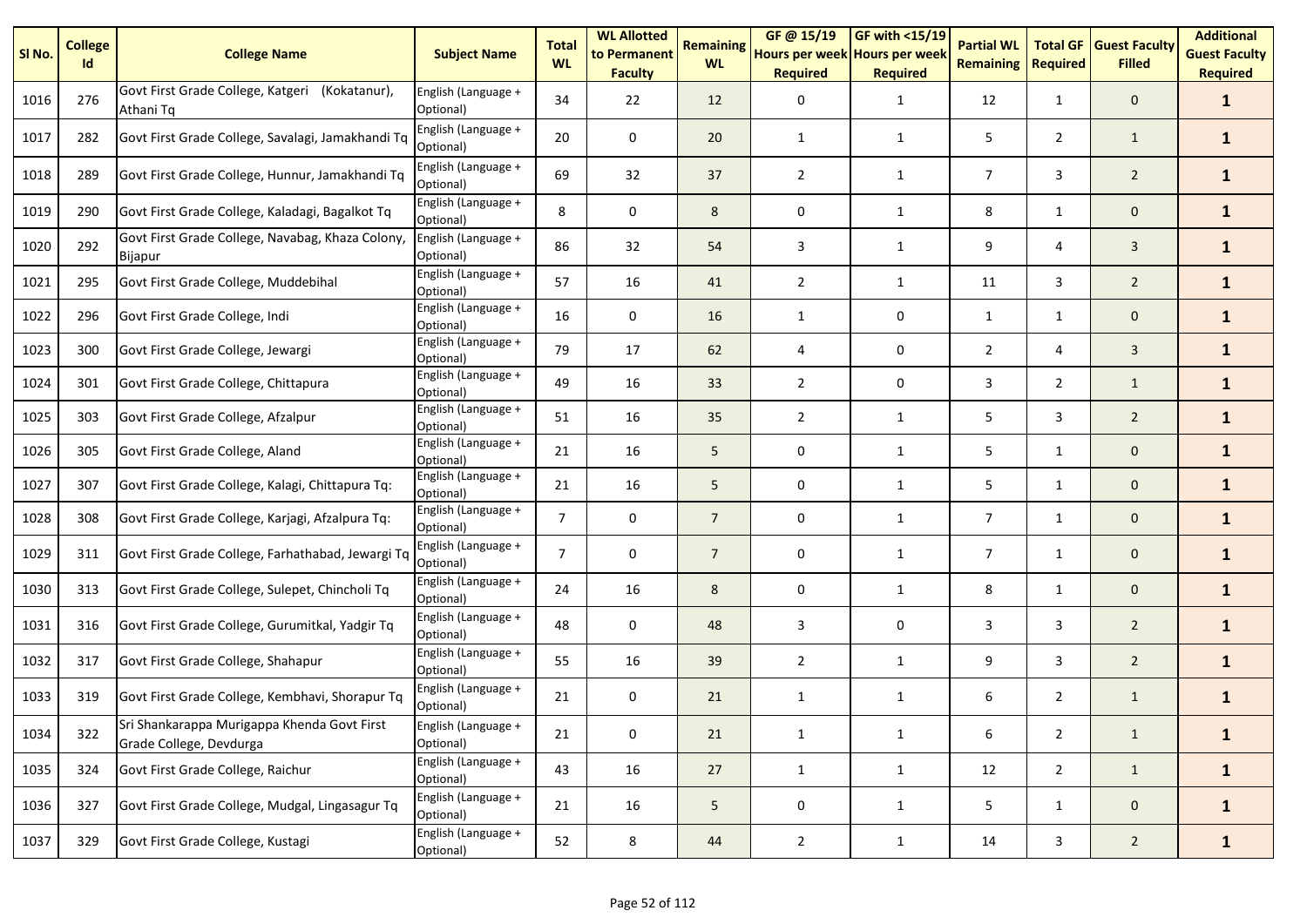| Sl No. | College Id | College Name | Subject Name | Total WL | WL Allotted to Permanent Faculty | Remaining WL | GF @ 15/19 Hours per week Required | GF with <15/19 Hours per week Required | Partial WL Remaining | Total GF Required | Guest Faculty Filled | Additional Guest Faculty Required |
|---|---|---|---|---|---|---|---|---|---|---|---|---|
| 1016 | 276 | Govt First Grade College, Katgeri (Kokatanur), Athani Tq | English (Language + Optional) | 34 | 22 | 12 | 0 | 1 | 12 | 1 | 0 | **1** |
| 1017 | 282 | Govt First Grade College, Savalagi, Jamakhandi Tq | English (Language + Optional) | 20 | 0 | 20 | 1 | 1 | 5 | 2 | 1 | **1** |
| 1018 | 289 | Govt First Grade College, Hunnur, Jamakhandi Tq | English (Language + Optional) | 69 | 32 | 37 | 2 | 1 | 7 | 3 | 2 | **1** |
| 1019 | 290 | Govt First Grade College, Kaladagi, Bagalkot Tq | English (Language + Optional) | 8 | 0 | 8 | 0 | 1 | 8 | 1 | 0 | **1** |
| 1020 | 292 | Govt First Grade College, Navabag, Khaza Colony, Bijapur | English (Language + Optional) | 86 | 32 | 54 | 3 | 1 | 9 | 4 | 3 | **1** |
| 1021 | 295 | Govt First Grade College, Muddebihal | English (Language + Optional) | 57 | 16 | 41 | 2 | 1 | 11 | 3 | 2 | **1** |
| 1022 | 296 | Govt First Grade College, Indi | English (Language + Optional) | 16 | 0 | 16 | 1 | 0 | 1 | 1 | 0 | **1** |
| 1023 | 300 | Govt First Grade College, Jewargi | English (Language + Optional) | 79 | 17 | 62 | 4 | 0 | 2 | 4 | 3 | **1** |
| 1024 | 301 | Govt First Grade College, Chittapura | English (Language + Optional) | 49 | 16 | 33 | 2 | 0 | 3 | 2 | 1 | **1** |
| 1025 | 303 | Govt First Grade College, Afzalpur | English (Language + Optional) | 51 | 16 | 35 | 2 | 1 | 5 | 3 | 2 | **1** |
| 1026 | 305 | Govt First Grade College, Aland | English (Language + Optional) | 21 | 16 | 5 | 0 | 1 | 5 | 1 | 0 | **1** |
| 1027 | 307 | Govt First Grade College, Kalagi, Chittapura Tq: | English (Language + Optional) | 21 | 16 | 5 | 0 | 1 | 5 | 1 | 0 | **1** |
| 1028 | 308 | Govt First Grade College, Karjagi, Afzalpura Tq: | English (Language + Optional) | 7 | 0 | 7 | 0 | 1 | 7 | 1 | 0 | **1** |
| 1029 | 311 | Govt First Grade College, Farhathabad, Jewargi Tq | English (Language + Optional) | 7 | 0 | 7 | 0 | 1 | 7 | 1 | 0 | **1** |
| 1030 | 313 | Govt First Grade College, Sulepet, Chincholi Tq | English (Language + Optional) | 24 | 16 | 8 | 0 | 1 | 8 | 1 | 0 | **1** |
| 1031 | 316 | Govt First Grade College, Gurumitkal, Yadgir Tq | English (Language + Optional) | 48 | 0 | 48 | 3 | 0 | 3 | 3 | 2 | **1** |
| 1032 | 317 | Govt First Grade College, Shahapur | English (Language + Optional) | 55 | 16 | 39 | 2 | 1 | 9 | 3 | 2 | **1** |
| 1033 | 319 | Govt First Grade College, Kembhavi, Shorapur Tq | English (Language + Optional) | 21 | 0 | 21 | 1 | 1 | 6 | 2 | 1 | **1** |
| 1034 | 322 | Sri Shankarappa Murigappa Khenda Govt First Grade College, Devdurga | English (Language + Optional) | 21 | 0 | 21 | 1 | 1 | 6 | 2 | 1 | **1** |
| 1035 | 324 | Govt First Grade College, Raichur | English (Language + Optional) | 43 | 16 | 27 | 1 | 1 | 12 | 2 | 1 | **1** |
| 1036 | 327 | Govt First Grade College, Mudgal, Lingasagur Tq | English (Language + Optional) | 21 | 16 | 5 | 0 | 1 | 5 | 1 | 0 | **1** |
| 1037 | 329 | Govt First Grade College, Kustagi | English (Language + Optional) | 52 | 8 | 44 | 2 | 1 | 14 | 3 | 2 | **1** |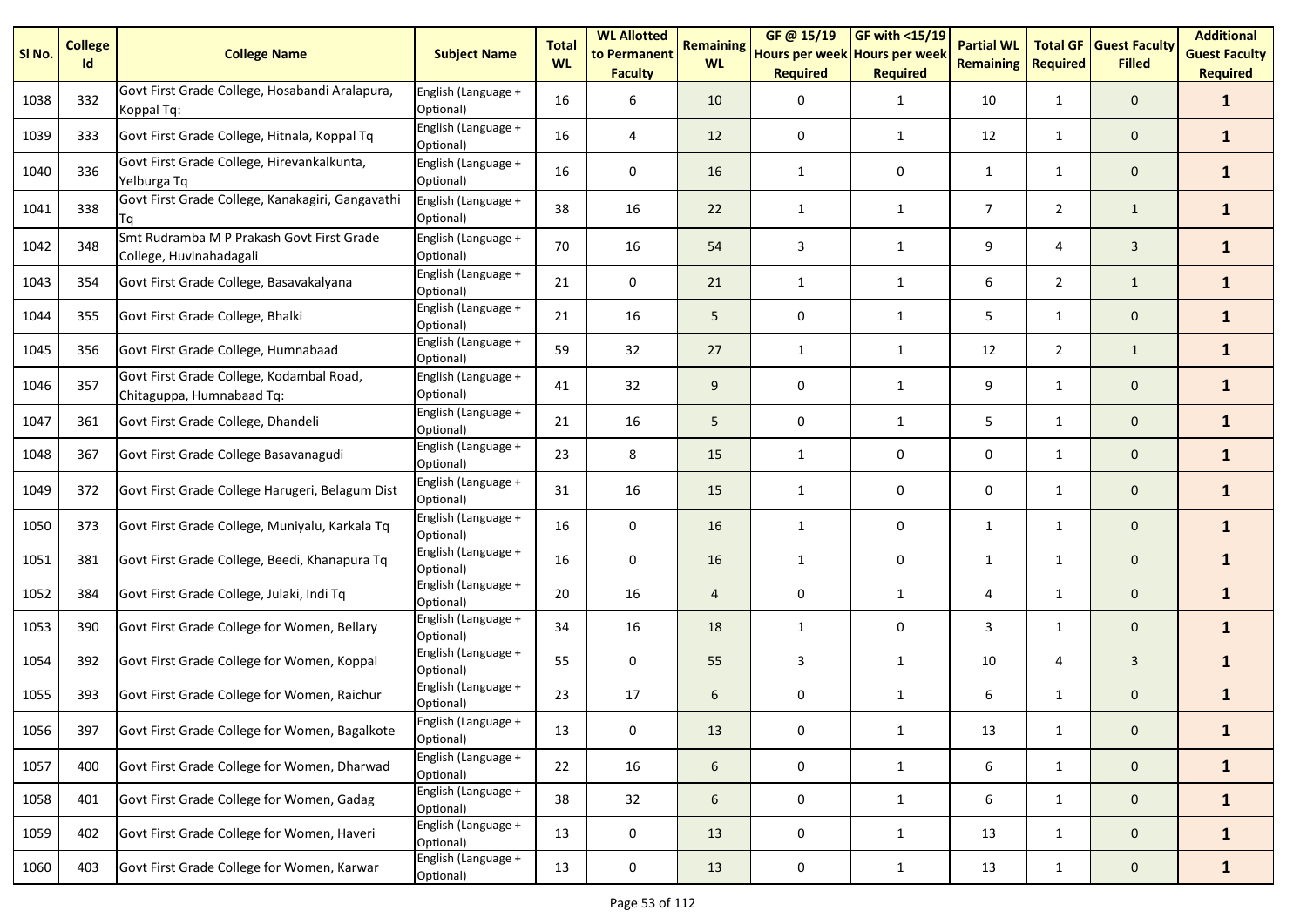| Sl No. | College Id | College Name | Subject Name | Total WL | WL Allotted to Permanent Faculty | Remaining WL | GF @ 15/19 Hours per week Required | GF with <15/19 Hours per week Required | Partial WL Remaining | Total GF Required | Guest Faculty Filled | Additional Guest Faculty Required |
|---|---|---|---|---|---|---|---|---|---|---|---|---|
| 1038 | 332 | Govt First Grade College, Hosabandi Aralapura, Koppal Tq: | English (Language + Optional) | 16 | 6 | 10 | 0 | 1 | 10 | 1 | 0 | **1** |
| 1039 | 333 | Govt First Grade College, Hitnala, Koppal Tq | English (Language + Optional) | 16 | 4 | 12 | 0 | 1 | 12 | 1 | 0 | **1** |
| 1040 | 336 | Govt First Grade College, Hirevankalkunta, Yelburga Tq | English (Language + Optional) | 16 | 0 | 16 | 1 | 0 | 1 | 1 | 0 | **1** |
| 1041 | 338 | Govt First Grade College, Kanakagiri, Gangavathi Tq | English (Language + Optional) | 38 | 16 | 22 | 1 | 1 | 7 | 2 | 1 | **1** |
| 1042 | 348 | Smt Rudramba M P Prakash Govt First Grade College, Huvinahadagali | English (Language + Optional) | 70 | 16 | 54 | 3 | 1 | 9 | 4 | 3 | **1** |
| 1043 | 354 | Govt First Grade College, Basavakalyana | English (Language + Optional) | 21 | 0 | 21 | 1 | 1 | 6 | 2 | 1 | **1** |
| 1044 | 355 | Govt First Grade College, Bhalki | English (Language + Optional) | 21 | 16 | 5 | 0 | 1 | 5 | 1 | 0 | **1** |
| 1045 | 356 | Govt First Grade College, Humnabaad | English (Language + Optional) | 59 | 32 | 27 | 1 | 1 | 12 | 2 | 1 | **1** |
| 1046 | 357 | Govt First Grade College, Kodambal Road, Chitaguppa, Humnabaad Tq: | English (Language + Optional) | 41 | 32 | 9 | 0 | 1 | 9 | 1 | 0 | **1** |
| 1047 | 361 | Govt First Grade College, Dhandeli | English (Language + Optional) | 21 | 16 | 5 | 0 | 1 | 5 | 1 | 0 | **1** |
| 1048 | 367 | Govt First Grade College Basavanagudi | English (Language + Optional) | 23 | 8 | 15 | 1 | 0 | 0 | 1 | 0 | **1** |
| 1049 | 372 | Govt First Grade College Harugeri, Belagum Dist | English (Language + Optional) | 31 | 16 | 15 | 1 | 0 | 0 | 1 | 0 | **1** |
| 1050 | 373 | Govt First Grade College, Muniyalu, Karkala Tq | English (Language + Optional) | 16 | 0 | 16 | 1 | 0 | 1 | 1 | 0 | **1** |
| 1051 | 381 | Govt First Grade College, Beedi, Khanapura Tq | English (Language + Optional) | 16 | 0 | 16 | 1 | 0 | 1 | 1 | 0 | **1** |
| 1052 | 384 | Govt First Grade College, Julaki, Indi Tq | English (Language + Optional) | 20 | 16 | 4 | 0 | 1 | 4 | 1 | 0 | **1** |
| 1053 | 390 | Govt First Grade College for Women, Bellary | English (Language + Optional) | 34 | 16 | 18 | 1 | 0 | 3 | 1 | 0 | **1** |
| 1054 | 392 | Govt First Grade College for Women, Koppal | English (Language + Optional) | 55 | 0 | 55 | 3 | 1 | 10 | 4 | 3 | **1** |
| 1055 | 393 | Govt First Grade College for Women, Raichur | English (Language + Optional) | 23 | 17 | 6 | 0 | 1 | 6 | 1 | 0 | **1** |
| 1056 | 397 | Govt First Grade College for Women, Bagalkote | English (Language + Optional) | 13 | 0 | 13 | 0 | 1 | 13 | 1 | 0 | **1** |
| 1057 | 400 | Govt First Grade College for Women, Dharwad | English (Language + Optional) | 22 | 16 | 6 | 0 | 1 | 6 | 1 | 0 | **1** |
| 1058 | 401 | Govt First Grade College for Women, Gadag | English (Language + Optional) | 38 | 32 | 6 | 0 | 1 | 6 | 1 | 0 | **1** |
| 1059 | 402 | Govt First Grade College for Women, Haveri | English (Language + Optional) | 13 | 0 | 13 | 0 | 1 | 13 | 1 | 0 | **1** |
| 1060 | 403 | Govt First Grade College for Women, Karwar | English (Language + Optional) | 13 | 0 | 13 | 0 | 1 | 13 | 1 | 0 | **1** |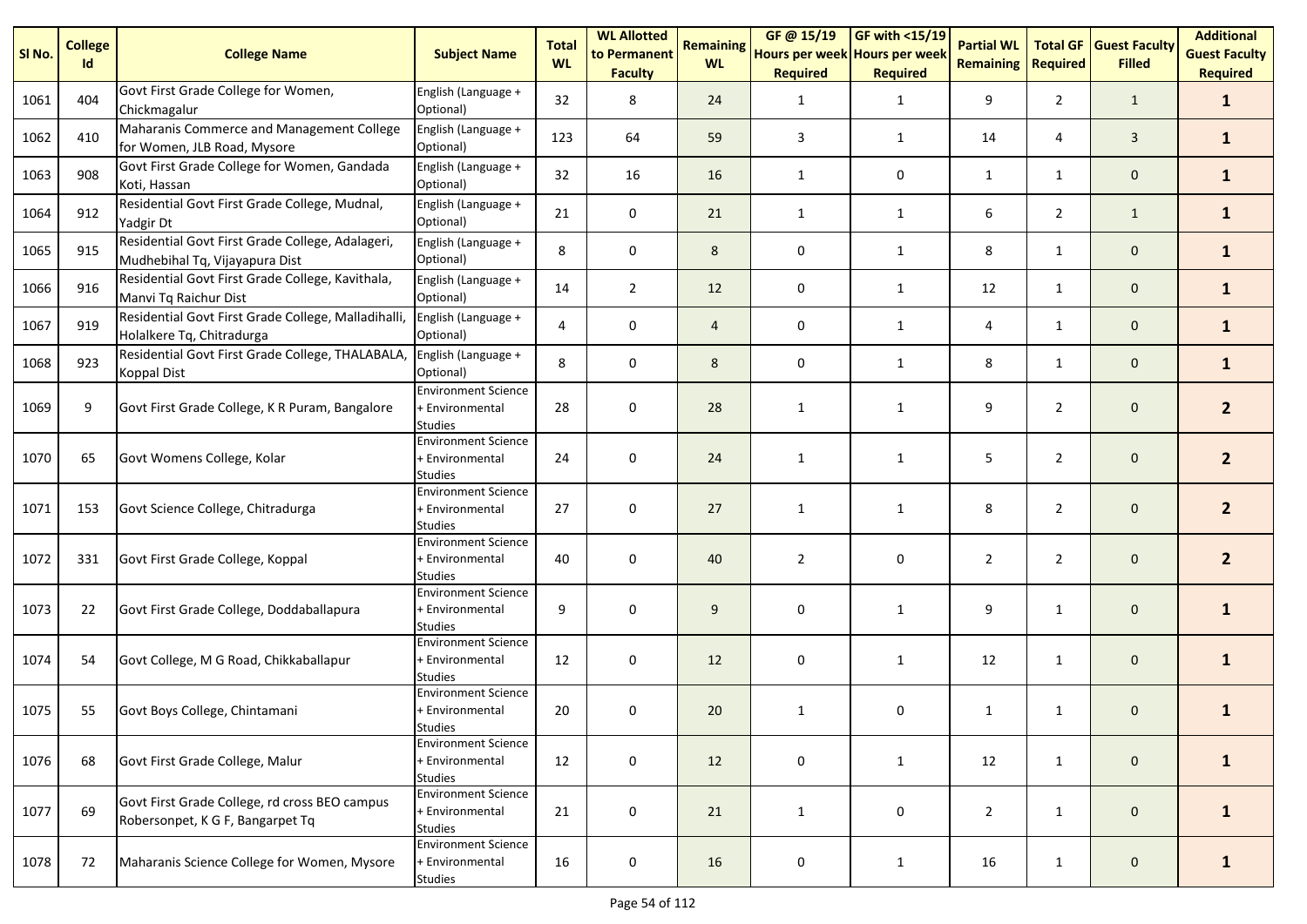| Sl No. | College Id | College Name | Subject Name | Total WL | WL Allotted to Permanent Faculty | Remaining WL | GF @ 15/19 Hours per week Required | GF with <15/19 Hours per week Required | Partial WL Remaining | Total GF Required | Guest Faculty Filled | Additional Guest Faculty Required |
|---|---|---|---|---|---|---|---|---|---|---|---|---|
| 1061 | 404 | Govt First Grade College for Women, Chickmagalur | English (Language + Optional) | 32 | 8 | 24 | 1 | 1 | 9 | 2 | 1 | **1** |
| 1062 | 410 | Maharanis Commerce and Management College for Women, JLB Road, Mysore | English (Language + Optional) | 123 | 64 | 59 | 3 | 1 | 14 | 4 | 3 | **1** |
| 1063 | 908 | Govt First Grade College for Women, Gandada Koti, Hassan | English (Language + Optional) | 32 | 16 | 16 | 1 | 0 | 1 | 1 | 0 | **1** |
| 1064 | 912 | Residential Govt First Grade College, Mudnal, Yadgir Dt | English (Language + Optional) | 21 | 0 | 21 | 1 | 1 | 6 | 2 | 1 | **1** |
| 1065 | 915 | Residential Govt First Grade College, Adalageri, Mudhebihal Tq, Vijayapura Dist | English (Language + Optional) | 8 | 0 | 8 | 0 | 1 | 8 | 1 | 0 | **1** |
| 1066 | 916 | Residential Govt First Grade College, Kavithala, Manvi Tq Raichur Dist | English (Language + Optional) | 14 | 2 | 12 | 0 | 1 | 12 | 1 | 0 | **1** |
| 1067 | 919 | Residential Govt First Grade College, Malladihalli, Holalkere Tq, Chitradurga | English (Language + Optional) | 4 | 0 | 4 | 0 | 1 | 4 | 1 | 0 | **1** |
| 1068 | 923 | Residential Govt First Grade College, THALABALA, Koppal Dist | English (Language + Optional) | 8 | 0 | 8 | 0 | 1 | 8 | 1 | 0 | **1** |
| 1069 | 9 | Govt First Grade College, K R Puram, Bangalore | Environment Science + Environmental Studies | 28 | 0 | 28 | 1 | 1 | 9 | 2 | 0 | **2** |
| 1070 | 65 | Govt Womens College, Kolar | Environment Science + Environmental Studies | 24 | 0 | 24 | 1 | 1 | 5 | 2 | 0 | **2** |
| 1071 | 153 | Govt Science College, Chitradurga | Environment Science + Environmental Studies | 27 | 0 | 27 | 1 | 1 | 8 | 2 | 0 | **2** |
| 1072 | 331 | Govt First Grade College, Koppal | Environment Science + Environmental Studies | 40 | 0 | 40 | 2 | 0 | 2 | 2 | 0 | **2** |
| 1073 | 22 | Govt First Grade College, Doddaballapura | Environment Science + Environmental Studies | 9 | 0 | 9 | 0 | 1 | 9 | 1 | 0 | **1** |
| 1074 | 54 | Govt College, M G Road, Chikkaballapur | Environment Science + Environmental Studies | 12 | 0 | 12 | 0 | 1 | 12 | 1 | 0 | **1** |
| 1075 | 55 | Govt Boys College, Chintamani | Environment Science + Environmental Studies | 20 | 0 | 20 | 1 | 0 | 1 | 1 | 0 | **1** |
| 1076 | 68 | Govt First Grade College, Malur | Environment Science + Environmental Studies | 12 | 0 | 12 | 0 | 1 | 12 | 1 | 0 | **1** |
| 1077 | 69 | Govt First Grade College, rd cross BEO campus Robersonpet, K G F, Bangarpet Tq | Environment Science + Environmental Studies | 21 | 0 | 21 | 1 | 0 | 2 | 1 | 0 | **1** |
| 1078 | 72 | Maharanis Science College for Women, Mysore | Environment Science + Environmental Studies | 16 | 0 | 16 | 0 | 1 | 16 | 1 | 0 | **1** |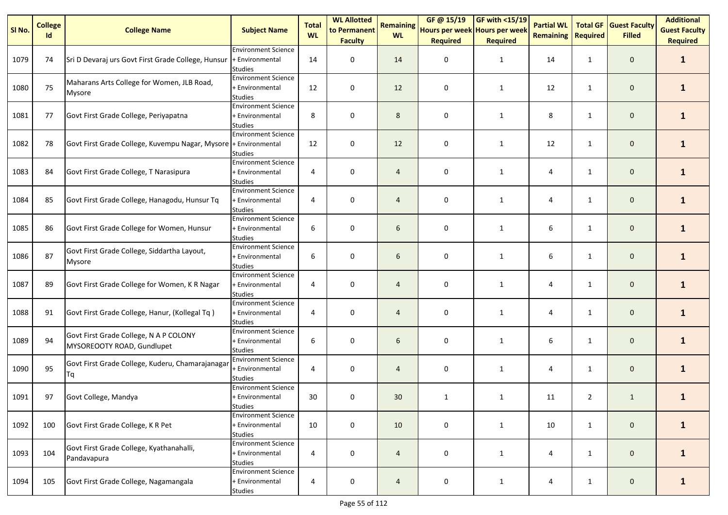| Sl No. | College Id | College Name | Subject Name | Total WL | WL Allotted to Permanent Faculty | Remaining WL | GF @ 15/19 Hours per week Required | GF with <15/19 Hours per week Required | Partial WL Remaining | Total GF Required | Guest Faculty Filled | Additional Guest Faculty Required |
|---|---|---|---|---|---|---|---|---|---|---|---|---|
| 1079 | 74 | Sri D Devaraj urs Govt First Grade College, Hunsur | Environment Science + Environmental Studies | 14 | 0 | 14 | 0 | 1 | 14 | 1 | 0 | **1** |
| 1080 | 75 | Maharans Arts College for Women, JLB Road, Mysore | Environment Science + Environmental Studies | 12 | 0 | 12 | 0 | 1 | 12 | 1 | 0 | **1** |
| 1081 | 77 | Govt First Grade College, Periyapatna | Environment Science + Environmental Studies | 8 | 0 | 8 | 0 | 1 | 8 | 1 | 0 | **1** |
| 1082 | 78 | Govt First Grade College, Kuvempu Nagar, Mysore | Environment Science + Environmental Studies | 12 | 0 | 12 | 0 | 1 | 12 | 1 | 0 | **1** |
| 1083 | 84 | Govt First Grade College, T Narasipura | Environment Science + Environmental Studies | 4 | 0 | 4 | 0 | 1 | 4 | 1 | 0 | **1** |
| 1084 | 85 | Govt First Grade College, Hanagodu, Hunsur Tq | Environment Science + Environmental Studies | 4 | 0 | 4 | 0 | 1 | 4 | 1 | 0 | **1** |
| 1085 | 86 | Govt First Grade College for Women, Hunsur | Environment Science + Environmental Studies | 6 | 0 | 6 | 0 | 1 | 6 | 1 | 0 | **1** |
| 1086 | 87 | Govt First Grade College, Siddartha Layout, Mysore | Environment Science + Environmental Studies | 6 | 0 | 6 | 0 | 1 | 6 | 1 | 0 | **1** |
| 1087 | 89 | Govt First Grade College for Women, K R Nagar | Environment Science + Environmental Studies | 4 | 0 | 4 | 0 | 1 | 4 | 1 | 0 | **1** |
| 1088 | 91 | Govt First Grade College, Hanur, (Kollegal Tq ) | Environment Science + Environmental Studies | 4 | 0 | 4 | 0 | 1 | 4 | 1 | 0 | **1** |
| 1089 | 94 | Govt First Grade College, N A P COLONY MYSOREOOTY ROAD, Gundlupet | Environment Science + Environmental Studies | 6 | 0 | 6 | 0 | 1 | 6 | 1 | 0 | **1** |
| 1090 | 95 | Govt First Grade College, Kuderu, Chamarajanagar Tq | Environment Science + Environmental Studies | 4 | 0 | 4 | 0 | 1 | 4 | 1 | 0 | **1** |
| 1091 | 97 | Govt College, Mandya | Environment Science + Environmental Studies | 30 | 0 | 30 | 1 | 1 | 11 | 2 | 1 | **1** |
| 1092 | 100 | Govt First Grade College, K R Pet | Environment Science + Environmental Studies | 10 | 0 | 10 | 0 | 1 | 10 | 1 | 0 | **1** |
| 1093 | 104 | Govt First Grade College, Kyathanahalli, Pandavapura | Environment Science + Environmental Studies | 4 | 0 | 4 | 0 | 1 | 4 | 1 | 0 | **1** |
| 1094 | 105 | Govt First Grade College, Nagamangala | Environment Science + Environmental Studies | 4 | 0 | 4 | 0 | 1 | 4 | 1 | 0 | **1** |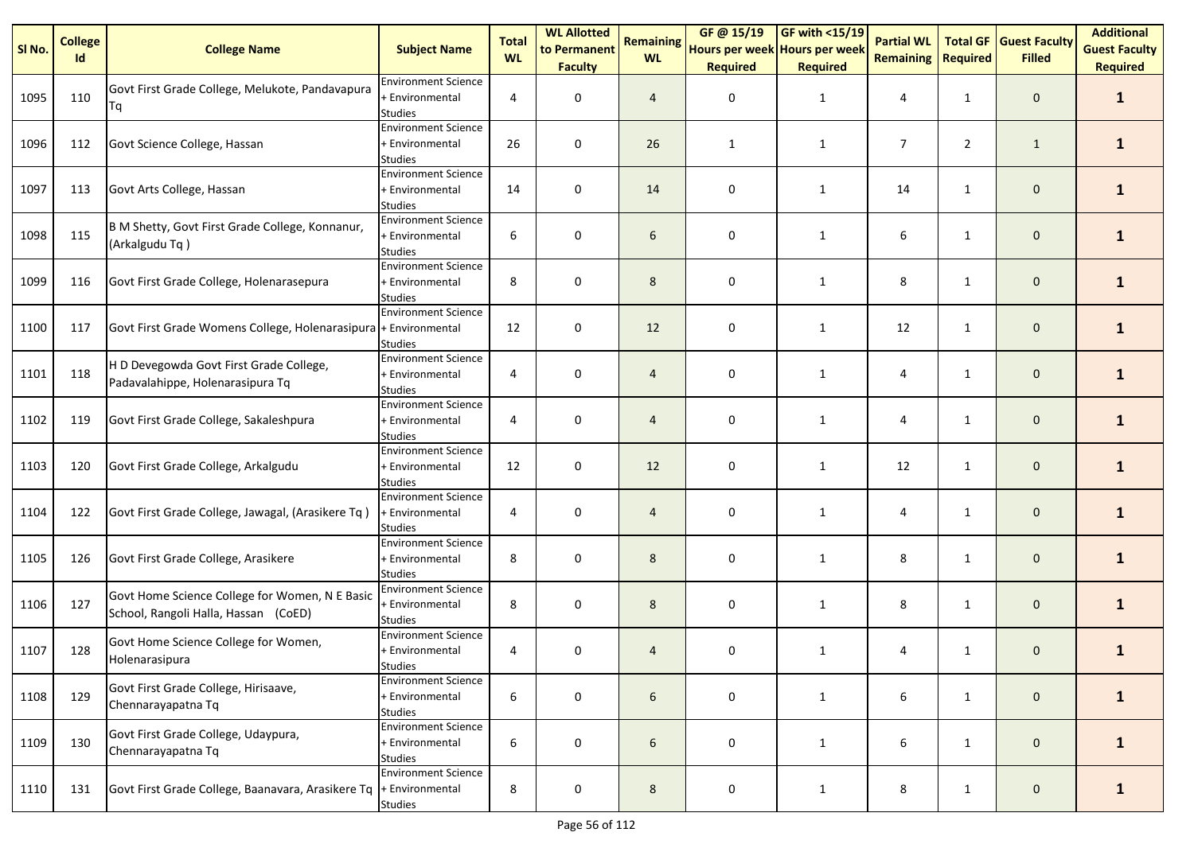| Sl No. | College Id | College Name | Subject Name | Total WL | WL Allotted to Permanent Faculty | Remaining WL | GF @ 15/19 Hours per week Required | GF with <15/19 Hours per week Required | Partial WL Remaining | Total GF Required | Guest Faculty Filled | Additional Guest Faculty Required |
|---|---|---|---|---|---|---|---|---|---|---|---|---|
| 1095 | 110 | Govt First Grade College, Melukote, Pandavapura Tq | Environment Science + Environmental Studies | 4 | 0 | 4 | 0 | 1 | 4 | 1 | 0 | **1** |
| 1096 | 112 | Govt Science College, Hassan | Environment Science + Environmental Studies | 26 | 0 | 26 | 1 | 1 | 7 | 2 | 1 | **1** |
| 1097 | 113 | Govt Arts College, Hassan | Environment Science + Environmental Studies | 14 | 0 | 14 | 0 | 1 | 14 | 1 | 0 | **1** |
| 1098 | 115 | B M Shetty, Govt First Grade College, Konnanur, (Arkalgudu Tq ) | Environment Science + Environmental Studies | 6 | 0 | 6 | 0 | 1 | 6 | 1 | 0 | **1** |
| 1099 | 116 | Govt First Grade College, Holenarasepura | Environment Science + Environmental Studies | 8 | 0 | 8 | 0 | 1 | 8 | 1 | 0 | **1** |
| 1100 | 117 | Govt First Grade Womens College, Holenarasipura | Environment Science + Environmental Studies | 12 | 0 | 12 | 0 | 1 | 12 | 1 | 0 | **1** |
| 1101 | 118 | H D Devegowda Govt First Grade College, Padavalahippe, Holenarasipura Tq | Environment Science + Environmental Studies | 4 | 0 | 4 | 0 | 1 | 4 | 1 | 0 | **1** |
| 1102 | 119 | Govt First Grade College, Sakaleshpura | Environment Science + Environmental Studies | 4 | 0 | 4 | 0 | 1 | 4 | 1 | 0 | **1** |
| 1103 | 120 | Govt First Grade College, Arkalgudu | Environment Science + Environmental Studies | 12 | 0 | 12 | 0 | 1 | 12 | 1 | 0 | **1** |
| 1104 | 122 | Govt First Grade College, Jawagal, (Arasikere Tq ) | Environment Science + Environmental Studies | 4 | 0 | 4 | 0 | 1 | 4 | 1 | 0 | **1** |
| 1105 | 126 | Govt First Grade College, Arasikere | Environment Science + Environmental Studies | 8 | 0 | 8 | 0 | 1 | 8 | 1 | 0 | **1** |
| 1106 | 127 | Govt Home Science College for Women, N E Basic School, Rangoli Halla, Hassan (CoED) | Environment Science + Environmental Studies | 8 | 0 | 8 | 0 | 1 | 8 | 1 | 0 | **1** |
| 1107 | 128 | Govt Home Science College for Women, Holenarasipura | Environment Science + Environmental Studies | 4 | 0 | 4 | 0 | 1 | 4 | 1 | 0 | **1** |
| 1108 | 129 | Govt First Grade College, Hirisaave, Chennarayapatna Tq | Environment Science + Environmental Studies | 6 | 0 | 6 | 0 | 1 | 6 | 1 | 0 | **1** |
| 1109 | 130 | Govt First Grade College, Udaypura, Chennarayapatna Tq | Environment Science + Environmental Studies | 6 | 0 | 6 | 0 | 1 | 6 | 1 | 0 | **1** |
| 1110 | 131 | Govt First Grade College, Baanavara, Arasikere Tq | Environment Science + Environmental Studies | 8 | 0 | 8 | 0 | 1 | 8 | 1 | 0 | **1** |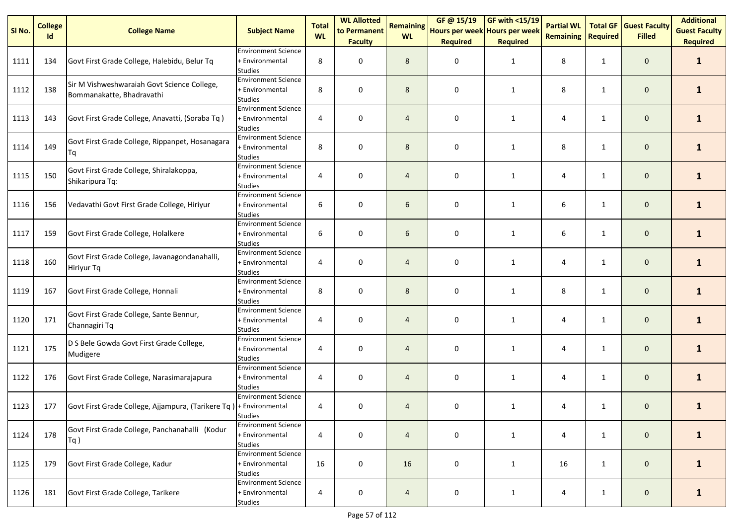| Sl No. | College Id | College Name | Subject Name | Total WL | WL Allotted to Permanent Faculty | Remaining WL | GF @ 15/19 Hours per week Required | GF with <15/19 Hours per week Required | Partial WL Remaining | Total GF Required | Guest Faculty Filled | Additional Guest Faculty Required |
|---|---|---|---|---|---|---|---|---|---|---|---|---|
| 1111 | 134 | Govt First Grade College, Halebidu, Belur Tq | Environment Science + Environmental Studies | 8 | 0 | 8 | 0 | 1 | 8 | 1 | 0 | **1** |
| 1112 | 138 | Sir M Vishweshwaraiah Govt Science College, Bommanakatte, Bhadravathi | Environment Science + Environmental Studies | 8 | 0 | 8 | 0 | 1 | 8 | 1 | 0 | **1** |
| 1113 | 143 | Govt First Grade College, Anavatti, (Soraba Tq ) | Environment Science + Environmental Studies | 4 | 0 | 4 | 0 | 1 | 4 | 1 | 0 | **1** |
| 1114 | 149 | Govt First Grade College, Rippanpet, Hosanagara Tq | Environment Science + Environmental Studies | 8 | 0 | 8 | 0 | 1 | 8 | 1 | 0 | **1** |
| 1115 | 150 | Govt First Grade College, Shiralakoppa, Shikaripura Tq: | Environment Science + Environmental Studies | 4 | 0 | 4 | 0 | 1 | 4 | 1 | 0 | **1** |
| 1116 | 156 | Vedavathi Govt First Grade College, Hiriyur | Environment Science + Environmental Studies | 6 | 0 | 6 | 0 | 1 | 6 | 1 | 0 | **1** |
| 1117 | 159 | Govt First Grade College, Holalkere | Environment Science + Environmental Studies | 6 | 0 | 6 | 0 | 1 | 6 | 1 | 0 | **1** |
| 1118 | 160 | Govt First Grade College, Javanagondanahalli, Hiriyur Tq | Environment Science + Environmental Studies | 4 | 0 | 4 | 0 | 1 | 4 | 1 | 0 | **1** |
| 1119 | 167 | Govt First Grade College, Honnali | Environment Science + Environmental Studies | 8 | 0 | 8 | 0 | 1 | 8 | 1 | 0 | **1** |
| 1120 | 171 | Govt First Grade College, Sante Bennur, Channagiri Tq | Environment Science + Environmental Studies | 4 | 0 | 4 | 0 | 1 | 4 | 1 | 0 | **1** |
| 1121 | 175 | D S Bele Gowda Govt First Grade College, Mudigere | Environment Science + Environmental Studies | 4 | 0 | 4 | 0 | 1 | 4 | 1 | 0 | **1** |
| 1122 | 176 | Govt First Grade College, Narasimarajapura | Environment Science + Environmental Studies | 4 | 0 | 4 | 0 | 1 | 4 | 1 | 0 | **1** |
| 1123 | 177 | Govt First Grade College, Ajjampura, (Tarikere Tq ) | Environment Science + Environmental Studies | 4 | 0 | 4 | 0 | 1 | 4 | 1 | 0 | **1** |
| 1124 | 178 | Govt First Grade College, Panchanahalli (Kodur Tq ) | Environment Science + Environmental Studies | 4 | 0 | 4 | 0 | 1 | 4 | 1 | 0 | **1** |
| 1125 | 179 | Govt First Grade College, Kadur | Environment Science + Environmental Studies | 16 | 0 | 16 | 0 | 1 | 16 | 1 | 0 | **1** |
| 1126 | 181 | Govt First Grade College, Tarikere | Environment Science + Environmental Studies | 4 | 0 | 4 | 0 | 1 | 4 | 1 | 0 | **1** |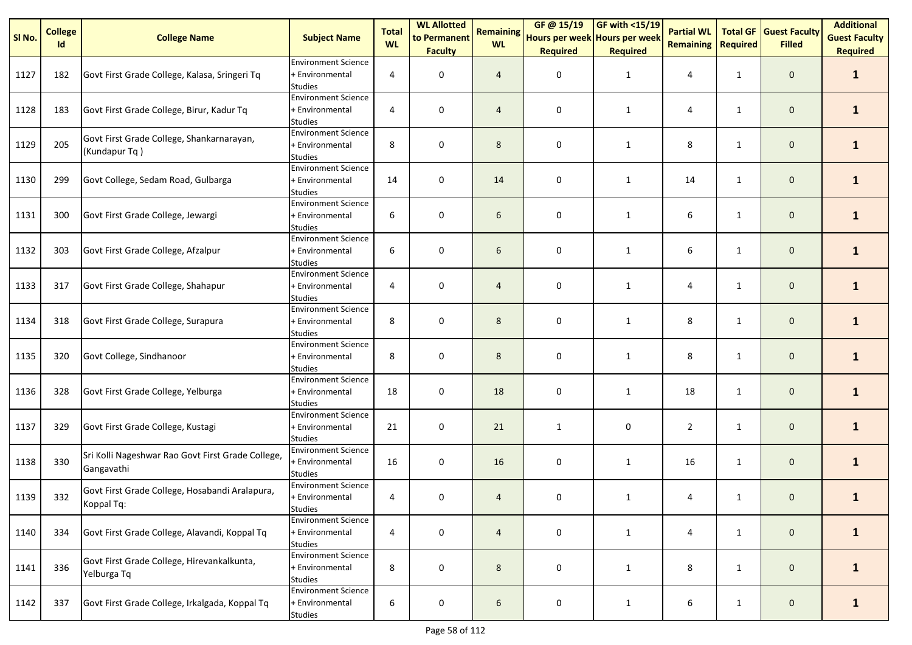| Sl No. | College Id | College Name | Subject Name | Total WL | WL Allotted to Permanent Faculty | Remaining WL | GF @ 15/19 Hours per week Required | GF with <15/19 Hours per week Required | Partial WL Remaining | Total GF Required | Guest Faculty Filled | Additional Guest Faculty Required |
|---|---|---|---|---|---|---|---|---|---|---|---|---|
| 1127 | 182 | Govt First Grade College, Kalasa, Sringeri Tq | Environment Science + Environmental Studies | 4 | 0 | 4 | 0 | 1 | 4 | 1 | 0 | **1** |
| 1128 | 183 | Govt First Grade College, Birur, Kadur Tq | Environment Science + Environmental Studies | 4 | 0 | 4 | 0 | 1 | 4 | 1 | 0 | **1** |
| 1129 | 205 | Govt First Grade College, Shankarnarayan, (Kundapur Tq ) | Environment Science + Environmental Studies | 8 | 0 | 8 | 0 | 1 | 8 | 1 | 0 | **1** |
| 1130 | 299 | Govt College, Sedam Road, Gulbarga | Environment Science + Environmental Studies | 14 | 0 | 14 | 0 | 1 | 14 | 1 | 0 | **1** |
| 1131 | 300 | Govt First Grade College, Jewargi | Environment Science + Environmental Studies | 6 | 0 | 6 | 0 | 1 | 6 | 1 | 0 | **1** |
| 1132 | 303 | Govt First Grade College, Afzalpur | Environment Science + Environmental Studies | 6 | 0 | 6 | 0 | 1 | 6 | 1 | 0 | **1** |
| 1133 | 317 | Govt First Grade College, Shahapur | Environment Science + Environmental Studies | 4 | 0 | 4 | 0 | 1 | 4 | 1 | 0 | **1** |
| 1134 | 318 | Govt First Grade College, Surapura | Environment Science + Environmental Studies | 8 | 0 | 8 | 0 | 1 | 8 | 1 | 0 | **1** |
| 1135 | 320 | Govt College, Sindhanoor | Environment Science + Environmental Studies | 8 | 0 | 8 | 0 | 1 | 8 | 1 | 0 | **1** |
| 1136 | 328 | Govt First Grade College, Yelburga | Environment Science + Environmental Studies | 18 | 0 | 18 | 0 | 1 | 18 | 1 | 0 | **1** |
| 1137 | 329 | Govt First Grade College, Kustagi | Environment Science + Environmental Studies | 21 | 0 | 21 | 1 | 0 | 2 | 1 | 0 | **1** |
| 1138 | 330 | Sri Kolli Nageshwar Rao Govt First Grade College, Gangavathi | Environment Science + Environmental Studies | 16 | 0 | 16 | 0 | 1 | 16 | 1 | 0 | **1** |
| 1139 | 332 | Govt First Grade College, Hosabandi Aralapura, Koppal Tq: | Environment Science + Environmental Studies | 4 | 0 | 4 | 0 | 1 | 4 | 1 | 0 | **1** |
| 1140 | 334 | Govt First Grade College, Alavandi, Koppal Tq | Environment Science + Environmental Studies | 4 | 0 | 4 | 0 | 1 | 4 | 1 | 0 | **1** |
| 1141 | 336 | Govt First Grade College, Hirevankalkunta, Yelburga Tq | Environment Science + Environmental Studies | 8 | 0 | 8 | 0 | 1 | 8 | 1 | 0 | **1** |
| 1142 | 337 | Govt First Grade College, Irkalgada, Koppal Tq | Environment Science + Environmental Studies | 6 | 0 | 6 | 0 | 1 | 6 | 1 | 0 | **1** |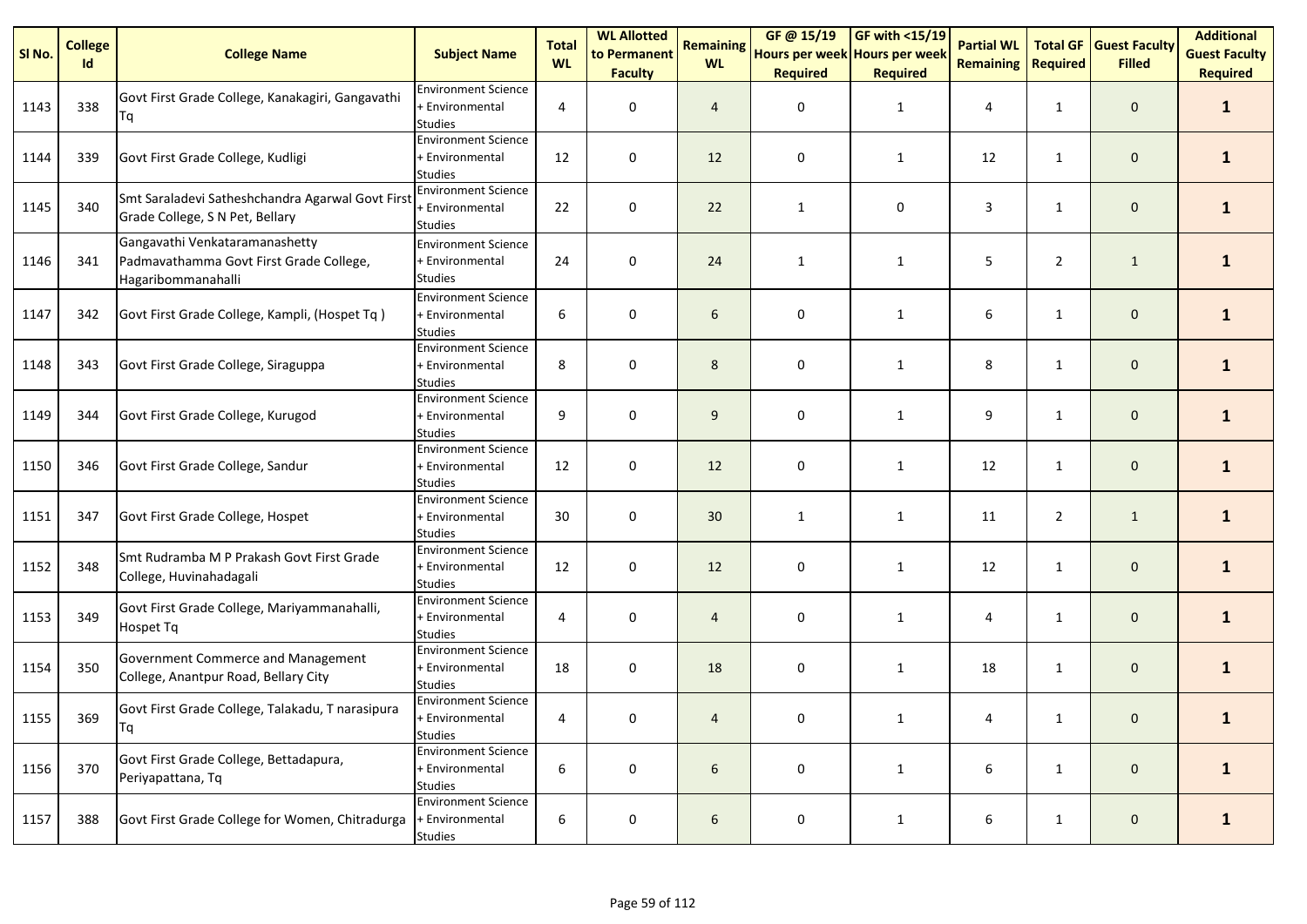| Sl No. | College Id | College Name | Subject Name | Total WL | WL Allotted to Permanent Faculty | Remaining WL | GF @ 15/19 Hours per week Required | GF with <15/19 Hours per week Required | Partial WL Remaining | Total GF Required | Guest Faculty Filled | Additional Guest Faculty Required |
|---|---|---|---|---|---|---|---|---|---|---|---|---|
| 1143 | 338 | Govt First Grade College, Kanakagiri, Gangavathi Tq | Environment Science + Environmental Studies | 4 | 0 | 4 | 0 | 1 | 4 | 1 | 0 | **1** |
| 1144 | 339 | Govt First Grade College, Kudligi | Environment Science + Environmental Studies | 12 | 0 | 12 | 0 | 1 | 12 | 1 | 0 | **1** |
| 1145 | 340 | Smt Saraladevi Satheshchandra Agarwal Govt First Grade College, S N Pet, Bellary | Environment Science + Environmental Studies | 22 | 0 | 22 | 1 | 0 | 3 | 1 | 0 | **1** |
| 1146 | 341 | Gangavathi Venkataramanashetty Padmavathamma Govt First Grade College, Hagaribommanahalli | Environment Science + Environmental Studies | 24 | 0 | 24 | 1 | 1 | 5 | 2 | 1 | **1** |
| 1147 | 342 | Govt First Grade College, Kampli, (Hospet Tq ) | Environment Science + Environmental Studies | 6 | 0 | 6 | 0 | 1 | 6 | 1 | 0 | **1** |
| 1148 | 343 | Govt First Grade College, Siraguppa | Environment Science + Environmental Studies | 8 | 0 | 8 | 0 | 1 | 8 | 1 | 0 | **1** |
| 1149 | 344 | Govt First Grade College, Kurugod | Environment Science + Environmental Studies | 9 | 0 | 9 | 0 | 1 | 9 | 1 | 0 | **1** |
| 1150 | 346 | Govt First Grade College, Sandur | Environment Science + Environmental Studies | 12 | 0 | 12 | 0 | 1 | 12 | 1 | 0 | **1** |
| 1151 | 347 | Govt First Grade College, Hospet | Environment Science + Environmental Studies | 30 | 0 | 30 | 1 | 1 | 11 | 2 | 1 | **1** |
| 1152 | 348 | Smt Rudramba M P Prakash Govt First Grade College, Huvinahadagali | Environment Science + Environmental Studies | 12 | 0 | 12 | 0 | 1 | 12 | 1 | 0 | **1** |
| 1153 | 349 | Govt First Grade College, Mariyammanahalli, Hospet Tq | Environment Science + Environmental Studies | 4 | 0 | 4 | 0 | 1 | 4 | 1 | 0 | **1** |
| 1154 | 350 | Government Commerce and Management College, Anantpur Road, Bellary City | Environment Science + Environmental Studies | 18 | 0 | 18 | 0 | 1 | 18 | 1 | 0 | **1** |
| 1155 | 369 | Govt First Grade College, Talakadu, T narasipura Tq | Environment Science + Environmental Studies | 4 | 0 | 4 | 0 | 1 | 4 | 1 | 0 | **1** |
| 1156 | 370 | Govt First Grade College, Bettadapura, Periyapattana, Tq | Environment Science + Environmental Studies | 6 | 0 | 6 | 0 | 1 | 6 | 1 | 0 | **1** |
| 1157 | 388 | Govt First Grade College for Women, Chitradurga | Environment Science + Environmental Studies | 6 | 0 | 6 | 0 | 1 | 6 | 1 | 0 | **1** |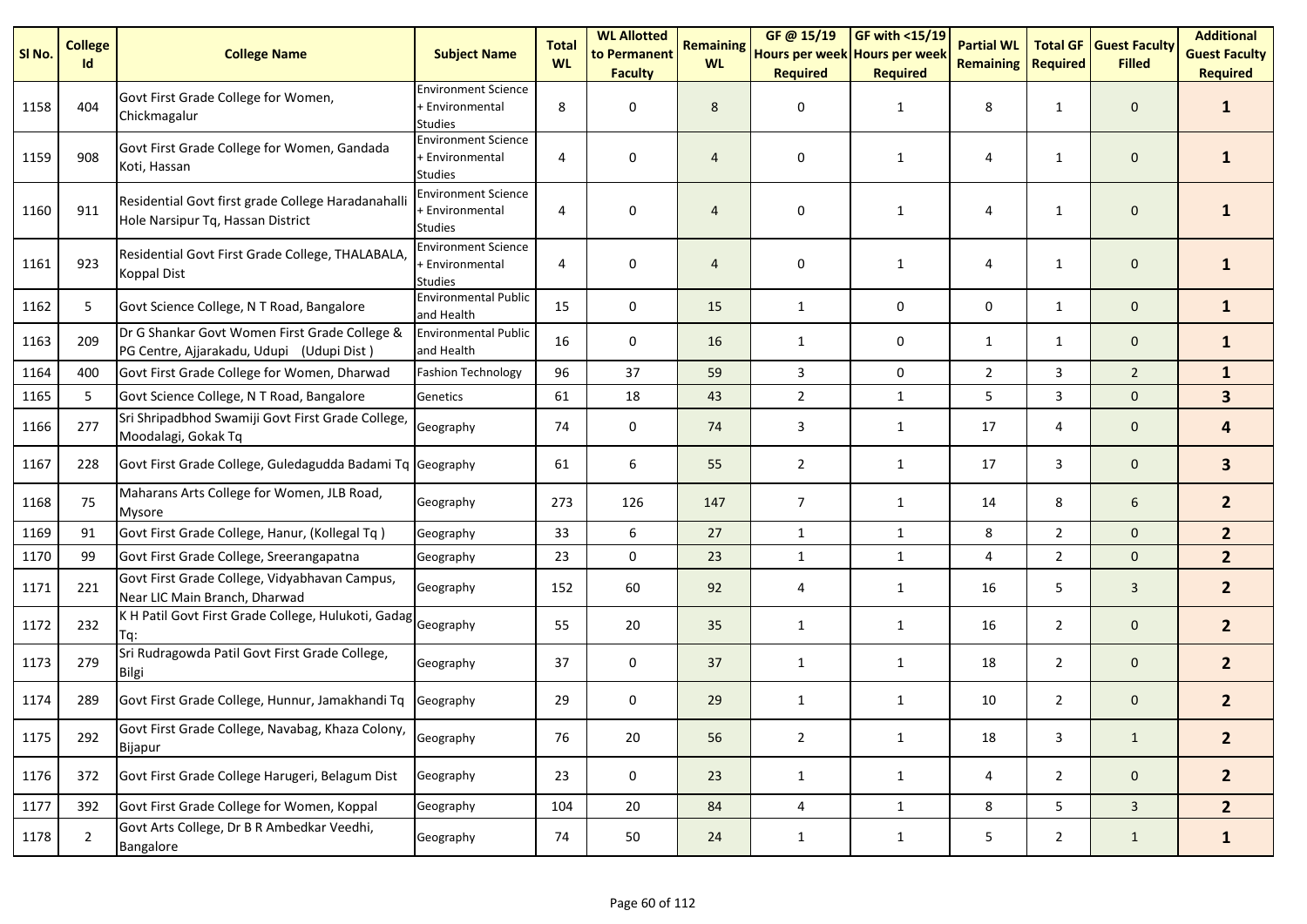| Sl No. | College Id | College Name | Subject Name | Total WL | WL Allotted to Permanent Faculty | Remaining WL | GF @ 15/19 Hours per week Required | GF with <15/19 Hours per week Required | Partial WL Remaining | Total GF Required | Guest Faculty Filled | Additional Guest Faculty Required |
|---|---|---|---|---|---|---|---|---|---|---|---|---|
| 1158 | 404 | Govt First Grade College for Women, Chickmagalur | Environment Science + Environmental Studies | 8 | 0 | 8 | 0 | 1 | 8 | 1 | 0 | **1** |
| 1159 | 908 | Govt First Grade College for Women, Gandada Koti, Hassan | Environment Science + Environmental Studies | 4 | 0 | 4 | 0 | 1 | 4 | 1 | 0 | **1** |
| 1160 | 911 | Residential Govt first grade College Haradanahalli Hole Narsipur Tq, Hassan District | Environment Science + Environmental Studies | 4 | 0 | 4 | 0 | 1 | 4 | 1 | 0 | **1** |
| 1161 | 923 | Residential Govt First Grade College, THALABALA, Koppal Dist | Environment Science + Environmental Studies | 4 | 0 | 4 | 0 | 1 | 4 | 1 | 0 | **1** |
| 1162 | 5 | Govt Science College, N T Road, Bangalore | Environmental Public and Health | 15 | 0 | 15 | 1 | 0 | 0 | 1 | 0 | **1** |
| 1163 | 209 | Dr G Shankar Govt Women First Grade College & PG Centre, Ajjarakadu, Udupi (Udupi Dist ) | Environmental Public and Health | 16 | 0 | 16 | 1 | 0 | 1 | 1 | 0 | **1** |
| 1164 | 400 | Govt First Grade College for Women, Dharwad | Fashion Technology | 96 | 37 | 59 | 3 | 0 | 2 | 3 | 2 | **1** |
| 1165 | 5 | Govt Science College, N T Road, Bangalore | Genetics | 61 | 18 | 43 | 2 | 1 | 5 | 3 | 0 | **3** |
| 1166 | 277 | Sri Shripadbhod Swamiji Govt First Grade College, Moodalagi, Gokak Tq | Geography | 74 | 0 | 74 | 3 | 1 | 17 | 4 | 0 | **4** |
| 1167 | 228 | Govt First Grade College, Guledagudda Badami Tq | Geography | 61 | 6 | 55 | 2 | 1 | 17 | 3 | 0 | **3** |
| 1168 | 75 | Maharans Arts College for Women, JLB Road, Mysore | Geography | 273 | 126 | 147 | 7 | 1 | 14 | 8 | 6 | **2** |
| 1169 | 91 | Govt First Grade College, Hanur, (Kollegal Tq ) | Geography | 33 | 6 | 27 | 1 | 1 | 8 | 2 | 0 | **2** |
| 1170 | 99 | Govt First Grade College, Sreerangapatna | Geography | 23 | 0 | 23 | 1 | 1 | 4 | 2 | 0 | **2** |
| 1171 | 221 | Govt First Grade College, Vidyabhavan Campus, Near LIC Main Branch, Dharwad | Geography | 152 | 60 | 92 | 4 | 1 | 16 | 5 | 3 | **2** |
| 1172 | 232 | K H Patil Govt First Grade College, Hulukoti, Gadag Tq: | Geography | 55 | 20 | 35 | 1 | 1 | 16 | 2 | 0 | **2** |
| 1173 | 279 | Sri Rudragowda Patil Govt First Grade College, Bilgi | Geography | 37 | 0 | 37 | 1 | 1 | 18 | 2 | 0 | **2** |
| 1174 | 289 | Govt First Grade College, Hunnur, Jamakhandi Tq | Geography | 29 | 0 | 29 | 1 | 1 | 10 | 2 | 0 | **2** |
| 1175 | 292 | Govt First Grade College, Navabag, Khaza Colony, Bijapur | Geography | 76 | 20 | 56 | 2 | 1 | 18 | 3 | 1 | **2** |
| 1176 | 372 | Govt First Grade College Harugeri, Belagum Dist | Geography | 23 | 0 | 23 | 1 | 1 | 4 | 2 | 0 | **2** |
| 1177 | 392 | Govt First Grade College for Women, Koppal | Geography | 104 | 20 | 84 | 4 | 1 | 8 | 5 | 3 | **2** |
| 1178 | 2 | Govt Arts College, Dr B R Ambedkar Veedhi, Bangalore | Geography | 74 | 50 | 24 | 1 | 1 | 5 | 2 | 1 | **1** |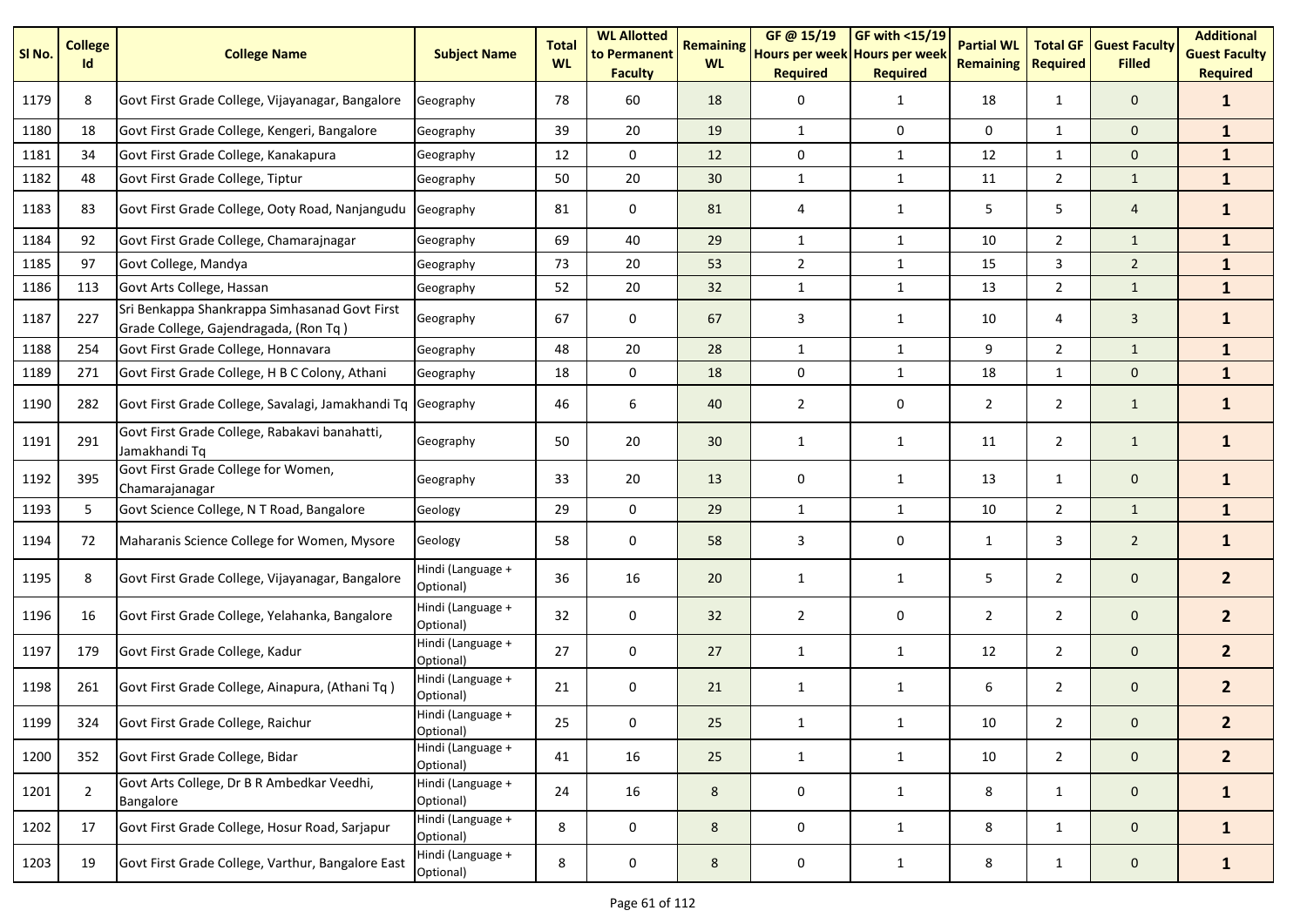| Sl No. | College Id | College Name | Subject Name | Total WL | WL Allotted to Permanent Faculty | Remaining WL | GF @ 15/19 Hours per week Required | GF with <15/19 Hours per week Required | Partial WL Remaining | Total GF Required | Guest Faculty Filled | Additional Guest Faculty Required |
|---|---|---|---|---|---|---|---|---|---|---|---|---|
| 1179 | 8 | Govt First Grade College, Vijayanagar, Bangalore | Geography | 78 | 60 | 18 | 0 | 1 | 18 | 1 | 0 | **1** |
| 1180 | 18 | Govt First Grade College, Kengeri, Bangalore | Geography | 39 | 20 | 19 | 1 | 0 | 0 | 1 | 0 | **1** |
| 1181 | 34 | Govt First Grade College, Kanakapura | Geography | 12 | 0 | 12 | 0 | 1 | 12 | 1 | 0 | **1** |
| 1182 | 48 | Govt First Grade College, Tiptur | Geography | 50 | 20 | 30 | 1 | 1 | 11 | 2 | 1 | **1** |
| 1183 | 83 | Govt First Grade College, Ooty Road, Nanjangudu | Geography | 81 | 0 | 81 | 4 | 1 | 5 | 5 | 4 | **1** |
| 1184 | 92 | Govt First Grade College, Chamarajnagar | Geography | 69 | 40 | 29 | 1 | 1 | 10 | 2 | 1 | **1** |
| 1185 | 97 | Govt College, Mandya | Geography | 73 | 20 | 53 | 2 | 1 | 15 | 3 | 2 | **1** |
| 1186 | 113 | Govt Arts College, Hassan | Geography | 52 | 20 | 32 | 1 | 1 | 13 | 2 | 1 | **1** |
| 1187 | 227 | Sri Benkappa Shankrappa Simhasanad Govt First Grade College, Gajendragada, (Ron Tq ) | Geography | 67 | 0 | 67 | 3 | 1 | 10 | 4 | 3 | **1** |
| 1188 | 254 | Govt First Grade College, Honnavara | Geography | 48 | 20 | 28 | 1 | 1 | 9 | 2 | 1 | **1** |
| 1189 | 271 | Govt First Grade College, H B C Colony, Athani | Geography | 18 | 0 | 18 | 0 | 1 | 18 | 1 | 0 | **1** |
| 1190 | 282 | Govt First Grade College, Savalagi, Jamakhandi Tq | Geography | 46 | 6 | 40 | 2 | 0 | 2 | 2 | 1 | **1** |
| 1191 | 291 | Govt First Grade College, Rabakavi banahatti, Jamakhandi Tq | Geography | 50 | 20 | 30 | 1 | 1 | 11 | 2 | 1 | **1** |
| 1192 | 395 | Govt First Grade College for Women, Chamarajanagar | Geography | 33 | 20 | 13 | 0 | 1 | 13 | 1 | 0 | **1** |
| 1193 | 5 | Govt Science College, N T Road, Bangalore | Geology | 29 | 0 | 29 | 1 | 1 | 10 | 2 | 1 | **1** |
| 1194 | 72 | Maharanis Science College for Women, Mysore | Geology | 58 | 0 | 58 | 3 | 0 | 1 | 3 | 2 | **1** |
| 1195 | 8 | Govt First Grade College, Vijayanagar, Bangalore | Hindi (Language + Optional) | 36 | 16 | 20 | 1 | 1 | 5 | 2 | 0 | **2** |
| 1196 | 16 | Govt First Grade College, Yelahanka, Bangalore | Hindi (Language + Optional) | 32 | 0 | 32 | 2 | 0 | 2 | 2 | 0 | **2** |
| 1197 | 179 | Govt First Grade College, Kadur | Hindi (Language + Optional) | 27 | 0 | 27 | 1 | 1 | 12 | 2 | 0 | **2** |
| 1198 | 261 | Govt First Grade College, Ainapura, (Athani Tq ) | Hindi (Language + Optional) | 21 | 0 | 21 | 1 | 1 | 6 | 2 | 0 | **2** |
| 1199 | 324 | Govt First Grade College, Raichur | Hindi (Language + Optional) | 25 | 0 | 25 | 1 | 1 | 10 | 2 | 0 | **2** |
| 1200 | 352 | Govt First Grade College, Bidar | Hindi (Language + Optional) | 41 | 16 | 25 | 1 | 1 | 10 | 2 | 0 | **2** |
| 1201 | 2 | Govt Arts College, Dr B R Ambedkar Veedhi, Bangalore | Hindi (Language + Optional) | 24 | 16 | 8 | 0 | 1 | 8 | 1 | 0 | **1** |
| 1202 | 17 | Govt First Grade College, Hosur Road, Sarjapur | Hindi (Language + Optional) | 8 | 0 | 8 | 0 | 1 | 8 | 1 | 0 | **1** |
| 1203 | 19 | Govt First Grade College, Varthur, Bangalore East | Hindi (Language + Optional) | 8 | 0 | 8 | 0 | 1 | 8 | 1 | 0 | **1** |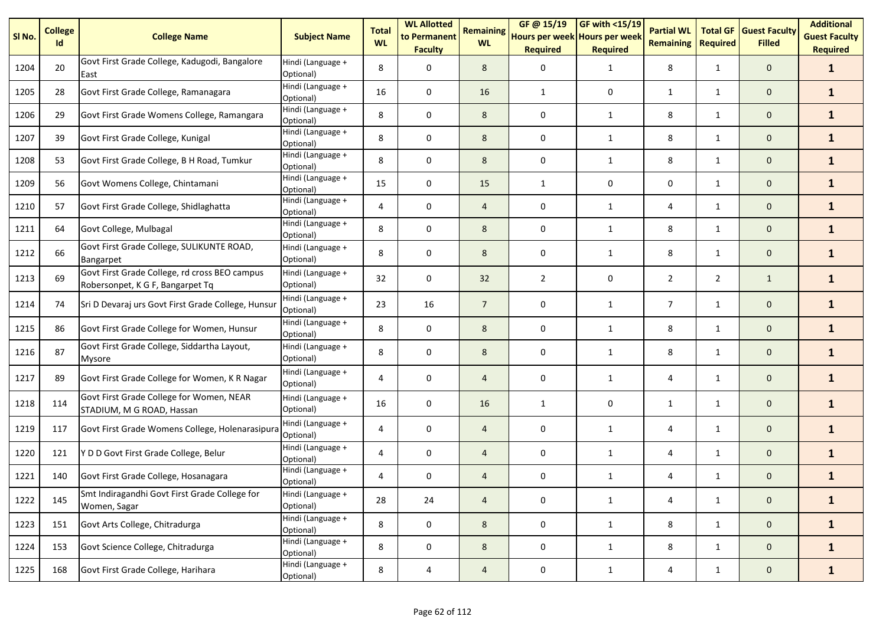| Sl No. | College Id | College Name | Subject Name | Total WL | WL Allotted to Permanent Faculty | Remaining WL | GF @ 15/19 Hours per week Required | GF with <15/19 Hours per week Required | Partial WL Remaining | Total GF Required | Guest Faculty Filled | Additional Guest Faculty Required |
|---|---|---|---|---|---|---|---|---|---|---|---|---|
| 1204 | 20 | Govt First Grade College, Kadugodi, Bangalore East | Hindi (Language + Optional) | 8 | 0 | 8 | 0 | 1 | 8 | 1 | 0 | 1 |
| 1205 | 28 | Govt First Grade College, Ramanagara | Hindi (Language + Optional) | 16 | 0 | 16 | 1 | 0 | 1 | 1 | 0 | 1 |
| 1206 | 29 | Govt First Grade Womens College, Ramangara | Hindi (Language + Optional) | 8 | 0 | 8 | 0 | 1 | 8 | 1 | 0 | 1 |
| 1207 | 39 | Govt First Grade College, Kunigal | Hindi (Language + Optional) | 8 | 0 | 8 | 0 | 1 | 8 | 1 | 0 | 1 |
| 1208 | 53 | Govt First Grade College, B H Road, Tumkur | Hindi (Language + Optional) | 8 | 0 | 8 | 0 | 1 | 8 | 1 | 0 | 1 |
| 1209 | 56 | Govt Womens College, Chintamani | Hindi (Language + Optional) | 15 | 0 | 15 | 1 | 0 | 0 | 1 | 0 | 1 |
| 1210 | 57 | Govt First Grade College, Shidlaghatta | Hindi (Language + Optional) | 4 | 0 | 4 | 0 | 1 | 4 | 1 | 0 | 1 |
| 1211 | 64 | Govt College, Mulbagal | Hindi (Language + Optional) | 8 | 0 | 8 | 0 | 1 | 8 | 1 | 0 | 1 |
| 1212 | 66 | Govt First Grade College, SULIKUNTE ROAD, Bangarpet | Hindi (Language + Optional) | 8 | 0 | 8 | 0 | 1 | 8 | 1 | 0 | 1 |
| 1213 | 69 | Govt First Grade College, rd cross BEO campus Robersonpet, K G F, Bangarpet Tq | Hindi (Language + Optional) | 32 | 0 | 32 | 2 | 0 | 2 | 2 | 1 | 1 |
| 1214 | 74 | Sri D Devaraj urs Govt First Grade College, Hunsur | Hindi (Language + Optional) | 23 | 16 | 7 | 0 | 1 | 7 | 1 | 0 | 1 |
| 1215 | 86 | Govt First Grade College for Women, Hunsur | Hindi (Language + Optional) | 8 | 0 | 8 | 0 | 1 | 8 | 1 | 0 | 1 |
| 1216 | 87 | Govt First Grade College, Siddartha Layout, Mysore | Hindi (Language + Optional) | 8 | 0 | 8 | 0 | 1 | 8 | 1 | 0 | 1 |
| 1217 | 89 | Govt First Grade College for Women, K R Nagar | Hindi (Language + Optional) | 4 | 0 | 4 | 0 | 1 | 4 | 1 | 0 | 1 |
| 1218 | 114 | Govt First Grade College for Women, NEAR STADIUM, M G ROAD, Hassan | Hindi (Language + Optional) | 16 | 0 | 16 | 1 | 0 | 1 | 1 | 0 | 1 |
| 1219 | 117 | Govt First Grade Womens College, Holenarasipura | Hindi (Language + Optional) | 4 | 0 | 4 | 0 | 1 | 4 | 1 | 0 | 1 |
| 1220 | 121 | Y D D Govt First Grade College, Belur | Hindi (Language + Optional) | 4 | 0 | 4 | 0 | 1 | 4 | 1 | 0 | 1 |
| 1221 | 140 | Govt First Grade College, Hosanagara | Hindi (Language + Optional) | 4 | 0 | 4 | 0 | 1 | 4 | 1 | 0 | 1 |
| 1222 | 145 | Smt Indiragandhi Govt First Grade College for Women, Sagar | Hindi (Language + Optional) | 28 | 24 | 4 | 0 | 1 | 4 | 1 | 0 | 1 |
| 1223 | 151 | Govt Arts College, Chitradurga | Hindi (Language + Optional) | 8 | 0 | 8 | 0 | 1 | 8 | 1 | 0 | 1 |
| 1224 | 153 | Govt Science College, Chitradurga | Hindi (Language + Optional) | 8 | 0 | 8 | 0 | 1 | 8 | 1 | 0 | 1 |
| 1225 | 168 | Govt First Grade College, Harihara | Hindi (Language + Optional) | 8 | 4 | 4 | 0 | 1 | 4 | 1 | 0 | 1 |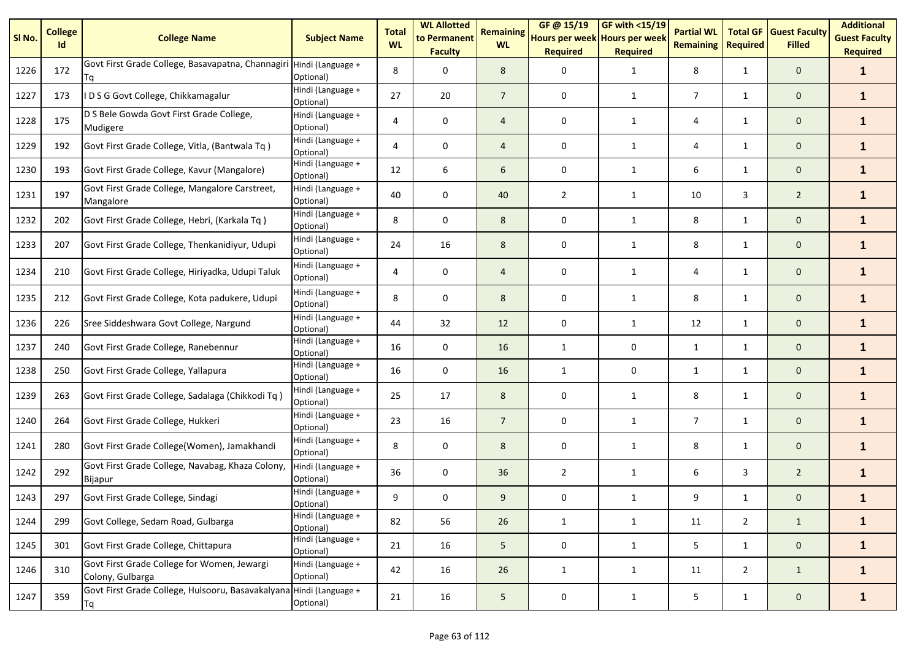| Sl No. | College Id | College Name | Subject Name | Total WL | WL Allotted to Permanent Faculty | Remaining WL | GF @ 15/19 Hours per week Required | GF with <15/19 Hours per week Required | Partial WL Remaining | Total GF Required | Guest Faculty Filled | Additional Guest Faculty Required |
|---|---|---|---|---|---|---|---|---|---|---|---|---|
| 1226 | 172 | Govt First Grade College, Basavapatna, Channagiri Tq | Hindi (Language + Optional) | 8 | 0 | 8 | 0 | 1 | 8 | 1 | 0 | **1** |
| 1227 | 173 | I D S G Govt College, Chikkamagalur | Hindi (Language + Optional) | 27 | 20 | 7 | 0 | 1 | 7 | 1 | 0 | **1** |
| 1228 | 175 | D S Bele Gowda Govt First Grade College, Mudigere | Hindi (Language + Optional) | 4 | 0 | 4 | 0 | 1 | 4 | 1 | 0 | **1** |
| 1229 | 192 | Govt First Grade College, Vitla, (Bantwala Tq ) | Hindi (Language + Optional) | 4 | 0 | 4 | 0 | 1 | 4 | 1 | 0 | **1** |
| 1230 | 193 | Govt First Grade College, Kavur (Mangalore) | Hindi (Language + Optional) | 12 | 6 | 6 | 0 | 1 | 6 | 1 | 0 | **1** |
| 1231 | 197 | Govt First Grade College, Mangalore Carstreet, Mangalore | Hindi (Language + Optional) | 40 | 0 | 40 | 2 | 1 | 10 | 3 | 2 | **1** |
| 1232 | 202 | Govt First Grade College, Hebri, (Karkala Tq ) | Hindi (Language + Optional) | 8 | 0 | 8 | 0 | 1 | 8 | 1 | 0 | **1** |
| 1233 | 207 | Govt First Grade College, Thenkanidiyur, Udupi | Hindi (Language + Optional) | 24 | 16 | 8 | 0 | 1 | 8 | 1 | 0 | **1** |
| 1234 | 210 | Govt First Grade College, Hiriyadka, Udupi Taluk | Hindi (Language + Optional) | 4 | 0 | 4 | 0 | 1 | 4 | 1 | 0 | **1** |
| 1235 | 212 | Govt First Grade College, Kota padukere, Udupi | Hindi (Language + Optional) | 8 | 0 | 8 | 0 | 1 | 8 | 1 | 0 | **1** |
| 1236 | 226 | Sree Siddeshwara Govt College, Nargund | Hindi (Language + Optional) | 44 | 32 | 12 | 0 | 1 | 12 | 1 | 0 | **1** |
| 1237 | 240 | Govt First Grade College, Ranebennur | Hindi (Language + Optional) | 16 | 0 | 16 | 1 | 0 | 1 | 1 | 0 | **1** |
| 1238 | 250 | Govt First Grade College, Yallapura | Hindi (Language + Optional) | 16 | 0 | 16 | 1 | 0 | 1 | 1 | 0 | **1** |
| 1239 | 263 | Govt First Grade College, Sadalaga (Chikkodi Tq ) | Hindi (Language + Optional) | 25 | 17 | 8 | 0 | 1 | 8 | 1 | 0 | **1** |
| 1240 | 264 | Govt First Grade College, Hukkeri | Hindi (Language + Optional) | 23 | 16 | 7 | 0 | 1 | 7 | 1 | 0 | **1** |
| 1241 | 280 | Govt First Grade College(Women), Jamakhandi | Hindi (Language + Optional) | 8 | 0 | 8 | 0 | 1 | 8 | 1 | 0 | **1** |
| 1242 | 292 | Govt First Grade College, Navabag, Khaza Colony, Bijapur | Hindi (Language + Optional) | 36 | 0 | 36 | 2 | 1 | 6 | 3 | 2 | **1** |
| 1243 | 297 | Govt First Grade College, Sindagi | Hindi (Language + Optional) | 9 | 0 | 9 | 0 | 1 | 9 | 1 | 0 | **1** |
| 1244 | 299 | Govt College, Sedam Road, Gulbarga | Hindi (Language + Optional) | 82 | 56 | 26 | 1 | 1 | 11 | 2 | 1 | **1** |
| 1245 | 301 | Govt First Grade College, Chittapura | Hindi (Language + Optional) | 21 | 16 | 5 | 0 | 1 | 5 | 1 | 0 | **1** |
| 1246 | 310 | Govt First Grade College for Women, Jewargi Colony, Gulbarga | Hindi (Language + Optional) | 42 | 16 | 26 | 1 | 1 | 11 | 2 | 1 | **1** |
| 1247 | 359 | Govt First Grade College, Hulsooru, Basavakalyana Tq | Hindi (Language + Optional) | 21 | 16 | 5 | 0 | 1 | 5 | 1 | 0 | **1** |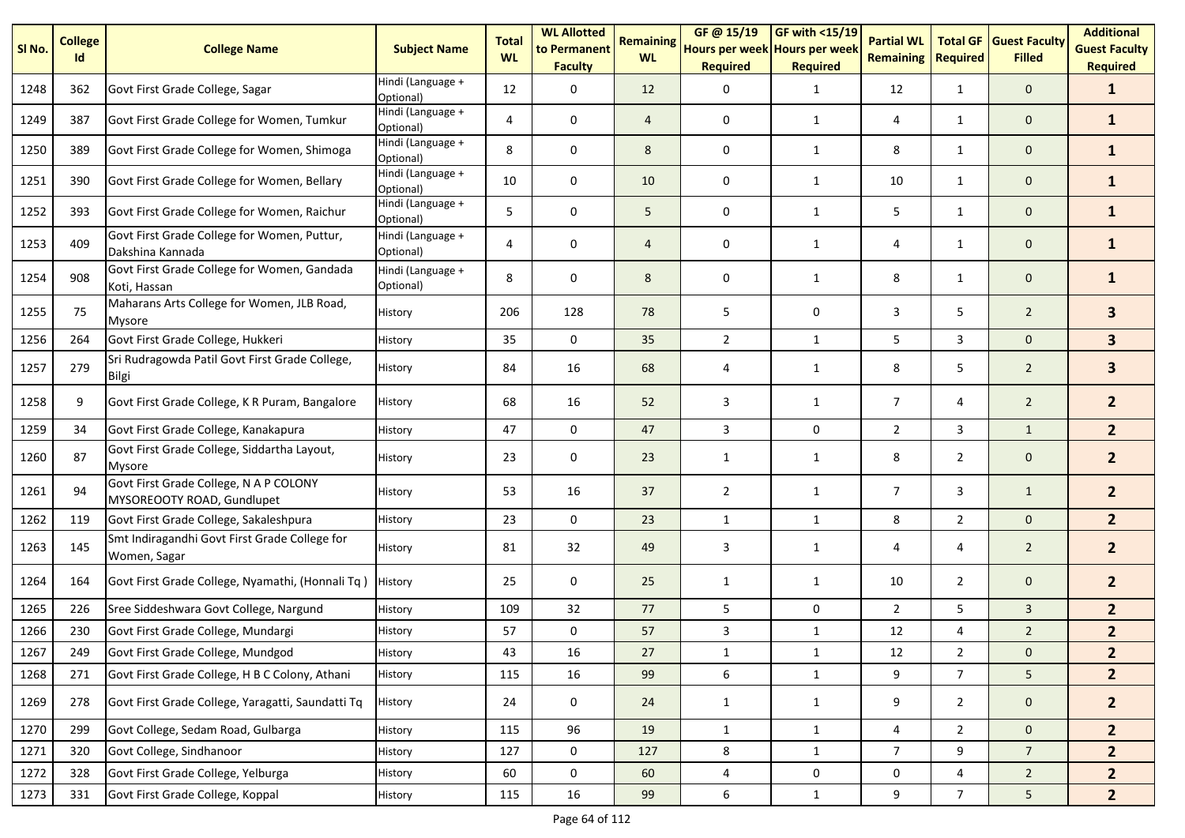| Sl No. | College Id | College Name | Subject Name | Total WL | WL Allotted to Permanent Faculty | Remaining WL | GF @ 15/19 Hours per week Required | GF with <15/19 Hours per week Required | Partial WL Remaining | Total GF Required | Guest Faculty Filled | Additional Guest Faculty Required |
|---|---|---|---|---|---|---|---|---|---|---|---|---|
| 1248 | 362 | Govt First Grade College, Sagar | Hindi (Language + Optional) | 12 | 0 | 12 | 0 | 1 | 12 | 1 | 0 | **1** |
| 1249 | 387 | Govt First Grade College for Women, Tumkur | Hindi (Language + Optional) | 4 | 0 | 4 | 0 | 1 | 4 | 1 | 0 | **1** |
| 1250 | 389 | Govt First Grade College for Women, Shimoga | Hindi (Language + Optional) | 8 | 0 | 8 | 0 | 1 | 8 | 1 | 0 | **1** |
| 1251 | 390 | Govt First Grade College for Women, Bellary | Hindi (Language + Optional) | 10 | 0 | 10 | 0 | 1 | 10 | 1 | 0 | **1** |
| 1252 | 393 | Govt First Grade College for Women, Raichur | Hindi (Language + Optional) | 5 | 0 | 5 | 0 | 1 | 5 | 1 | 0 | **1** |
| 1253 | 409 | Govt First Grade College for Women, Puttur, Dakshina Kannada | Hindi (Language + Optional) | 4 | 0 | 4 | 0 | 1 | 4 | 1 | 0 | **1** |
| 1254 | 908 | Govt First Grade College for Women, Gandada Koti, Hassan | Hindi (Language + Optional) | 8 | 0 | 8 | 0 | 1 | 8 | 1 | 0 | **1** |
| 1255 | 75 | Maharans Arts College for Women, JLB Road, Mysore | History | 206 | 128 | 78 | 5 | 0 | 3 | 5 | 2 | **3** |
| 1256 | 264 | Govt First Grade College, Hukkeri | History | 35 | 0 | 35 | 2 | 1 | 5 | 3 | 0 | **3** |
| 1257 | 279 | Sri Rudragowda Patil Govt First Grade College, Bilgi | History | 84 | 16 | 68 | 4 | 1 | 8 | 5 | 2 | **3** |
| 1258 | 9 | Govt First Grade College, K R Puram, Bangalore | History | 68 | 16 | 52 | 3 | 1 | 7 | 4 | 2 | **2** |
| 1259 | 34 | Govt First Grade College, Kanakapura | History | 47 | 0 | 47 | 3 | 0 | 2 | 3 | 1 | **2** |
| 1260 | 87 | Govt First Grade College, Siddartha Layout, Mysore | History | 23 | 0 | 23 | 1 | 1 | 8 | 2 | 0 | **2** |
| 1261 | 94 | Govt First Grade College, N A P COLONY MYSOREOOTY ROAD, Gundlupet | History | 53 | 16 | 37 | 2 | 1 | 7 | 3 | 1 | **2** |
| 1262 | 119 | Govt First Grade College, Sakaleshpura | History | 23 | 0 | 23 | 1 | 1 | 8 | 2 | 0 | **2** |
| 1263 | 145 | Smt Indiragandhi Govt First Grade College for Women, Sagar | History | 81 | 32 | 49 | 3 | 1 | 4 | 4 | 2 | **2** |
| 1264 | 164 | Govt First Grade College, Nyamathi, (Honnali Tq ) | History | 25 | 0 | 25 | 1 | 1 | 10 | 2 | 0 | **2** |
| 1265 | 226 | Sree Siddeshwara Govt College, Nargund | History | 109 | 32 | 77 | 5 | 0 | 2 | 5 | 3 | **2** |
| 1266 | 230 | Govt First Grade College, Mundargi | History | 57 | 0 | 57 | 3 | 1 | 12 | 4 | 2 | **2** |
| 1267 | 249 | Govt First Grade College, Mundgod | History | 43 | 16 | 27 | 1 | 1 | 12 | 2 | 0 | **2** |
| 1268 | 271 | Govt First Grade College, H B C Colony, Athani | History | 115 | 16 | 99 | 6 | 1 | 9 | 7 | 5 | **2** |
| 1269 | 278 | Govt First Grade College, Yaragatti, Saundatti Tq | History | 24 | 0 | 24 | 1 | 1 | 9 | 2 | 0 | **2** |
| 1270 | 299 | Govt College, Sedam Road, Gulbarga | History | 115 | 96 | 19 | 1 | 1 | 4 | 2 | 0 | **2** |
| 1271 | 320 | Govt College, Sindhanoor | History | 127 | 0 | 127 | 8 | 1 | 7 | 9 | 7 | **2** |
| 1272 | 328 | Govt First Grade College, Yelburga | History | 60 | 0 | 60 | 4 | 0 | 0 | 4 | 2 | **2** |
| 1273 | 331 | Govt First Grade College, Koppal | History | 115 | 16 | 99 | 6 | 1 | 9 | 7 | 5 | **2** |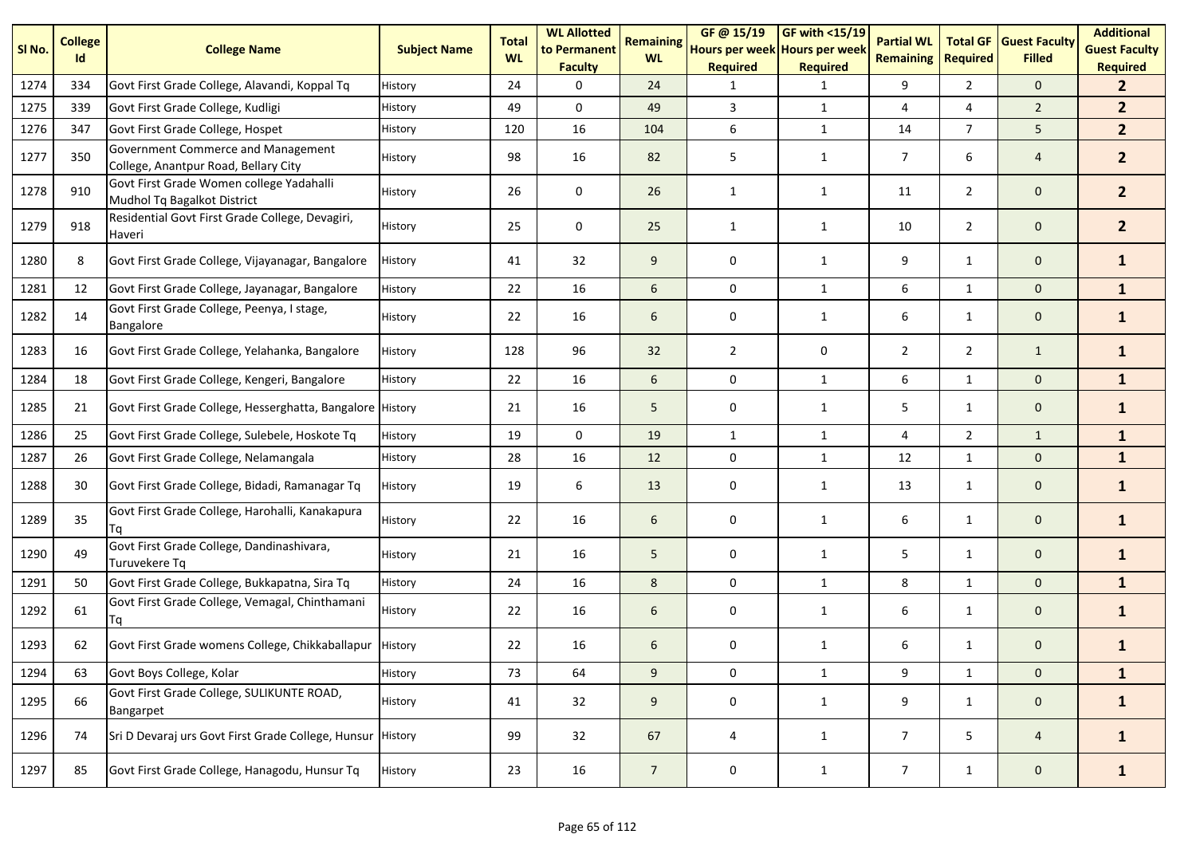| Sl No. | College Id | College Name | Subject Name | Total WL | WL Allotted to Permanent Faculty | Remaining WL | GF @ 15/19 Hours per week Required | GF with <15/19 Hours per week Required | Partial WL Remaining | Total GF Required | Guest Faculty Filled | Additional Guest Faculty Required |
|---|---|---|---|---|---|---|---|---|---|---|---|---|
| 1274 | 334 | Govt First Grade College, Alavandi, Koppal Tq | History | 24 | 0 | 24 | 1 | 1 | 9 | 2 | 0 | **2** |
| 1275 | 339 | Govt First Grade College, Kudligi | History | 49 | 0 | 49 | 3 | 1 | 4 | 4 | 2 | **2** |
| 1276 | 347 | Govt First Grade College, Hospet | History | 120 | 16 | 104 | 6 | 1 | 14 | 7 | 5 | **2** |
| 1277 | 350 | Government Commerce and Management College, Anantpur Road, Bellary City | History | 98 | 16 | 82 | 5 | 1 | 7 | 6 | 4 | **2** |
| 1278 | 910 | Govt First Grade Women college Yadahalli Mudhol Tq Bagalkot District | History | 26 | 0 | 26 | 1 | 1 | 11 | 2 | 0 | **2** |
| 1279 | 918 | Residential Govt First Grade College, Devagiri, Haveri | History | 25 | 0 | 25 | 1 | 1 | 10 | 2 | 0 | **2** |
| 1280 | 8 | Govt First Grade College, Vijayanagar, Bangalore | History | 41 | 32 | 9 | 0 | 1 | 9 | 1 | 0 | **1** |
| 1281 | 12 | Govt First Grade College, Jayanagar, Bangalore | History | 22 | 16 | 6 | 0 | 1 | 6 | 1 | 0 | **1** |
| 1282 | 14 | Govt First Grade College, Peenya, I stage, Bangalore | History | 22 | 16 | 6 | 0 | 1 | 6 | 1 | 0 | **1** |
| 1283 | 16 | Govt First Grade College, Yelahanka, Bangalore | History | 128 | 96 | 32 | 2 | 0 | 2 | 2 | 1 | **1** |
| 1284 | 18 | Govt First Grade College, Kengeri, Bangalore | History | 22 | 16 | 6 | 0 | 1 | 6 | 1 | 0 | **1** |
| 1285 | 21 | Govt First Grade College, Hesserghatta, Bangalore | History | 21 | 16 | 5 | 0 | 1 | 5 | 1 | 0 | **1** |
| 1286 | 25 | Govt First Grade College, Sulebele, Hoskote Tq | History | 19 | 0 | 19 | 1 | 1 | 4 | 2 | 1 | **1** |
| 1287 | 26 | Govt First Grade College, Nelamangala | History | 28 | 16 | 12 | 0 | 1 | 12 | 1 | 0 | **1** |
| 1288 | 30 | Govt First Grade College, Bidadi, Ramanagar Tq | History | 19 | 6 | 13 | 0 | 1 | 13 | 1 | 0 | **1** |
| 1289 | 35 | Govt First Grade College, Harohalli, Kanakapura Tq | History | 22 | 16 | 6 | 0 | 1 | 6 | 1 | 0 | **1** |
| 1290 | 49 | Govt First Grade College, Dandinashivara, Turuvekere Tq | History | 21 | 16 | 5 | 0 | 1 | 5 | 1 | 0 | **1** |
| 1291 | 50 | Govt First Grade College, Bukkapatna, Sira Tq | History | 24 | 16 | 8 | 0 | 1 | 8 | 1 | 0 | **1** |
| 1292 | 61 | Govt First Grade College, Vemagal, Chinthamani Tq | History | 22 | 16 | 6 | 0 | 1 | 6 | 1 | 0 | **1** |
| 1293 | 62 | Govt First Grade womens College, Chikkaballapur | History | 22 | 16 | 6 | 0 | 1 | 6 | 1 | 0 | **1** |
| 1294 | 63 | Govt Boys College, Kolar | History | 73 | 64 | 9 | 0 | 1 | 9 | 1 | 0 | **1** |
| 1295 | 66 | Govt First Grade College, SULIKUNTE ROAD, Bangarpet | History | 41 | 32 | 9 | 0 | 1 | 9 | 1 | 0 | **1** |
| 1296 | 74 | Sri D Devaraj urs Govt First Grade College, Hunsur | History | 99 | 32 | 67 | 4 | 1 | 7 | 5 | 4 | **1** |
| 1297 | 85 | Govt First Grade College, Hanagodu, Hunsur Tq | History | 23 | 16 | 7 | 0 | 1 | 7 | 1 | 0 | **1** |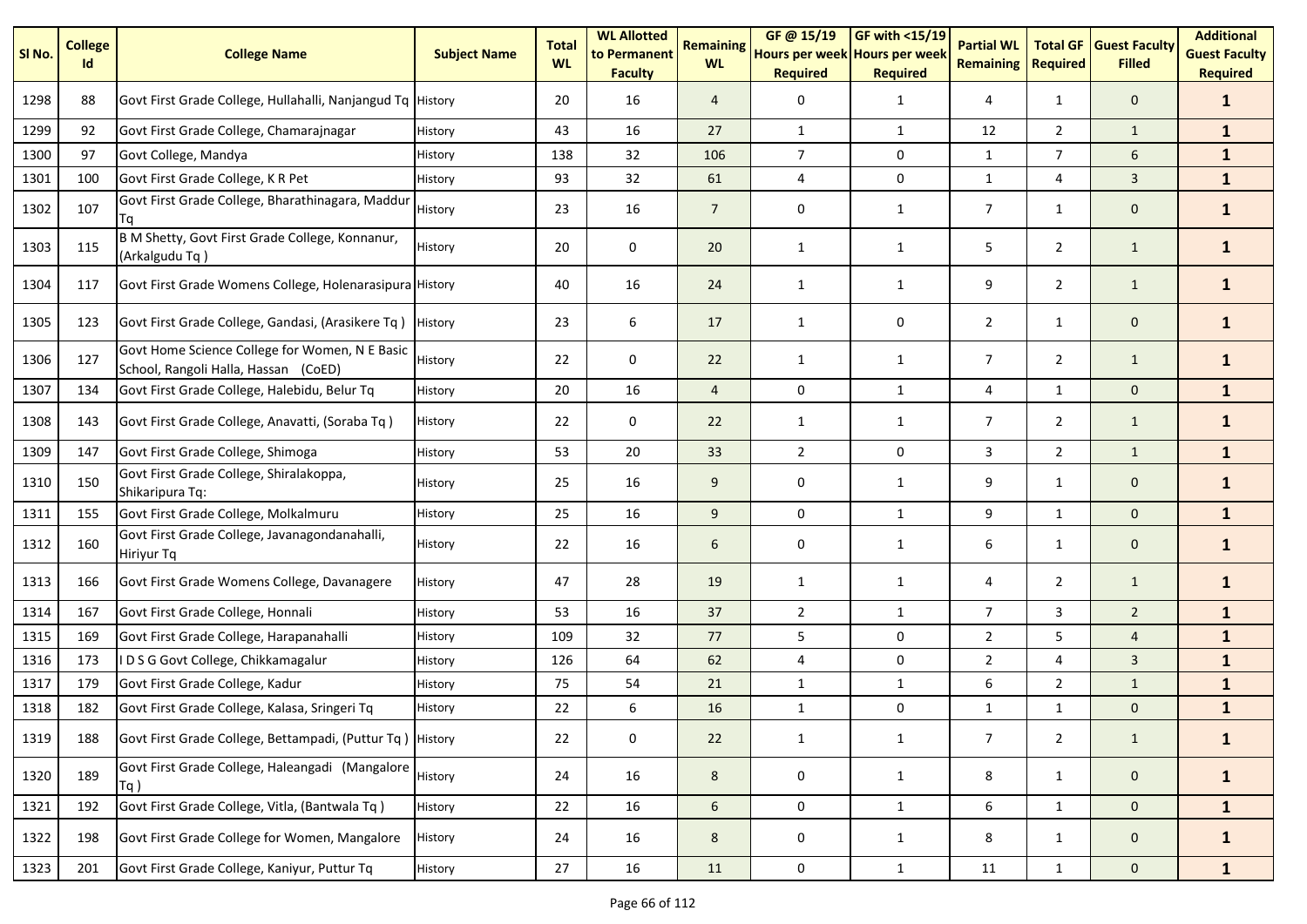| Sl No. | College Id | College Name | Subject Name | Total WL | WL Allotted to Permanent Faculty | Remaining WL | GF @ 15/19 Hours per week Required | GF with <15/19 Hours per week Required | Partial WL Remaining | Total GF Required | Guest Faculty Filled | Additional Guest Faculty Required |
|---|---|---|---|---|---|---|---|---|---|---|---|---|
| 1298 | 88 | Govt First Grade College, Hullahalli, Nanjangud Tq | History | 20 | 16 | 4 | 0 | 1 | 4 | 1 | 0 | **1** |
| 1299 | 92 | Govt First Grade College, Chamarajnagar | History | 43 | 16 | 27 | 1 | 1 | 12 | 2 | 1 | **1** |
| 1300 | 97 | Govt College, Mandya | History | 138 | 32 | 106 | 7 | 0 | 1 | 7 | 6 | **1** |
| 1301 | 100 | Govt First Grade College, K R Pet | History | 93 | 32 | 61 | 4 | 0 | 1 | 4 | 3 | **1** |
| 1302 | 107 | Govt First Grade College, Bharathinagara, Maddur Tq | History | 23 | 16 | 7 | 0 | 1 | 7 | 1 | 0 | **1** |
| 1303 | 115 | B M Shetty, Govt First Grade College, Konnanur, (Arkalgudu Tq ) | History | 20 | 0 | 20 | 1 | 1 | 5 | 2 | 1 | **1** |
| 1304 | 117 | Govt First Grade Womens College, Holenarasipura | History | 40 | 16 | 24 | 1 | 1 | 9 | 2 | 1 | **1** |
| 1305 | 123 | Govt First Grade College, Gandasi, (Arasikere Tq ) | History | 23 | 6 | 17 | 1 | 0 | 2 | 1 | 0 | **1** |
| 1306 | 127 | Govt Home Science College for Women, N E Basic School, Rangoli Halla, Hassan (CoED) | History | 22 | 0 | 22 | 1 | 1 | 7 | 2 | 1 | **1** |
| 1307 | 134 | Govt First Grade College, Halebidu, Belur Tq | History | 20 | 16 | 4 | 0 | 1 | 4 | 1 | 0 | **1** |
| 1308 | 143 | Govt First Grade College, Anavatti, (Soraba Tq ) | History | 22 | 0 | 22 | 1 | 1 | 7 | 2 | 1 | **1** |
| 1309 | 147 | Govt First Grade College, Shimoga | History | 53 | 20 | 33 | 2 | 0 | 3 | 2 | 1 | **1** |
| 1310 | 150 | Govt First Grade College, Shiralakoppa, Shikaripura Tq: | History | 25 | 16 | 9 | 0 | 1 | 9 | 1 | 0 | **1** |
| 1311 | 155 | Govt First Grade College, Molkalmuru | History | 25 | 16 | 9 | 0 | 1 | 9 | 1 | 0 | **1** |
| 1312 | 160 | Govt First Grade College, Javanagondanahalli, Hiriyur Tq | History | 22 | 16 | 6 | 0 | 1 | 6 | 1 | 0 | **1** |
| 1313 | 166 | Govt First Grade Womens College, Davanagere | History | 47 | 28 | 19 | 1 | 1 | 4 | 2 | 1 | **1** |
| 1314 | 167 | Govt First Grade College, Honnali | History | 53 | 16 | 37 | 2 | 1 | 7 | 3 | 2 | **1** |
| 1315 | 169 | Govt First Grade College, Harapanahalli | History | 109 | 32 | 77 | 5 | 0 | 2 | 5 | 4 | **1** |
| 1316 | 173 | I D S G Govt College, Chikkamagalur | History | 126 | 64 | 62 | 4 | 0 | 2 | 4 | 3 | **1** |
| 1317 | 179 | Govt First Grade College, Kadur | History | 75 | 54 | 21 | 1 | 1 | 6 | 2 | 1 | **1** |
| 1318 | 182 | Govt First Grade College, Kalasa, Sringeri Tq | History | 22 | 6 | 16 | 1 | 0 | 1 | 1 | 0 | **1** |
| 1319 | 188 | Govt First Grade College, Bettampadi, (Puttur Tq ) | History | 22 | 0 | 22 | 1 | 1 | 7 | 2 | 1 | **1** |
| 1320 | 189 | Govt First Grade College, Haleangadi (Mangalore Tq ) | History | 24 | 16 | 8 | 0 | 1 | 8 | 1 | 0 | **1** |
| 1321 | 192 | Govt First Grade College, Vitla, (Bantwala Tq ) | History | 22 | 16 | 6 | 0 | 1 | 6 | 1 | 0 | **1** |
| 1322 | 198 | Govt First Grade College for Women, Mangalore | History | 24 | 16 | 8 | 0 | 1 | 8 | 1 | 0 | **1** |
| 1323 | 201 | Govt First Grade College, Kaniyur, Puttur Tq | History | 27 | 16 | 11 | 0 | 1 | 11 | 1 | 0 | **1** |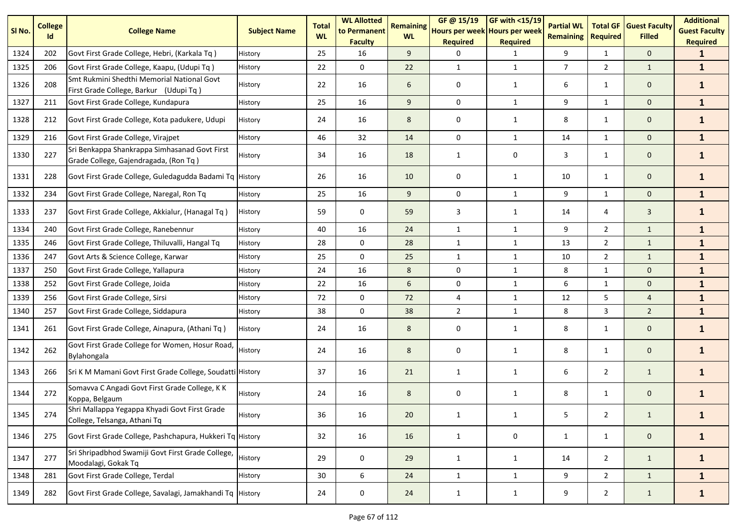| Sl No. | College Id | College Name | Subject Name | Total WL | WL Allotted to Permanent Faculty | Remaining WL | GF @ 15/19 Hours per week Required | GF with <15/19 Hours per week Required | Partial WL Remaining | Total GF Required | Guest Faculty Filled | Additional Guest Faculty Required |
|---|---|---|---|---|---|---|---|---|---|---|---|---|
| 1324 | 202 | Govt First Grade College, Hebri, (Karkala Tq ) | History | 25 | 16 | 9 | 0 | 1 | 9 | 1 | 0 | 1 |
| 1325 | 206 | Govt First Grade College, Kaapu, (Udupi Tq ) | History | 22 | 0 | 22 | 1 | 1 | 7 | 2 | 1 | 1 |
| 1326 | 208 | Smt Rukmini Shedthi Memorial National Govt First Grade College, Barkur (Udupi Tq ) | History | 22 | 16 | 6 | 0 | 1 | 6 | 1 | 0 | 1 |
| 1327 | 211 | Govt First Grade College, Kundapura | History | 25 | 16 | 9 | 0 | 1 | 9 | 1 | 0 | 1 |
| 1328 | 212 | Govt First Grade College, Kota padukere, Udupi | History | 24 | 16 | 8 | 0 | 1 | 8 | 1 | 0 | 1 |
| 1329 | 216 | Govt First Grade College, Virajpet | History | 46 | 32 | 14 | 0 | 1 | 14 | 1 | 0 | 1 |
| 1330 | 227 | Sri Benkappa Shankrappa Simhasanad Govt First Grade College, Gajendragada, (Ron Tq ) | History | 34 | 16 | 18 | 1 | 0 | 3 | 1 | 0 | 1 |
| 1331 | 228 | Govt First Grade College, Guledagudda Badami Tq | History | 26 | 16 | 10 | 0 | 1 | 10 | 1 | 0 | 1 |
| 1332 | 234 | Govt First Grade College, Naregal, Ron Tq | History | 25 | 16 | 9 | 0 | 1 | 9 | 1 | 0 | 1 |
| 1333 | 237 | Govt First Grade College, Akkialur, (Hanagal Tq ) | History | 59 | 0 | 59 | 3 | 1 | 14 | 4 | 3 | 1 |
| 1334 | 240 | Govt First Grade College, Ranebennur | History | 40 | 16 | 24 | 1 | 1 | 9 | 2 | 1 | 1 |
| 1335 | 246 | Govt First Grade College, Thiluvalli, Hangal Tq | History | 28 | 0 | 28 | 1 | 1 | 13 | 2 | 1 | 1 |
| 1336 | 247 | Govt Arts & Science College, Karwar | History | 25 | 0 | 25 | 1 | 1 | 10 | 2 | 1 | 1 |
| 1337 | 250 | Govt First Grade College, Yallapura | History | 24 | 16 | 8 | 0 | 1 | 8 | 1 | 0 | 1 |
| 1338 | 252 | Govt First Grade College, Joida | History | 22 | 16 | 6 | 0 | 1 | 6 | 1 | 0 | 1 |
| 1339 | 256 | Govt First Grade College, Sirsi | History | 72 | 0 | 72 | 4 | 1 | 12 | 5 | 4 | 1 |
| 1340 | 257 | Govt First Grade College, Siddapura | History | 38 | 0 | 38 | 2 | 1 | 8 | 3 | 2 | 1 |
| 1341 | 261 | Govt First Grade College, Ainapura, (Athani Tq ) | History | 24 | 16 | 8 | 0 | 1 | 8 | 1 | 0 | 1 |
| 1342 | 262 | Govt First Grade College for Women, Hosur Road, Bylahongala | History | 24 | 16 | 8 | 0 | 1 | 8 | 1 | 0 | 1 |
| 1343 | 266 | Sri K M Mamani Govt First Grade College, Soudatti | History | 37 | 16 | 21 | 1 | 1 | 6 | 2 | 1 | 1 |
| 1344 | 272 | Somavva C Angadi Govt First Grade College, K K Koppa, Belgaum | History | 24 | 16 | 8 | 0 | 1 | 8 | 1 | 0 | 1 |
| 1345 | 274 | Shri Mallappa Yegappa Khyadi Govt First Grade College, Telsanga, Athani Tq | History | 36 | 16 | 20 | 1 | 1 | 5 | 2 | 1 | 1 |
| 1346 | 275 | Govt First Grade College, Pashchapura, Hukkeri Tq | History | 32 | 16 | 16 | 1 | 0 | 1 | 1 | 0 | 1 |
| 1347 | 277 | Sri Shripadbhod Swamiji Govt First Grade College, Moodalagi, Gokak Tq | History | 29 | 0 | 29 | 1 | 1 | 14 | 2 | 1 | 1 |
| 1348 | 281 | Govt First Grade College, Terdal | History | 30 | 6 | 24 | 1 | 1 | 9 | 2 | 1 | 1 |
| 1349 | 282 | Govt First Grade College, Savalagi, Jamakhandi Tq | History | 24 | 0 | 24 | 1 | 1 | 9 | 2 | 1 | 1 |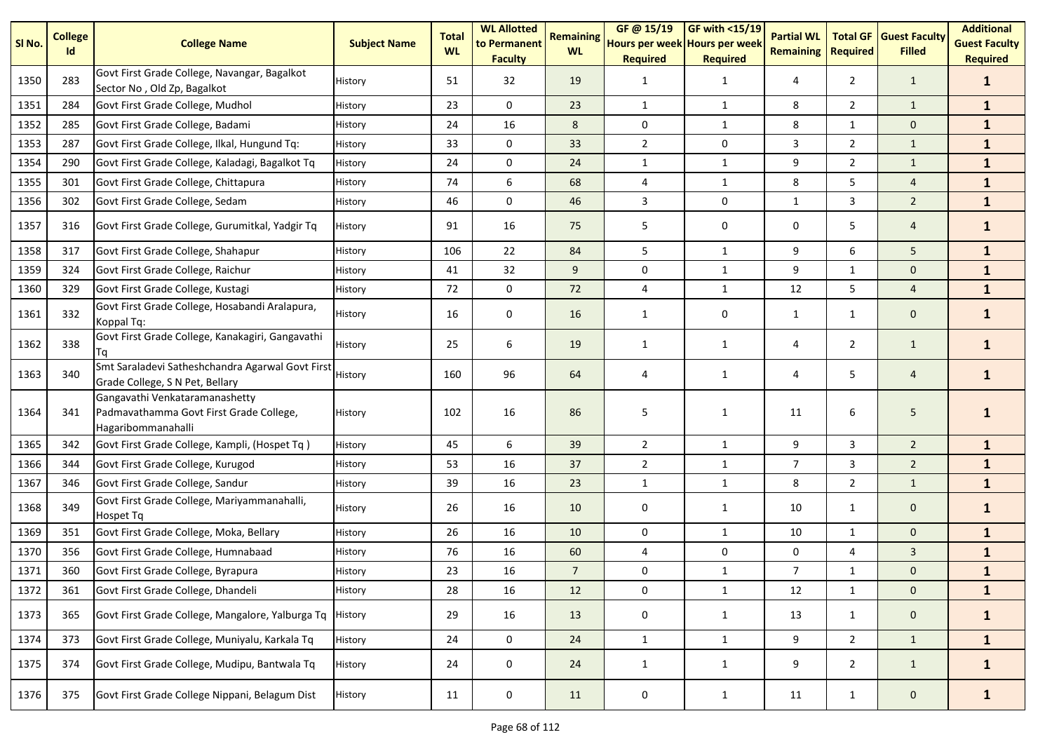| Sl No. | College Id | College Name | Subject Name | Total WL | WL Allotted to Permanent Faculty | Remaining WL | GF @ 15/19 Hours per week Required | GF with <15/19 Hours per week Required | Partial WL Remaining | Total GF Required | Guest Faculty Filled | Additional Guest Faculty Required |
|---|---|---|---|---|---|---|---|---|---|---|---|---|
| 1350 | 283 | Govt First Grade College, Navangar, Bagalkot Sector No , Old Zp, Bagalkot | History | 51 | 32 | 19 | 1 | 1 | 4 | 2 | 1 | **1** |
| 1351 | 284 | Govt First Grade College, Mudhol | History | 23 | 0 | 23 | 1 | 1 | 8 | 2 | 1 | **1** |
| 1352 | 285 | Govt First Grade College, Badami | History | 24 | 16 | 8 | 0 | 1 | 8 | 1 | 0 | **1** |
| 1353 | 287 | Govt First Grade College, Ilkal, Hungund Tq: | History | 33 | 0 | 33 | 2 | 0 | 3 | 2 | 1 | **1** |
| 1354 | 290 | Govt First Grade College, Kaladagi, Bagalkot Tq | History | 24 | 0 | 24 | 1 | 1 | 9 | 2 | 1 | **1** |
| 1355 | 301 | Govt First Grade College, Chittapura | History | 74 | 6 | 68 | 4 | 1 | 8 | 5 | 4 | **1** |
| 1356 | 302 | Govt First Grade College, Sedam | History | 46 | 0 | 46 | 3 | 0 | 1 | 3 | 2 | **1** |
| 1357 | 316 | Govt First Grade College, Gurumitkal, Yadgir Tq | History | 91 | 16 | 75 | 5 | 0 | 0 | 5 | 4 | **1** |
| 1358 | 317 | Govt First Grade College, Shahapur | History | 106 | 22 | 84 | 5 | 1 | 9 | 6 | 5 | **1** |
| 1359 | 324 | Govt First Grade College, Raichur | History | 41 | 32 | 9 | 0 | 1 | 9 | 1 | 0 | **1** |
| 1360 | 329 | Govt First Grade College, Kustagi | History | 72 | 0 | 72 | 4 | 1 | 12 | 5 | 4 | **1** |
| 1361 | 332 | Govt First Grade College, Hosabandi Aralapura, Koppal Tq: | History | 16 | 0 | 16 | 1 | 0 | 1 | 1 | 0 | **1** |
| 1362 | 338 | Govt First Grade College, Kanakagiri, Gangavathi Tq | History | 25 | 6 | 19 | 1 | 1 | 4 | 2 | 1 | **1** |
| 1363 | 340 | Smt Saraladevi Satheshchandra Agarwal Govt First Grade College, S N Pet, Bellary | History | 160 | 96 | 64 | 4 | 1 | 4 | 5 | 4 | **1** |
| 1364 | 341 | Gangavathi Venkataramanashetty Padmavathamma Govt First Grade College, Hagaribommanahalli | History | 102 | 16 | 86 | 5 | 1 | 11 | 6 | 5 | **1** |
| 1365 | 342 | Govt First Grade College, Kampli, (Hospet Tq ) | History | 45 | 6 | 39 | 2 | 1 | 9 | 3 | 2 | **1** |
| 1366 | 344 | Govt First Grade College, Kurugod | History | 53 | 16 | 37 | 2 | 1 | 7 | 3 | 2 | **1** |
| 1367 | 346 | Govt First Grade College, Sandur | History | 39 | 16 | 23 | 1 | 1 | 8 | 2 | 1 | **1** |
| 1368 | 349 | Govt First Grade College, Mariyammanahalli, Hospet Tq | History | 26 | 16 | 10 | 0 | 1 | 10 | 1 | 0 | **1** |
| 1369 | 351 | Govt First Grade College, Moka, Bellary | History | 26 | 16 | 10 | 0 | 1 | 10 | 1 | 0 | **1** |
| 1370 | 356 | Govt First Grade College, Humnabaad | History | 76 | 16 | 60 | 4 | 0 | 0 | 4 | 3 | **1** |
| 1371 | 360 | Govt First Grade College, Byrapura | History | 23 | 16 | 7 | 0 | 1 | 7 | 1 | 0 | **1** |
| 1372 | 361 | Govt First Grade College, Dhandeli | History | 28 | 16 | 12 | 0 | 1 | 12 | 1 | 0 | **1** |
| 1373 | 365 | Govt First Grade College, Mangalore, Yalburga Tq | History | 29 | 16 | 13 | 0 | 1 | 13 | 1 | 0 | **1** |
| 1374 | 373 | Govt First Grade College, Muniyalu, Karkala Tq | History | 24 | 0 | 24 | 1 | 1 | 9 | 2 | 1 | **1** |
| 1375 | 374 | Govt First Grade College, Mudipu, Bantwala Tq | History | 24 | 0 | 24 | 1 | 1 | 9 | 2 | 1 | **1** |
| 1376 | 375 | Govt First Grade College Nippani, Belagum Dist | History | 11 | 0 | 11 | 0 | 1 | 11 | 1 | 0 | **1** |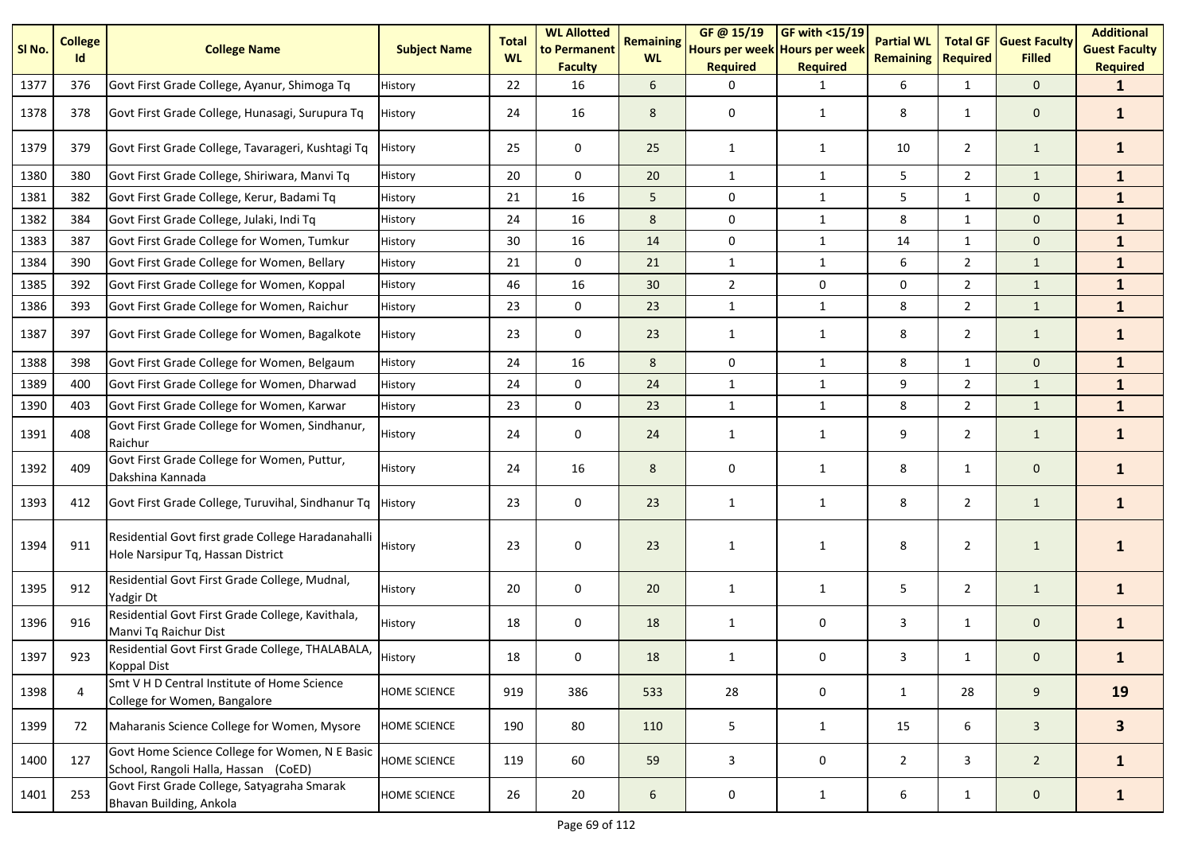| Sl No. | College Id | College Name | Subject Name | Total WL | WL Allotted to Permanent Faculty | Remaining WL | GF @ 15/19 Hours per week Required | GF with <15/19 Hours per week Required | Partial WL Remaining | Total GF Required | Guest Faculty Filled | Additional Guest Faculty Required |
|---|---|---|---|---|---|---|---|---|---|---|---|---|
| 1377 | 376 | Govt First Grade College, Ayanur, Shimoga Tq | History | 22 | 16 | 6 | 0 | 1 | 6 | 1 | 0 | **1** |
| 1378 | 378 | Govt First Grade College, Hunasagi, Surupura Tq | History | 24 | 16 | 8 | 0 | 1 | 8 | 1 | 0 | **1** |
| 1379 | 379 | Govt First Grade College, Tavarageri, Kushtagi Tq | History | 25 | 0 | 25 | 1 | 1 | 10 | 2 | 1 | **1** |
| 1380 | 380 | Govt First Grade College, Shiriwara, Manvi Tq | History | 20 | 0 | 20 | 1 | 1 | 5 | 2 | 1 | **1** |
| 1381 | 382 | Govt First Grade College, Kerur, Badami Tq | History | 21 | 16 | 5 | 0 | 1 | 5 | 1 | 0 | **1** |
| 1382 | 384 | Govt First Grade College, Julaki, Indi Tq | History | 24 | 16 | 8 | 0 | 1 | 8 | 1 | 0 | **1** |
| 1383 | 387 | Govt First Grade College for Women, Tumkur | History | 30 | 16 | 14 | 0 | 1 | 14 | 1 | 0 | **1** |
| 1384 | 390 | Govt First Grade College for Women, Bellary | History | 21 | 0 | 21 | 1 | 1 | 6 | 2 | 1 | **1** |
| 1385 | 392 | Govt First Grade College for Women, Koppal | History | 46 | 16 | 30 | 2 | 0 | 0 | 2 | 1 | **1** |
| 1386 | 393 | Govt First Grade College for Women, Raichur | History | 23 | 0 | 23 | 1 | 1 | 8 | 2 | 1 | **1** |
| 1387 | 397 | Govt First Grade College for Women, Bagalkote | History | 23 | 0 | 23 | 1 | 1 | 8 | 2 | 1 | **1** |
| 1388 | 398 | Govt First Grade College for Women, Belgaum | History | 24 | 16 | 8 | 0 | 1 | 8 | 1 | 0 | **1** |
| 1389 | 400 | Govt First Grade College for Women, Dharwad | History | 24 | 0 | 24 | 1 | 1 | 9 | 2 | 1 | **1** |
| 1390 | 403 | Govt First Grade College for Women, Karwar | History | 23 | 0 | 23 | 1 | 1 | 8 | 2 | 1 | **1** |
| 1391 | 408 | Govt First Grade College for Women, Sindhanur, Raichur | History | 24 | 0 | 24 | 1 | 1 | 9 | 2 | 1 | **1** |
| 1392 | 409 | Govt First Grade College for Women, Puttur, Dakshina Kannada | History | 24 | 16 | 8 | 0 | 1 | 8 | 1 | 0 | **1** |
| 1393 | 412 | Govt First Grade College, Turuvihal, Sindhanur Tq | History | 23 | 0 | 23 | 1 | 1 | 8 | 2 | 1 | **1** |
| 1394 | 911 | Residential Govt first grade College Haradanahalli Hole Narsipur Tq, Hassan District | History | 23 | 0 | 23 | 1 | 1 | 8 | 2 | 1 | **1** |
| 1395 | 912 | Residential Govt First Grade College, Mudnal, Yadgir Dt | History | 20 | 0 | 20 | 1 | 1 | 5 | 2 | 1 | **1** |
| 1396 | 916 | Residential Govt First Grade College, Kavithala, Manvi Tq Raichur Dist | History | 18 | 0 | 18 | 1 | 0 | 3 | 1 | 0 | **1** |
| 1397 | 923 | Residential Govt First Grade College, THALABALA, Koppal Dist | History | 18 | 0 | 18 | 1 | 0 | 3 | 1 | 0 | **1** |
| 1398 | 4 | Smt V H D Central Institute of Home Science College for Women, Bangalore | HOME SCIENCE | 919 | 386 | 533 | 28 | 0 | 1 | 28 | 9 | **19** |
| 1399 | 72 | Maharanis Science College for Women, Mysore | HOME SCIENCE | 190 | 80 | 110 | 5 | 1 | 15 | 6 | 3 | **3** |
| 1400 | 127 | Govt Home Science College for Women, N E Basic School, Rangoli Halla, Hassan (CoED) | HOME SCIENCE | 119 | 60 | 59 | 3 | 0 | 2 | 3 | 2 | **1** |
| 1401 | 253 | Govt First Grade College, Satyagraha Smarak Bhavan Building, Ankola | HOME SCIENCE | 26 | 20 | 6 | 0 | 1 | 6 | 1 | 0 | **1** |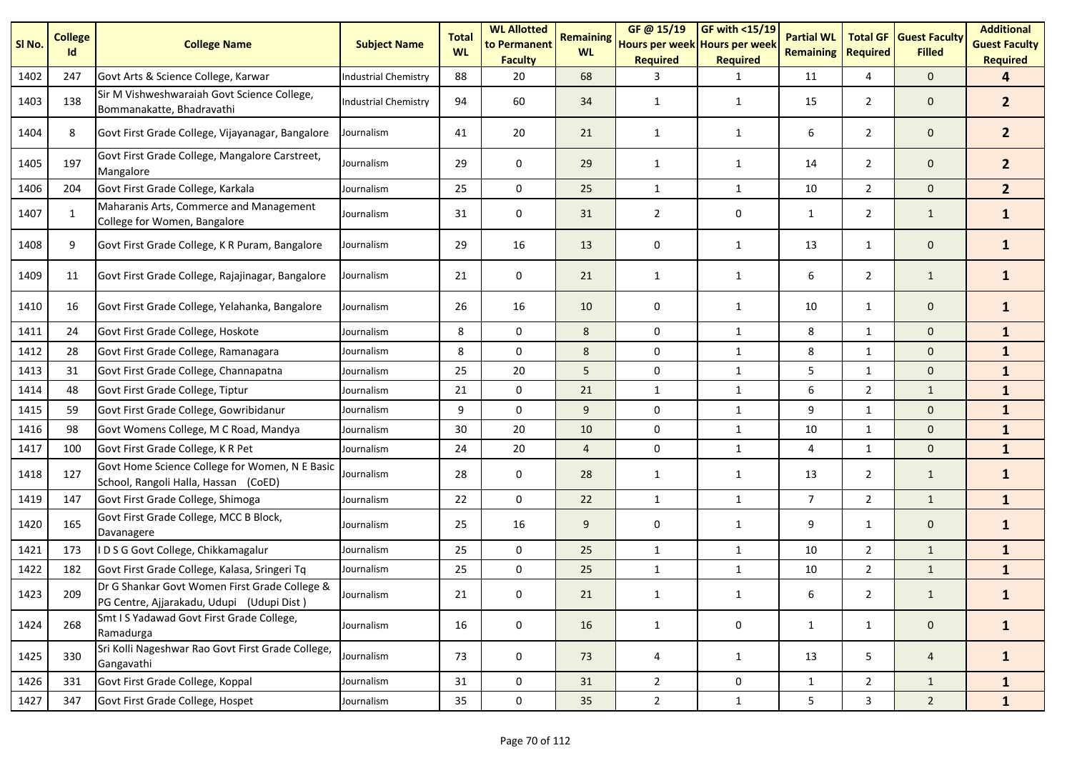| Sl No. | College Id | College Name | Subject Name | Total WL | WL Allotted to Permanent Faculty | Remaining WL | GF @ 15/19 Hours per week Required | GF with <15/19 Hours per week Required | Partial WL Remaining | Total GF Required | Guest Faculty Filled | Additional Guest Faculty Required |
|---|---|---|---|---|---|---|---|---|---|---|---|---|
| 1402 | 247 | Govt Arts & Science College, Karwar | Industrial Chemistry | 88 | 20 | 68 | 3 | 1 | 11 | 4 | 0 | **4** |
| 1403 | 138 | Sir M Vishweshwaraiah Govt Science College, Bommanakatte, Bhadravathi | Industrial Chemistry | 94 | 60 | 34 | 1 | 1 | 15 | 2 | 0 | **2** |
| 1404 | 8 | Govt First Grade College, Vijayanagar, Bangalore | Journalism | 41 | 20 | 21 | 1 | 1 | 6 | 2 | 0 | **2** |
| 1405 | 197 | Govt First Grade College, Mangalore Carstreet, Mangalore | Journalism | 29 | 0 | 29 | 1 | 1 | 14 | 2 | 0 | **2** |
| 1406 | 204 | Govt First Grade College, Karkala | Journalism | 25 | 0 | 25 | 1 | 1 | 10 | 2 | 0 | **2** |
| 1407 | 1 | Maharanis Arts, Commerce and Management College for Women, Bangalore | Journalism | 31 | 0 | 31 | 2 | 0 | 1 | 2 | 1 | **1** |
| 1408 | 9 | Govt First Grade College, K R Puram, Bangalore | Journalism | 29 | 16 | 13 | 0 | 1 | 13 | 1 | 0 | **1** |
| 1409 | 11 | Govt First Grade College, Rajajinagar, Bangalore | Journalism | 21 | 0 | 21 | 1 | 1 | 6 | 2 | 1 | **1** |
| 1410 | 16 | Govt First Grade College, Yelahanka, Bangalore | Journalism | 26 | 16 | 10 | 0 | 1 | 10 | 1 | 0 | **1** |
| 1411 | 24 | Govt First Grade College, Hoskote | Journalism | 8 | 0 | 8 | 0 | 1 | 8 | 1 | 0 | **1** |
| 1412 | 28 | Govt First Grade College, Ramanagara | Journalism | 8 | 0 | 8 | 0 | 1 | 8 | 1 | 0 | **1** |
| 1413 | 31 | Govt First Grade College, Channapatna | Journalism | 25 | 20 | 5 | 0 | 1 | 5 | 1 | 0 | **1** |
| 1414 | 48 | Govt First Grade College, Tiptur | Journalism | 21 | 0 | 21 | 1 | 1 | 6 | 2 | 1 | **1** |
| 1415 | 59 | Govt First Grade College, Gowribidanur | Journalism | 9 | 0 | 9 | 0 | 1 | 9 | 1 | 0 | **1** |
| 1416 | 98 | Govt Womens College, M C Road, Mandya | Journalism | 30 | 20 | 10 | 0 | 1 | 10 | 1 | 0 | **1** |
| 1417 | 100 | Govt First Grade College, K R Pet | Journalism | 24 | 20 | 4 | 0 | 1 | 4 | 1 | 0 | **1** |
| 1418 | 127 | Govt Home Science College for Women, N E Basic School, Rangoli Halla, Hassan (CoED) | Journalism | 28 | 0 | 28 | 1 | 1 | 13 | 2 | 1 | **1** |
| 1419 | 147 | Govt First Grade College, Shimoga | Journalism | 22 | 0 | 22 | 1 | 1 | 7 | 2 | 1 | **1** |
| 1420 | 165 | Govt First Grade College, MCC B Block, Davanagere | Journalism | 25 | 16 | 9 | 0 | 1 | 9 | 1 | 0 | **1** |
| 1421 | 173 | I D S G Govt College, Chikkamagalur | Journalism | 25 | 0 | 25 | 1 | 1 | 10 | 2 | 1 | **1** |
| 1422 | 182 | Govt First Grade College, Kalasa, Sringeri Tq | Journalism | 25 | 0 | 25 | 1 | 1 | 10 | 2 | 1 | **1** |
| 1423 | 209 | Dr G Shankar Govt Women First Grade College & PG Centre, Ajjarakadu, Udupi (Udupi Dist ) | Journalism | 21 | 0 | 21 | 1 | 1 | 6 | 2 | 1 | **1** |
| 1424 | 268 | Smt I S Yadawad Govt First Grade College, Ramadurga | Journalism | 16 | 0 | 16 | 1 | 0 | 1 | 1 | 0 | **1** |
| 1425 | 330 | Sri Kolli Nageshwar Rao Govt First Grade College, Gangavathi | Journalism | 73 | 0 | 73 | 4 | 1 | 13 | 5 | 4 | **1** |
| 1426 | 331 | Govt First Grade College, Koppal | Journalism | 31 | 0 | 31 | 2 | 0 | 1 | 2 | 1 | **1** |
| 1427 | 347 | Govt First Grade College, Hospet | Journalism | 35 | 0 | 35 | 2 | 1 | 5 | 3 | 2 | **1** |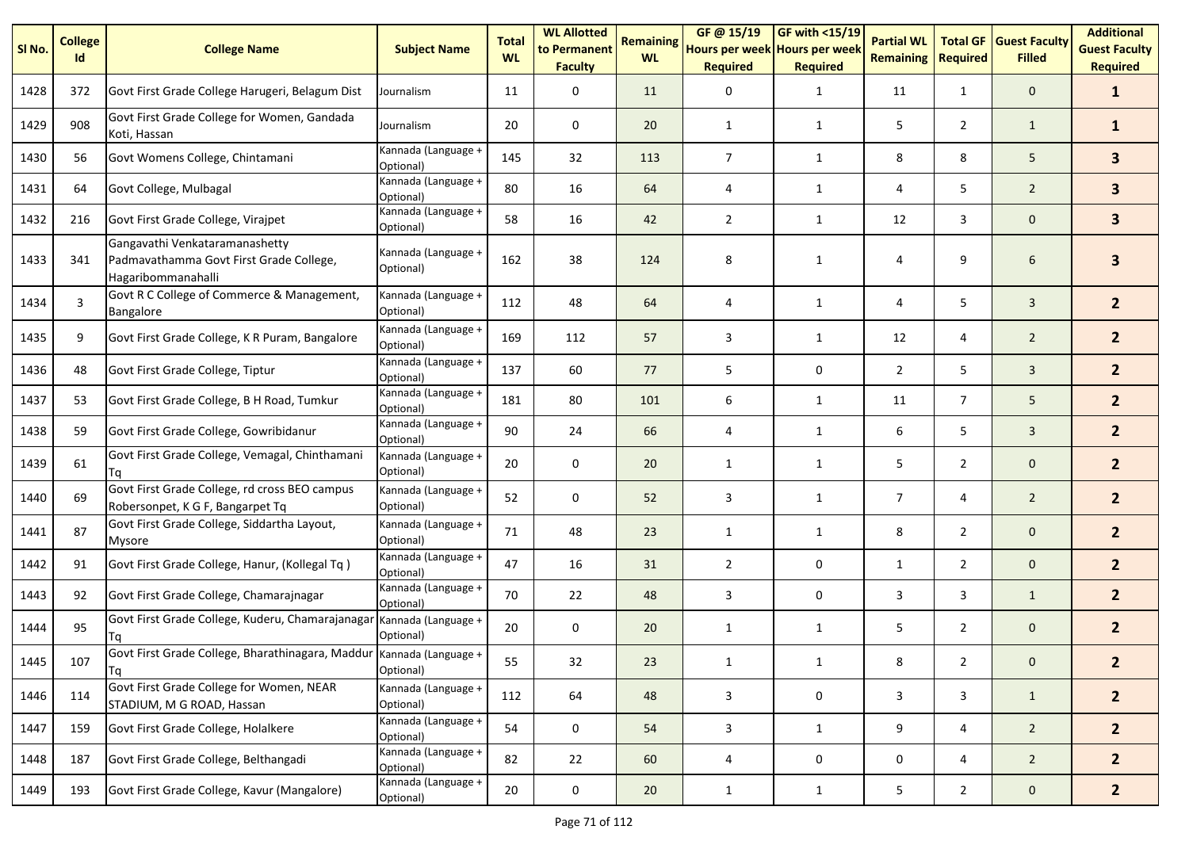| Sl No. | College Id | College Name | Subject Name | Total WL | WL Allotted to Permanent Faculty | Remaining WL | GF @ 15/19 Hours per week Required | GF with <15/19 Hours per week Required | Partial WL Remaining | Total GF Required | Guest Faculty Filled | Additional Guest Faculty Required |
|---|---|---|---|---|---|---|---|---|---|---|---|---|
| 1428 | 372 | Govt First Grade College Harugeri, Belagum Dist | Journalism | 11 | 0 | 11 | 0 | 1 | 11 | 1 | 0 | **1** |
| 1429 | 908 | Govt First Grade College for Women, Gandada Koti, Hassan | Journalism | 20 | 0 | 20 | 1 | 1 | 5 | 2 | 1 | **1** |
| 1430 | 56 | Govt Womens College, Chintamani | Kannada (Language + Optional) | 145 | 32 | 113 | 7 | 1 | 8 | 8 | 5 | **3** |
| 1431 | 64 | Govt College, Mulbagal | Kannada (Language + Optional) | 80 | 16 | 64 | 4 | 1 | 4 | 5 | 2 | **3** |
| 1432 | 216 | Govt First Grade College, Virajpet | Kannada (Language + Optional) | 58 | 16 | 42 | 2 | 1 | 12 | 3 | 0 | **3** |
| 1433 | 341 | Gangavathi Venkataramanashetty Padmavathamma Govt First Grade College, Hagaribommanahalli | Kannada (Language + Optional) | 162 | 38 | 124 | 8 | 1 | 4 | 9 | 6 | **3** |
| 1434 | 3 | Govt R C College of Commerce & Management, Bangalore | Kannada (Language + Optional) | 112 | 48 | 64 | 4 | 1 | 4 | 5 | 3 | **2** |
| 1435 | 9 | Govt First Grade College, K R Puram, Bangalore | Kannada (Language + Optional) | 169 | 112 | 57 | 3 | 1 | 12 | 4 | 2 | **2** |
| 1436 | 48 | Govt First Grade College, Tiptur | Kannada (Language + Optional) | 137 | 60 | 77 | 5 | 0 | 2 | 5 | 3 | **2** |
| 1437 | 53 | Govt First Grade College, B H Road, Tumkur | Kannada (Language + Optional) | 181 | 80 | 101 | 6 | 1 | 11 | 7 | 5 | **2** |
| 1438 | 59 | Govt First Grade College, Gowribidanur | Kannada (Language + Optional) | 90 | 24 | 66 | 4 | 1 | 6 | 5 | 3 | **2** |
| 1439 | 61 | Govt First Grade College, Vemagal, Chinthamani Tq | Kannada (Language + Optional) | 20 | 0 | 20 | 1 | 1 | 5 | 2 | 0 | **2** |
| 1440 | 69 | Govt First Grade College, rd cross BEO campus Robersonpet, K G F, Bangarpet Tq | Kannada (Language + Optional) | 52 | 0 | 52 | 3 | 1 | 7 | 4 | 2 | **2** |
| 1441 | 87 | Govt First Grade College, Siddartha Layout, Mysore | Kannada (Language + Optional) | 71 | 48 | 23 | 1 | 1 | 8 | 2 | 0 | **2** |
| 1442 | 91 | Govt First Grade College, Hanur, (Kollegal Tq ) | Kannada (Language + Optional) | 47 | 16 | 31 | 2 | 0 | 1 | 2 | 0 | **2** |
| 1443 | 92 | Govt First Grade College, Chamarajnagar | Kannada (Language + Optional) | 70 | 22 | 48 | 3 | 0 | 3 | 3 | 1 | **2** |
| 1444 | 95 | Govt First Grade College, Kuderu, Chamarajanagar Tq | Kannada (Language + Optional) | 20 | 0 | 20 | 1 | 1 | 5 | 2 | 0 | **2** |
| 1445 | 107 | Govt First Grade College, Bharathinagara, Maddur Tq | Kannada (Language + Optional) | 55 | 32 | 23 | 1 | 1 | 8 | 2 | 0 | **2** |
| 1446 | 114 | Govt First Grade College for Women, NEAR STADIUM, M G ROAD, Hassan | Kannada (Language + Optional) | 112 | 64 | 48 | 3 | 0 | 3 | 3 | 1 | **2** |
| 1447 | 159 | Govt First Grade College, Holalkere | Kannada (Language + Optional) | 54 | 0 | 54 | 3 | 1 | 9 | 4 | 2 | **2** |
| 1448 | 187 | Govt First Grade College, Belthangadi | Kannada (Language + Optional) | 82 | 22 | 60 | 4 | 0 | 0 | 4 | 2 | **2** |
| 1449 | 193 | Govt First Grade College, Kavur (Mangalore) | Kannada (Language + Optional) | 20 | 0 | 20 | 1 | 1 | 5 | 2 | 0 | **2** |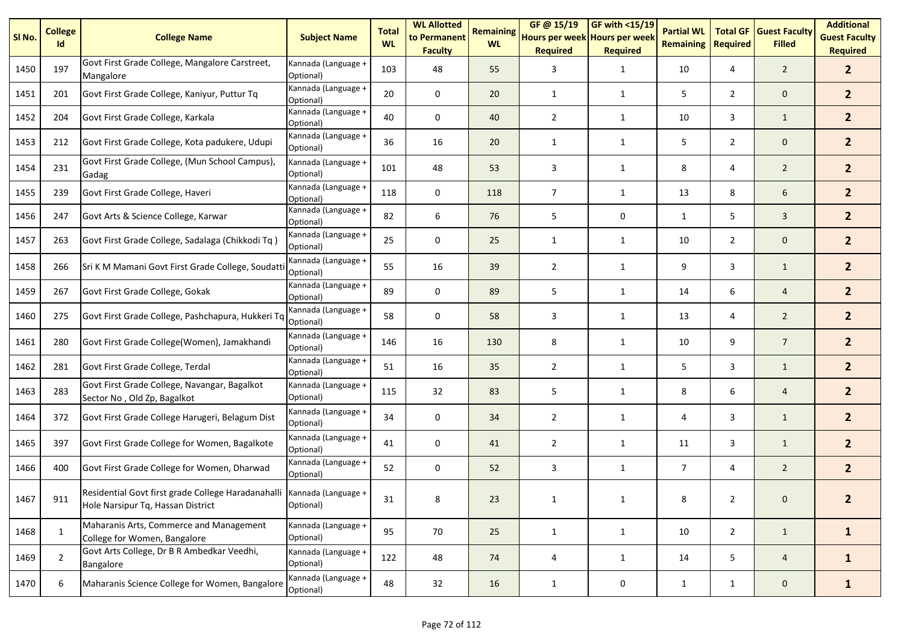| Sl No. | College Id | College Name | Subject Name | Total WL | WL Allotted to Permanent Faculty | Remaining WL | GF @ 15/19 Hours per week Required | GF with <15/19 Hours per week Required | Partial WL Remaining | Total GF Required | Guest Faculty Filled | Additional Guest Faculty Required |
|---|---|---|---|---|---|---|---|---|---|---|---|---|
| 1450 | 197 | Govt First Grade College, Mangalore Carstreet, Mangalore | Kannada (Language + Optional) | 103 | 48 | 55 | 3 | 1 | 10 | 4 | 2 | **2** |
| 1451 | 201 | Govt First Grade College, Kaniyur, Puttur Tq | Kannada (Language + Optional) | 20 | 0 | 20 | 1 | 1 | 5 | 2 | 0 | **2** |
| 1452 | 204 | Govt First Grade College, Karkala | Kannada (Language + Optional) | 40 | 0 | 40 | 2 | 1 | 10 | 3 | 1 | **2** |
| 1453 | 212 | Govt First Grade College, Kota padukere, Udupi | Kannada (Language + Optional) | 36 | 16 | 20 | 1 | 1 | 5 | 2 | 0 | **2** |
| 1454 | 231 | Govt First Grade College, (Mun School Campus), Gadag | Kannada (Language + Optional) | 101 | 48 | 53 | 3 | 1 | 8 | 4 | 2 | **2** |
| 1455 | 239 | Govt First Grade College, Haveri | Kannada (Language + Optional) | 118 | 0 | 118 | 7 | 1 | 13 | 8 | 6 | **2** |
| 1456 | 247 | Govt Arts & Science College, Karwar | Kannada (Language + Optional) | 82 | 6 | 76 | 5 | 0 | 1 | 5 | 3 | **2** |
| 1457 | 263 | Govt First Grade College, Sadalaga (Chikkodi Tq ) | Kannada (Language + Optional) | 25 | 0 | 25 | 1 | 1 | 10 | 2 | 0 | **2** |
| 1458 | 266 | Sri K M Mamani Govt First Grade College, Soudatti | Kannada (Language + Optional) | 55 | 16 | 39 | 2 | 1 | 9 | 3 | 1 | **2** |
| 1459 | 267 | Govt First Grade College, Gokak | Kannada (Language + Optional) | 89 | 0 | 89 | 5 | 1 | 14 | 6 | 4 | **2** |
| 1460 | 275 | Govt First Grade College, Pashchapura, Hukkeri Tq | Kannada (Language + Optional) | 58 | 0 | 58 | 3 | 1 | 13 | 4 | 2 | **2** |
| 1461 | 280 | Govt First Grade College(Women), Jamakhandi | Kannada (Language + Optional) | 146 | 16 | 130 | 8 | 1 | 10 | 9 | 7 | **2** |
| 1462 | 281 | Govt First Grade College, Terdal | Kannada (Language + Optional) | 51 | 16 | 35 | 2 | 1 | 5 | 3 | 1 | **2** |
| 1463 | 283 | Govt First Grade College, Navangar, Bagalkot Sector No , Old Zp, Bagalkot | Kannada (Language + Optional) | 115 | 32 | 83 | 5 | 1 | 8 | 6 | 4 | **2** |
| 1464 | 372 | Govt First Grade College Harugeri, Belagum Dist | Kannada (Language + Optional) | 34 | 0 | 34 | 2 | 1 | 4 | 3 | 1 | **2** |
| 1465 | 397 | Govt First Grade College for Women, Bagalkote | Kannada (Language + Optional) | 41 | 0 | 41 | 2 | 1 | 11 | 3 | 1 | **2** |
| 1466 | 400 | Govt First Grade College for Women, Dharwad | Kannada (Language + Optional) | 52 | 0 | 52 | 3 | 1 | 7 | 4 | 2 | **2** |
| 1467 | 911 | Residential Govt first grade College Haradanahalli Hole Narsipur Tq, Hassan District | Kannada (Language + Optional) | 31 | 8 | 23 | 1 | 1 | 8 | 2 | 0 | **2** |
| 1468 | 1 | Maharanis Arts, Commerce and Management College for Women, Bangalore | Kannada (Language + Optional) | 95 | 70 | 25 | 1 | 1 | 10 | 2 | 1 | **1** |
| 1469 | 2 | Govt Arts College, Dr B R Ambedkar Veedhi, Bangalore | Kannada (Language + Optional) | 122 | 48 | 74 | 4 | 1 | 14 | 5 | 4 | **1** |
| 1470 | 6 | Maharanis Science College for Women, Bangalore | Kannada (Language + Optional) | 48 | 32 | 16 | 1 | 0 | 1 | 1 | 0 | **1** |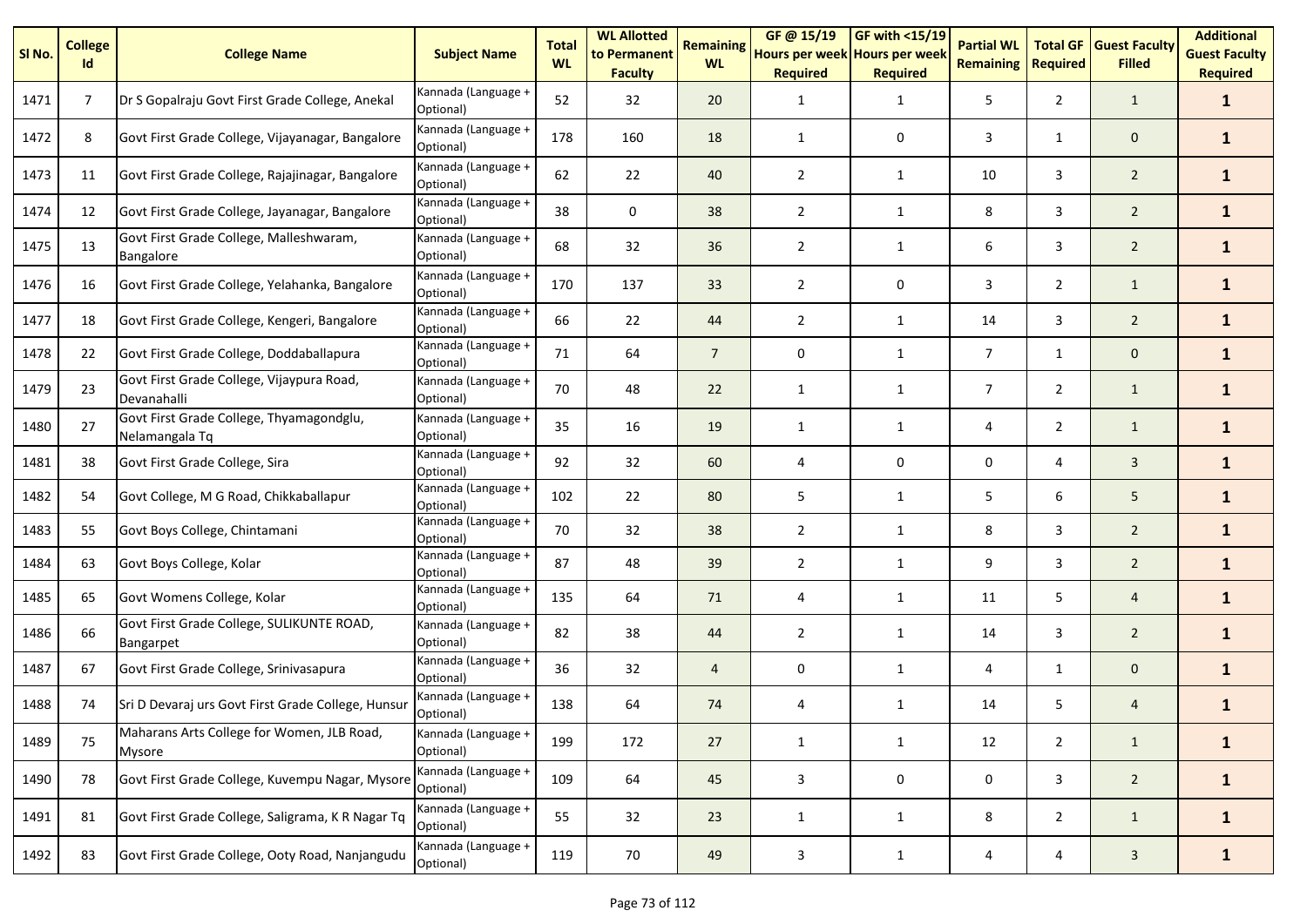| Sl No. | College Id | College Name | Subject Name | Total WL | WL Allotted to Permanent Faculty | Remaining WL | GF @ 15/19 Hours per week Required | GF with <15/19 Hours per week Required | Partial WL Remaining | Total GF Required | Guest Faculty Filled | Additional Guest Faculty Required |
|---|---|---|---|---|---|---|---|---|---|---|---|---|
| 1471 | 7 | Dr S Gopalraju Govt First Grade College, Anekal | Kannada (Language + Optional) | 52 | 32 | 20 | 1 | 1 | 5 | 2 | 1 | **1** |
| 1472 | 8 | Govt First Grade College, Vijayanagar, Bangalore | Kannada (Language + Optional) | 178 | 160 | 18 | 1 | 0 | 3 | 1 | 0 | **1** |
| 1473 | 11 | Govt First Grade College, Rajajinagar, Bangalore | Kannada (Language + Optional) | 62 | 22 | 40 | 2 | 1 | 10 | 3 | 2 | **1** |
| 1474 | 12 | Govt First Grade College, Jayanagar, Bangalore | Kannada (Language + Optional) | 38 | 0 | 38 | 2 | 1 | 8 | 3 | 2 | **1** |
| 1475 | 13 | Govt First Grade College, Malleshwaram, Bangalore | Kannada (Language + Optional) | 68 | 32 | 36 | 2 | 1 | 6 | 3 | 2 | **1** |
| 1476 | 16 | Govt First Grade College, Yelahanka, Bangalore | Kannada (Language + Optional) | 170 | 137 | 33 | 2 | 0 | 3 | 2 | 1 | **1** |
| 1477 | 18 | Govt First Grade College, Kengeri, Bangalore | Kannada (Language + Optional) | 66 | 22 | 44 | 2 | 1 | 14 | 3 | 2 | **1** |
| 1478 | 22 | Govt First Grade College, Doddaballapura | Kannada (Language + Optional) | 71 | 64 | 7 | 0 | 1 | 7 | 1 | 0 | **1** |
| 1479 | 23 | Govt First Grade College, Vijaypura Road, Devanahalli | Kannada (Language + Optional) | 70 | 48 | 22 | 1 | 1 | 7 | 2 | 1 | **1** |
| 1480 | 27 | Govt First Grade College, Thyamagondglu, Nelamangala Tq | Kannada (Language + Optional) | 35 | 16 | 19 | 1 | 1 | 4 | 2 | 1 | **1** |
| 1481 | 38 | Govt First Grade College, Sira | Kannada (Language + Optional) | 92 | 32 | 60 | 4 | 0 | 0 | 4 | 3 | **1** |
| 1482 | 54 | Govt College, M G Road, Chikkaballapur | Kannada (Language + Optional) | 102 | 22 | 80 | 5 | 1 | 5 | 6 | 5 | **1** |
| 1483 | 55 | Govt Boys College, Chintamani | Kannada (Language + Optional) | 70 | 32 | 38 | 2 | 1 | 8 | 3 | 2 | **1** |
| 1484 | 63 | Govt Boys College, Kolar | Kannada (Language + Optional) | 87 | 48 | 39 | 2 | 1 | 9 | 3 | 2 | **1** |
| 1485 | 65 | Govt Womens College, Kolar | Kannada (Language + Optional) | 135 | 64 | 71 | 4 | 1 | 11 | 5 | 4 | **1** |
| 1486 | 66 | Govt First Grade College, SULIKUNTE ROAD, Bangarpet | Kannada (Language + Optional) | 82 | 38 | 44 | 2 | 1 | 14 | 3 | 2 | **1** |
| 1487 | 67 | Govt First Grade College, Srinivasapura | Kannada (Language + Optional) | 36 | 32 | 4 | 0 | 1 | 4 | 1 | 0 | **1** |
| 1488 | 74 | Sri D Devaraj urs Govt First Grade College, Hunsur | Kannada (Language + Optional) | 138 | 64 | 74 | 4 | 1 | 14 | 5 | 4 | **1** |
| 1489 | 75 | Maharans Arts College for Women, JLB Road, Mysore | Kannada (Language + Optional) | 199 | 172 | 27 | 1 | 1 | 12 | 2 | 1 | **1** |
| 1490 | 78 | Govt First Grade College, Kuvempu Nagar, Mysore | Kannada (Language + Optional) | 109 | 64 | 45 | 3 | 0 | 0 | 3 | 2 | **1** |
| 1491 | 81 | Govt First Grade College, Saligrama, K R Nagar Tq | Kannada (Language + Optional) | 55 | 32 | 23 | 1 | 1 | 8 | 2 | 1 | **1** |
| 1492 | 83 | Govt First Grade College, Ooty Road, Nanjangudu | Kannada (Language + Optional) | 119 | 70 | 49 | 3 | 1 | 4 | 4 | 3 | **1** |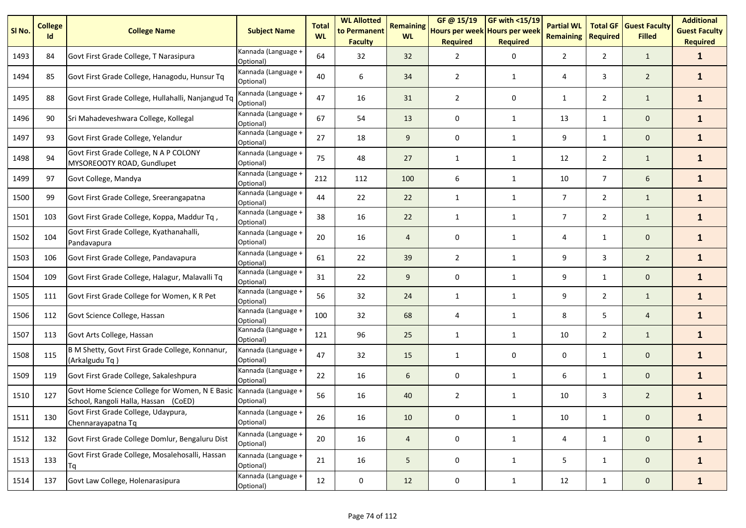| Sl No. | College Id | College Name | Subject Name | Total WL | WL Allotted to Permanent Faculty | Remaining WL | GF @ 15/19 Hours per week Required | GF with <15/19 Hours per week Required | Partial WL Remaining | Total GF Required | Guest Faculty Filled | Additional Guest Faculty Required |
|---|---|---|---|---|---|---|---|---|---|---|---|---|
| 1493 | 84 | Govt First Grade College, T Narasipura | Kannada (Language + Optional) | 64 | 32 | 32 | 2 | 0 | 2 | 2 | 1 | **1** |
| 1494 | 85 | Govt First Grade College, Hanagodu, Hunsur Tq | Kannada (Language + Optional) | 40 | 6 | 34 | 2 | 1 | 4 | 3 | 2 | **1** |
| 1495 | 88 | Govt First Grade College, Hullahalli, Nanjangud Tq | Kannada (Language + Optional) | 47 | 16 | 31 | 2 | 0 | 1 | 2 | 1 | **1** |
| 1496 | 90 | Sri Mahadeveshwara College, Kollegal | Kannada (Language + Optional) | 67 | 54 | 13 | 0 | 1 | 13 | 1 | 0 | **1** |
| 1497 | 93 | Govt First Grade College, Yelandur | Kannada (Language + Optional) | 27 | 18 | 9 | 0 | 1 | 9 | 1 | 0 | **1** |
| 1498 | 94 | Govt First Grade College, N A P COLONY MYSOREOOTY ROAD, Gundlupet | Kannada (Language + Optional) | 75 | 48 | 27 | 1 | 1 | 12 | 2 | 1 | **1** |
| 1499 | 97 | Govt College, Mandya | Kannada (Language + Optional) | 212 | 112 | 100 | 6 | 1 | 10 | 7 | 6 | **1** |
| 1500 | 99 | Govt First Grade College, Sreerangapatna | Kannada (Language + Optional) | 44 | 22 | 22 | 1 | 1 | 7 | 2 | 1 | **1** |
| 1501 | 103 | Govt First Grade College, Koppa, Maddur Tq , | Kannada (Language + Optional) | 38 | 16 | 22 | 1 | 1 | 7 | 2 | 1 | **1** |
| 1502 | 104 | Govt First Grade College, Kyathanahalli, Pandavapura | Kannada (Language + Optional) | 20 | 16 | 4 | 0 | 1 | 4 | 1 | 0 | **1** |
| 1503 | 106 | Govt First Grade College, Pandavapura | Kannada (Language + Optional) | 61 | 22 | 39 | 2 | 1 | 9 | 3 | 2 | **1** |
| 1504 | 109 | Govt First Grade College, Halagur, Malavalli Tq | Kannada (Language + Optional) | 31 | 22 | 9 | 0 | 1 | 9 | 1 | 0 | **1** |
| 1505 | 111 | Govt First Grade College for Women, K R Pet | Kannada (Language + Optional) | 56 | 32 | 24 | 1 | 1 | 9 | 2 | 1 | **1** |
| 1506 | 112 | Govt Science College, Hassan | Kannada (Language + Optional) | 100 | 32 | 68 | 4 | 1 | 8 | 5 | 4 | **1** |
| 1507 | 113 | Govt Arts College, Hassan | Kannada (Language + Optional) | 121 | 96 | 25 | 1 | 1 | 10 | 2 | 1 | **1** |
| 1508 | 115 | B M Shetty, Govt First Grade College, Konnanur, (Arkalgudu Tq ) | Kannada (Language + Optional) | 47 | 32 | 15 | 1 | 0 | 0 | 1 | 0 | **1** |
| 1509 | 119 | Govt First Grade College, Sakaleshpura | Kannada (Language + Optional) | 22 | 16 | 6 | 0 | 1 | 6 | 1 | 0 | **1** |
| 1510 | 127 | Govt Home Science College for Women, N E Basic School, Rangoli Halla, Hassan (CoED) | Kannada (Language + Optional) | 56 | 16 | 40 | 2 | 1 | 10 | 3 | 2 | **1** |
| 1511 | 130 | Govt First Grade College, Udaypura, Chennarayapatna Tq | Kannada (Language + Optional) | 26 | 16 | 10 | 0 | 1 | 10 | 1 | 0 | **1** |
| 1512 | 132 | Govt First Grade College Domlur, Bengaluru Dist | Kannada (Language + Optional) | 20 | 16 | 4 | 0 | 1 | 4 | 1 | 0 | **1** |
| 1513 | 133 | Govt First Grade College, Mosalehosalli, Hassan Tq | Kannada (Language + Optional) | 21 | 16 | 5 | 0 | 1 | 5 | 1 | 0 | **1** |
| 1514 | 137 | Govt Law College, Holenarasipura | Kannada (Language + Optional) | 12 | 0 | 12 | 0 | 1 | 12 | 1 | 0 | **1** |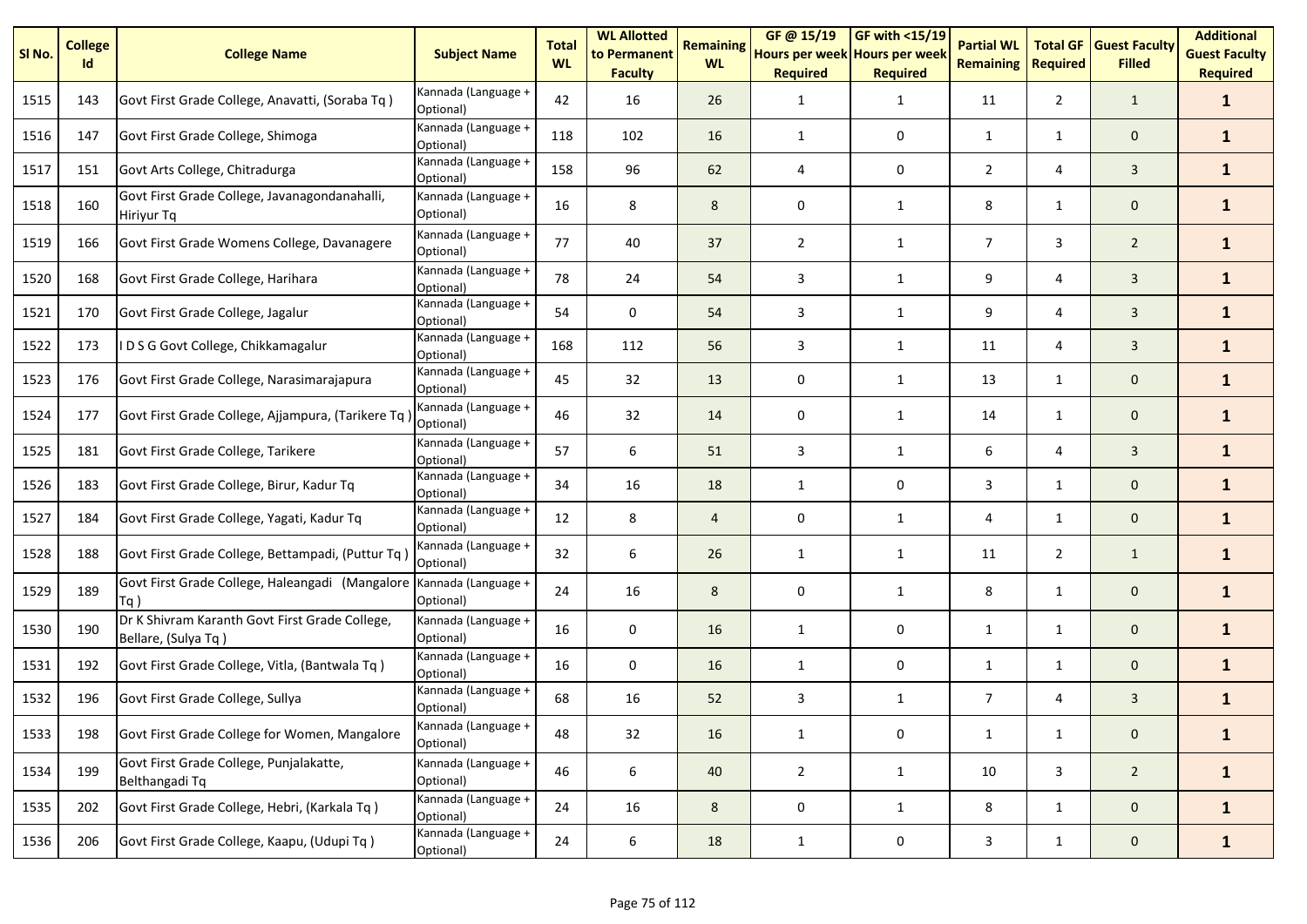| Sl No. | College Id | College Name | Subject Name | Total WL | WL Allotted to Permanent Faculty | Remaining WL | GF @ 15/19 Hours per week Required | GF with <15/19 Hours per week Required | Partial WL Remaining | Total GF Required | Guest Faculty Filled | Additional Guest Faculty Required |
|---|---|---|---|---|---|---|---|---|---|---|---|---|
| 1515 | 143 | Govt First Grade College, Anavatti, (Soraba Tq ) | Kannada (Language + Optional) | 42 | 16 | 26 | 1 | 1 | 11 | 2 | 1 | **1** |
| 1516 | 147 | Govt First Grade College, Shimoga | Kannada (Language + Optional) | 118 | 102 | 16 | 1 | 0 | 1 | 1 | 0 | **1** |
| 1517 | 151 | Govt Arts College, Chitradurga | Kannada (Language + Optional) | 158 | 96 | 62 | 4 | 0 | 2 | 4 | 3 | **1** |
| 1518 | 160 | Govt First Grade College, Javanagondanahalli, Hiriyur Tq | Kannada (Language + Optional) | 16 | 8 | 8 | 0 | 1 | 8 | 1 | 0 | **1** |
| 1519 | 166 | Govt First Grade Womens College, Davanagere | Kannada (Language + Optional) | 77 | 40 | 37 | 2 | 1 | 7 | 3 | 2 | **1** |
| 1520 | 168 | Govt First Grade College, Harihara | Kannada (Language + Optional) | 78 | 24 | 54 | 3 | 1 | 9 | 4 | 3 | **1** |
| 1521 | 170 | Govt First Grade College, Jagalur | Kannada (Language + Optional) | 54 | 0 | 54 | 3 | 1 | 9 | 4 | 3 | **1** |
| 1522 | 173 | I D S G Govt College, Chikkamagalur | Kannada (Language + Optional) | 168 | 112 | 56 | 3 | 1 | 11 | 4 | 3 | **1** |
| 1523 | 176 | Govt First Grade College, Narasimarajapura | Kannada (Language + Optional) | 45 | 32 | 13 | 0 | 1 | 13 | 1 | 0 | **1** |
| 1524 | 177 | Govt First Grade College, Ajjampura, (Tarikere Tq ) | Kannada (Language + Optional) | 46 | 32 | 14 | 0 | 1 | 14 | 1 | 0 | **1** |
| 1525 | 181 | Govt First Grade College, Tarikere | Kannada (Language + Optional) | 57 | 6 | 51 | 3 | 1 | 6 | 4 | 3 | **1** |
| 1526 | 183 | Govt First Grade College, Birur, Kadur Tq | Kannada (Language + Optional) | 34 | 16 | 18 | 1 | 0 | 3 | 1 | 0 | **1** |
| 1527 | 184 | Govt First Grade College, Yagati, Kadur Tq | Kannada (Language + Optional) | 12 | 8 | 4 | 0 | 1 | 4 | 1 | 0 | **1** |
| 1528 | 188 | Govt First Grade College, Bettampadi, (Puttur Tq ) | Kannada (Language + Optional) | 32 | 6 | 26 | 1 | 1 | 11 | 2 | 1 | **1** |
| 1529 | 189 | Govt First Grade College, Haleangadi (Mangalore Tq ) | Kannada (Language + Optional) | 24 | 16 | 8 | 0 | 1 | 8 | 1 | 0 | **1** |
| 1530 | 190 | Dr K Shivram Karanth Govt First Grade College, Bellare, (Sulya Tq ) | Kannada (Language + Optional) | 16 | 0 | 16 | 1 | 0 | 1 | 1 | 0 | **1** |
| 1531 | 192 | Govt First Grade College, Vitla, (Bantwala Tq ) | Kannada (Language + Optional) | 16 | 0 | 16 | 1 | 0 | 1 | 1 | 0 | **1** |
| 1532 | 196 | Govt First Grade College, Sullya | Kannada (Language + Optional) | 68 | 16 | 52 | 3 | 1 | 7 | 4 | 3 | **1** |
| 1533 | 198 | Govt First Grade College for Women, Mangalore | Kannada (Language + Optional) | 48 | 32 | 16 | 1 | 0 | 1 | 1 | 0 | **1** |
| 1534 | 199 | Govt First Grade College, Punjalakatte, Belthangadi Tq | Kannada (Language + Optional) | 46 | 6 | 40 | 2 | 1 | 10 | 3 | 2 | **1** |
| 1535 | 202 | Govt First Grade College, Hebri, (Karkala Tq ) | Kannada (Language + Optional) | 24 | 16 | 8 | 0 | 1 | 8 | 1 | 0 | **1** |
| 1536 | 206 | Govt First Grade College, Kaapu, (Udupi Tq ) | Kannada (Language + Optional) | 24 | 6 | 18 | 1 | 0 | 3 | 1 | 0 | **1** |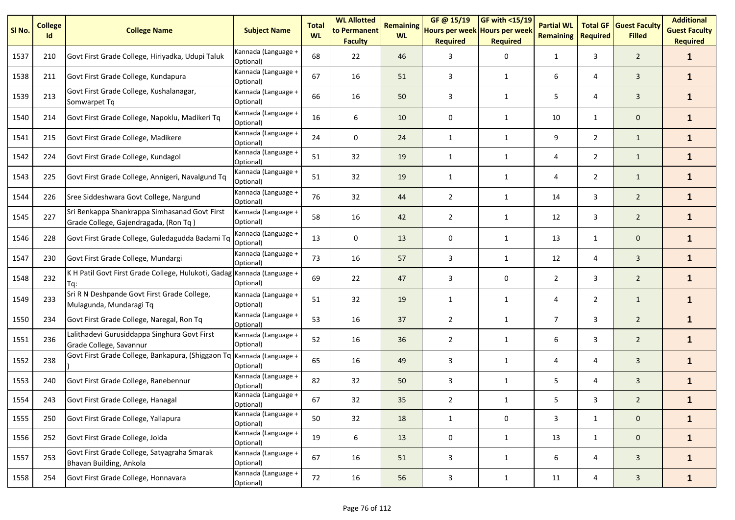| Sl No. | College Id | College Name | Subject Name | Total WL | WL Allotted to Permanent Faculty | Remaining WL | GF @ 15/19 Hours per week Required | GF with <15/19 Hours per week Required | Partial WL Remaining | Total GF Required | Guest Faculty Filled | Additional Guest Faculty Required |
|---|---|---|---|---|---|---|---|---|---|---|---|---|
| 1537 | 210 | Govt First Grade College, Hiriyadka, Udupi Taluk | Kannada (Language + Optional) | 68 | 22 | 46 | 3 | 0 | 1 | 3 | 2 | **1** |
| 1538 | 211 | Govt First Grade College, Kundapura | Kannada (Language + Optional) | 67 | 16 | 51 | 3 | 1 | 6 | 4 | 3 | **1** |
| 1539 | 213 | Govt First Grade College, Kushalanagar, Somwarpet Tq | Kannada (Language + Optional) | 66 | 16 | 50 | 3 | 1 | 5 | 4 | 3 | **1** |
| 1540 | 214 | Govt First Grade College, Napoklu, Madikeri Tq | Kannada (Language + Optional) | 16 | 6 | 10 | 0 | 1 | 10 | 1 | 0 | **1** |
| 1541 | 215 | Govt First Grade College, Madikere | Kannada (Language + Optional) | 24 | 0 | 24 | 1 | 1 | 9 | 2 | 1 | **1** |
| 1542 | 224 | Govt First Grade College, Kundagol | Kannada (Language + Optional) | 51 | 32 | 19 | 1 | 1 | 4 | 2 | 1 | **1** |
| 1543 | 225 | Govt First Grade College, Annigeri, Navalgund Tq | Kannada (Language + Optional) | 51 | 32 | 19 | 1 | 1 | 4 | 2 | 1 | **1** |
| 1544 | 226 | Sree Siddeshwara Govt College, Nargund | Kannada (Language + Optional) | 76 | 32 | 44 | 2 | 1 | 14 | 3 | 2 | **1** |
| 1545 | 227 | Sri Benkappa Shankrappa Simhasanad Govt First Grade College, Gajendragada, (Ron Tq ) | Kannada (Language + Optional) | 58 | 16 | 42 | 2 | 1 | 12 | 3 | 2 | **1** |
| 1546 | 228 | Govt First Grade College, Guledagudda Badami Tq | Kannada (Language + Optional) | 13 | 0 | 13 | 0 | 1 | 13 | 1 | 0 | **1** |
| 1547 | 230 | Govt First Grade College, Mundargi | Kannada (Language + Optional) | 73 | 16 | 57 | 3 | 1 | 12 | 4 | 3 | **1** |
| 1548 | 232 | K H Patil Govt First Grade College, Hulukoti, Gadag Tq: | Kannada (Language + Optional) | 69 | 22 | 47 | 3 | 0 | 2 | 3 | 2 | **1** |
| 1549 | 233 | Sri R N Deshpande Govt First Grade College, Mulagunda, Mundaragi Tq | Kannada (Language + Optional) | 51 | 32 | 19 | 1 | 1 | 4 | 2 | 1 | **1** |
| 1550 | 234 | Govt First Grade College, Naregal, Ron Tq | Kannada (Language + Optional) | 53 | 16 | 37 | 2 | 1 | 7 | 3 | 2 | **1** |
| 1551 | 236 | Lalithadevi Gurusiddappa Singhura Govt First Grade College, Savannur | Kannada (Language + Optional) | 52 | 16 | 36 | 2 | 1 | 6 | 3 | 2 | **1** |
| 1552 | 238 | Govt First Grade College, Bankapura, (Shiggaon Tq ) | Kannada (Language + Optional) | 65 | 16 | 49 | 3 | 1 | 4 | 4 | 3 | **1** |
| 1553 | 240 | Govt First Grade College, Ranebennur | Kannada (Language + Optional) | 82 | 32 | 50 | 3 | 1 | 5 | 4 | 3 | **1** |
| 1554 | 243 | Govt First Grade College, Hanagal | Kannada (Language + Optional) | 67 | 32 | 35 | 2 | 1 | 5 | 3 | 2 | **1** |
| 1555 | 250 | Govt First Grade College, Yallapura | Kannada (Language + Optional) | 50 | 32 | 18 | 1 | 0 | 3 | 1 | 0 | **1** |
| 1556 | 252 | Govt First Grade College, Joida | Kannada (Language + Optional) | 19 | 6 | 13 | 0 | 1 | 13 | 1 | 0 | **1** |
| 1557 | 253 | Govt First Grade College, Satyagraha Smarak Bhavan Building, Ankola | Kannada (Language + Optional) | 67 | 16 | 51 | 3 | 1 | 6 | 4 | 3 | **1** |
| 1558 | 254 | Govt First Grade College, Honnavara | Kannada (Language + Optional) | 72 | 16 | 56 | 3 | 1 | 11 | 4 | 3 | **1** |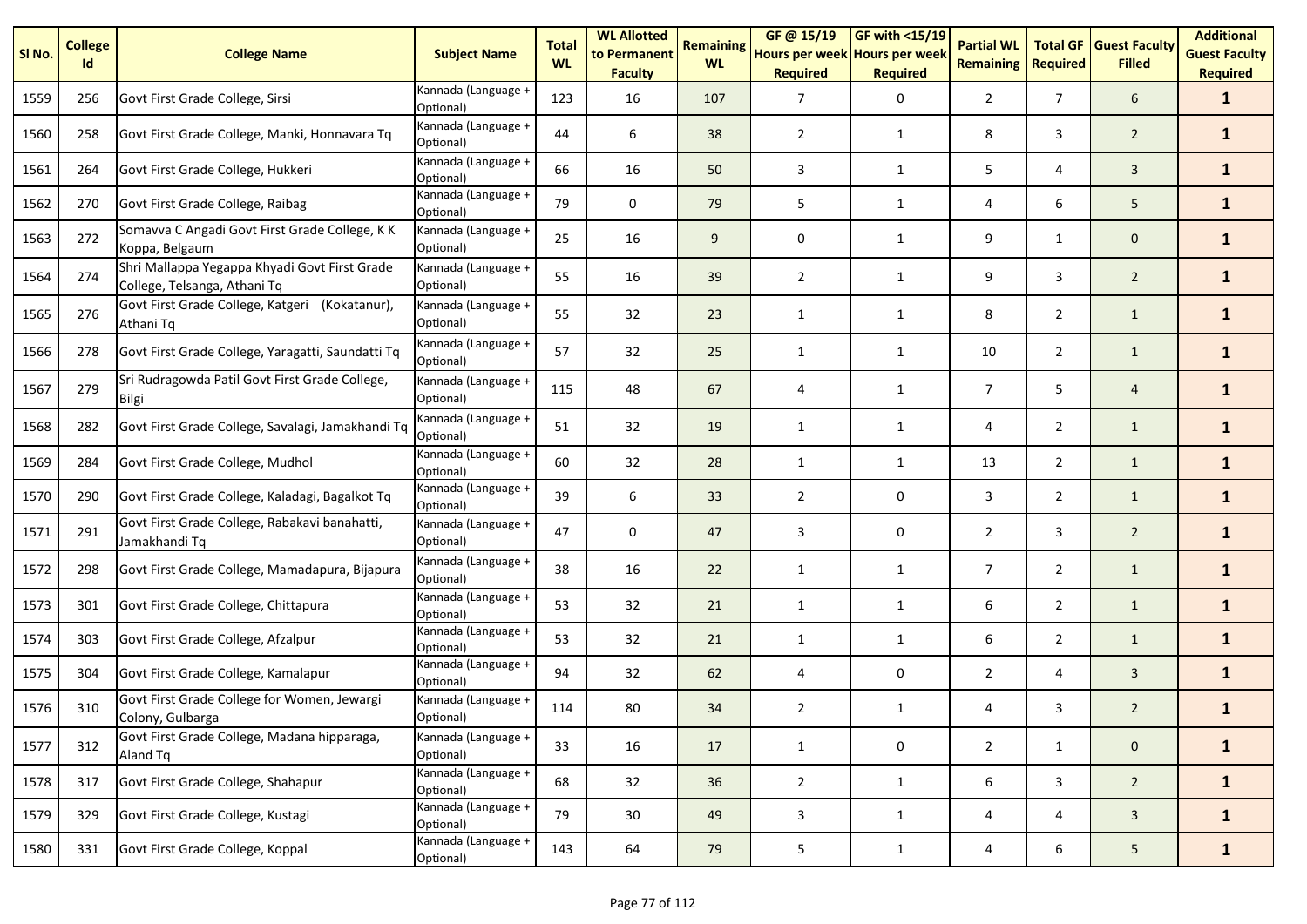| Sl No. | College Id | College Name | Subject Name | Total WL | WL Allotted to Permanent Faculty | Remaining WL | GF @ 15/19 Hours per week Required | GF with <15/19 Hours per week Required | Partial WL Remaining | Total GF Required | Guest Faculty Filled | Additional Guest Faculty Required |
|---|---|---|---|---|---|---|---|---|---|---|---|---|
| 1559 | 256 | Govt First Grade College, Sirsi | Kannada (Language + Optional) | 123 | 16 | 107 | 7 | 0 | 2 | 7 | 6 | **1** |
| 1560 | 258 | Govt First Grade College, Manki, Honnavara Tq | Kannada (Language + Optional) | 44 | 6 | 38 | 2 | 1 | 8 | 3 | 2 | **1** |
| 1561 | 264 | Govt First Grade College, Hukkeri | Kannada (Language + Optional) | 66 | 16 | 50 | 3 | 1 | 5 | 4 | 3 | **1** |
| 1562 | 270 | Govt First Grade College, Raibag | Kannada (Language + Optional) | 79 | 0 | 79 | 5 | 1 | 4 | 6 | 5 | **1** |
| 1563 | 272 | Somavva C Angadi Govt First Grade College, K K Koppa, Belgaum | Kannada (Language + Optional) | 25 | 16 | 9 | 0 | 1 | 9 | 1 | 0 | **1** |
| 1564 | 274 | Shri Mallappa Yegappa Khyadi Govt First Grade College, Telsanga, Athani Tq | Kannada (Language + Optional) | 55 | 16 | 39 | 2 | 1 | 9 | 3 | 2 | **1** |
| 1565 | 276 | Govt First Grade College, Katgeri (Kokatanur), Athani Tq | Kannada (Language + Optional) | 55 | 32 | 23 | 1 | 1 | 8 | 2 | 1 | **1** |
| 1566 | 278 | Govt First Grade College, Yaragatti, Saundatti Tq | Kannada (Language + Optional) | 57 | 32 | 25 | 1 | 1 | 10 | 2 | 1 | **1** |
| 1567 | 279 | Sri Rudragowda Patil Govt First Grade College, Bilgi | Kannada (Language + Optional) | 115 | 48 | 67 | 4 | 1 | 7 | 5 | 4 | **1** |
| 1568 | 282 | Govt First Grade College, Savalagi, Jamakhandi Tq | Kannada (Language + Optional) | 51 | 32 | 19 | 1 | 1 | 4 | 2 | 1 | **1** |
| 1569 | 284 | Govt First Grade College, Mudhol | Kannada (Language + Optional) | 60 | 32 | 28 | 1 | 1 | 13 | 2 | 1 | **1** |
| 1570 | 290 | Govt First Grade College, Kaladagi, Bagalkot Tq | Kannada (Language + Optional) | 39 | 6 | 33 | 2 | 0 | 3 | 2 | 1 | **1** |
| 1571 | 291 | Govt First Grade College, Rabakavi banahatti, Jamakhandi Tq | Kannada (Language + Optional) | 47 | 0 | 47 | 3 | 0 | 2 | 3 | 2 | **1** |
| 1572 | 298 | Govt First Grade College, Mamadapura, Bijapura | Kannada (Language + Optional) | 38 | 16 | 22 | 1 | 1 | 7 | 2 | 1 | **1** |
| 1573 | 301 | Govt First Grade College, Chittapura | Kannada (Language + Optional) | 53 | 32 | 21 | 1 | 1 | 6 | 2 | 1 | **1** |
| 1574 | 303 | Govt First Grade College, Afzalpur | Kannada (Language + Optional) | 53 | 32 | 21 | 1 | 1 | 6 | 2 | 1 | **1** |
| 1575 | 304 | Govt First Grade College, Kamalapur | Kannada (Language + Optional) | 94 | 32 | 62 | 4 | 0 | 2 | 4 | 3 | **1** |
| 1576 | 310 | Govt First Grade College for Women, Jewargi Colony, Gulbarga | Kannada (Language + Optional) | 114 | 80 | 34 | 2 | 1 | 4 | 3 | 2 | **1** |
| 1577 | 312 | Govt First Grade College, Madana hipparaga, Aland Tq | Kannada (Language + Optional) | 33 | 16 | 17 | 1 | 0 | 2 | 1 | 0 | **1** |
| 1578 | 317 | Govt First Grade College, Shahapur | Kannada (Language + Optional) | 68 | 32 | 36 | 2 | 1 | 6 | 3 | 2 | **1** |
| 1579 | 329 | Govt First Grade College, Kustagi | Kannada (Language + Optional) | 79 | 30 | 49 | 3 | 1 | 4 | 4 | 3 | **1** |
| 1580 | 331 | Govt First Grade College, Koppal | Kannada (Language + Optional) | 143 | 64 | 79 | 5 | 1 | 4 | 6 | 5 | **1** |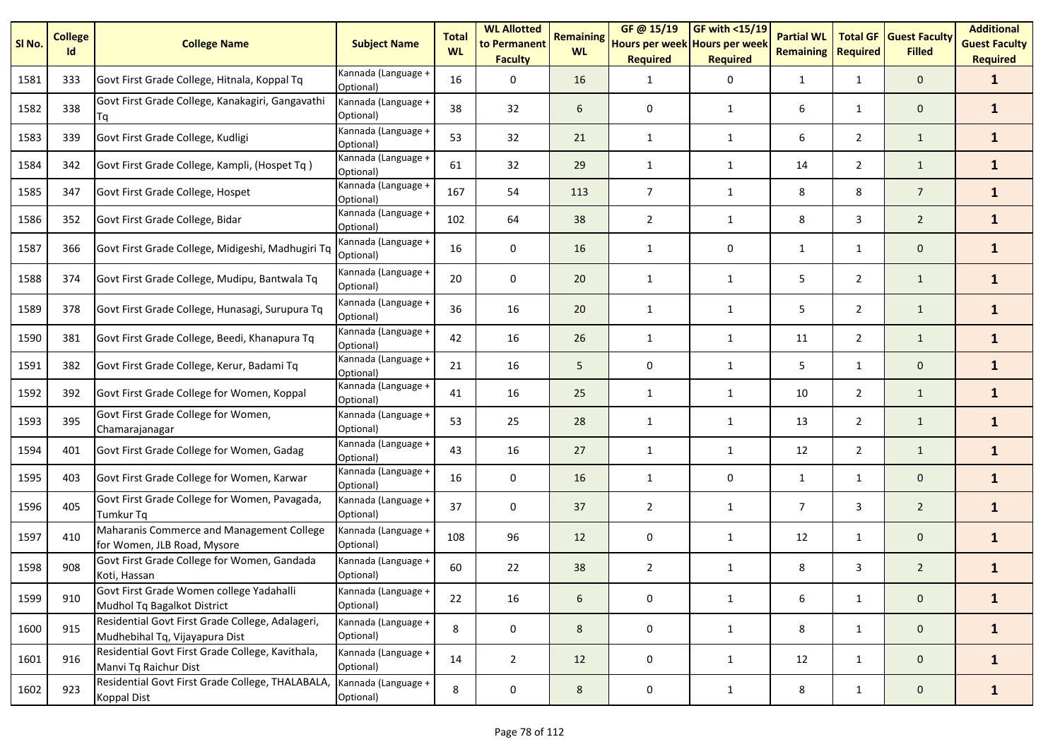| Sl No. | College Id | College Name | Subject Name | Total WL | WL Allotted to Permanent Faculty | Remaining WL | GF @ 15/19 Hours per week Required | GF with <15/19 Hours per week Required | Partial WL Remaining | Total GF Required | Guest Faculty Filled | Additional Guest Faculty Required |
|---|---|---|---|---|---|---|---|---|---|---|---|---|
| 1581 | 333 | Govt First Grade College, Hitnala, Koppal Tq | Kannada (Language + Optional) | 16 | 0 | 16 | 1 | 0 | 1 | 1 | 0 | **1** |
| 1582 | 338 | Govt First Grade College, Kanakagiri, Gangavathi Tq | Kannada (Language + Optional) | 38 | 32 | 6 | 0 | 1 | 6 | 1 | 0 | **1** |
| 1583 | 339 | Govt First Grade College, Kudligi | Kannada (Language + Optional) | 53 | 32 | 21 | 1 | 1 | 6 | 2 | 1 | **1** |
| 1584 | 342 | Govt First Grade College, Kampli, (Hospet Tq ) | Kannada (Language + Optional) | 61 | 32 | 29 | 1 | 1 | 14 | 2 | 1 | **1** |
| 1585 | 347 | Govt First Grade College, Hospet | Kannada (Language + Optional) | 167 | 54 | 113 | 7 | 1 | 8 | 8 | 7 | **1** |
| 1586 | 352 | Govt First Grade College, Bidar | Kannada (Language + Optional) | 102 | 64 | 38 | 2 | 1 | 8 | 3 | 2 | **1** |
| 1587 | 366 | Govt First Grade College, Midigeshi, Madhugiri Tq | Kannada (Language + Optional) | 16 | 0 | 16 | 1 | 0 | 1 | 1 | 0 | **1** |
| 1588 | 374 | Govt First Grade College, Mudipu, Bantwala Tq | Kannada (Language + Optional) | 20 | 0 | 20 | 1 | 1 | 5 | 2 | 1 | **1** |
| 1589 | 378 | Govt First Grade College, Hunasagi, Surupura Tq | Kannada (Language + Optional) | 36 | 16 | 20 | 1 | 1 | 5 | 2 | 1 | **1** |
| 1590 | 381 | Govt First Grade College, Beedi, Khanapura Tq | Kannada (Language + Optional) | 42 | 16 | 26 | 1 | 1 | 11 | 2 | 1 | **1** |
| 1591 | 382 | Govt First Grade College, Kerur, Badami Tq | Kannada (Language + Optional) | 21 | 16 | 5 | 0 | 1 | 5 | 1 | 0 | **1** |
| 1592 | 392 | Govt First Grade College for Women, Koppal | Kannada (Language + Optional) | 41 | 16 | 25 | 1 | 1 | 10 | 2 | 1 | **1** |
| 1593 | 395 | Govt First Grade College for Women, Chamarajanagar | Kannada (Language + Optional) | 53 | 25 | 28 | 1 | 1 | 13 | 2 | 1 | **1** |
| 1594 | 401 | Govt First Grade College for Women, Gadag | Kannada (Language + Optional) | 43 | 16 | 27 | 1 | 1 | 12 | 2 | 1 | **1** |
| 1595 | 403 | Govt First Grade College for Women, Karwar | Kannada (Language + Optional) | 16 | 0 | 16 | 1 | 0 | 1 | 1 | 0 | **1** |
| 1596 | 405 | Govt First Grade College for Women, Pavagada, Tumkur Tq | Kannada (Language + Optional) | 37 | 0 | 37 | 2 | 1 | 7 | 3 | 2 | **1** |
| 1597 | 410 | Maharanis Commerce and Management College for Women, JLB Road, Mysore | Kannada (Language + Optional) | 108 | 96 | 12 | 0 | 1 | 12 | 1 | 0 | **1** |
| 1598 | 908 | Govt First Grade College for Women, Gandada Koti, Hassan | Kannada (Language + Optional) | 60 | 22 | 38 | 2 | 1 | 8 | 3 | 2 | **1** |
| 1599 | 910 | Govt First Grade Women college Yadahalli Mudhol Tq Bagalkot District | Kannada (Language + Optional) | 22 | 16 | 6 | 0 | 1 | 6 | 1 | 0 | **1** |
| 1600 | 915 | Residential Govt First Grade College, Adalageri, Mudhebihal Tq, Vijayapura Dist | Kannada (Language + Optional) | 8 | 0 | 8 | 0 | 1 | 8 | 1 | 0 | **1** |
| 1601 | 916 | Residential Govt First Grade College, Kavithala, Manvi Tq Raichur Dist | Kannada (Language + Optional) | 14 | 2 | 12 | 0 | 1 | 12 | 1 | 0 | **1** |
| 1602 | 923 | Residential Govt First Grade College, THALABALA, Koppal Dist | Kannada (Language + Optional) | 8 | 0 | 8 | 0 | 1 | 8 | 1 | 0 | **1** |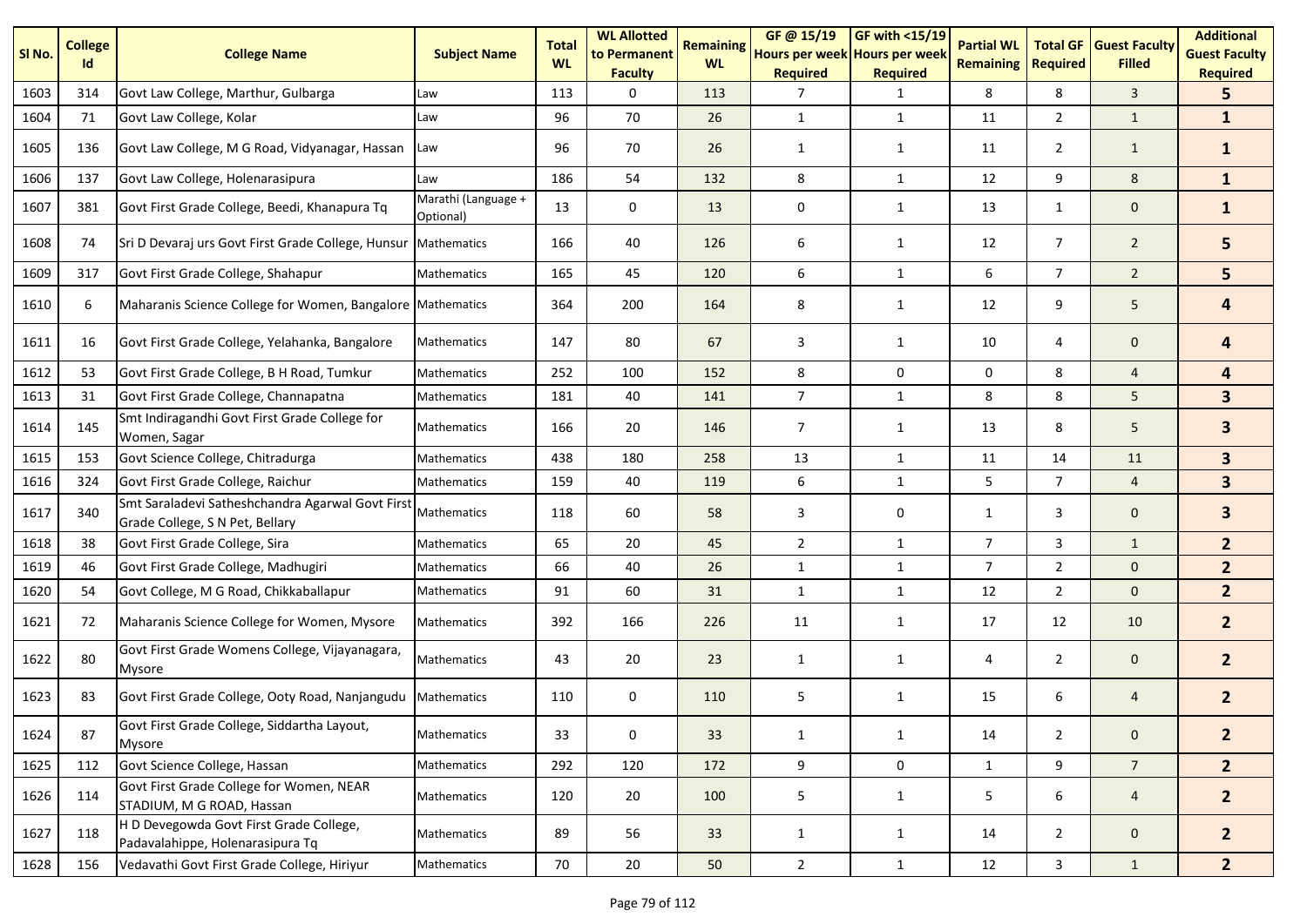| Sl No. | College Id | College Name | Subject Name | Total WL | WL Allotted to Permanent Faculty | Remaining WL | GF @ 15/19 Hours per week Required | GF with <15/19 Hours per week Required | Partial WL Remaining | Total GF Required | Guest Faculty Filled | Additional Guest Faculty Required |
|---|---|---|---|---|---|---|---|---|---|---|---|---|
| 1603 | 314 | Govt Law College, Marthur, Gulbarga | Law | 113 | 0 | 113 | 7 | 1 | 8 | 8 | 3 | **5** |
| 1604 | 71 | Govt Law College, Kolar | Law | 96 | 70 | 26 | 1 | 1 | 11 | 2 | 1 | **1** |
| 1605 | 136 | Govt Law College, M G Road, Vidyanagar, Hassan | Law | 96 | 70 | 26 | 1 | 1 | 11 | 2 | 1 | **1** |
| 1606 | 137 | Govt Law College, Holenarasipura | Law | 186 | 54 | 132 | 8 | 1 | 12 | 9 | 8 | **1** |
| 1607 | 381 | Govt First Grade College, Beedi, Khanapura Tq | Marathi (Language + Optional) | 13 | 0 | 13 | 0 | 1 | 13 | 1 | 0 | **1** |
| 1608 | 74 | Sri D Devaraj urs Govt First Grade College, Hunsur | Mathematics | 166 | 40 | 126 | 6 | 1 | 12 | 7 | 2 | **5** |
| 1609 | 317 | Govt First Grade College, Shahapur | Mathematics | 165 | 45 | 120 | 6 | 1 | 6 | 7 | 2 | **5** |
| 1610 | 6 | Maharanis Science College for Women, Bangalore | Mathematics | 364 | 200 | 164 | 8 | 1 | 12 | 9 | 5 | **4** |
| 1611 | 16 | Govt First Grade College, Yelahanka, Bangalore | Mathematics | 147 | 80 | 67 | 3 | 1 | 10 | 4 | 0 | **4** |
| 1612 | 53 | Govt First Grade College, B H Road, Tumkur | Mathematics | 252 | 100 | 152 | 8 | 0 | 0 | 8 | 4 | **4** |
| 1613 | 31 | Govt First Grade College, Channapatna | Mathematics | 181 | 40 | 141 | 7 | 1 | 8 | 8 | 5 | **3** |
| 1614 | 145 | Smt Indiragandhi Govt First Grade College for Women, Sagar | Mathematics | 166 | 20 | 146 | 7 | 1 | 13 | 8 | 5 | **3** |
| 1615 | 153 | Govt Science College, Chitradurga | Mathematics | 438 | 180 | 258 | 13 | 1 | 11 | 14 | 11 | **3** |
| 1616 | 324 | Govt First Grade College, Raichur | Mathematics | 159 | 40 | 119 | 6 | 1 | 5 | 7 | 4 | **3** |
| 1617 | 340 | Smt Saraladevi Satheshchandra Agarwal Govt First Grade College, S N Pet, Bellary | Mathematics | 118 | 60 | 58 | 3 | 0 | 1 | 3 | 0 | **3** |
| 1618 | 38 | Govt First Grade College, Sira | Mathematics | 65 | 20 | 45 | 2 | 1 | 7 | 3 | 1 | **2** |
| 1619 | 46 | Govt First Grade College, Madhugiri | Mathematics | 66 | 40 | 26 | 1 | 1 | 7 | 2 | 0 | **2** |
| 1620 | 54 | Govt College, M G Road, Chikkaballapur | Mathematics | 91 | 60 | 31 | 1 | 1 | 12 | 2 | 0 | **2** |
| 1621 | 72 | Maharanis Science College for Women, Mysore | Mathematics | 392 | 166 | 226 | 11 | 1 | 17 | 12 | 10 | **2** |
| 1622 | 80 | Govt First Grade Womens College, Vijayanagara, Mysore | Mathematics | 43 | 20 | 23 | 1 | 1 | 4 | 2 | 0 | **2** |
| 1623 | 83 | Govt First Grade College, Ooty Road, Nanjangudu | Mathematics | 110 | 0 | 110 | 5 | 1 | 15 | 6 | 4 | **2** |
| 1624 | 87 | Govt First Grade College, Siddartha Layout, Mysore | Mathematics | 33 | 0 | 33 | 1 | 1 | 14 | 2 | 0 | **2** |
| 1625 | 112 | Govt Science College, Hassan | Mathematics | 292 | 120 | 172 | 9 | 0 | 1 | 9 | 7 | **2** |
| 1626 | 114 | Govt First Grade College for Women, NEAR STADIUM, M G ROAD, Hassan | Mathematics | 120 | 20 | 100 | 5 | 1 | 5 | 6 | 4 | **2** |
| 1627 | 118 | H D Devegowda Govt First Grade College, Padavalahippe, Holenarasipura Tq | Mathematics | 89 | 56 | 33 | 1 | 1 | 14 | 2 | 0 | **2** |
| 1628 | 156 | Vedavathi Govt First Grade College, Hiriyur | Mathematics | 70 | 20 | 50 | 2 | 1 | 12 | 3 | 1 | **2** |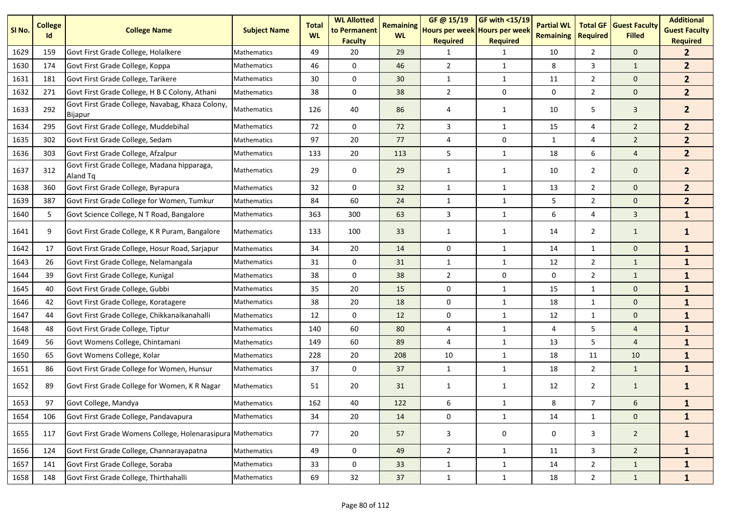| Sl No. | College Id | College Name | Subject Name | Total WL | WL Allotted to Permanent Faculty | Remaining WL | GF @ 15/19 Hours per week Required | GF with <15/19 Hours per week Required | Partial WL Remaining | Total GF Required | Guest Faculty Filled | Additional Guest Faculty Required |
|---|---|---|---|---|---|---|---|---|---|---|---|---|
| 1629 | 159 | Govt First Grade College, Holalkere | Mathematics | 49 | 20 | 29 | 1 | 1 | 10 | 2 | 0 | **2** |
| 1630 | 174 | Govt First Grade College, Koppa | Mathematics | 46 | 0 | 46 | 2 | 1 | 8 | 3 | 1 | **2** |
| 1631 | 181 | Govt First Grade College, Tarikere | Mathematics | 30 | 0 | 30 | 1 | 1 | 11 | 2 | 0 | **2** |
| 1632 | 271 | Govt First Grade College, H B C Colony, Athani | Mathematics | 38 | 0 | 38 | 2 | 0 | 0 | 2 | 0 | **2** |
| 1633 | 292 | Govt First Grade College, Navabag, Khaza Colony, Bijapur | Mathematics | 126 | 40 | 86 | 4 | 1 | 10 | 5 | 3 | **2** |
| 1634 | 295 | Govt First Grade College, Muddebihal | Mathematics | 72 | 0 | 72 | 3 | 1 | 15 | 4 | 2 | **2** |
| 1635 | 302 | Govt First Grade College, Sedam | Mathematics | 97 | 20 | 77 | 4 | 0 | 1 | 4 | 2 | **2** |
| 1636 | 303 | Govt First Grade College, Afzalpur | Mathematics | 133 | 20 | 113 | 5 | 1 | 18 | 6 | 4 | **2** |
| 1637 | 312 | Govt First Grade College, Madana hipparaga, Aland Tq | Mathematics | 29 | 0 | 29 | 1 | 1 | 10 | 2 | 0 | **2** |
| 1638 | 360 | Govt First Grade College, Byrapura | Mathematics | 32 | 0 | 32 | 1 | 1 | 13 | 2 | 0 | **2** |
| 1639 | 387 | Govt First Grade College for Women, Tumkur | Mathematics | 84 | 60 | 24 | 1 | 1 | 5 | 2 | 0 | **2** |
| 1640 | 5 | Govt Science College, N T Road, Bangalore | Mathematics | 363 | 300 | 63 | 3 | 1 | 6 | 4 | 3 | **1** |
| 1641 | 9 | Govt First Grade College, K R Puram, Bangalore | Mathematics | 133 | 100 | 33 | 1 | 1 | 14 | 2 | 1 | **1** |
| 1642 | 17 | Govt First Grade College, Hosur Road, Sarjapur | Mathematics | 34 | 20 | 14 | 0 | 1 | 14 | 1 | 0 | **1** |
| 1643 | 26 | Govt First Grade College, Nelamangala | Mathematics | 31 | 0 | 31 | 1 | 1 | 12 | 2 | 1 | **1** |
| 1644 | 39 | Govt First Grade College, Kunigal | Mathematics | 38 | 0 | 38 | 2 | 0 | 0 | 2 | 1 | **1** |
| 1645 | 40 | Govt First Grade College, Gubbi | Mathematics | 35 | 20 | 15 | 0 | 1 | 15 | 1 | 0 | **1** |
| 1646 | 42 | Govt First Grade College, Koratagere | Mathematics | 38 | 20 | 18 | 0 | 1 | 18 | 1 | 0 | **1** |
| 1647 | 44 | Govt First Grade College, Chikkanaikanahalli | Mathematics | 12 | 0 | 12 | 0 | 1 | 12 | 1 | 0 | **1** |
| 1648 | 48 | Govt First Grade College, Tiptur | Mathematics | 140 | 60 | 80 | 4 | 1 | 4 | 5 | 4 | **1** |
| 1649 | 56 | Govt Womens College, Chintamani | Mathematics | 149 | 60 | 89 | 4 | 1 | 13 | 5 | 4 | **1** |
| 1650 | 65 | Govt Womens College, Kolar | Mathematics | 228 | 20 | 208 | 10 | 1 | 18 | 11 | 10 | **1** |
| 1651 | 86 | Govt First Grade College for Women, Hunsur | Mathematics | 37 | 0 | 37 | 1 | 1 | 18 | 2 | 1 | **1** |
| 1652 | 89 | Govt First Grade College for Women, K R Nagar | Mathematics | 51 | 20 | 31 | 1 | 1 | 12 | 2 | 1 | **1** |
| 1653 | 97 | Govt College, Mandya | Mathematics | 162 | 40 | 122 | 6 | 1 | 8 | 7 | 6 | **1** |
| 1654 | 106 | Govt First Grade College, Pandavapura | Mathematics | 34 | 20 | 14 | 0 | 1 | 14 | 1 | 0 | **1** |
| 1655 | 117 | Govt First Grade Womens College, Holenarasipura | Mathematics | 77 | 20 | 57 | 3 | 0 | 0 | 3 | 2 | **1** |
| 1656 | 124 | Govt First Grade College, Channarayapatna | Mathematics | 49 | 0 | 49 | 2 | 1 | 11 | 3 | 2 | **1** |
| 1657 | 141 | Govt First Grade College, Soraba | Mathematics | 33 | 0 | 33 | 1 | 1 | 14 | 2 | 1 | **1** |
| 1658 | 148 | Govt First Grade College, Thirthahalli | Mathematics | 69 | 32 | 37 | 1 | 1 | 18 | 2 | 1 | **1** |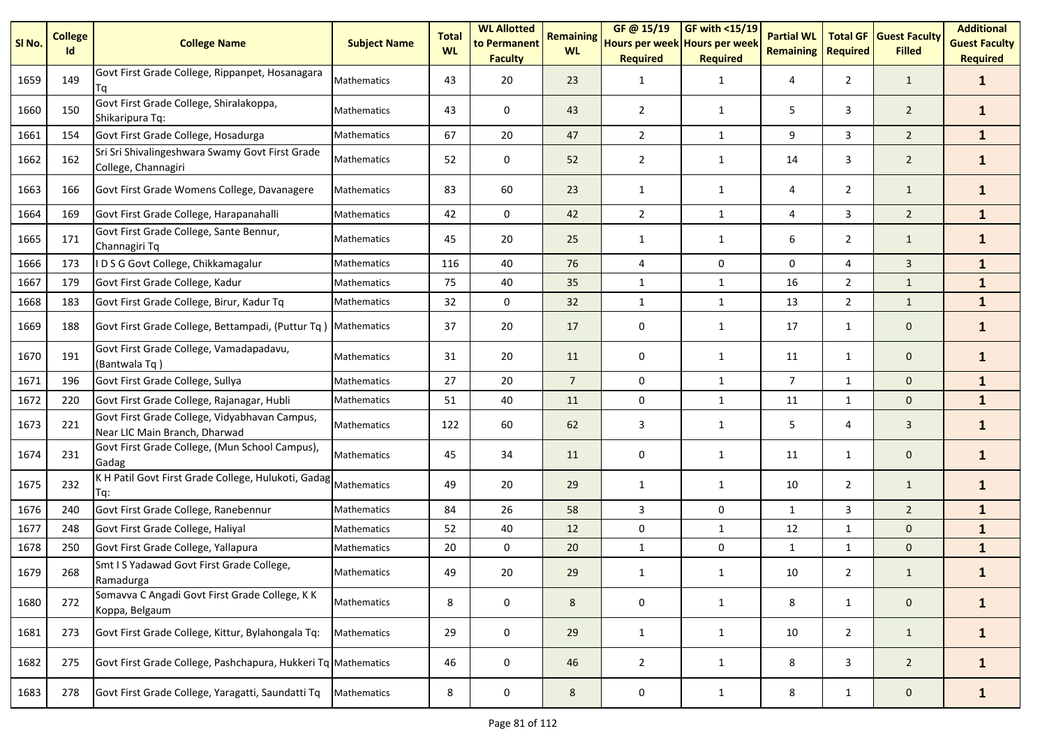| Sl No. | College Id | College Name | Subject Name | Total WL | WL Allotted to Permanent Faculty | Remaining WL | GF @ 15/19 Hours per week Required | GF with <15/19 Hours per week Required | Partial WL Remaining | Total GF Required | Guest Faculty Filled | Additional Guest Faculty Required |
|---|---|---|---|---|---|---|---|---|---|---|---|---|
| 1659 | 149 | Govt First Grade College, Rippanpet, Hosanagara Tq | Mathematics | 43 | 20 | 23 | 1 | 1 | 4 | 2 | 1 | **1** |
| 1660 | 150 | Govt First Grade College, Shiralakoppa, Shikaripura Tq: | Mathematics | 43 | 0 | 43 | 2 | 1 | 5 | 3 | 2 | **1** |
| 1661 | 154 | Govt First Grade College, Hosadurga | Mathematics | 67 | 20 | 47 | 2 | 1 | 9 | 3 | 2 | **1** |
| 1662 | 162 | Sri Sri Shivalingeshwara Swamy Govt First Grade College, Channagiri | Mathematics | 52 | 0 | 52 | 2 | 1 | 14 | 3 | 2 | **1** |
| 1663 | 166 | Govt First Grade Womens College, Davanagere | Mathematics | 83 | 60 | 23 | 1 | 1 | 4 | 2 | 1 | **1** |
| 1664 | 169 | Govt First Grade College, Harapanahalli | Mathematics | 42 | 0 | 42 | 2 | 1 | 4 | 3 | 2 | **1** |
| 1665 | 171 | Govt First Grade College, Sante Bennur, Channagiri Tq | Mathematics | 45 | 20 | 25 | 1 | 1 | 6 | 2 | 1 | **1** |
| 1666 | 173 | I D S G Govt College, Chikkamagalur | Mathematics | 116 | 40 | 76 | 4 | 0 | 0 | 4 | 3 | **1** |
| 1667 | 179 | Govt First Grade College, Kadur | Mathematics | 75 | 40 | 35 | 1 | 1 | 16 | 2 | 1 | **1** |
| 1668 | 183 | Govt First Grade College, Birur, Kadur Tq | Mathematics | 32 | 0 | 32 | 1 | 1 | 13 | 2 | 1 | **1** |
| 1669 | 188 | Govt First Grade College, Bettampadi, (Puttur Tq ) | Mathematics | 37 | 20 | 17 | 0 | 1 | 17 | 1 | 0 | **1** |
| 1670 | 191 | Govt First Grade College, Vamadapadavu, (Bantwala Tq ) | Mathematics | 31 | 20 | 11 | 0 | 1 | 11 | 1 | 0 | **1** |
| 1671 | 196 | Govt First Grade College, Sullya | Mathematics | 27 | 20 | 7 | 0 | 1 | 7 | 1 | 0 | **1** |
| 1672 | 220 | Govt First Grade College, Rajanagar, Hubli | Mathematics | 51 | 40 | 11 | 0 | 1 | 11 | 1 | 0 | **1** |
| 1673 | 221 | Govt First Grade College, Vidyabhavan Campus, Near LIC Main Branch, Dharwad | Mathematics | 122 | 60 | 62 | 3 | 1 | 5 | 4 | 3 | **1** |
| 1674 | 231 | Govt First Grade College, (Mun School Campus), Gadag | Mathematics | 45 | 34 | 11 | 0 | 1 | 11 | 1 | 0 | **1** |
| 1675 | 232 | K H Patil Govt First Grade College, Hulukoti, Gadag Tq: | Mathematics | 49 | 20 | 29 | 1 | 1 | 10 | 2 | 1 | **1** |
| 1676 | 240 | Govt First Grade College, Ranebennur | Mathematics | 84 | 26 | 58 | 3 | 0 | 1 | 3 | 2 | **1** |
| 1677 | 248 | Govt First Grade College, Haliyal | Mathematics | 52 | 40 | 12 | 0 | 1 | 12 | 1 | 0 | **1** |
| 1678 | 250 | Govt First Grade College, Yallapura | Mathematics | 20 | 0 | 20 | 1 | 0 | 1 | 1 | 0 | **1** |
| 1679 | 268 | Smt I S Yadawad Govt First Grade College, Ramadurga | Mathematics | 49 | 20 | 29 | 1 | 1 | 10 | 2 | 1 | **1** |
| 1680 | 272 | Somavva C Angadi Govt First Grade College, K K Koppa, Belgaum | Mathematics | 8 | 0 | 8 | 0 | 1 | 8 | 1 | 0 | **1** |
| 1681 | 273 | Govt First Grade College, Kittur, Bylahongala Tq: | Mathematics | 29 | 0 | 29 | 1 | 1 | 10 | 2 | 1 | **1** |
| 1682 | 275 | Govt First Grade College, Pashchapura, Hukkeri Tq | Mathematics | 46 | 0 | 46 | 2 | 1 | 8 | 3 | 2 | **1** |
| 1683 | 278 | Govt First Grade College, Yaragatti, Saundatti Tq | Mathematics | 8 | 0 | 8 | 0 | 1 | 8 | 1 | 0 | **1** |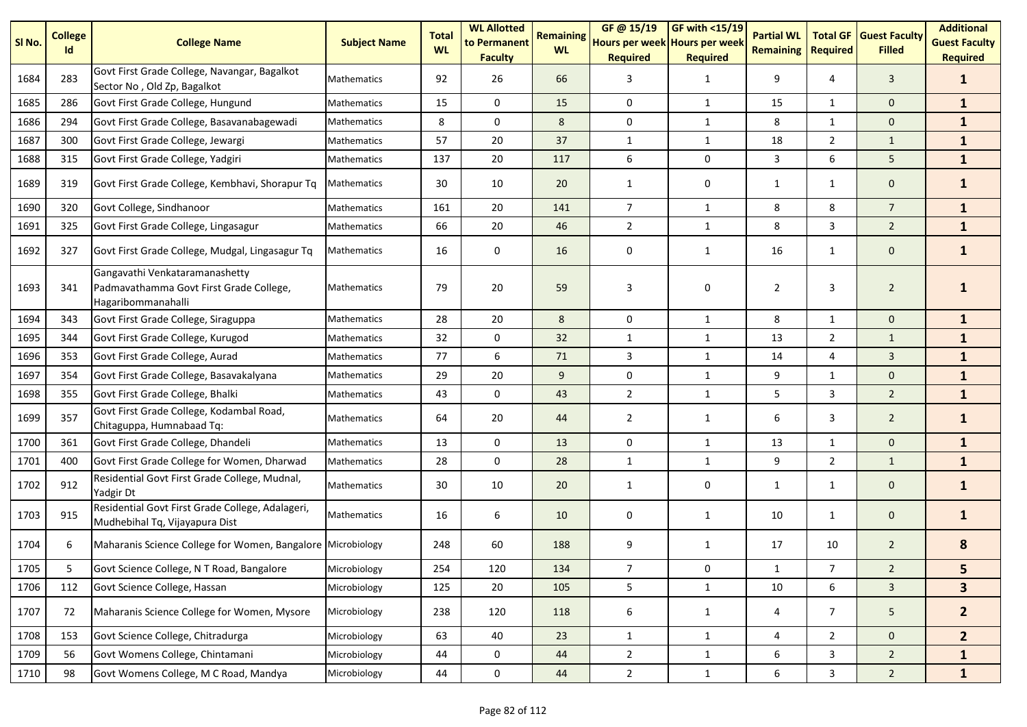| Sl No. | College Id | College Name | Subject Name | Total WL | WL Allotted to Permanent Faculty | Remaining WL | GF @ 15/19 Hours per week Required | GF with <15/19 Hours per week Required | Partial WL Remaining | Total GF Required | Guest Faculty Filled | Additional Guest Faculty Required |
|---|---|---|---|---|---|---|---|---|---|---|---|---|
| 1684 | 283 | Govt First Grade College, Navangar, Bagalkot Sector No , Old Zp, Bagalkot | Mathematics | 92 | 26 | 66 | 3 | 1 | 9 | 4 | 3 | **1** |
| 1685 | 286 | Govt First Grade College, Hungund | Mathematics | 15 | 0 | 15 | 0 | 1 | 15 | 1 | 0 | **1** |
| 1686 | 294 | Govt First Grade College, Basavanabagewadi | Mathematics | 8 | 0 | 8 | 0 | 1 | 8 | 1 | 0 | **1** |
| 1687 | 300 | Govt First Grade College, Jewargi | Mathematics | 57 | 20 | 37 | 1 | 1 | 18 | 2 | 1 | **1** |
| 1688 | 315 | Govt First Grade College, Yadgiri | Mathematics | 137 | 20 | 117 | 6 | 0 | 3 | 6 | 5 | **1** |
| 1689 | 319 | Govt First Grade College, Kembhavi, Shorapur Tq | Mathematics | 30 | 10 | 20 | 1 | 0 | 1 | 1 | 0 | **1** |
| 1690 | 320 | Govt College, Sindhanoor | Mathematics | 161 | 20 | 141 | 7 | 1 | 8 | 8 | 7 | **1** |
| 1691 | 325 | Govt First Grade College, Lingasagur | Mathematics | 66 | 20 | 46 | 2 | 1 | 8 | 3 | 2 | **1** |
| 1692 | 327 | Govt First Grade College, Mudgal, Lingasagur Tq | Mathematics | 16 | 0 | 16 | 0 | 1 | 16 | 1 | 0 | **1** |
| 1693 | 341 | Gangavathi Venkataramanashetty Padmavathamma Govt First Grade College, Hagaribommanahalli | Mathematics | 79 | 20 | 59 | 3 | 0 | 2 | 3 | 2 | **1** |
| 1694 | 343 | Govt First Grade College, Siraguppa | Mathematics | 28 | 20 | 8 | 0 | 1 | 8 | 1 | 0 | **1** |
| 1695 | 344 | Govt First Grade College, Kurugod | Mathematics | 32 | 0 | 32 | 1 | 1 | 13 | 2 | 1 | **1** |
| 1696 | 353 | Govt First Grade College, Aurad | Mathematics | 77 | 6 | 71 | 3 | 1 | 14 | 4 | 3 | **1** |
| 1697 | 354 | Govt First Grade College, Basavakalyana | Mathematics | 29 | 20 | 9 | 0 | 1 | 9 | 1 | 0 | **1** |
| 1698 | 355 | Govt First Grade College, Bhalki | Mathematics | 43 | 0 | 43 | 2 | 1 | 5 | 3 | 2 | **1** |
| 1699 | 357 | Govt First Grade College, Kodambal Road, Chitaguppa, Humnabaad Tq: | Mathematics | 64 | 20 | 44 | 2 | 1 | 6 | 3 | 2 | **1** |
| 1700 | 361 | Govt First Grade College, Dhandeli | Mathematics | 13 | 0 | 13 | 0 | 1 | 13 | 1 | 0 | **1** |
| 1701 | 400 | Govt First Grade College for Women, Dharwad | Mathematics | 28 | 0 | 28 | 1 | 1 | 9 | 2 | 1 | **1** |
| 1702 | 912 | Residential Govt First Grade College, Mudnal, Yadgir Dt | Mathematics | 30 | 10 | 20 | 1 | 0 | 1 | 1 | 0 | **1** |
| 1703 | 915 | Residential Govt First Grade College, Adalageri, Mudhebihal Tq, Vijayapura Dist | Mathematics | 16 | 6 | 10 | 0 | 1 | 10 | 1 | 0 | **1** |
| 1704 | 6 | Maharanis Science College for Women, Bangalore | Microbiology | 248 | 60 | 188 | 9 | 1 | 17 | 10 | 2 | **8** |
| 1705 | 5 | Govt Science College, N T Road, Bangalore | Microbiology | 254 | 120 | 134 | 7 | 0 | 1 | 7 | 2 | **5** |
| 1706 | 112 | Govt Science College, Hassan | Microbiology | 125 | 20 | 105 | 5 | 1 | 10 | 6 | 3 | **3** |
| 1707 | 72 | Maharanis Science College for Women, Mysore | Microbiology | 238 | 120 | 118 | 6 | 1 | 4 | 7 | 5 | **2** |
| 1708 | 153 | Govt Science College, Chitradurga | Microbiology | 63 | 40 | 23 | 1 | 1 | 4 | 2 | 0 | **2** |
| 1709 | 56 | Govt Womens College, Chintamani | Microbiology | 44 | 0 | 44 | 2 | 1 | 6 | 3 | 2 | **1** |
| 1710 | 98 | Govt Womens College, M C Road, Mandya | Microbiology | 44 | 0 | 44 | 2 | 1 | 6 | 3 | 2 | **1** |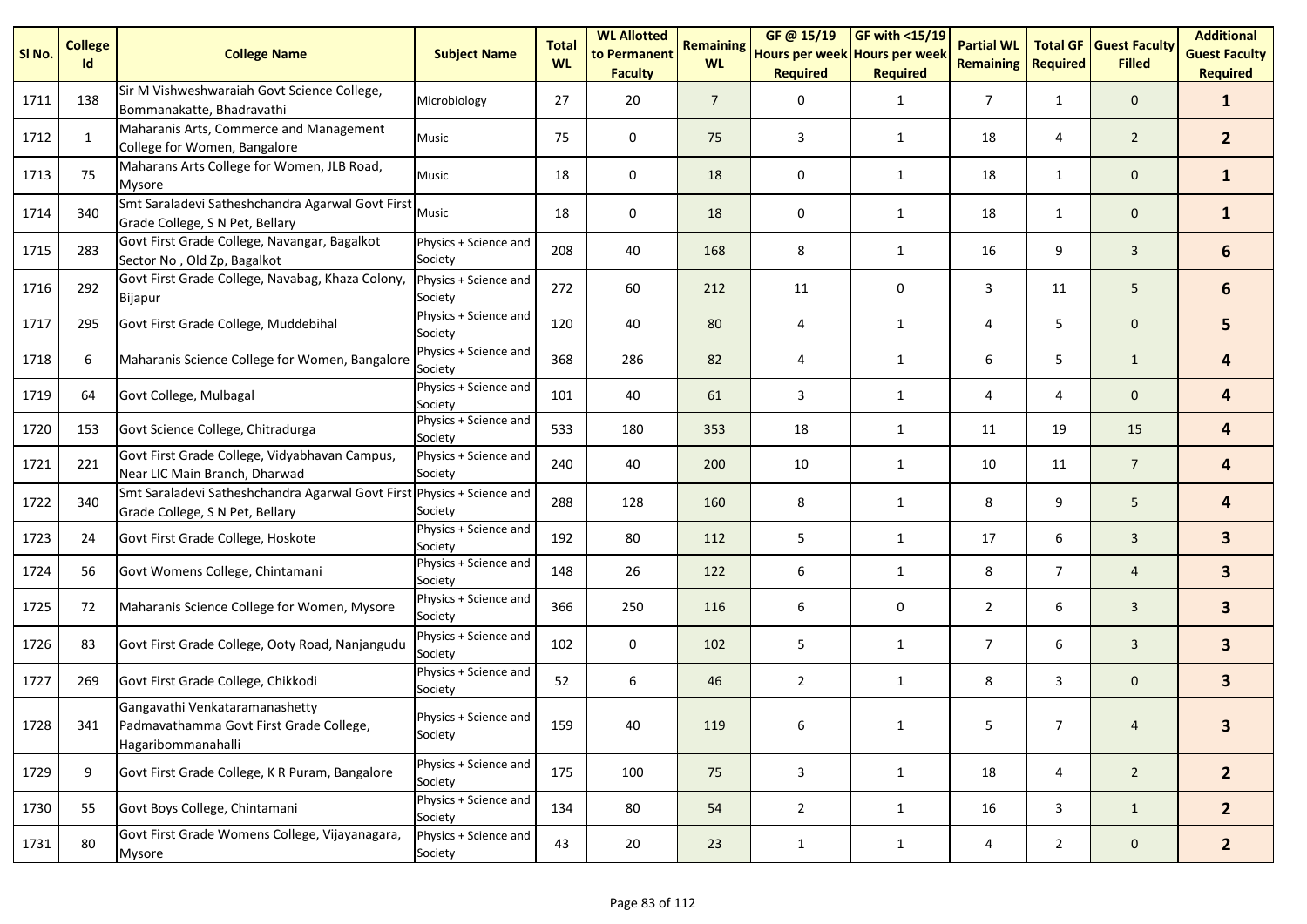| Sl No. | College Id | College Name | Subject Name | Total WL | WL Allotted to Permanent Faculty | Remaining WL | GF @ 15/19 Hours per week Required | GF with <15/19 Hours per week Required | Partial WL Remaining | Total GF Required | Guest Faculty Filled | Additional Guest Faculty Required |
|---|---|---|---|---|---|---|---|---|---|---|---|---|
| 1711 | 138 | Sir M Vishweshwaraiah Govt Science College, Bommanakatte, Bhadravathi | Microbiology | 27 | 20 | 7 | 0 | 1 | 7 | 1 | 0 | **1** |
| 1712 | 1 | Maharanis Arts, Commerce and Management College for Women, Bangalore | Music | 75 | 0 | 75 | 3 | 1 | 18 | 4 | 2 | **2** |
| 1713 | 75 | Maharans Arts College for Women, JLB Road, Mysore | Music | 18 | 0 | 18 | 0 | 1 | 18 | 1 | 0 | **1** |
| 1714 | 340 | Smt Saraladevi Satheshchandra Agarwal Govt First Grade College, S N Pet, Bellary | Music | 18 | 0 | 18 | 0 | 1 | 18 | 1 | 0 | **1** |
| 1715 | 283 | Govt First Grade College, Navangar, Bagalkot Sector No , Old Zp, Bagalkot | Physics + Science and Society | 208 | 40 | 168 | 8 | 1 | 16 | 9 | 3 | **6** |
| 1716 | 292 | Govt First Grade College, Navabag, Khaza Colony, Bijapur | Physics + Science and Society | 272 | 60 | 212 | 11 | 0 | 3 | 11 | 5 | **6** |
| 1717 | 295 | Govt First Grade College, Muddebihal | Physics + Science and Society | 120 | 40 | 80 | 4 | 1 | 4 | 5 | 0 | **5** |
| 1718 | 6 | Maharanis Science College for Women, Bangalore | Physics + Science and Society | 368 | 286 | 82 | 4 | 1 | 6 | 5 | 1 | **4** |
| 1719 | 64 | Govt College, Mulbagal | Physics + Science and Society | 101 | 40 | 61 | 3 | 1 | 4 | 4 | 0 | **4** |
| 1720 | 153 | Govt Science College, Chitradurga | Physics + Science and Society | 533 | 180 | 353 | 18 | 1 | 11 | 19 | 15 | **4** |
| 1721 | 221 | Govt First Grade College, Vidyabhavan Campus, Near LIC Main Branch, Dharwad | Physics + Science and Society | 240 | 40 | 200 | 10 | 1 | 10 | 11 | 7 | **4** |
| 1722 | 340 | Smt Saraladevi Satheshchandra Agarwal Govt First Grade College, S N Pet, Bellary | Physics + Science and Society | 288 | 128 | 160 | 8 | 1 | 8 | 9 | 5 | **4** |
| 1723 | 24 | Govt First Grade College, Hoskote | Physics + Science and Society | 192 | 80 | 112 | 5 | 1 | 17 | 6 | 3 | **3** |
| 1724 | 56 | Govt Womens College, Chintamani | Physics + Science and Society | 148 | 26 | 122 | 6 | 1 | 8 | 7 | 4 | **3** |
| 1725 | 72 | Maharanis Science College for Women, Mysore | Physics + Science and Society | 366 | 250 | 116 | 6 | 0 | 2 | 6 | 3 | **3** |
| 1726 | 83 | Govt First Grade College, Ooty Road, Nanjangudu | Physics + Science and Society | 102 | 0 | 102 | 5 | 1 | 7 | 6 | 3 | **3** |
| 1727 | 269 | Govt First Grade College, Chikkodi | Physics + Science and Society | 52 | 6 | 46 | 2 | 1 | 8 | 3 | 0 | **3** |
| 1728 | 341 | Gangavathi Venkataramanashetty Padmavathamma Govt First Grade College, Hagaribommanahalli | Physics + Science and Society | 159 | 40 | 119 | 6 | 1 | 5 | 7 | 4 | **3** |
| 1729 | 9 | Govt First Grade College, K R Puram, Bangalore | Physics + Science and Society | 175 | 100 | 75 | 3 | 1 | 18 | 4 | 2 | **2** |
| 1730 | 55 | Govt Boys College, Chintamani | Physics + Science and Society | 134 | 80 | 54 | 2 | 1 | 16 | 3 | 1 | **2** |
| 1731 | 80 | Govt First Grade Womens College, Vijayanagara, Mysore | Physics + Science and Society | 43 | 20 | 23 | 1 | 1 | 4 | 2 | 0 | **2** |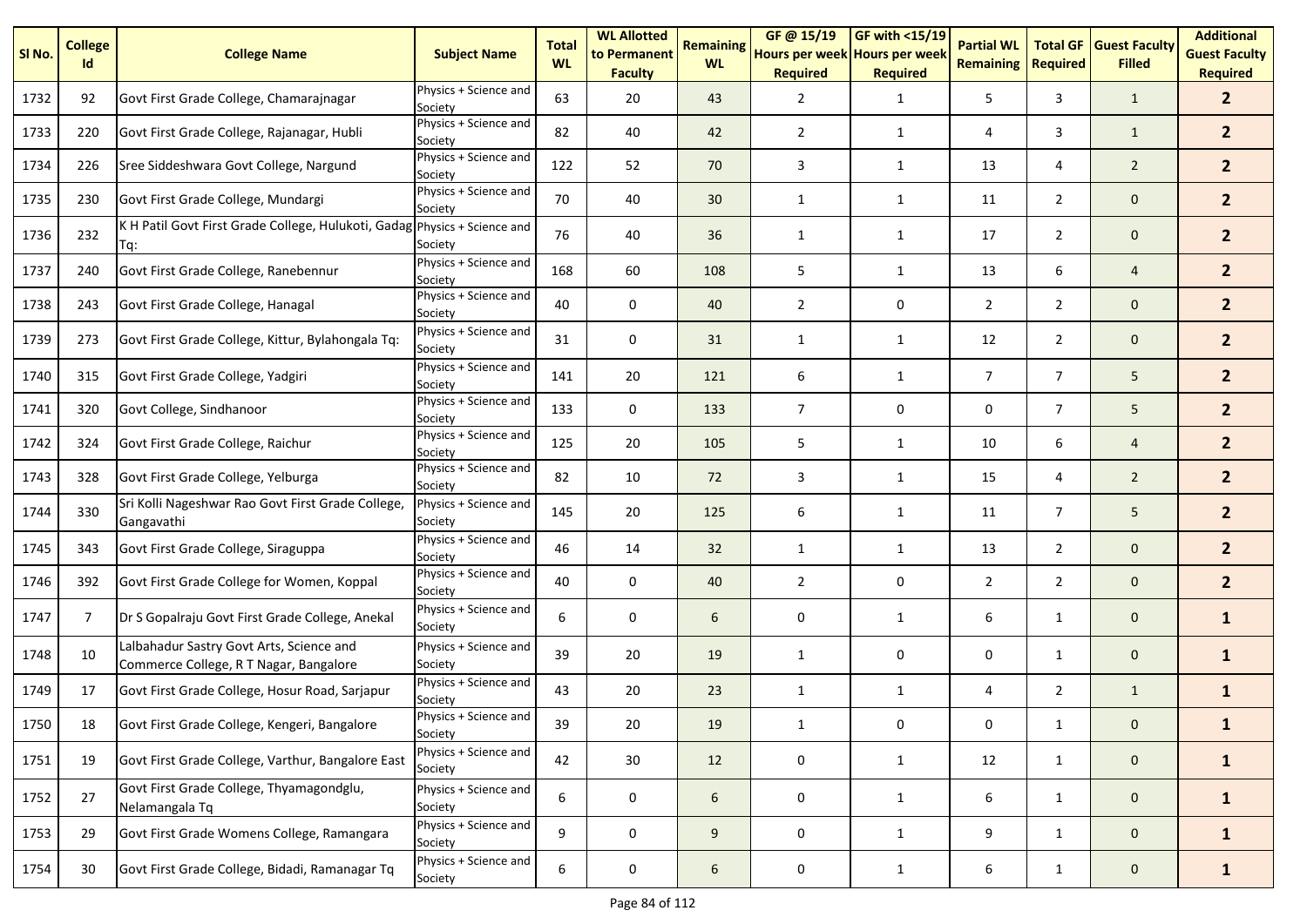| Sl No. | College Id | College Name | Subject Name | Total WL | WL Allotted to Permanent Faculty | Remaining WL | GF @ 15/19 Hours per week Required | GF with <15/19 Hours per week Required | Partial WL Remaining | Total GF Required | Guest Faculty Filled | Additional Guest Faculty Required |
|---|---|---|---|---|---|---|---|---|---|---|---|---|
| 1732 | 92 | Govt First Grade College, Chamarajnagar | Physics + Science and Society | 63 | 20 | 43 | 2 | 1 | 5 | 3 | 1 | **2** |
| 1733 | 220 | Govt First Grade College, Rajanagar, Hubli | Physics + Science and Society | 82 | 40 | 42 | 2 | 1 | 4 | 3 | 1 | **2** |
| 1734 | 226 | Sree Siddeshwara Govt College, Nargund | Physics + Science and Society | 122 | 52 | 70 | 3 | 1 | 13 | 4 | 2 | **2** |
| 1735 | 230 | Govt First Grade College, Mundargi | Physics + Science and Society | 70 | 40 | 30 | 1 | 1 | 11 | 2 | 0 | **2** |
| 1736 | 232 | K H Patil Govt First Grade College, Hulukoti, Gadag Tq: | Physics + Science and Society | 76 | 40 | 36 | 1 | 1 | 17 | 2 | 0 | **2** |
| 1737 | 240 | Govt First Grade College, Ranebennur | Physics + Science and Society | 168 | 60 | 108 | 5 | 1 | 13 | 6 | 4 | **2** |
| 1738 | 243 | Govt First Grade College, Hanagal | Physics + Science and Society | 40 | 0 | 40 | 2 | 0 | 2 | 2 | 0 | **2** |
| 1739 | 273 | Govt First Grade College, Kittur, Bylahongala Tq: | Physics + Science and Society | 31 | 0 | 31 | 1 | 1 | 12 | 2 | 0 | **2** |
| 1740 | 315 | Govt First Grade College, Yadgiri | Physics + Science and Society | 141 | 20 | 121 | 6 | 1 | 7 | 7 | 5 | **2** |
| 1741 | 320 | Govt College, Sindhanoor | Physics + Science and Society | 133 | 0 | 133 | 7 | 0 | 0 | 7 | 5 | **2** |
| 1742 | 324 | Govt First Grade College, Raichur | Physics + Science and Society | 125 | 20 | 105 | 5 | 1 | 10 | 6 | 4 | **2** |
| 1743 | 328 | Govt First Grade College, Yelburga | Physics + Science and Society | 82 | 10 | 72 | 3 | 1 | 15 | 4 | 2 | **2** |
| 1744 | 330 | Sri Kolli Nageshwar Rao Govt First Grade College, Gangavathi | Physics + Science and Society | 145 | 20 | 125 | 6 | 1 | 11 | 7 | 5 | **2** |
| 1745 | 343 | Govt First Grade College, Siraguppa | Physics + Science and Society | 46 | 14 | 32 | 1 | 1 | 13 | 2 | 0 | **2** |
| 1746 | 392 | Govt First Grade College for Women, Koppal | Physics + Science and Society | 40 | 0 | 40 | 2 | 0 | 2 | 2 | 0 | **2** |
| 1747 | 7 | Dr S Gopalraju Govt First Grade College, Anekal | Physics + Science and Society | 6 | 0 | 6 | 0 | 1 | 6 | 1 | 0 | **1** |
| 1748 | 10 | Lalbahadur Sastry Govt Arts, Science and Commerce College, R T Nagar, Bangalore | Physics + Science and Society | 39 | 20 | 19 | 1 | 0 | 0 | 1 | 0 | **1** |
| 1749 | 17 | Govt First Grade College, Hosur Road, Sarjapur | Physics + Science and Society | 43 | 20 | 23 | 1 | 1 | 4 | 2 | 1 | **1** |
| 1750 | 18 | Govt First Grade College, Kengeri, Bangalore | Physics + Science and Society | 39 | 20 | 19 | 1 | 0 | 0 | 1 | 0 | **1** |
| 1751 | 19 | Govt First Grade College, Varthur, Bangalore East | Physics + Science and Society | 42 | 30 | 12 | 0 | 1 | 12 | 1 | 0 | **1** |
| 1752 | 27 | Govt First Grade College, Thyamagondglu, Nelamangala Tq | Physics + Science and Society | 6 | 0 | 6 | 0 | 1 | 6 | 1 | 0 | **1** |
| 1753 | 29 | Govt First Grade Womens College, Ramangara | Physics + Science and Society | 9 | 0 | 9 | 0 | 1 | 9 | 1 | 0 | **1** |
| 1754 | 30 | Govt First Grade College, Bidadi, Ramanagar Tq | Physics + Science and Society | 6 | 0 | 6 | 0 | 1 | 6 | 1 | 0 | **1** |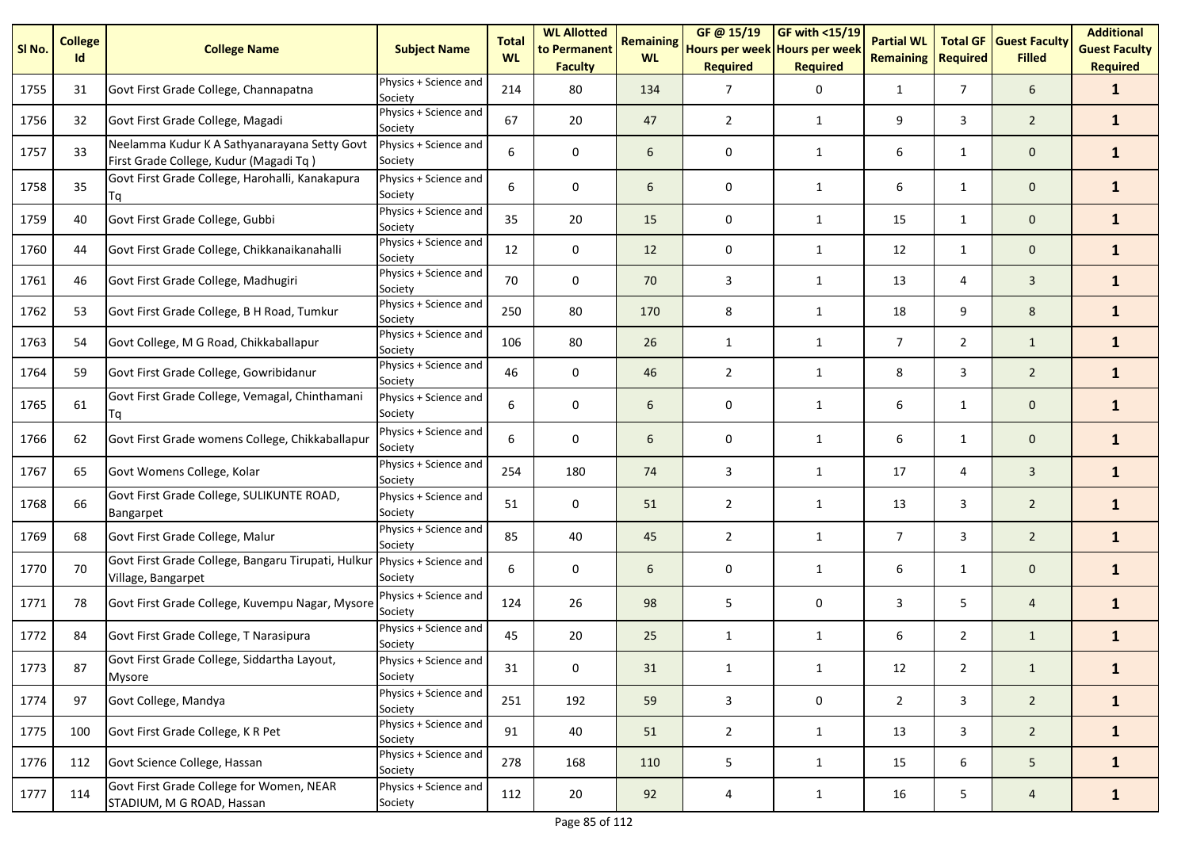| Sl No. | College Id | College Name | Subject Name | Total WL | WL Allotted to Permanent Faculty | Remaining WL | GF @ 15/19 Hours per week Required | GF with <15/19 Hours per week Required | Partial WL Remaining | Total GF Required | Guest Faculty Filled | Additional Guest Faculty Required |
|---|---|---|---|---|---|---|---|---|---|---|---|---|
| 1755 | 31 | Govt First Grade College, Channapatna | Physics + Science and Society | 214 | 80 | 134 | 7 | 0 | 1 | 7 | 6 | **1** |
| 1756 | 32 | Govt First Grade College, Magadi | Physics + Science and Society | 67 | 20 | 47 | 2 | 1 | 9 | 3 | 2 | **1** |
| 1757 | 33 | Neelamma Kudur K A Sathyanarayana Setty Govt First Grade College, Kudur (Magadi Tq ) | Physics + Science and Society | 6 | 0 | 6 | 0 | 1 | 6 | 1 | 0 | **1** |
| 1758 | 35 | Govt First Grade College, Harohalli, Kanakapura Tq | Physics + Science and Society | 6 | 0 | 6 | 0 | 1 | 6 | 1 | 0 | **1** |
| 1759 | 40 | Govt First Grade College, Gubbi | Physics + Science and Society | 35 | 20 | 15 | 0 | 1 | 15 | 1 | 0 | **1** |
| 1760 | 44 | Govt First Grade College, Chikkanaikanahalli | Physics + Science and Society | 12 | 0 | 12 | 0 | 1 | 12 | 1 | 0 | **1** |
| 1761 | 46 | Govt First Grade College, Madhugiri | Physics + Science and Society | 70 | 0 | 70 | 3 | 1 | 13 | 4 | 3 | **1** |
| 1762 | 53 | Govt First Grade College, B H Road, Tumkur | Physics + Science and Society | 250 | 80 | 170 | 8 | 1 | 18 | 9 | 8 | **1** |
| 1763 | 54 | Govt College, M G Road, Chikkaballapur | Physics + Science and Society | 106 | 80 | 26 | 1 | 1 | 7 | 2 | 1 | **1** |
| 1764 | 59 | Govt First Grade College, Gowribidanur | Physics + Science and Society | 46 | 0 | 46 | 2 | 1 | 8 | 3 | 2 | **1** |
| 1765 | 61 | Govt First Grade College, Vemagal, Chinthamani Tq | Physics + Science and Society | 6 | 0 | 6 | 0 | 1 | 6 | 1 | 0 | **1** |
| 1766 | 62 | Govt First Grade womens College, Chikkaballapur | Physics + Science and Society | 6 | 0 | 6 | 0 | 1 | 6 | 1 | 0 | **1** |
| 1767 | 65 | Govt Womens College, Kolar | Physics + Science and Society | 254 | 180 | 74 | 3 | 1 | 17 | 4 | 3 | **1** |
| 1768 | 66 | Govt First Grade College, SULIKUNTE ROAD, Bangarpet | Physics + Science and Society | 51 | 0 | 51 | 2 | 1 | 13 | 3 | 2 | **1** |
| 1769 | 68 | Govt First Grade College, Malur | Physics + Science and Society | 85 | 40 | 45 | 2 | 1 | 7 | 3 | 2 | **1** |
| 1770 | 70 | Govt First Grade College, Bangaru Tirupati, Hulkur Village, Bangarpet | Physics + Science and Society | 6 | 0 | 6 | 0 | 1 | 6 | 1 | 0 | **1** |
| 1771 | 78 | Govt First Grade College, Kuvempu Nagar, Mysore | Physics + Science and Society | 124 | 26 | 98 | 5 | 0 | 3 | 5 | 4 | **1** |
| 1772 | 84 | Govt First Grade College, T Narasipura | Physics + Science and Society | 45 | 20 | 25 | 1 | 1 | 6 | 2 | 1 | **1** |
| 1773 | 87 | Govt First Grade College, Siddartha Layout, Mysore | Physics + Science and Society | 31 | 0 | 31 | 1 | 1 | 12 | 2 | 1 | **1** |
| 1774 | 97 | Govt College, Mandya | Physics + Science and Society | 251 | 192 | 59 | 3 | 0 | 2 | 3 | 2 | **1** |
| 1775 | 100 | Govt First Grade College, K R Pet | Physics + Science and Society | 91 | 40 | 51 | 2 | 1 | 13 | 3 | 2 | **1** |
| 1776 | 112 | Govt Science College, Hassan | Physics + Science and Society | 278 | 168 | 110 | 5 | 1 | 15 | 6 | 5 | **1** |
| 1777 | 114 | Govt First Grade College for Women, NEAR STADIUM, M G ROAD, Hassan | Physics + Science and Society | 112 | 20 | 92 | 4 | 1 | 16 | 5 | 4 | **1** |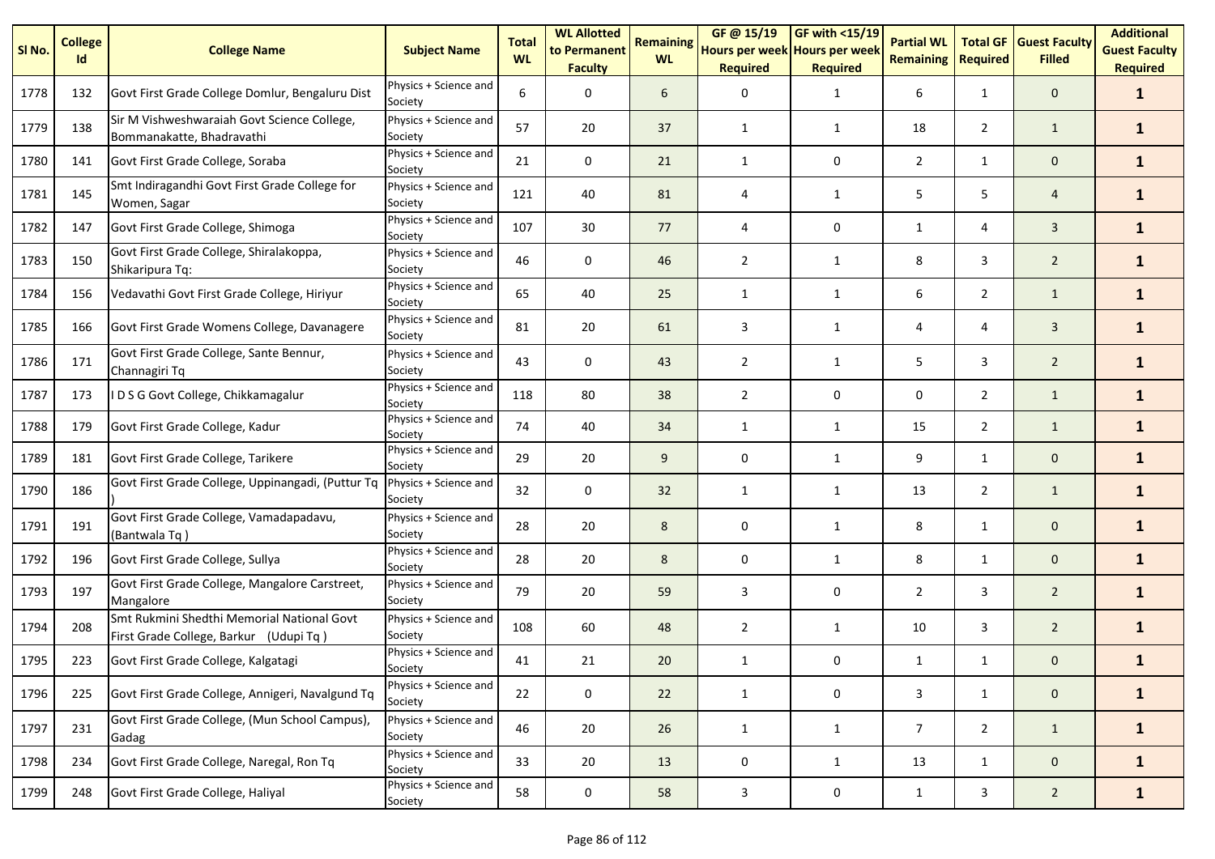| Sl No. | College Id | College Name | Subject Name | Total WL | WL Allotted to Permanent Faculty | Remaining WL | GF @ 15/19 Hours per week Required | GF with <15/19 Hours per week Required | Partial WL Remaining | Total GF Required | Guest Faculty Filled | Additional Guest Faculty Required |
|---|---|---|---|---|---|---|---|---|---|---|---|---|
| 1778 | 132 | Govt First Grade College Domlur, Bengaluru Dist | Physics + Science and Society | 6 | 0 | 6 | 0 | 1 | 6 | 1 | 0 | **1** |
| 1779 | 138 | Sir M Vishweshwaraiah Govt Science College, Bommanakatte, Bhadravathi | Physics + Science and Society | 57 | 20 | 37 | 1 | 1 | 18 | 2 | 1 | **1** |
| 1780 | 141 | Govt First Grade College, Soraba | Physics + Science and Society | 21 | 0 | 21 | 1 | 0 | 2 | 1 | 0 | **1** |
| 1781 | 145 | Smt Indiragandhi Govt First Grade College for Women, Sagar | Physics + Science and Society | 121 | 40 | 81 | 4 | 1 | 5 | 5 | 4 | **1** |
| 1782 | 147 | Govt First Grade College, Shimoga | Physics + Science and Society | 107 | 30 | 77 | 4 | 0 | 1 | 4 | 3 | **1** |
| 1783 | 150 | Govt First Grade College, Shiralakoppa, Shikaripura Tq: | Physics + Science and Society | 46 | 0 | 46 | 2 | 1 | 8 | 3 | 2 | **1** |
| 1784 | 156 | Vedavathi Govt First Grade College, Hiriyur | Physics + Science and Society | 65 | 40 | 25 | 1 | 1 | 6 | 2 | 1 | **1** |
| 1785 | 166 | Govt First Grade Womens College, Davanagere | Physics + Science and Society | 81 | 20 | 61 | 3 | 1 | 4 | 4 | 3 | **1** |
| 1786 | 171 | Govt First Grade College, Sante Bennur, Channagiri Tq | Physics + Science and Society | 43 | 0 | 43 | 2 | 1 | 5 | 3 | 2 | **1** |
| 1787 | 173 | I D S G Govt College, Chikkamagalur | Physics + Science and Society | 118 | 80 | 38 | 2 | 0 | 0 | 2 | 1 | **1** |
| 1788 | 179 | Govt First Grade College, Kadur | Physics + Science and Society | 74 | 40 | 34 | 1 | 1 | 15 | 2 | 1 | **1** |
| 1789 | 181 | Govt First Grade College, Tarikere | Physics + Science and Society | 29 | 20 | 9 | 0 | 1 | 9 | 1 | 0 | **1** |
| 1790 | 186 | Govt First Grade College, Uppinangadi, (Puttur Tq ) | Physics + Science and Society | 32 | 0 | 32 | 1 | 1 | 13 | 2 | 1 | **1** |
| 1791 | 191 | Govt First Grade College, Vamadapadavu, (Bantwala Tq ) | Physics + Science and Society | 28 | 20 | 8 | 0 | 1 | 8 | 1 | 0 | **1** |
| 1792 | 196 | Govt First Grade College, Sullya | Physics + Science and Society | 28 | 20 | 8 | 0 | 1 | 8 | 1 | 0 | **1** |
| 1793 | 197 | Govt First Grade College, Mangalore Carstreet, Mangalore | Physics + Science and Society | 79 | 20 | 59 | 3 | 0 | 2 | 3 | 2 | **1** |
| 1794 | 208 | Smt Rukmini Shedthi Memorial National Govt First Grade College, Barkur (Udupi Tq ) | Physics + Science and Society | 108 | 60 | 48 | 2 | 1 | 10 | 3 | 2 | **1** |
| 1795 | 223 | Govt First Grade College, Kalgatagi | Physics + Science and Society | 41 | 21 | 20 | 1 | 0 | 1 | 1 | 0 | **1** |
| 1796 | 225 | Govt First Grade College, Annigeri, Navalgund Tq | Physics + Science and Society | 22 | 0 | 22 | 1 | 0 | 3 | 1 | 0 | **1** |
| 1797 | 231 | Govt First Grade College, (Mun School Campus), Gadag | Physics + Science and Society | 46 | 20 | 26 | 1 | 1 | 7 | 2 | 1 | **1** |
| 1798 | 234 | Govt First Grade College, Naregal, Ron Tq | Physics + Science and Society | 33 | 20 | 13 | 0 | 1 | 13 | 1 | 0 | **1** |
| 1799 | 248 | Govt First Grade College, Haliyal | Physics + Science and Society | 58 | 0 | 58 | 3 | 0 | 1 | 3 | 2 | **1** |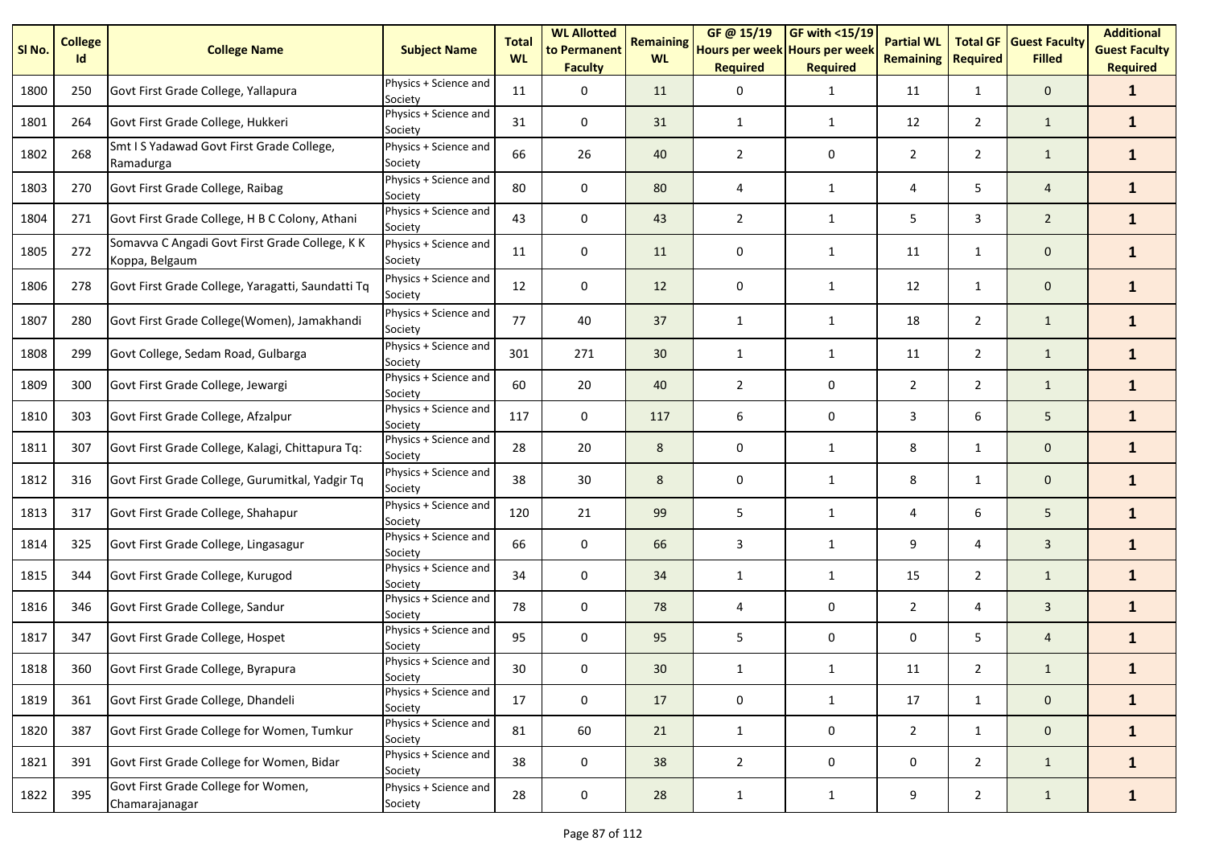| Sl No. | College Id | College Name | Subject Name | Total WL | WL Allotted to Permanent Faculty | Remaining WL | GF @ 15/19 Hours per week Required | GF with <15/19 Hours per week Required | Partial WL Remaining | Total GF Required | Guest Faculty Filled | Additional Guest Faculty Required |
|---|---|---|---|---|---|---|---|---|---|---|---|---|
| 1800 | 250 | Govt First Grade College, Yallapura | Physics + Science and Society | 11 | 0 | 11 | 0 | 1 | 11 | 1 | 0 | **1** |
| 1801 | 264 | Govt First Grade College, Hukkeri | Physics + Science and Society | 31 | 0 | 31 | 1 | 1 | 12 | 2 | 1 | **1** |
| 1802 | 268 | Smt I S Yadawad Govt First Grade College, Ramadurga | Physics + Science and Society | 66 | 26 | 40 | 2 | 0 | 2 | 2 | 1 | **1** |
| 1803 | 270 | Govt First Grade College, Raibag | Physics + Science and Society | 80 | 0 | 80 | 4 | 1 | 4 | 5 | 4 | **1** |
| 1804 | 271 | Govt First Grade College, H B C Colony, Athani | Physics + Science and Society | 43 | 0 | 43 | 2 | 1 | 5 | 3 | 2 | **1** |
| 1805 | 272 | Somavva C Angadi Govt First Grade College, K K Koppa, Belgaum | Physics + Science and Society | 11 | 0 | 11 | 0 | 1 | 11 | 1 | 0 | **1** |
| 1806 | 278 | Govt First Grade College, Yaragatti, Saundatti Tq | Physics + Science and Society | 12 | 0 | 12 | 0 | 1 | 12 | 1 | 0 | **1** |
| 1807 | 280 | Govt First Grade College(Women), Jamakhandi | Physics + Science and Society | 77 | 40 | 37 | 1 | 1 | 18 | 2 | 1 | **1** |
| 1808 | 299 | Govt College, Sedam Road, Gulbarga | Physics + Science and Society | 301 | 271 | 30 | 1 | 1 | 11 | 2 | 1 | **1** |
| 1809 | 300 | Govt First Grade College, Jewargi | Physics + Science and Society | 60 | 20 | 40 | 2 | 0 | 2 | 2 | 1 | **1** |
| 1810 | 303 | Govt First Grade College, Afzalpur | Physics + Science and Society | 117 | 0 | 117 | 6 | 0 | 3 | 6 | 5 | **1** |
| 1811 | 307 | Govt First Grade College, Kalagi, Chittapura Tq: | Physics + Science and Society | 28 | 20 | 8 | 0 | 1 | 8 | 1 | 0 | **1** |
| 1812 | 316 | Govt First Grade College, Gurumitkal, Yadgir Tq | Physics + Science and Society | 38 | 30 | 8 | 0 | 1 | 8 | 1 | 0 | **1** |
| 1813 | 317 | Govt First Grade College, Shahapur | Physics + Science and Society | 120 | 21 | 99 | 5 | 1 | 4 | 6 | 5 | **1** |
| 1814 | 325 | Govt First Grade College, Lingasagur | Physics + Science and Society | 66 | 0 | 66 | 3 | 1 | 9 | 4 | 3 | **1** |
| 1815 | 344 | Govt First Grade College, Kurugod | Physics + Science and Society | 34 | 0 | 34 | 1 | 1 | 15 | 2 | 1 | **1** |
| 1816 | 346 | Govt First Grade College, Sandur | Physics + Science and Society | 78 | 0 | 78 | 4 | 0 | 2 | 4 | 3 | **1** |
| 1817 | 347 | Govt First Grade College, Hospet | Physics + Science and Society | 95 | 0 | 95 | 5 | 0 | 0 | 5 | 4 | **1** |
| 1818 | 360 | Govt First Grade College, Byrapura | Physics + Science and Society | 30 | 0 | 30 | 1 | 1 | 11 | 2 | 1 | **1** |
| 1819 | 361 | Govt First Grade College, Dhandeli | Physics + Science and Society | 17 | 0 | 17 | 0 | 1 | 17 | 1 | 0 | **1** |
| 1820 | 387 | Govt First Grade College for Women, Tumkur | Physics + Science and Society | 81 | 60 | 21 | 1 | 0 | 2 | 1 | 0 | **1** |
| 1821 | 391 | Govt First Grade College for Women, Bidar | Physics + Science and Society | 38 | 0 | 38 | 2 | 0 | 0 | 2 | 1 | **1** |
| 1822 | 395 | Govt First Grade College for Women, Chamarajanagar | Physics + Science and Society | 28 | 0 | 28 | 1 | 1 | 9 | 2 | 1 | **1** |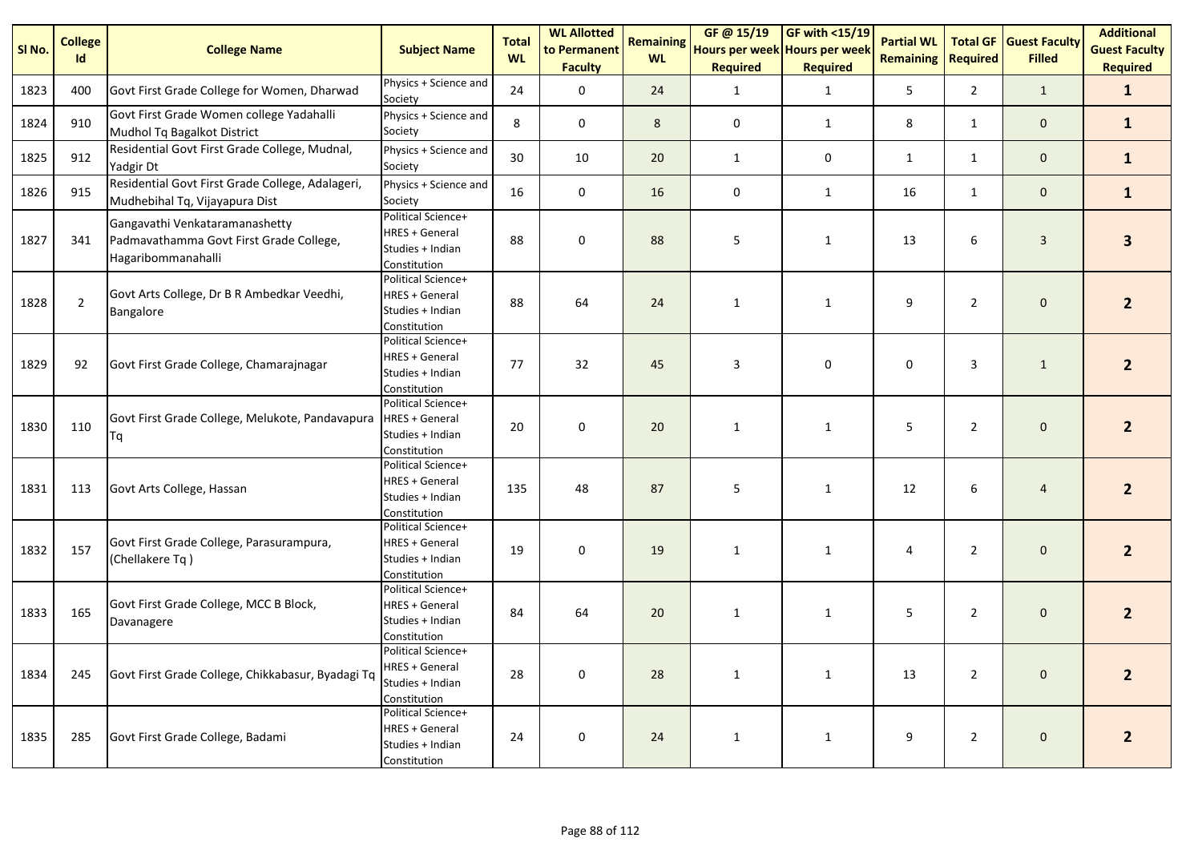| Sl No. | College Id | College Name | Subject Name | Total WL | WL Allotted to Permanent Faculty | Remaining WL | GF @ 15/19 Hours per week Required | GF with <15/19 Hours per week Required | Partial WL Remaining | Total GF Required | Guest Faculty Filled | Additional Guest Faculty Required |
|---|---|---|---|---|---|---|---|---|---|---|---|---|
| 1823 | 400 | Govt First Grade College for Women, Dharwad | Physics + Science and Society | 24 | 0 | 24 | 1 | 1 | 5 | 2 | 1 | **1** |
| 1824 | 910 | Govt First Grade Women college Yadahalli Mudhol Tq Bagalkot District | Physics + Science and Society | 8 | 0 | 8 | 0 | 1 | 8 | 1 | 0 | **1** |
| 1825 | 912 | Residential Govt First Grade College, Mudnal, Yadgir Dt | Physics + Science and Society | 30 | 10 | 20 | 1 | 0 | 1 | 1 | 0 | **1** |
| 1826 | 915 | Residential Govt First Grade College, Adalageri, Mudhebihal Tq, Vijayapura Dist | Physics + Science and Society | 16 | 0 | 16 | 0 | 1 | 16 | 1 | 0 | **1** |
| 1827 | 341 | Gangavathi Venkataramanashetty Padmavathamma Govt First Grade College, Hagaribommanahalli | Political Science+ HRES + General Studies + Indian Constitution | 88 | 0 | 88 | 5 | 1 | 13 | 6 | 3 | **3** |
| 1828 | 2 | Govt Arts College, Dr B R Ambedkar Veedhi, Bangalore | Political Science+ HRES + General Studies + Indian Constitution | 88 | 64 | 24 | 1 | 1 | 9 | 2 | 0 | **2** |
| 1829 | 92 | Govt First Grade College, Chamarajnagar | Political Science+ HRES + General Studies + Indian Constitution | 77 | 32 | 45 | 3 | 0 | 0 | 3 | 1 | **2** |
| 1830 | 110 | Govt First Grade College, Melukote, Pandavapura Tq | Political Science+ HRES + General Studies + Indian Constitution | 20 | 0 | 20 | 1 | 1 | 5 | 2 | 0 | **2** |
| 1831 | 113 | Govt Arts College, Hassan | Political Science+ HRES + General Studies + Indian Constitution | 135 | 48 | 87 | 5 | 1 | 12 | 6 | 4 | **2** |
| 1832 | 157 | Govt First Grade College, Parasurampura, (Chellakere Tq ) | Political Science+ HRES + General Studies + Indian Constitution | 19 | 0 | 19 | 1 | 1 | 4 | 2 | 0 | **2** |
| 1833 | 165 | Govt First Grade College, MCC B Block, Davanagere | Political Science+ HRES + General Studies + Indian Constitution | 84 | 64 | 20 | 1 | 1 | 5 | 2 | 0 | **2** |
| 1834 | 245 | Govt First Grade College, Chikkabasur, Byadagi Tq | Political Science+ HRES + General Studies + Indian Constitution | 28 | 0 | 28 | 1 | 1 | 13 | 2 | 0 | **2** |
| 1835 | 285 | Govt First Grade College, Badami | Political Science+ HRES + General Studies + Indian Constitution | 24 | 0 | 24 | 1 | 1 | 9 | 2 | 0 | **2** |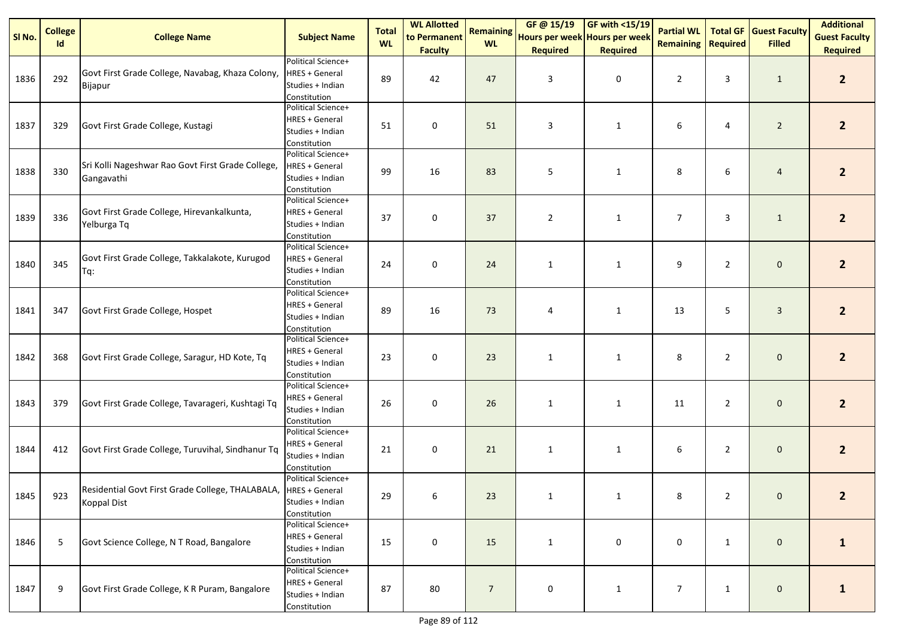| Sl No. | College Id | College Name | Subject Name | Total WL | WL Allotted to Permanent Faculty | Remaining WL | GF @ 15/19 Hours per week Required | GF with <15/19 Hours per week Required | Partial WL Remaining | Total GF Required | Guest Faculty Filled | Additional Guest Faculty Required |
|---|---|---|---|---|---|---|---|---|---|---|---|---|
| 1836 | 292 | Govt First Grade College, Navabag, Khaza Colony, Bijapur | Political Science+ HRES + General Studies + Indian Constitution | 89 | 42 | 47 | 3 | 0 | 2 | 3 | 1 | **2** |
| 1837 | 329 | Govt First Grade College, Kustagi | Political Science+ HRES + General Studies + Indian Constitution | 51 | 0 | 51 | 3 | 1 | 6 | 4 | 2 | **2** |
| 1838 | 330 | Sri Kolli Nageshwar Rao Govt First Grade College, Gangavathi | Political Science+ HRES + General Studies + Indian Constitution | 99 | 16 | 83 | 5 | 1 | 8 | 6 | 4 | **2** |
| 1839 | 336 | Govt First Grade College, Hirevankalkunta, Yelburga Tq | Political Science+ HRES + General Studies + Indian Constitution | 37 | 0 | 37 | 2 | 1 | 7 | 3 | 1 | **2** |
| 1840 | 345 | Govt First Grade College, Takkalakote, Kurugod Tq: | Political Science+ HRES + General Studies + Indian Constitution | 24 | 0 | 24 | 1 | 1 | 9 | 2 | 0 | **2** |
| 1841 | 347 | Govt First Grade College, Hospet | Political Science+ HRES + General Studies + Indian Constitution | 89 | 16 | 73 | 4 | 1 | 13 | 5 | 3 | **2** |
| 1842 | 368 | Govt First Grade College, Saragur, HD Kote, Tq | Political Science+ HRES + General Studies + Indian Constitution | 23 | 0 | 23 | 1 | 1 | 8 | 2 | 0 | **2** |
| 1843 | 379 | Govt First Grade College, Tavarageri, Kushtagi Tq | Political Science+ HRES + General Studies + Indian Constitution | 26 | 0 | 26 | 1 | 1 | 11 | 2 | 0 | **2** |
| 1844 | 412 | Govt First Grade College, Turuvihal, Sindhanur Tq | Political Science+ HRES + General Studies + Indian Constitution | 21 | 0 | 21 | 1 | 1 | 6 | 2 | 0 | **2** |
| 1845 | 923 | Residential Govt First Grade College, THALABALA, Koppal Dist | Political Science+ HRES + General Studies + Indian Constitution | 29 | 6 | 23 | 1 | 1 | 8 | 2 | 0 | **2** |
| 1846 | 5 | Govt Science College, N T Road, Bangalore | Political Science+ HRES + General Studies + Indian Constitution | 15 | 0 | 15 | 1 | 0 | 0 | 1 | 0 | **1** |
| 1847 | 9 | Govt First Grade College, K R Puram, Bangalore | Political Science+ HRES + General Studies + Indian Constitution | 87 | 80 | 7 | 0 | 1 | 7 | 1 | 0 | **1** |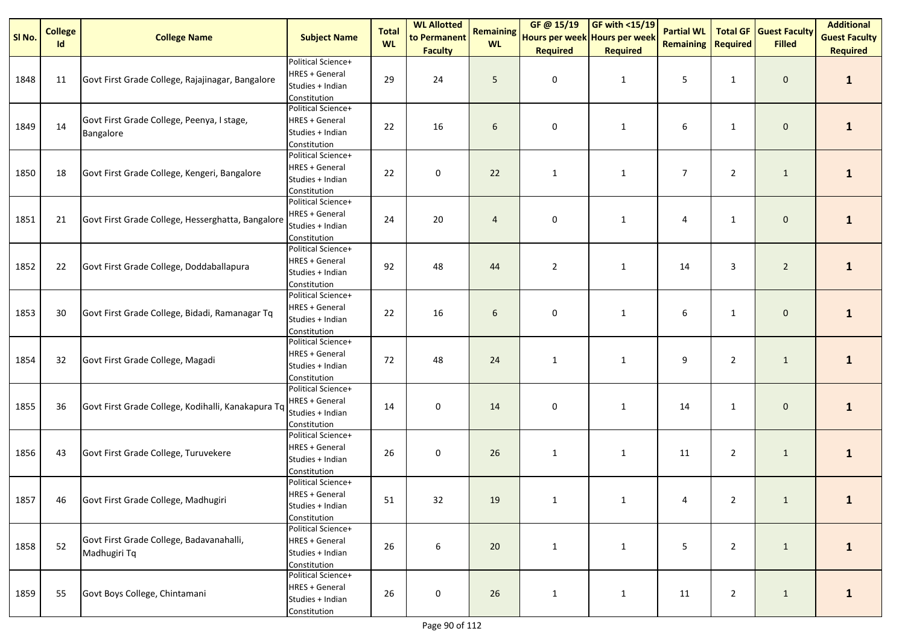| Sl No. | College Id | College Name | Subject Name | Total WL | WL Allotted to Permanent Faculty | Remaining WL | GF @ 15/19 Hours per week Required | GF with <15/19 Hours per week Required | Partial WL Remaining | Total GF Required | Guest Faculty Filled | Additional Guest Faculty Required |
|---|---|---|---|---|---|---|---|---|---|---|---|---|
| 1848 | 11 | Govt First Grade College, Rajajinagar, Bangalore | Political Science+ HRES + General Studies + Indian Constitution | 29 | 24 | 5 | 0 | 1 | 5 | 1 | 0 | **1** |
| 1849 | 14 | Govt First Grade College, Peenya, I stage, Bangalore | Political Science+ HRES + General Studies + Indian Constitution | 22 | 16 | 6 | 0 | 1 | 6 | 1 | 0 | **1** |
| 1850 | 18 | Govt First Grade College, Kengeri, Bangalore | Political Science+ HRES + General Studies + Indian Constitution | 22 | 0 | 22 | 1 | 1 | 7 | 2 | 1 | **1** |
| 1851 | 21 | Govt First Grade College, Hesserghatta, Bangalore | Political Science+ HRES + General Studies + Indian Constitution | 24 | 20 | 4 | 0 | 1 | 4 | 1 | 0 | **1** |
| 1852 | 22 | Govt First Grade College, Doddaballapura | Political Science+ HRES + General Studies + Indian Constitution | 92 | 48 | 44 | 2 | 1 | 14 | 3 | 2 | **1** |
| 1853 | 30 | Govt First Grade College, Bidadi, Ramanagar Tq | Political Science+ HRES + General Studies + Indian Constitution | 22 | 16 | 6 | 0 | 1 | 6 | 1 | 0 | **1** |
| 1854 | 32 | Govt First Grade College, Magadi | Political Science+ HRES + General Studies + Indian Constitution | 72 | 48 | 24 | 1 | 1 | 9 | 2 | 1 | **1** |
| 1855 | 36 | Govt First Grade College, Kodihalli, Kanakapura Tq | Political Science+ HRES + General Studies + Indian Constitution | 14 | 0 | 14 | 0 | 1 | 14 | 1 | 0 | **1** |
| 1856 | 43 | Govt First Grade College, Turuvekere | Political Science+ HRES + General Studies + Indian Constitution | 26 | 0 | 26 | 1 | 1 | 11 | 2 | 1 | **1** |
| 1857 | 46 | Govt First Grade College, Madhugiri | Political Science+ HRES + General Studies + Indian Constitution | 51 | 32 | 19 | 1 | 1 | 4 | 2 | 1 | **1** |
| 1858 | 52 | Govt First Grade College, Badavanahalli, Madhugiri Tq | Political Science+ HRES + General Studies + Indian Constitution | 26 | 6 | 20 | 1 | 1 | 5 | 2 | 1 | **1** |
| 1859 | 55 | Govt Boys College, Chintamani | Political Science+ HRES + General Studies + Indian Constitution | 26 | 0 | 26 | 1 | 1 | 11 | 2 | 1 | **1** |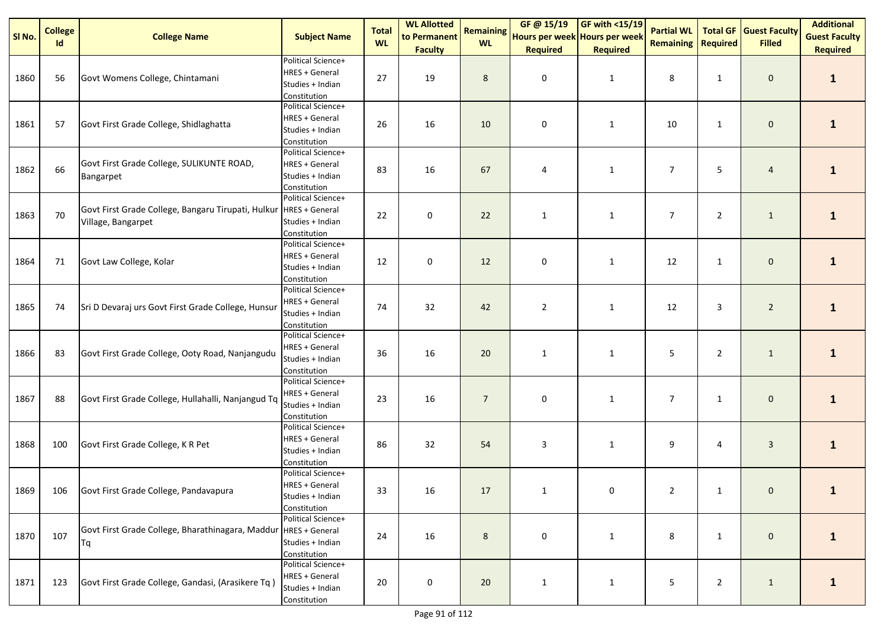| Sl No. | College Id | College Name | Subject Name | Total WL | WL Allotted to Permanent Faculty | Remaining WL | GF @ 15/19 Hours per week Required | GF with <15/19 Hours per week Required | Partial WL Remaining | Total GF Required | Guest Faculty Filled | Additional Guest Faculty Required |
|---|---|---|---|---|---|---|---|---|---|---|---|---|
| 1860 | 56 | Govt Womens College, Chintamani | Political Science+ HRES + General Studies + Indian Constitution | 27 | 19 | 8 | 0 | 1 | 8 | 1 | 0 | **1** |
| 1861 | 57 | Govt First Grade College, Shidlaghatta | Political Science+ HRES + General Studies + Indian Constitution | 26 | 16 | 10 | 0 | 1 | 10 | 1 | 0 | **1** |
| 1862 | 66 | Govt First Grade College, SULIKUNTE ROAD, Bangarpet | Political Science+ HRES + General Studies + Indian Constitution | 83 | 16 | 67 | 4 | 1 | 7 | 5 | 4 | **1** |
| 1863 | 70 | Govt First Grade College, Bangaru Tirupati, Hulkur Village, Bangarpet | Political Science+ HRES + General Studies + Indian Constitution | 22 | 0 | 22 | 1 | 1 | 7 | 2 | 1 | **1** |
| 1864 | 71 | Govt Law College, Kolar | Political Science+ HRES + General Studies + Indian Constitution | 12 | 0 | 12 | 0 | 1 | 12 | 1 | 0 | **1** |
| 1865 | 74 | Sri D Devaraj urs Govt First Grade College, Hunsur | Political Science+ HRES + General Studies + Indian Constitution | 74 | 32 | 42 | 2 | 1 | 12 | 3 | 2 | **1** |
| 1866 | 83 | Govt First Grade College, Ooty Road, Nanjangudu | Political Science+ HRES + General Studies + Indian Constitution | 36 | 16 | 20 | 1 | 1 | 5 | 2 | 1 | **1** |
| 1867 | 88 | Govt First Grade College, Hullahalli, Nanjangud Tq | Political Science+ HRES + General Studies + Indian Constitution | 23 | 16 | 7 | 0 | 1 | 7 | 1 | 0 | **1** |
| 1868 | 100 | Govt First Grade College, K R Pet | Political Science+ HRES + General Studies + Indian Constitution | 86 | 32 | 54 | 3 | 1 | 9 | 4 | 3 | **1** |
| 1869 | 106 | Govt First Grade College, Pandavapura | Political Science+ HRES + General Studies + Indian Constitution | 33 | 16 | 17 | 1 | 0 | 2 | 1 | 0 | **1** |
| 1870 | 107 | Govt First Grade College, Bharathinagara, Maddur Tq | Political Science+ HRES + General Studies + Indian Constitution | 24 | 16 | 8 | 0 | 1 | 8 | 1 | 0 | **1** |
| 1871 | 123 | Govt First Grade College, Gandasi, (Arasikere Tq ) | Political Science+ HRES + General Studies + Indian Constitution | 20 | 0 | 20 | 1 | 1 | 5 | 2 | 1 | **1** |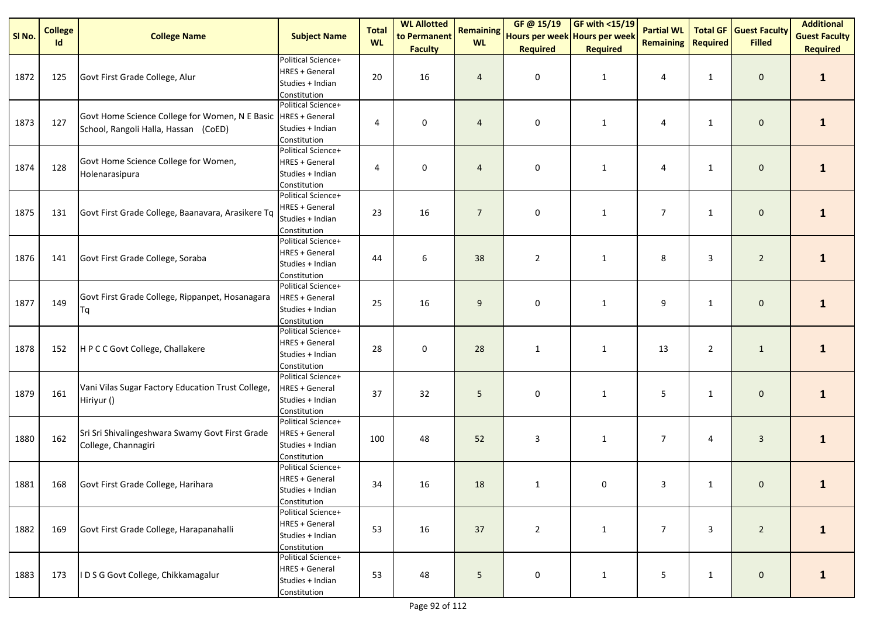| Sl No. | College Id | College Name | Subject Name | Total WL | WL Allotted to Permanent Faculty | Remaining WL | GF @ 15/19 Hours per week Required | GF with <15/19 Hours per week Required | Partial WL Remaining | Total GF Required | Guest Faculty Filled | Additional Guest Faculty Required |
|---|---|---|---|---|---|---|---|---|---|---|---|---|
| 1872 | 125 | Govt First Grade College, Alur | Political Science+ HRES + General Studies + Indian Constitution | 20 | 16 | 4 | 0 | 1 | 4 | 1 | 0 | **1** |
| 1873 | 127 | Govt Home Science College for Women, N E Basic School, Rangoli Halla, Hassan (CoED) | Political Science+ HRES + General Studies + Indian Constitution | 4 | 0 | 4 | 0 | 1 | 4 | 1 | 0 | **1** |
| 1874 | 128 | Govt Home Science College for Women, Holenarasipura | Political Science+ HRES + General Studies + Indian Constitution | 4 | 0 | 4 | 0 | 1 | 4 | 1 | 0 | **1** |
| 1875 | 131 | Govt First Grade College, Baanavara, Arasikere Tq | Political Science+ HRES + General Studies + Indian Constitution | 23 | 16 | 7 | 0 | 1 | 7 | 1 | 0 | **1** |
| 1876 | 141 | Govt First Grade College, Soraba | Political Science+ HRES + General Studies + Indian Constitution | 44 | 6 | 38 | 2 | 1 | 8 | 3 | 2 | **1** |
| 1877 | 149 | Govt First Grade College, Rippanpet, Hosanagara Tq | Political Science+ HRES + General Studies + Indian Constitution | 25 | 16 | 9 | 0 | 1 | 9 | 1 | 0 | **1** |
| 1878 | 152 | H P C C Govt College, Challakere | Political Science+ HRES + General Studies + Indian Constitution | 28 | 0 | 28 | 1 | 1 | 13 | 2 | 1 | **1** |
| 1879 | 161 | Vani Vilas Sugar Factory Education Trust College, Hiriyur () | Political Science+ HRES + General Studies + Indian Constitution | 37 | 32 | 5 | 0 | 1 | 5 | 1 | 0 | **1** |
| 1880 | 162 | Sri Sri Shivalingeshwara Swamy Govt First Grade College, Channagiri | Political Science+ HRES + General Studies + Indian Constitution | 100 | 48 | 52 | 3 | 1 | 7 | 4 | 3 | **1** |
| 1881 | 168 | Govt First Grade College, Harihara | Political Science+ HRES + General Studies + Indian Constitution | 34 | 16 | 18 | 1 | 0 | 3 | 1 | 0 | **1** |
| 1882 | 169 | Govt First Grade College, Harapanahalli | Political Science+ HRES + General Studies + Indian Constitution | 53 | 16 | 37 | 2 | 1 | 7 | 3 | 2 | **1** |
| 1883 | 173 | I D S G Govt College, Chikkamagalur | Political Science+ HRES + General Studies + Indian Constitution | 53 | 48 | 5 | 0 | 1 | 5 | 1 | 0 | **1** |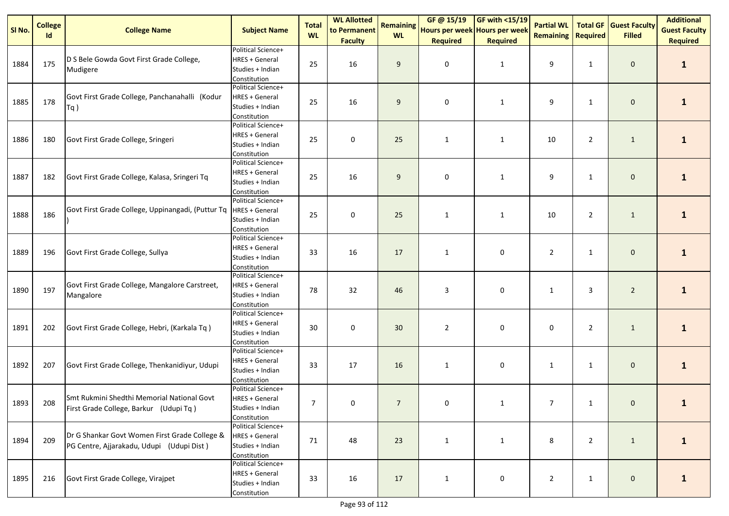| Sl No. | College Id | College Name | Subject Name | Total WL | WL Allotted to Permanent Faculty | Remaining WL | GF @ 15/19 Hours per week Required | GF with <15/19 Hours per week Required | Partial WL Remaining | Total GF Required | Guest Faculty Filled | Additional Guest Faculty Required |
|---|---|---|---|---|---|---|---|---|---|---|---|---|
| 1884 | 175 | D S Bele Gowda Govt First Grade College, Mudigere | Political Science+ HRES + General Studies + Indian Constitution | 25 | 16 | 9 | 0 | 1 | 9 | 1 | 0 | **1** |
| 1885 | 178 | Govt First Grade College, Panchanahalli (Kodur Tq ) | Political Science+ HRES + General Studies + Indian Constitution | 25 | 16 | 9 | 0 | 1 | 9 | 1 | 0 | **1** |
| 1886 | 180 | Govt First Grade College, Sringeri | Political Science+ HRES + General Studies + Indian Constitution | 25 | 0 | 25 | 1 | 1 | 10 | 2 | 1 | **1** |
| 1887 | 182 | Govt First Grade College, Kalasa, Sringeri Tq | Political Science+ HRES + General Studies + Indian Constitution | 25 | 16 | 9 | 0 | 1 | 9 | 1 | 0 | **1** |
| 1888 | 186 | Govt First Grade College, Uppinangadi, (Puttur Tq ) | Political Science+ HRES + General Studies + Indian Constitution | 25 | 0 | 25 | 1 | 1 | 10 | 2 | 1 | **1** |
| 1889 | 196 | Govt First Grade College, Sullya | Political Science+ HRES + General Studies + Indian Constitution | 33 | 16 | 17 | 1 | 0 | 2 | 1 | 0 | **1** |
| 1890 | 197 | Govt First Grade College, Mangalore Carstreet, Mangalore | Political Science+ HRES + General Studies + Indian Constitution | 78 | 32 | 46 | 3 | 0 | 1 | 3 | 2 | **1** |
| 1891 | 202 | Govt First Grade College, Hebri, (Karkala Tq ) | Political Science+ HRES + General Studies + Indian Constitution | 30 | 0 | 30 | 2 | 0 | 0 | 2 | 1 | **1** |
| 1892 | 207 | Govt First Grade College, Thenkanidiyur, Udupi | Political Science+ HRES + General Studies + Indian Constitution | 33 | 17 | 16 | 1 | 0 | 1 | 1 | 0 | **1** |
| 1893 | 208 | Smt Rukmini Shedthi Memorial National Govt First Grade College, Barkur (Udupi Tq ) | Political Science+ HRES + General Studies + Indian Constitution | 7 | 0 | 7 | 0 | 1 | 7 | 1 | 0 | **1** |
| 1894 | 209 | Dr G Shankar Govt Women First Grade College & PG Centre, Ajjarakadu, Udupi (Udupi Dist ) | Political Science+ HRES + General Studies + Indian Constitution | 71 | 48 | 23 | 1 | 1 | 8 | 2 | 1 | **1** |
| 1895 | 216 | Govt First Grade College, Virajpet | Political Science+ HRES + General Studies + Indian Constitution | 33 | 16 | 17 | 1 | 0 | 2 | 1 | 0 | **1** |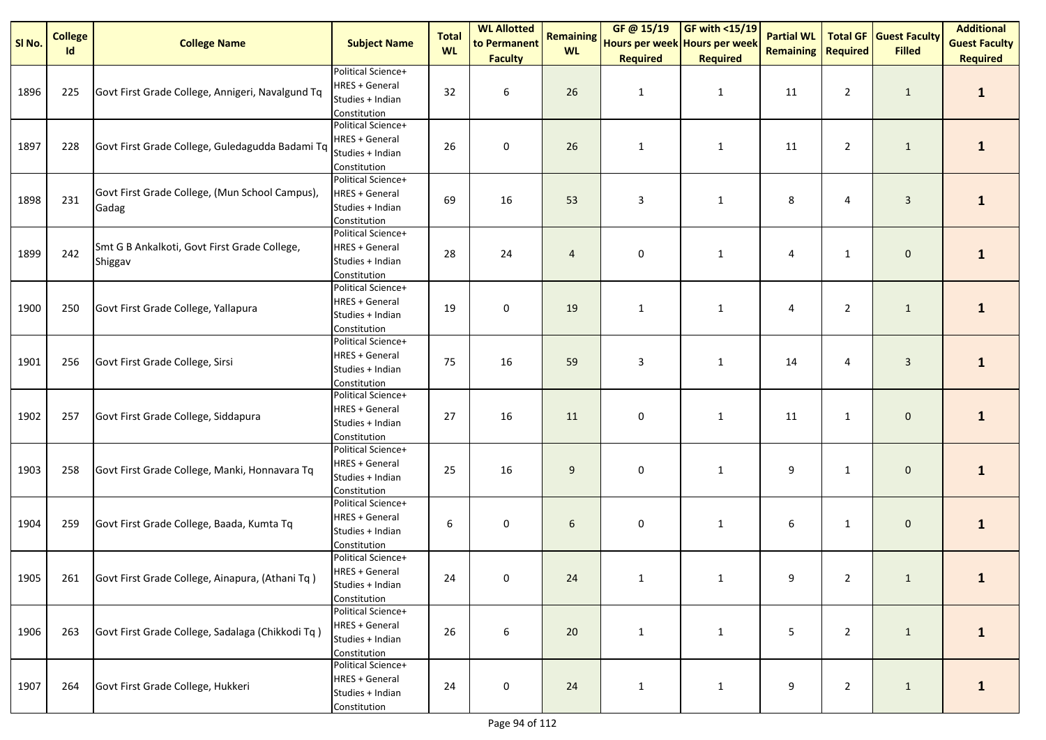| Sl No. | College Id | College Name | Subject Name | Total WL | WL Allotted to Permanent Faculty | Remaining WL | GF @ 15/19 Hours per week Required | GF with <15/19 Hours per week Required | Partial WL Remaining | Total GF Required | Guest Faculty Filled | Additional Guest Faculty Required |
|---|---|---|---|---|---|---|---|---|---|---|---|---|
| 1896 | 225 | Govt First Grade College, Annigeri, Navalgund Tq | Political Science+ HRES + General Studies + Indian Constitution | 32 | 6 | 26 | 1 | 1 | 11 | 2 | 1 | **1** |
| 1897 | 228 | Govt First Grade College, Guledagudda Badami Tq | Political Science+ HRES + General Studies + Indian Constitution | 26 | 0 | 26 | 1 | 1 | 11 | 2 | 1 | **1** |
| 1898 | 231 | Govt First Grade College, (Mun School Campus), Gadag | Political Science+ HRES + General Studies + Indian Constitution | 69 | 16 | 53 | 3 | 1 | 8 | 4 | 3 | **1** |
| 1899 | 242 | Smt G B Ankalkoti, Govt First Grade College, Shiggav | Political Science+ HRES + General Studies + Indian Constitution | 28 | 24 | 4 | 0 | 1 | 4 | 1 | 0 | **1** |
| 1900 | 250 | Govt First Grade College, Yallapura | Political Science+ HRES + General Studies + Indian Constitution | 19 | 0 | 19 | 1 | 1 | 4 | 2 | 1 | **1** |
| 1901 | 256 | Govt First Grade College, Sirsi | Political Science+ HRES + General Studies + Indian Constitution | 75 | 16 | 59 | 3 | 1 | 14 | 4 | 3 | **1** |
| 1902 | 257 | Govt First Grade College, Siddapura | Political Science+ HRES + General Studies + Indian Constitution | 27 | 16 | 11 | 0 | 1 | 11 | 1 | 0 | **1** |
| 1903 | 258 | Govt First Grade College, Manki, Honnavara Tq | Political Science+ HRES + General Studies + Indian Constitution | 25 | 16 | 9 | 0 | 1 | 9 | 1 | 0 | **1** |
| 1904 | 259 | Govt First Grade College, Baada, Kumta Tq | Political Science+ HRES + General Studies + Indian Constitution | 6 | 0 | 6 | 0 | 1 | 6 | 1 | 0 | **1** |
| 1905 | 261 | Govt First Grade College, Ainapura, (Athani Tq ) | Political Science+ HRES + General Studies + Indian Constitution | 24 | 0 | 24 | 1 | 1 | 9 | 2 | 1 | **1** |
| 1906 | 263 | Govt First Grade College, Sadalaga (Chikkodi Tq ) | Political Science+ HRES + General Studies + Indian Constitution | 26 | 6 | 20 | 1 | 1 | 5 | 2 | 1 | **1** |
| 1907 | 264 | Govt First Grade College, Hukkeri | Political Science+ HRES + General Studies + Indian Constitution | 24 | 0 | 24 | 1 | 1 | 9 | 2 | 1 | **1** |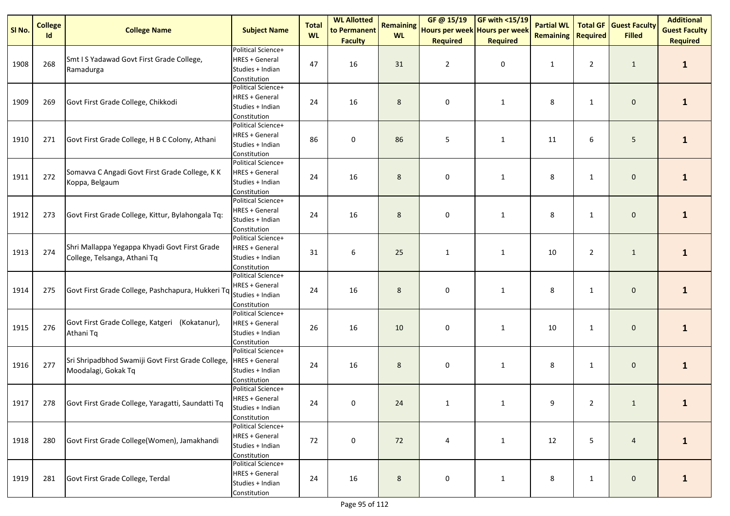| Sl No. | College Id | College Name | Subject Name | Total WL | WL Allotted to Permanent Faculty | Remaining WL | GF @ 15/19 Hours per week Required | GF with <15/19 Hours per week Required | Partial WL Remaining | Total GF Required | Guest Faculty Filled | Additional Guest Faculty Required |
|---|---|---|---|---|---|---|---|---|---|---|---|---|
| 1908 | 268 | Smt I S Yadawad Govt First Grade College, Ramadurga | Political Science+ HRES + General Studies + Indian Constitution | 47 | 16 | 31 | 2 | 0 | 1 | 2 | 1 | **1** |
| 1909 | 269 | Govt First Grade College, Chikkodi | Political Science+ HRES + General Studies + Indian Constitution | 24 | 16 | 8 | 0 | 1 | 8 | 1 | 0 | **1** |
| 1910 | 271 | Govt First Grade College, H B C Colony, Athani | Political Science+ HRES + General Studies + Indian Constitution | 86 | 0 | 86 | 5 | 1 | 11 | 6 | 5 | **1** |
| 1911 | 272 | Somavva C Angadi Govt First Grade College, K K Koppa, Belgaum | Political Science+ HRES + General Studies + Indian Constitution | 24 | 16 | 8 | 0 | 1 | 8 | 1 | 0 | **1** |
| 1912 | 273 | Govt First Grade College, Kittur, Bylahongala Tq: | Political Science+ HRES + General Studies + Indian Constitution | 24 | 16 | 8 | 0 | 1 | 8 | 1 | 0 | **1** |
| 1913 | 274 | Shri Mallappa Yegappa Khyadi Govt First Grade College, Telsanga, Athani Tq | Political Science+ HRES + General Studies + Indian Constitution | 31 | 6 | 25 | 1 | 1 | 10 | 2 | 1 | **1** |
| 1914 | 275 | Govt First Grade College, Pashchapura, Hukkeri Tq | Political Science+ HRES + General Studies + Indian Constitution | 24 | 16 | 8 | 0 | 1 | 8 | 1 | 0 | **1** |
| 1915 | 276 | Govt First Grade College, Katgeri (Kokatanur), Athani Tq | Political Science+ HRES + General Studies + Indian Constitution | 26 | 16 | 10 | 0 | 1 | 10 | 1 | 0 | **1** |
| 1916 | 277 | Sri Shripadbhod Swamiji Govt First Grade College, Moodalagi, Gokak Tq | Political Science+ HRES + General Studies + Indian Constitution | 24 | 16 | 8 | 0 | 1 | 8 | 1 | 0 | **1** |
| 1917 | 278 | Govt First Grade College, Yaragatti, Saundatti Tq | Political Science+ HRES + General Studies + Indian Constitution | 24 | 0 | 24 | 1 | 1 | 9 | 2 | 1 | **1** |
| 1918 | 280 | Govt First Grade College(Women), Jamakhandi | Political Science+ HRES + General Studies + Indian Constitution | 72 | 0 | 72 | 4 | 1 | 12 | 5 | 4 | **1** |
| 1919 | 281 | Govt First Grade College, Terdal | Political Science+ HRES + General Studies + Indian Constitution | 24 | 16 | 8 | 0 | 1 | 8 | 1 | 0 | **1** |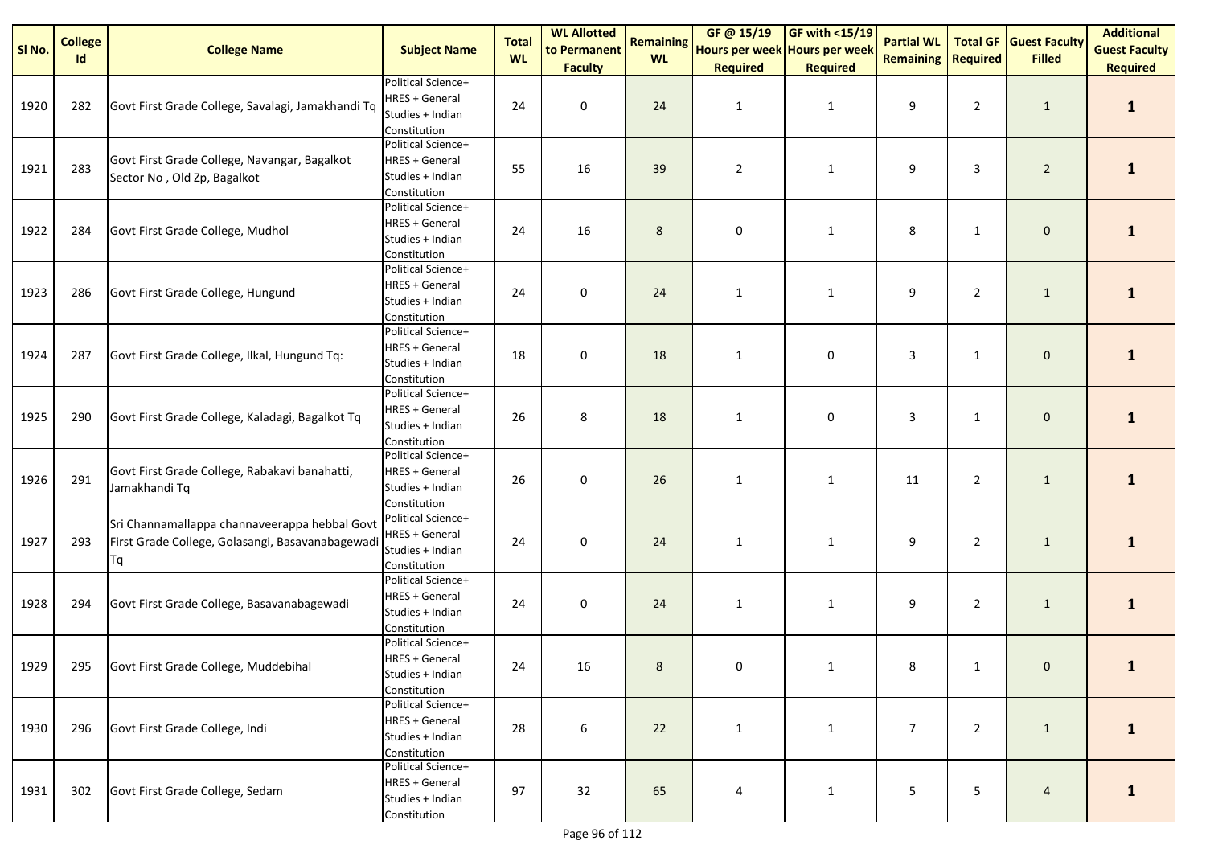| Sl No. | College Id | College Name | Subject Name | Total WL | WL Allotted to Permanent Faculty | Remaining WL | GF @ 15/19 Hours per week Required | GF with <15/19 Hours per week Required | Partial WL Remaining | Total GF Required | Guest Faculty Filled | Additional Guest Faculty Required |
|---|---|---|---|---|---|---|---|---|---|---|---|---|
| 1920 | 282 | Govt First Grade College, Savalagi, Jamakhandi Tq | Political Science+ HRES + General Studies + Indian Constitution | 24 | 0 | 24 | 1 | 1 | 9 | 2 | 1 | **1** |
| 1921 | 283 | Govt First Grade College, Navangar, Bagalkot Sector No , Old Zp, Bagalkot | Political Science+ HRES + General Studies + Indian Constitution | 55 | 16 | 39 | 2 | 1 | 9 | 3 | 2 | **1** |
| 1922 | 284 | Govt First Grade College, Mudhol | Political Science+ HRES + General Studies + Indian Constitution | 24 | 16 | 8 | 0 | 1 | 8 | 1 | 0 | **1** |
| 1923 | 286 | Govt First Grade College, Hungund | Political Science+ HRES + General Studies + Indian Constitution | 24 | 0 | 24 | 1 | 1 | 9 | 2 | 1 | **1** |
| 1924 | 287 | Govt First Grade College, Ilkal, Hungund Tq: | Political Science+ HRES + General Studies + Indian Constitution | 18 | 0 | 18 | 1 | 0 | 3 | 1 | 0 | **1** |
| 1925 | 290 | Govt First Grade College, Kaladagi, Bagalkot Tq | Political Science+ HRES + General Studies + Indian Constitution | 26 | 8 | 18 | 1 | 0 | 3 | 1 | 0 | **1** |
| 1926 | 291 | Govt First Grade College, Rabakavi banahatti, Jamakhandi Tq | Political Science+ HRES + General Studies + Indian Constitution | 26 | 0 | 26 | 1 | 1 | 11 | 2 | 1 | **1** |
| 1927 | 293 | Sri Channamallappa channaveerappa hebbal Govt First Grade College, Golasangi, Basavanabagewadi Tq | Political Science+ HRES + General Studies + Indian Constitution | 24 | 0 | 24 | 1 | 1 | 9 | 2 | 1 | **1** |
| 1928 | 294 | Govt First Grade College, Basavanabagewadi | Political Science+ HRES + General Studies + Indian Constitution | 24 | 0 | 24 | 1 | 1 | 9 | 2 | 1 | **1** |
| 1929 | 295 | Govt First Grade College, Muddebihal | Political Science+ HRES + General Studies + Indian Constitution | 24 | 16 | 8 | 0 | 1 | 8 | 1 | 0 | **1** |
| 1930 | 296 | Govt First Grade College, Indi | Political Science+ HRES + General Studies + Indian Constitution | 28 | 6 | 22 | 1 | 1 | 7 | 2 | 1 | **1** |
| 1931 | 302 | Govt First Grade College, Sedam | Political Science+ HRES + General Studies + Indian Constitution | 97 | 32 | 65 | 4 | 1 | 5 | 5 | 4 | **1** |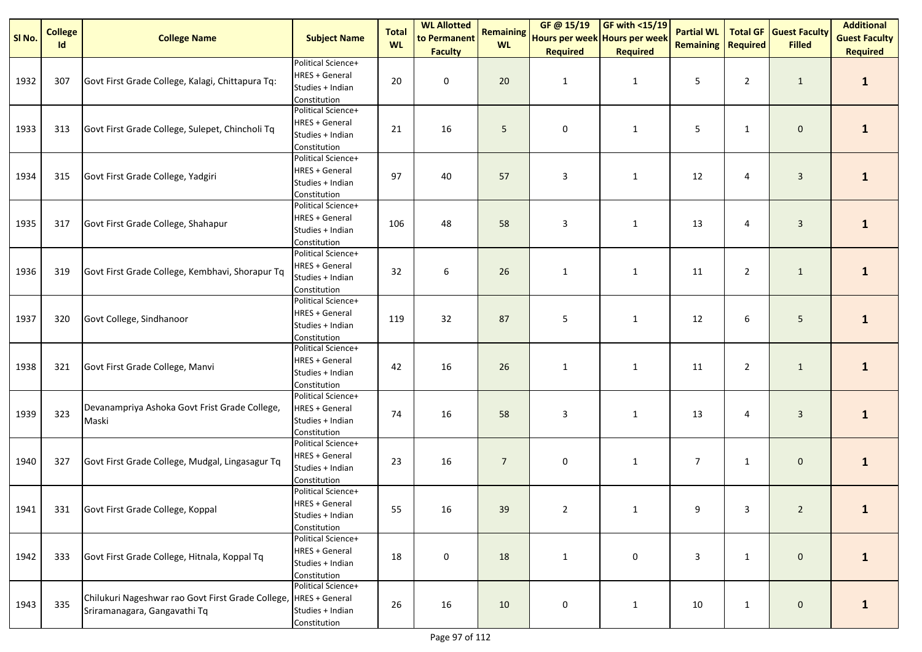| Sl No. | College Id | College Name | Subject Name | Total WL | WL Allotted to Permanent Faculty | Remaining WL | GF @ 15/19 Hours per week Required | GF with <15/19 Hours per week Required | Partial WL Remaining | Total GF Required | Guest Faculty Filled | Additional Guest Faculty Required |
|---|---|---|---|---|---|---|---|---|---|---|---|---|
| 1932 | 307 | Govt First Grade College, Kalagi, Chittapura Tq: | Political Science+ HRES + General Studies + Indian Constitution | 20 | 0 | 20 | 1 | 1 | 5 | 2 | 1 | **1** |
| 1933 | 313 | Govt First Grade College, Sulepet, Chincholi Tq | Political Science+ HRES + General Studies + Indian Constitution | 21 | 16 | 5 | 0 | 1 | 5 | 1 | 0 | **1** |
| 1934 | 315 | Govt First Grade College, Yadgiri | Political Science+ HRES + General Studies + Indian Constitution | 97 | 40 | 57 | 3 | 1 | 12 | 4 | 3 | **1** |
| 1935 | 317 | Govt First Grade College, Shahapur | Political Science+ HRES + General Studies + Indian Constitution | 106 | 48 | 58 | 3 | 1 | 13 | 4 | 3 | **1** |
| 1936 | 319 | Govt First Grade College, Kembhavi, Shorapur Tq | Political Science+ HRES + General Studies + Indian Constitution | 32 | 6 | 26 | 1 | 1 | 11 | 2 | 1 | **1** |
| 1937 | 320 | Govt College, Sindhanoor | Political Science+ HRES + General Studies + Indian Constitution | 119 | 32 | 87 | 5 | 1 | 12 | 6 | 5 | **1** |
| 1938 | 321 | Govt First Grade College, Manvi | Political Science+ HRES + General Studies + Indian Constitution | 42 | 16 | 26 | 1 | 1 | 11 | 2 | 1 | **1** |
| 1939 | 323 | Devanampriya Ashoka Govt Frist Grade College, Maski | Political Science+ HRES + General Studies + Indian Constitution | 74 | 16 | 58 | 3 | 1 | 13 | 4 | 3 | **1** |
| 1940 | 327 | Govt First Grade College, Mudgal, Lingasagur Tq | Political Science+ HRES + General Studies + Indian Constitution | 23 | 16 | 7 | 0 | 1 | 7 | 1 | 0 | **1** |
| 1941 | 331 | Govt First Grade College, Koppal | Political Science+ HRES + General Studies + Indian Constitution | 55 | 16 | 39 | 2 | 1 | 9 | 3 | 2 | **1** |
| 1942 | 333 | Govt First Grade College, Hitnala, Koppal Tq | Political Science+ HRES + General Studies + Indian Constitution | 18 | 0 | 18 | 1 | 0 | 3 | 1 | 0 | **1** |
| 1943 | 335 | Chilukuri Nageshwar rao Govt First Grade College, Sriramanagara, Gangavathi Tq | Political Science+ HRES + General Studies + Indian Constitution | 26 | 16 | 10 | 0 | 1 | 10 | 1 | 0 | **1** |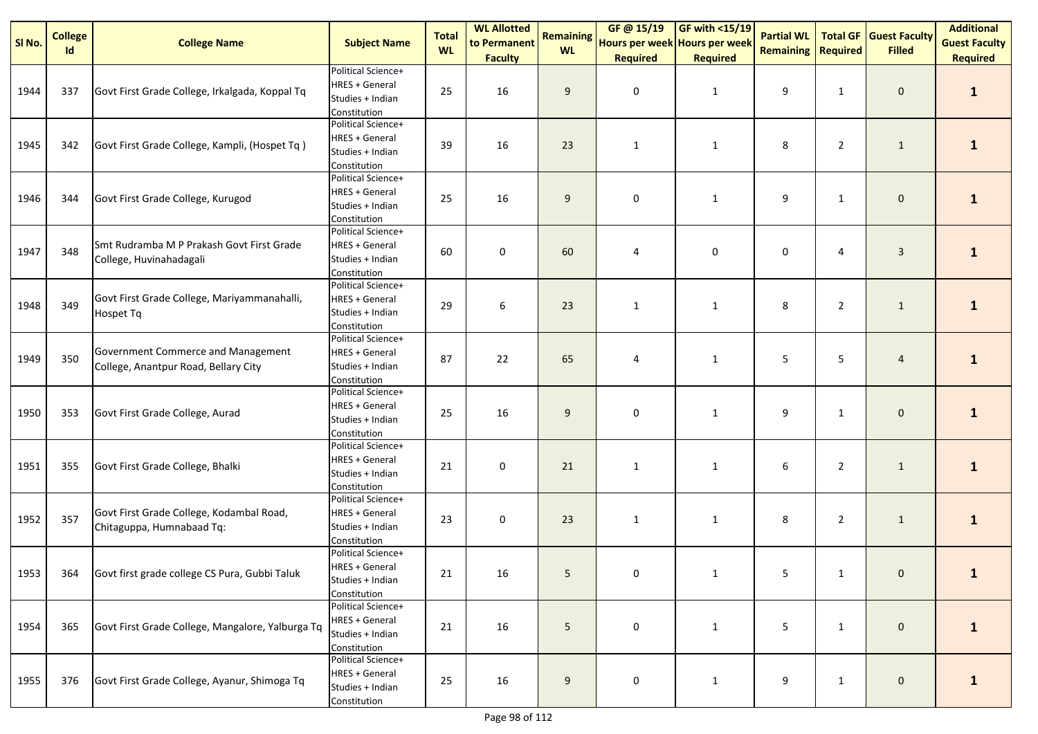| Sl No. | College Id | College Name | Subject Name | Total WL | WL Allotted to Permanent Faculty | Remaining WL | GF @ 15/19 Hours per week Required | GF with <15/19 Hours per week Required | Partial WL Remaining | Total GF Required | Guest Faculty Filled | Additional Guest Faculty Required |
|---|---|---|---|---|---|---|---|---|---|---|---|---|
| 1944 | 337 | Govt First Grade College, Irkalgada, Koppal Tq | Political Science+ HRES + General Studies + Indian Constitution | 25 | 16 | 9 | 0 | 1 | 9 | 1 | 0 | **1** |
| 1945 | 342 | Govt First Grade College, Kampli, (Hospet Tq ) | Political Science+ HRES + General Studies + Indian Constitution | 39 | 16 | 23 | 1 | 1 | 8 | 2 | 1 | **1** |
| 1946 | 344 | Govt First Grade College, Kurugod | Political Science+ HRES + General Studies + Indian Constitution | 25 | 16 | 9 | 0 | 1 | 9 | 1 | 0 | **1** |
| 1947 | 348 | Smt Rudramba M P Prakash Govt First Grade College, Huvinahadagali | Political Science+ HRES + General Studies + Indian Constitution | 60 | 0 | 60 | 4 | 0 | 0 | 4 | 3 | **1** |
| 1948 | 349 | Govt First Grade College, Mariyammanahalli, Hospet Tq | Political Science+ HRES + General Studies + Indian Constitution | 29 | 6 | 23 | 1 | 1 | 8 | 2 | 1 | **1** |
| 1949 | 350 | Government Commerce and Management College, Anantpur Road, Bellary City | Political Science+ HRES + General Studies + Indian Constitution | 87 | 22 | 65 | 4 | 1 | 5 | 5 | 4 | **1** |
| 1950 | 353 | Govt First Grade College, Aurad | Political Science+ HRES + General Studies + Indian Constitution | 25 | 16 | 9 | 0 | 1 | 9 | 1 | 0 | **1** |
| 1951 | 355 | Govt First Grade College, Bhalki | Political Science+ HRES + General Studies + Indian Constitution | 21 | 0 | 21 | 1 | 1 | 6 | 2 | 1 | **1** |
| 1952 | 357 | Govt First Grade College, Kodambal Road, Chitaguppa, Humnabaad Tq: | Political Science+ HRES + General Studies + Indian Constitution | 23 | 0 | 23 | 1 | 1 | 8 | 2 | 1 | **1** |
| 1953 | 364 | Govt first grade college CS Pura, Gubbi Taluk | Political Science+ HRES + General Studies + Indian Constitution | 21 | 16 | 5 | 0 | 1 | 5 | 1 | 0 | **1** |
| 1954 | 365 | Govt First Grade College, Mangalore, Yalburga Tq | Political Science+ HRES + General Studies + Indian Constitution | 21 | 16 | 5 | 0 | 1 | 5 | 1 | 0 | **1** |
| 1955 | 376 | Govt First Grade College, Ayanur, Shimoga Tq | Political Science+ HRES + General Studies + Indian Constitution | 25 | 16 | 9 | 0 | 1 | 9 | 1 | 0 | **1** |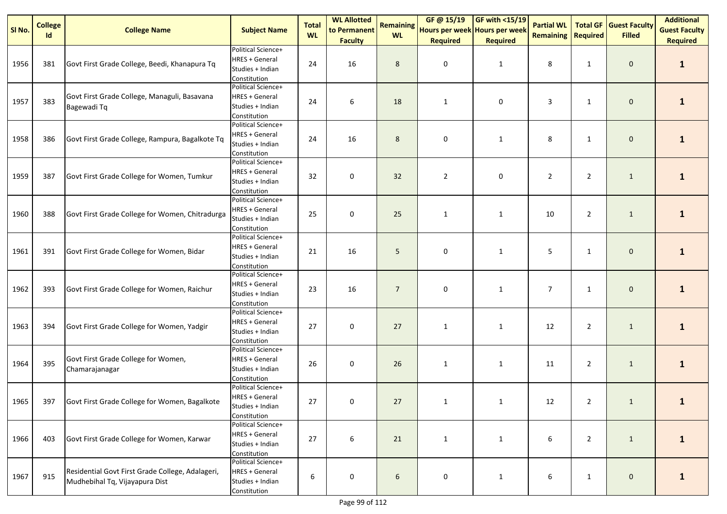| Sl No. | College Id | College Name | Subject Name | Total WL | WL Allotted to Permanent Faculty | Remaining WL | GF @ 15/19 Hours per week Required | GF with <15/19 Hours per week Required | Partial WL Remaining | Total GF Required | Guest Faculty Filled | Additional Guest Faculty Required |
|---|---|---|---|---|---|---|---|---|---|---|---|---|
| 1956 | 381 | Govt First Grade College, Beedi, Khanapura Tq | Political Science+ HRES + General Studies + Indian Constitution | 24 | 16 | 8 | 0 | 1 | 8 | 1 | 0 | **1** |
| 1957 | 383 | Govt First Grade College, Managuli, Basavana Bagewadi Tq | Political Science+ HRES + General Studies + Indian Constitution | 24 | 6 | 18 | 1 | 0 | 3 | 1 | 0 | **1** |
| 1958 | 386 | Govt First Grade College, Rampura, Bagalkote Tq | Political Science+ HRES + General Studies + Indian Constitution | 24 | 16 | 8 | 0 | 1 | 8 | 1 | 0 | **1** |
| 1959 | 387 | Govt First Grade College for Women, Tumkur | Political Science+ HRES + General Studies + Indian Constitution | 32 | 0 | 32 | 2 | 0 | 2 | 2 | 1 | **1** |
| 1960 | 388 | Govt First Grade College for Women, Chitradurga | Political Science+ HRES + General Studies + Indian Constitution | 25 | 0 | 25 | 1 | 1 | 10 | 2 | 1 | **1** |
| 1961 | 391 | Govt First Grade College for Women, Bidar | Political Science+ HRES + General Studies + Indian Constitution | 21 | 16 | 5 | 0 | 1 | 5 | 1 | 0 | **1** |
| 1962 | 393 | Govt First Grade College for Women, Raichur | Political Science+ HRES + General Studies + Indian Constitution | 23 | 16 | 7 | 0 | 1 | 7 | 1 | 0 | **1** |
| 1963 | 394 | Govt First Grade College for Women, Yadgir | Political Science+ HRES + General Studies + Indian Constitution | 27 | 0 | 27 | 1 | 1 | 12 | 2 | 1 | **1** |
| 1964 | 395 | Govt First Grade College for Women, Chamarajanagar | Political Science+ HRES + General Studies + Indian Constitution | 26 | 0 | 26 | 1 | 1 | 11 | 2 | 1 | **1** |
| 1965 | 397 | Govt First Grade College for Women, Bagalkote | Political Science+ HRES + General Studies + Indian Constitution | 27 | 0 | 27 | 1 | 1 | 12 | 2 | 1 | **1** |
| 1966 | 403 | Govt First Grade College for Women, Karwar | Political Science+ HRES + General Studies + Indian Constitution | 27 | 6 | 21 | 1 | 1 | 6 | 2 | 1 | **1** |
| 1967 | 915 | Residential Govt First Grade College, Adalageri, Mudhebihal Tq, Vijayapura Dist | Political Science+ HRES + General Studies + Indian Constitution | 6 | 0 | 6 | 0 | 1 | 6 | 1 | 0 | **1** |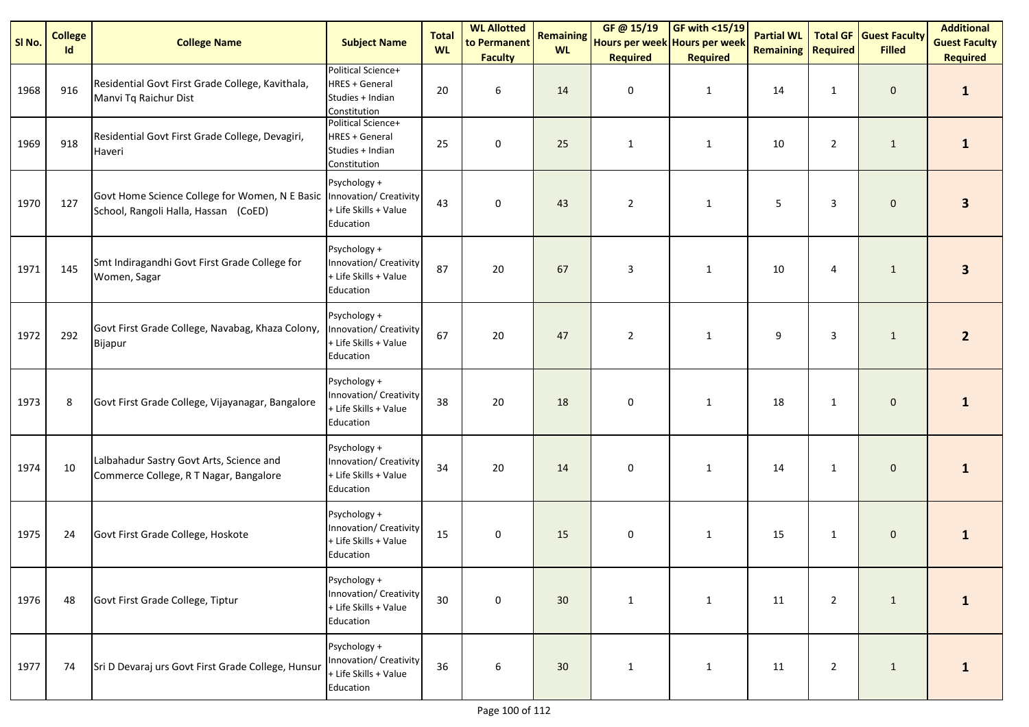| Sl No. | College Id | College Name | Subject Name | Total WL | WL Allotted to Permanent Faculty | Remaining WL | GF @ 15/19 Hours per week Required | GF with <15/19 Hours per week Required | Partial WL Remaining | Total GF Required | Guest Faculty Filled | Additional Guest Faculty Required |
|---|---|---|---|---|---|---|---|---|---|---|---|---|
| 1968 | 916 | Residential Govt First Grade College, Kavithala, Manvi Tq Raichur Dist | Political Science+ HRES + General Studies + Indian Constitution | 20 | 6 | 14 | 0 | 1 | 14 | 1 | 0 | **1** |
| 1969 | 918 | Residential Govt First Grade College, Devagiri, Haveri | Political Science+ HRES + General Studies + Indian Constitution | 25 | 0 | 25 | 1 | 1 | 10 | 2 | 1 | **1** |
| 1970 | 127 | Govt Home Science College for Women, N E Basic School, Rangoli Halla, Hassan (CoED) | Psychology + Innovation/ Creativity + Life Skills + Value Education | 43 | 0 | 43 | 2 | 1 | 5 | 3 | 0 | **3** |
| 1971 | 145 | Smt Indiragandhi Govt First Grade College for Women, Sagar | Psychology + Innovation/ Creativity + Life Skills + Value Education | 87 | 20 | 67 | 3 | 1 | 10 | 4 | 1 | **3** |
| 1972 | 292 | Govt First Grade College, Navabag, Khaza Colony, Bijapur | Psychology + Innovation/ Creativity + Life Skills + Value Education | 67 | 20 | 47 | 2 | 1 | 9 | 3 | 1 | **2** |
| 1973 | 8 | Govt First Grade College, Vijayanagar, Bangalore | Psychology + Innovation/ Creativity + Life Skills + Value Education | 38 | 20 | 18 | 0 | 1 | 18 | 1 | 0 | **1** |
| 1974 | 10 | Lalbahadur Sastry Govt Arts, Science and Commerce College, R T Nagar, Bangalore | Psychology + Innovation/ Creativity + Life Skills + Value Education | 34 | 20 | 14 | 0 | 1 | 14 | 1 | 0 | **1** |
| 1975 | 24 | Govt First Grade College, Hoskote | Psychology + Innovation/ Creativity + Life Skills + Value Education | 15 | 0 | 15 | 0 | 1 | 15 | 1 | 0 | **1** |
| 1976 | 48 | Govt First Grade College, Tiptur | Psychology + Innovation/ Creativity + Life Skills + Value Education | 30 | 0 | 30 | 1 | 1 | 11 | 2 | 1 | **1** |
| 1977 | 74 | Sri D Devaraj urs Govt First Grade College, Hunsur | Psychology + Innovation/ Creativity + Life Skills + Value Education | 36 | 6 | 30 | 1 | 1 | 11 | 2 | 1 | **1** |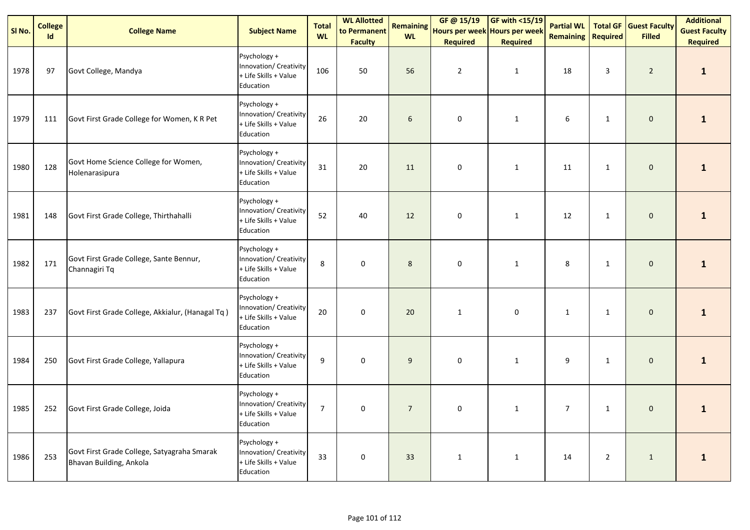| Sl No. | College Id | College Name | Subject Name | Total WL | WL Allotted to Permanent Faculty | Remaining WL | GF @ 15/19 Hours per week Required | GF with <15/19 Hours per week Required | Partial WL Remaining | Total GF Required | Guest Faculty Filled | Additional Guest Faculty Required |
|---|---|---|---|---|---|---|---|---|---|---|---|---|
| 1978 | 97 | Govt College, Mandya | Psychology + Innovation/ Creativity + Life Skills + Value Education | 106 | 50 | 56 | 2 | 1 | 18 | 3 | 2 | **1** |
| 1979 | 111 | Govt First Grade College for Women, K R Pet | Psychology + Innovation/ Creativity + Life Skills + Value Education | 26 | 20 | 6 | 0 | 1 | 6 | 1 | 0 | **1** |
| 1980 | 128 | Govt Home Science College for Women, Holenarasipura | Psychology + Innovation/ Creativity + Life Skills + Value Education | 31 | 20 | 11 | 0 | 1 | 11 | 1 | 0 | **1** |
| 1981 | 148 | Govt First Grade College, Thirthahalli | Psychology + Innovation/ Creativity + Life Skills + Value Education | 52 | 40 | 12 | 0 | 1 | 12 | 1 | 0 | **1** |
| 1982 | 171 | Govt First Grade College, Sante Bennur, Channagiri Tq | Psychology + Innovation/ Creativity + Life Skills + Value Education | 8 | 0 | 8 | 0 | 1 | 8 | 1 | 0 | **1** |
| 1983 | 237 | Govt First Grade College, Akkialur, (Hanagal Tq ) | Psychology + Innovation/ Creativity + Life Skills + Value Education | 20 | 0 | 20 | 1 | 0 | 1 | 1 | 0 | **1** |
| 1984 | 250 | Govt First Grade College, Yallapura | Psychology + Innovation/ Creativity + Life Skills + Value Education | 9 | 0 | 9 | 0 | 1 | 9 | 1 | 0 | **1** |
| 1985 | 252 | Govt First Grade College, Joida | Psychology + Innovation/ Creativity + Life Skills + Value Education | 7 | 0 | 7 | 0 | 1 | 7 | 1 | 0 | **1** |
| 1986 | 253 | Govt First Grade College, Satyagraha Smarak Bhavan Building, Ankola | Psychology + Innovation/ Creativity + Life Skills + Value Education | 33 | 0 | 33 | 1 | 1 | 14 | 2 | 1 | **1** |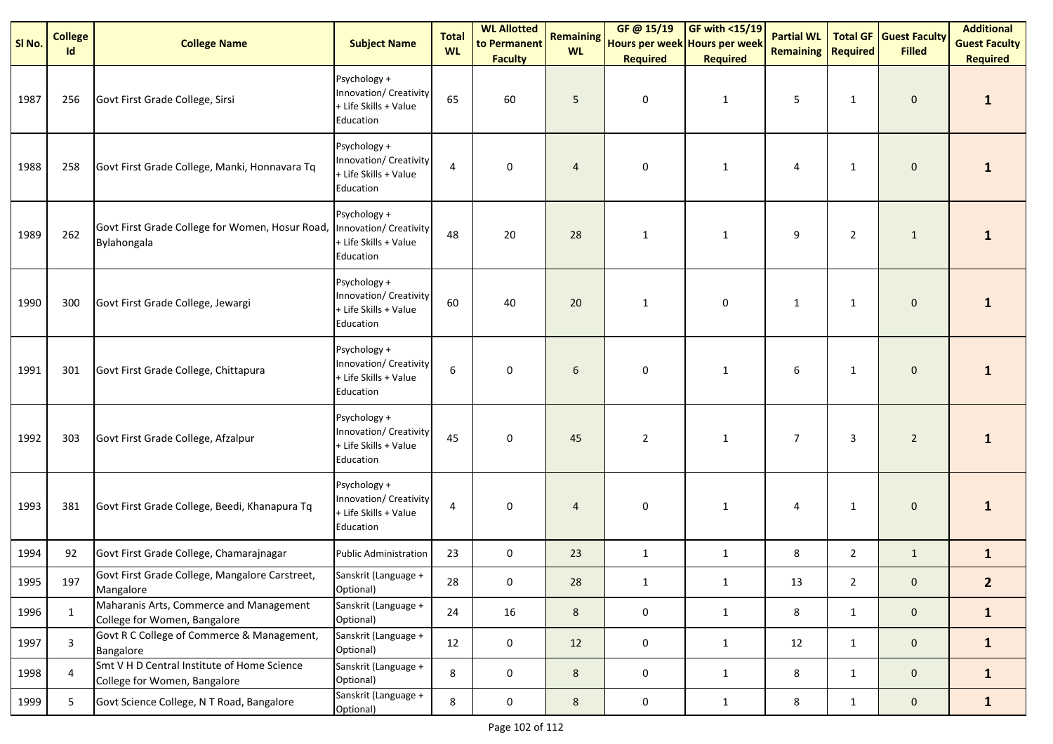| Sl No. | College Id | College Name | Subject Name | Total WL | WL Allotted to Permanent Faculty | Remaining WL | GF @ 15/19 Hours per week Required | GF with <15/19 Hours per week Required | Partial WL Remaining | Total GF Required | Guest Faculty Filled | Additional Guest Faculty Required |
|---|---|---|---|---|---|---|---|---|---|---|---|---|
| 1987 | 256 | Govt First Grade College, Sirsi | Psychology + Innovation/ Creativity + Life Skills + Value Education | 65 | 60 | 5 | 0 | 1 | 5 | 1 | 0 | **1** |
| 1988 | 258 | Govt First Grade College, Manki, Honnavara Tq | Psychology + Innovation/ Creativity + Life Skills + Value Education | 4 | 0 | 4 | 0 | 1 | 4 | 1 | 0 | **1** |
| 1989 | 262 | Govt First Grade College for Women, Hosur Road, Bylahongala | Psychology + Innovation/ Creativity + Life Skills + Value Education | 48 | 20 | 28 | 1 | 1 | 9 | 2 | 1 | **1** |
| 1990 | 300 | Govt First Grade College, Jewargi | Psychology + Innovation/ Creativity + Life Skills + Value Education | 60 | 40 | 20 | 1 | 0 | 1 | 1 | 0 | **1** |
| 1991 | 301 | Govt First Grade College, Chittapura | Psychology + Innovation/ Creativity + Life Skills + Value Education | 6 | 0 | 6 | 0 | 1 | 6 | 1 | 0 | **1** |
| 1992 | 303 | Govt First Grade College, Afzalpur | Psychology + Innovation/ Creativity + Life Skills + Value Education | 45 | 0 | 45 | 2 | 1 | 7 | 3 | 2 | **1** |
| 1993 | 381 | Govt First Grade College, Beedi, Khanapura Tq | Psychology + Innovation/ Creativity + Life Skills + Value Education | 4 | 0 | 4 | 0 | 1 | 4 | 1 | 0 | **1** |
| 1994 | 92 | Govt First Grade College, Chamarajnagar | Public Administration | 23 | 0 | 23 | 1 | 1 | 8 | 2 | 1 | **1** |
| 1995 | 197 | Govt First Grade College, Mangalore Carstreet, Mangalore | Sanskrit (Language + Optional) | 28 | 0 | 28 | 1 | 1 | 13 | 2 | 0 | **2** |
| 1996 | 1 | Maharanis Arts, Commerce and Management College for Women, Bangalore | Sanskrit (Language + Optional) | 24 | 16 | 8 | 0 | 1 | 8 | 1 | 0 | **1** |
| 1997 | 3 | Govt R C College of Commerce & Management, Bangalore | Sanskrit (Language + Optional) | 12 | 0 | 12 | 0 | 1 | 12 | 1 | 0 | **1** |
| 1998 | 4 | Smt V H D Central Institute of Home Science College for Women, Bangalore | Sanskrit (Language + Optional) | 8 | 0 | 8 | 0 | 1 | 8 | 1 | 0 | **1** |
| 1999 | 5 | Govt Science College, N T Road, Bangalore | Sanskrit (Language + Optional) | 8 | 0 | 8 | 0 | 1 | 8 | 1 | 0 | **1** |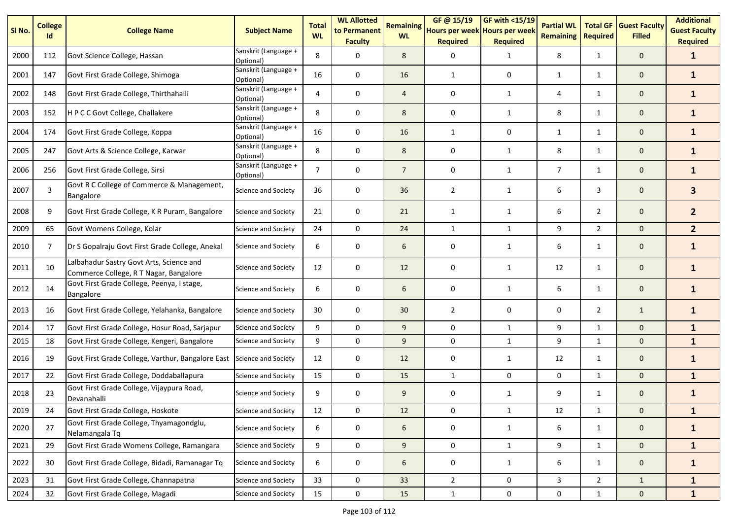| Sl No. | College Id | College Name | Subject Name | Total WL | WL Allotted to Permanent Faculty | Remaining WL | GF @ 15/19 Hours per week Required | GF with <15/19 Hours per week Required | Partial WL Remaining | Total GF Required | Guest Faculty Filled | Additional Guest Faculty Required |
|---|---|---|---|---|---|---|---|---|---|---|---|---|
| 2000 | 112 | Govt Science College, Hassan | Sanskrit (Language + Optional) | 8 | 0 | 8 | 0 | 1 | 8 | 1 | 0 | **1** |
| 2001 | 147 | Govt First Grade College, Shimoga | Sanskrit (Language + Optional) | 16 | 0 | 16 | 1 | 0 | 1 | 1 | 0 | **1** |
| 2002 | 148 | Govt First Grade College, Thirthahalli | Sanskrit (Language + Optional) | 4 | 0 | 4 | 0 | 1 | 4 | 1 | 0 | **1** |
| 2003 | 152 | H P C C Govt College, Challakere | Sanskrit (Language + Optional) | 8 | 0 | 8 | 0 | 1 | 8 | 1 | 0 | **1** |
| 2004 | 174 | Govt First Grade College, Koppa | Sanskrit (Language + Optional) | 16 | 0 | 16 | 1 | 0 | 1 | 1 | 0 | **1** |
| 2005 | 247 | Govt Arts & Science College, Karwar | Sanskrit (Language + Optional) | 8 | 0 | 8 | 0 | 1 | 8 | 1 | 0 | **1** |
| 2006 | 256 | Govt First Grade College, Sirsi | Sanskrit (Language + Optional) | 7 | 0 | 7 | 0 | 1 | 7 | 1 | 0 | **1** |
| 2007 | 3 | Govt R C College of Commerce & Management, Bangalore | Science and Society | 36 | 0 | 36 | 2 | 1 | 6 | 3 | 0 | **3** |
| 2008 | 9 | Govt First Grade College, K R Puram, Bangalore | Science and Society | 21 | 0 | 21 | 1 | 1 | 6 | 2 | 0 | **2** |
| 2009 | 65 | Govt Womens College, Kolar | Science and Society | 24 | 0 | 24 | 1 | 1 | 9 | 2 | 0 | **2** |
| 2010 | 7 | Dr S Gopalraju Govt First Grade College, Anekal | Science and Society | 6 | 0 | 6 | 0 | 1 | 6 | 1 | 0 | **1** |
| 2011 | 10 | Lalbahadur Sastry Govt Arts, Science and Commerce College, R T Nagar, Bangalore | Science and Society | 12 | 0 | 12 | 0 | 1 | 12 | 1 | 0 | **1** |
| 2012 | 14 | Govt First Grade College, Peenya, I stage, Bangalore | Science and Society | 6 | 0 | 6 | 0 | 1 | 6 | 1 | 0 | **1** |
| 2013 | 16 | Govt First Grade College, Yelahanka, Bangalore | Science and Society | 30 | 0 | 30 | 2 | 0 | 0 | 2 | 1 | **1** |
| 2014 | 17 | Govt First Grade College, Hosur Road, Sarjapur | Science and Society | 9 | 0 | 9 | 0 | 1 | 9 | 1 | 0 | **1** |
| 2015 | 18 | Govt First Grade College, Kengeri, Bangalore | Science and Society | 9 | 0 | 9 | 0 | 1 | 9 | 1 | 0 | **1** |
| 2016 | 19 | Govt First Grade College, Varthur, Bangalore East | Science and Society | 12 | 0 | 12 | 0 | 1 | 12 | 1 | 0 | **1** |
| 2017 | 22 | Govt First Grade College, Doddaballapura | Science and Society | 15 | 0 | 15 | 1 | 0 | 0 | 1 | 0 | **1** |
| 2018 | 23 | Govt First Grade College, Vijaypura Road, Devanahalli | Science and Society | 9 | 0 | 9 | 0 | 1 | 9 | 1 | 0 | **1** |
| 2019 | 24 | Govt First Grade College, Hoskote | Science and Society | 12 | 0 | 12 | 0 | 1 | 12 | 1 | 0 | **1** |
| 2020 | 27 | Govt First Grade College, Thyamagondglu, Nelamangala Tq | Science and Society | 6 | 0 | 6 | 0 | 1 | 6 | 1 | 0 | **1** |
| 2021 | 29 | Govt First Grade Womens College, Ramangara | Science and Society | 9 | 0 | 9 | 0 | 1 | 9 | 1 | 0 | **1** |
| 2022 | 30 | Govt First Grade College, Bidadi, Ramanagar Tq | Science and Society | 6 | 0 | 6 | 0 | 1 | 6 | 1 | 0 | **1** |
| 2023 | 31 | Govt First Grade College, Channapatna | Science and Society | 33 | 0 | 33 | 2 | 0 | 3 | 2 | 1 | **1** |
| 2024 | 32 | Govt First Grade College, Magadi | Science and Society | 15 | 0 | 15 | 1 | 0 | 0 | 1 | 0 | **1** |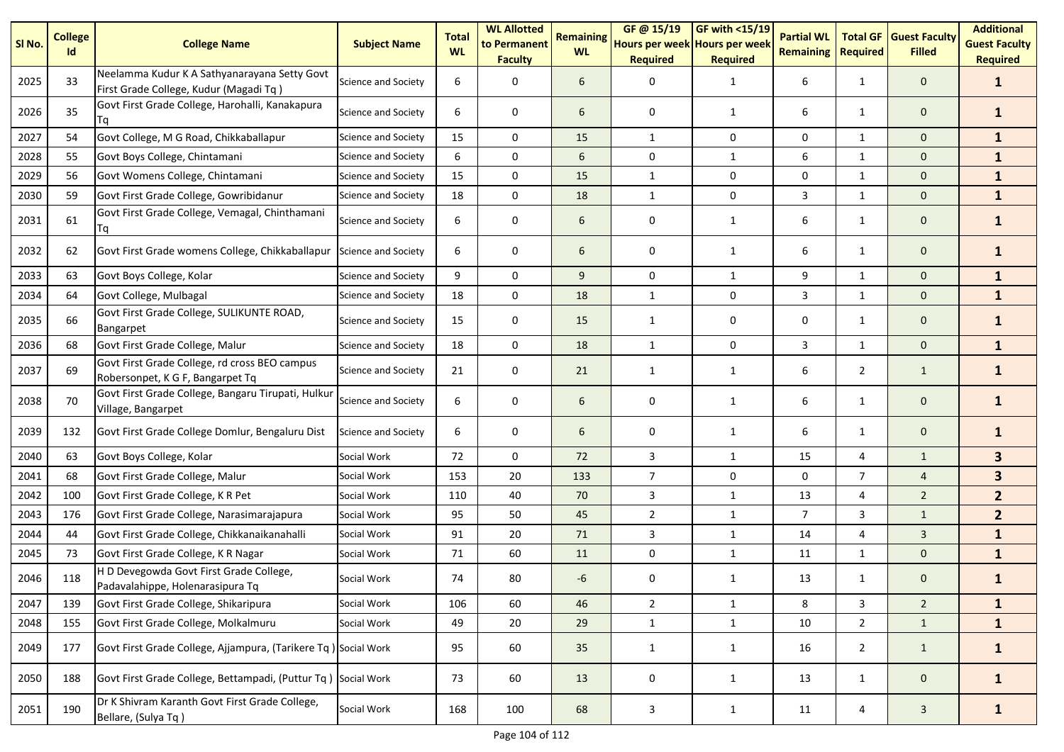| Sl No. | College Id | College Name | Subject Name | Total WL | WL Allotted to Permanent Faculty | Remaining WL | GF @ 15/19 Hours per week Required | GF with <15/19 Hours per week Required | Partial WL Remaining | Total GF Required | Guest Faculty Filled | Additional Guest Faculty Required |
|---|---|---|---|---|---|---|---|---|---|---|---|---|
| 2025 | 33 | Neelamma Kudur K A Sathyanarayana Setty Govt First Grade College, Kudur (Magadi Tq ) | Science and Society | 6 | 0 | 6 | 0 | 1 | 6 | 1 | 0 | **1** |
| 2026 | 35 | Govt First Grade College, Harohalli, Kanakapura Tq | Science and Society | 6 | 0 | 6 | 0 | 1 | 6 | 1 | 0 | **1** |
| 2027 | 54 | Govt College, M G Road, Chikkaballapur | Science and Society | 15 | 0 | 15 | 1 | 0 | 0 | 1 | 0 | **1** |
| 2028 | 55 | Govt Boys College, Chintamani | Science and Society | 6 | 0 | 6 | 0 | 1 | 6 | 1 | 0 | **1** |
| 2029 | 56 | Govt Womens College, Chintamani | Science and Society | 15 | 0 | 15 | 1 | 0 | 0 | 1 | 0 | **1** |
| 2030 | 59 | Govt First Grade College, Gowribidanur | Science and Society | 18 | 0 | 18 | 1 | 0 | 3 | 1 | 0 | **1** |
| 2031 | 61 | Govt First Grade College, Vemagal, Chinthamani Tq | Science and Society | 6 | 0 | 6 | 0 | 1 | 6 | 1 | 0 | **1** |
| 2032 | 62 | Govt First Grade womens College, Chikkaballapur | Science and Society | 6 | 0 | 6 | 0 | 1 | 6 | 1 | 0 | **1** |
| 2033 | 63 | Govt Boys College, Kolar | Science and Society | 9 | 0 | 9 | 0 | 1 | 9 | 1 | 0 | **1** |
| 2034 | 64 | Govt College, Mulbagal | Science and Society | 18 | 0 | 18 | 1 | 0 | 3 | 1 | 0 | **1** |
| 2035 | 66 | Govt First Grade College, SULIKUNTE ROAD, Bangarpet | Science and Society | 15 | 0 | 15 | 1 | 0 | 0 | 1 | 0 | **1** |
| 2036 | 68 | Govt First Grade College, Malur | Science and Society | 18 | 0 | 18 | 1 | 0 | 3 | 1 | 0 | **1** |
| 2037 | 69 | Govt First Grade College, rd cross BEO campus Robersonpet, K G F, Bangarpet Tq | Science and Society | 21 | 0 | 21 | 1 | 1 | 6 | 2 | 1 | **1** |
| 2038 | 70 | Govt First Grade College, Bangaru Tirupati, Hulkur Village, Bangarpet | Science and Society | 6 | 0 | 6 | 0 | 1 | 6 | 1 | 0 | **1** |
| 2039 | 132 | Govt First Grade College Domlur, Bengaluru Dist | Science and Society | 6 | 0 | 6 | 0 | 1 | 6 | 1 | 0 | **1** |
| 2040 | 63 | Govt Boys College, Kolar | Social Work | 72 | 0 | 72 | 3 | 1 | 15 | 4 | 1 | **3** |
| 2041 | 68 | Govt First Grade College, Malur | Social Work | 153 | 20 | 133 | 7 | 0 | 0 | 7 | 4 | **3** |
| 2042 | 100 | Govt First Grade College, K R Pet | Social Work | 110 | 40 | 70 | 3 | 1 | 13 | 4 | 2 | **2** |
| 2043 | 176 | Govt First Grade College, Narasimarajapura | Social Work | 95 | 50 | 45 | 2 | 1 | 7 | 3 | 1 | **2** |
| 2044 | 44 | Govt First Grade College, Chikkanaikanahalli | Social Work | 91 | 20 | 71 | 3 | 1 | 14 | 4 | 3 | **1** |
| 2045 | 73 | Govt First Grade College, K R Nagar | Social Work | 71 | 60 | 11 | 0 | 1 | 11 | 1 | 0 | **1** |
| 2046 | 118 | H D Devegowda Govt First Grade College, Padavalahippe, Holenarasipura Tq | Social Work | 74 | 80 | -6 | 0 | 1 | 13 | 1 | 0 | **1** |
| 2047 | 139 | Govt First Grade College, Shikaripura | Social Work | 106 | 60 | 46 | 2 | 1 | 8 | 3 | 2 | **1** |
| 2048 | 155 | Govt First Grade College, Molkalmuru | Social Work | 49 | 20 | 29 | 1 | 1 | 10 | 2 | 1 | **1** |
| 2049 | 177 | Govt First Grade College, Ajjampura, (Tarikere Tq ) | Social Work | 95 | 60 | 35 | 1 | 1 | 16 | 2 | 1 | **1** |
| 2050 | 188 | Govt First Grade College, Bettampadi, (Puttur Tq ) | Social Work | 73 | 60 | 13 | 0 | 1 | 13 | 1 | 0 | **1** |
| 2051 | 190 | Dr K Shivram Karanth Govt First Grade College, Bellare, (Sulya Tq ) | Social Work | 168 | 100 | 68 | 3 | 1 | 11 | 4 | 3 | **1** |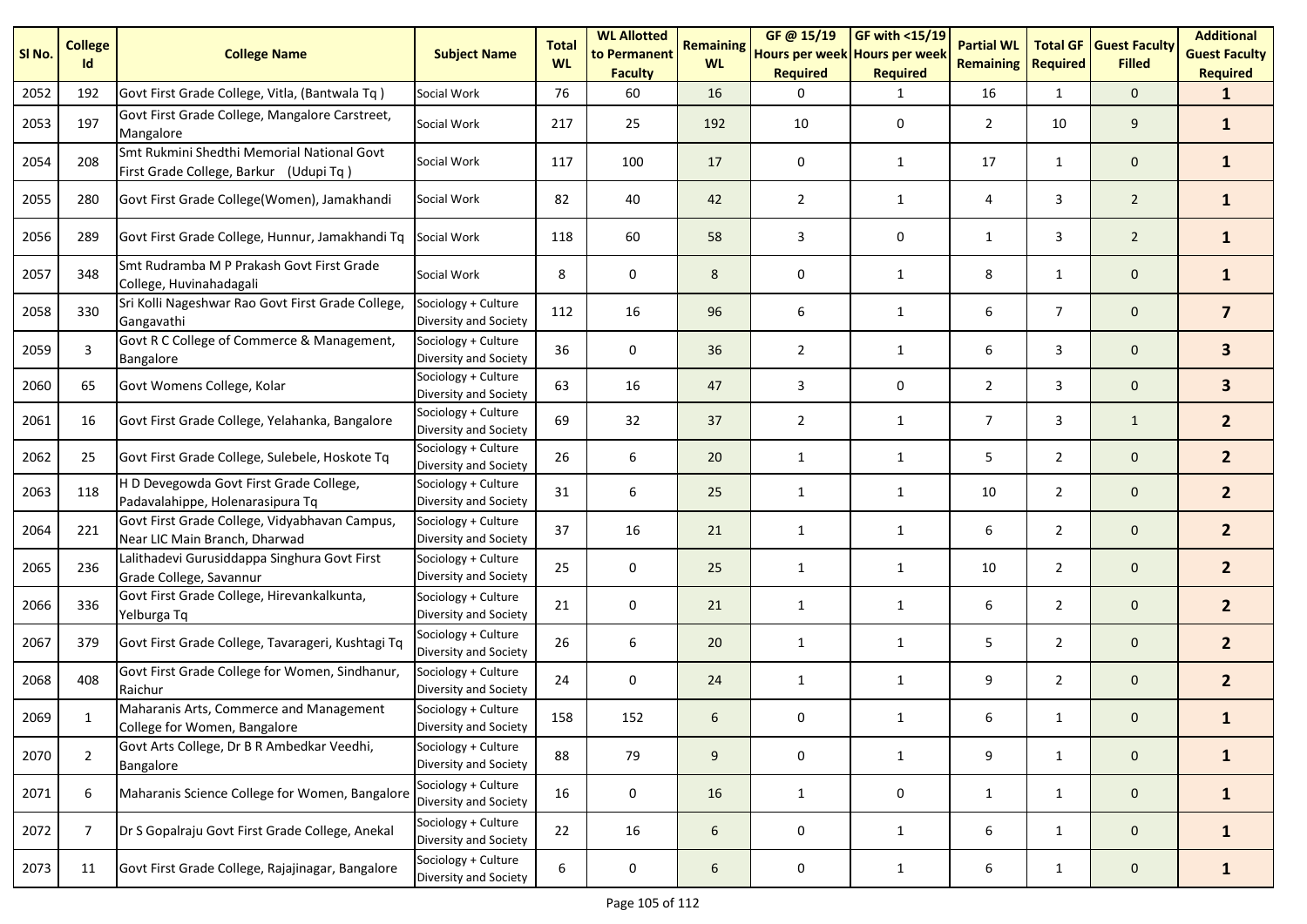| Sl No. | College Id | College Name | Subject Name | Total WL | WL Allotted to Permanent Faculty | Remaining WL | GF @ 15/19 Hours per week Required | GF with <15/19 Hours per week Required | Partial WL Remaining | Total GF Required | Guest Faculty Filled | Additional Guest Faculty Required |
|---|---|---|---|---|---|---|---|---|---|---|---|---|
| 2052 | 192 | Govt First Grade College, Vitla, (Bantwala Tq ) | Social Work | 76 | 60 | 16 | 0 | 1 | 16 | 1 | 0 | **1** |
| 2053 | 197 | Govt First Grade College, Mangalore Carstreet, Mangalore | Social Work | 217 | 25 | 192 | 10 | 0 | 2 | 10 | 9 | **1** |
| 2054 | 208 | Smt Rukmini Shedthi Memorial National Govt First Grade College, Barkur (Udupi Tq ) | Social Work | 117 | 100 | 17 | 0 | 1 | 17 | 1 | 0 | **1** |
| 2055 | 280 | Govt First Grade College(Women), Jamakhandi | Social Work | 82 | 40 | 42 | 2 | 1 | 4 | 3 | 2 | **1** |
| 2056 | 289 | Govt First Grade College, Hunnur, Jamakhandi Tq | Social Work | 118 | 60 | 58 | 3 | 0 | 1 | 3 | 2 | **1** |
| 2057 | 348 | Smt Rudramba M P Prakash Govt First Grade College, Huvinahadagali | Social Work | 8 | 0 | 8 | 0 | 1 | 8 | 1 | 0 | **1** |
| 2058 | 330 | Sri Kolli Nageshwar Rao Govt First Grade College, Gangavathi | Sociology + Culture Diversity and Society | 112 | 16 | 96 | 6 | 1 | 6 | 7 | 0 | **7** |
| 2059 | 3 | Govt R C College of Commerce & Management, Bangalore | Sociology + Culture Diversity and Society | 36 | 0 | 36 | 2 | 1 | 6 | 3 | 0 | **3** |
| 2060 | 65 | Govt Womens College, Kolar | Sociology + Culture Diversity and Society | 63 | 16 | 47 | 3 | 0 | 2 | 3 | 0 | **3** |
| 2061 | 16 | Govt First Grade College, Yelahanka, Bangalore | Sociology + Culture Diversity and Society | 69 | 32 | 37 | 2 | 1 | 7 | 3 | 1 | **2** |
| 2062 | 25 | Govt First Grade College, Sulebele, Hoskote Tq | Sociology + Culture Diversity and Society | 26 | 6 | 20 | 1 | 1 | 5 | 2 | 0 | **2** |
| 2063 | 118 | H D Devegowda Govt First Grade College, Padavalahippe, Holenarasipura Tq | Sociology + Culture Diversity and Society | 31 | 6 | 25 | 1 | 1 | 10 | 2 | 0 | **2** |
| 2064 | 221 | Govt First Grade College, Vidyabhavan Campus, Near LIC Main Branch, Dharwad | Sociology + Culture Diversity and Society | 37 | 16 | 21 | 1 | 1 | 6 | 2 | 0 | **2** |
| 2065 | 236 | Lalithadevi Gurusiddappa Singhura Govt First Grade College, Savannur | Sociology + Culture Diversity and Society | 25 | 0 | 25 | 1 | 1 | 10 | 2 | 0 | **2** |
| 2066 | 336 | Govt First Grade College, Hirevankalkunta, Yelburga Tq | Sociology + Culture Diversity and Society | 21 | 0 | 21 | 1 | 1 | 6 | 2 | 0 | **2** |
| 2067 | 379 | Govt First Grade College, Tavarageri, Kushtagi Tq | Sociology + Culture Diversity and Society | 26 | 6 | 20 | 1 | 1 | 5 | 2 | 0 | **2** |
| 2068 | 408 | Govt First Grade College for Women, Sindhanur, Raichur | Sociology + Culture Diversity and Society | 24 | 0 | 24 | 1 | 1 | 9 | 2 | 0 | **2** |
| 2069 | 1 | Maharanis Arts, Commerce and Management College for Women, Bangalore | Sociology + Culture Diversity and Society | 158 | 152 | 6 | 0 | 1 | 6 | 1 | 0 | **1** |
| 2070 | 2 | Govt Arts College, Dr B R Ambedkar Veedhi, Bangalore | Sociology + Culture Diversity and Society | 88 | 79 | 9 | 0 | 1 | 9 | 1 | 0 | **1** |
| 2071 | 6 | Maharanis Science College for Women, Bangalore | Sociology + Culture Diversity and Society | 16 | 0 | 16 | 1 | 0 | 1 | 1 | 0 | **1** |
| 2072 | 7 | Dr S Gopalraju Govt First Grade College, Anekal | Sociology + Culture Diversity and Society | 22 | 16 | 6 | 0 | 1 | 6 | 1 | 0 | **1** |
| 2073 | 11 | Govt First Grade College, Rajajinagar, Bangalore | Sociology + Culture Diversity and Society | 6 | 0 | 6 | 0 | 1 | 6 | 1 | 0 | **1** |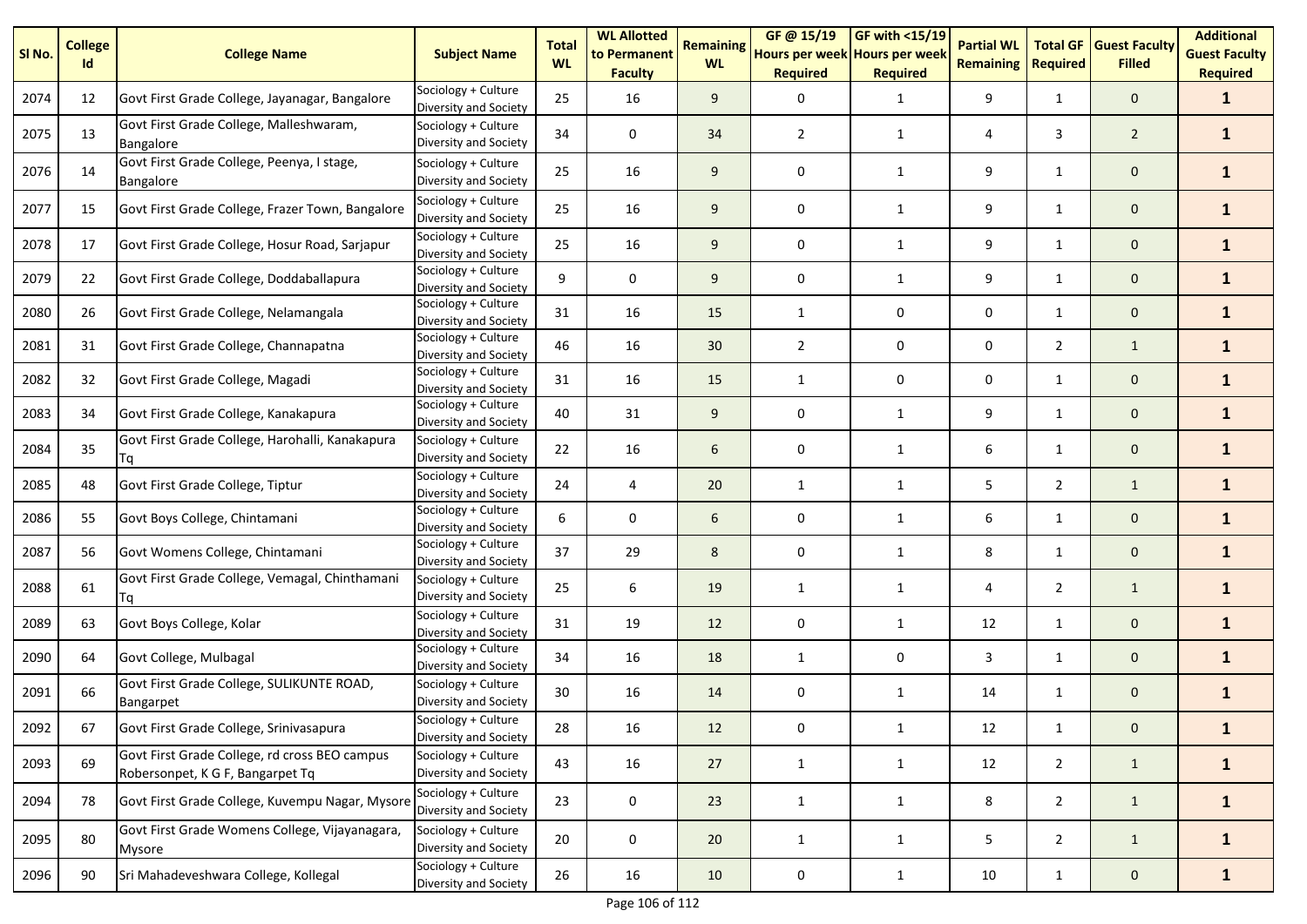| Sl No. | College Id | College Name | Subject Name | Total WL | WL Allotted to Permanent Faculty | Remaining WL | GF @ 15/19 Hours per week Required | GF with <15/19 Hours per week Required | Partial WL Remaining | Total GF Required | Guest Faculty Filled | Additional Guest Faculty Required |
|---|---|---|---|---|---|---|---|---|---|---|---|---|
| 2074 | 12 | Govt First Grade College, Jayanagar, Bangalore | Sociology + Culture Diversity and Society | 25 | 16 | 9 | 0 | 1 | 9 | 1 | 0 | **1** |
| 2075 | 13 | Govt First Grade College, Malleshwaram, Bangalore | Sociology + Culture Diversity and Society | 34 | 0 | 34 | 2 | 1 | 4 | 3 | 2 | **1** |
| 2076 | 14 | Govt First Grade College, Peenya, I stage, Bangalore | Sociology + Culture Diversity and Society | 25 | 16 | 9 | 0 | 1 | 9 | 1 | 0 | **1** |
| 2077 | 15 | Govt First Grade College, Frazer Town, Bangalore | Sociology + Culture Diversity and Society | 25 | 16 | 9 | 0 | 1 | 9 | 1 | 0 | **1** |
| 2078 | 17 | Govt First Grade College, Hosur Road, Sarjapur | Sociology + Culture Diversity and Society | 25 | 16 | 9 | 0 | 1 | 9 | 1 | 0 | **1** |
| 2079 | 22 | Govt First Grade College, Doddaballapura | Sociology + Culture Diversity and Society | 9 | 0 | 9 | 0 | 1 | 9 | 1 | 0 | **1** |
| 2080 | 26 | Govt First Grade College, Nelamangala | Sociology + Culture Diversity and Society | 31 | 16 | 15 | 1 | 0 | 0 | 1 | 0 | **1** |
| 2081 | 31 | Govt First Grade College, Channapatna | Sociology + Culture Diversity and Society | 46 | 16 | 30 | 2 | 0 | 0 | 2 | 1 | **1** |
| 2082 | 32 | Govt First Grade College, Magadi | Sociology + Culture Diversity and Society | 31 | 16 | 15 | 1 | 0 | 0 | 1 | 0 | **1** |
| 2083 | 34 | Govt First Grade College, Kanakapura | Sociology + Culture Diversity and Society | 40 | 31 | 9 | 0 | 1 | 9 | 1 | 0 | **1** |
| 2084 | 35 | Govt First Grade College, Harohalli, Kanakapura Tq | Sociology + Culture Diversity and Society | 22 | 16 | 6 | 0 | 1 | 6 | 1 | 0 | **1** |
| 2085 | 48 | Govt First Grade College, Tiptur | Sociology + Culture Diversity and Society | 24 | 4 | 20 | 1 | 1 | 5 | 2 | 1 | **1** |
| 2086 | 55 | Govt Boys College, Chintamani | Sociology + Culture Diversity and Society | 6 | 0 | 6 | 0 | 1 | 6 | 1 | 0 | **1** |
| 2087 | 56 | Govt Womens College, Chintamani | Sociology + Culture Diversity and Society | 37 | 29 | 8 | 0 | 1 | 8 | 1 | 0 | **1** |
| 2088 | 61 | Govt First Grade College, Vemagal, Chinthamani Tq | Sociology + Culture Diversity and Society | 25 | 6 | 19 | 1 | 1 | 4 | 2 | 1 | **1** |
| 2089 | 63 | Govt Boys College, Kolar | Sociology + Culture Diversity and Society | 31 | 19 | 12 | 0 | 1 | 12 | 1 | 0 | **1** |
| 2090 | 64 | Govt College, Mulbagal | Sociology + Culture Diversity and Society | 34 | 16 | 18 | 1 | 0 | 3 | 1 | 0 | **1** |
| 2091 | 66 | Govt First Grade College, SULIKUNTE ROAD, Bangarpet | Sociology + Culture Diversity and Society | 30 | 16 | 14 | 0 | 1 | 14 | 1 | 0 | **1** |
| 2092 | 67 | Govt First Grade College, Srinivasapura | Sociology + Culture Diversity and Society | 28 | 16 | 12 | 0 | 1 | 12 | 1 | 0 | **1** |
| 2093 | 69 | Govt First Grade College, rd cross BEO campus Robersonpet, K G F, Bangarpet Tq | Sociology + Culture Diversity and Society | 43 | 16 | 27 | 1 | 1 | 12 | 2 | 1 | **1** |
| 2094 | 78 | Govt First Grade College, Kuvempu Nagar, Mysore | Sociology + Culture Diversity and Society | 23 | 0 | 23 | 1 | 1 | 8 | 2 | 1 | **1** |
| 2095 | 80 | Govt First Grade Womens College, Vijayanagara, Mysore | Sociology + Culture Diversity and Society | 20 | 0 | 20 | 1 | 1 | 5 | 2 | 1 | **1** |
| 2096 | 90 | Sri Mahadeveshwara College, Kollegal | Sociology + Culture Diversity and Society | 26 | 16 | 10 | 0 | 1 | 10 | 1 | 0 | **1** |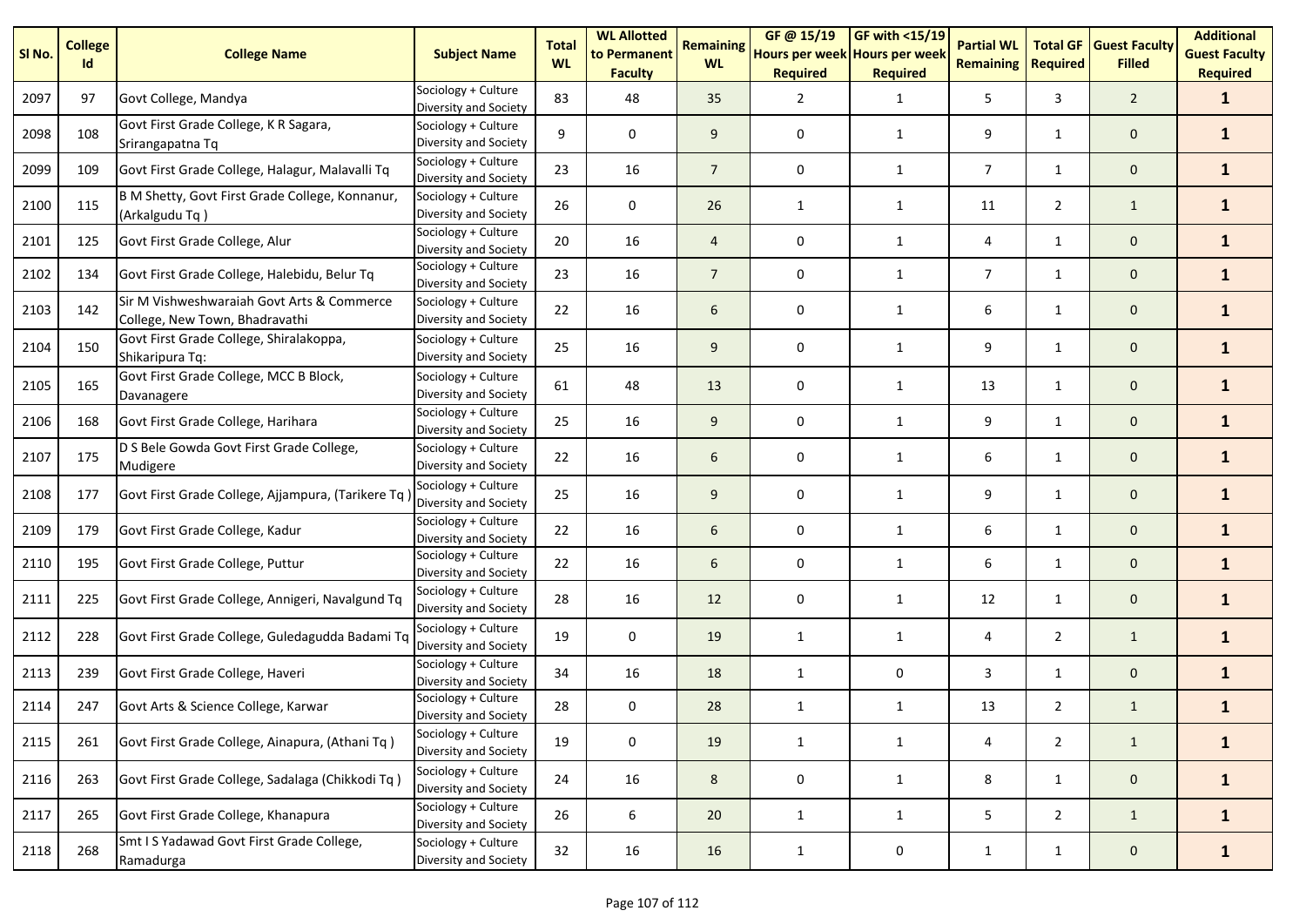| Sl No. | College Id | College Name | Subject Name | Total WL | WL Allotted to Permanent Faculty | Remaining WL | GF @ 15/19 Hours per week Required | GF with <15/19 Hours per week Required | Partial WL Remaining | Total GF Required | Guest Faculty Filled | Additional Guest Faculty Required |
|---|---|---|---|---|---|---|---|---|---|---|---|---|
| 2097 | 97 | Govt College, Mandya | Sociology + Culture Diversity and Society | 83 | 48 | 35 | 2 | 1 | 5 | 3 | 2 | **1** |
| 2098 | 108 | Govt First Grade College, K R Sagara, Srirangapatna Tq | Sociology + Culture Diversity and Society | 9 | 0 | 9 | 0 | 1 | 9 | 1 | 0 | **1** |
| 2099 | 109 | Govt First Grade College, Halagur, Malavalli Tq | Sociology + Culture Diversity and Society | 23 | 16 | 7 | 0 | 1 | 7 | 1 | 0 | **1** |
| 2100 | 115 | B M Shetty, Govt First Grade College, Konnanur, (Arkalgudu Tq ) | Sociology + Culture Diversity and Society | 26 | 0 | 26 | 1 | 1 | 11 | 2 | 1 | **1** |
| 2101 | 125 | Govt First Grade College, Alur | Sociology + Culture Diversity and Society | 20 | 16 | 4 | 0 | 1 | 4 | 1 | 0 | **1** |
| 2102 | 134 | Govt First Grade College, Halebidu, Belur Tq | Sociology + Culture Diversity and Society | 23 | 16 | 7 | 0 | 1 | 7 | 1 | 0 | **1** |
| 2103 | 142 | Sir M Vishweshwaraiah Govt Arts & Commerce College, New Town, Bhadravathi | Sociology + Culture Diversity and Society | 22 | 16 | 6 | 0 | 1 | 6 | 1 | 0 | **1** |
| 2104 | 150 | Govt First Grade College, Shiralakoppa, Shikaripura Tq: | Sociology + Culture Diversity and Society | 25 | 16 | 9 | 0 | 1 | 9 | 1 | 0 | **1** |
| 2105 | 165 | Govt First Grade College, MCC B Block, Davanagere | Sociology + Culture Diversity and Society | 61 | 48 | 13 | 0 | 1 | 13 | 1 | 0 | **1** |
| 2106 | 168 | Govt First Grade College, Harihara | Sociology + Culture Diversity and Society | 25 | 16 | 9 | 0 | 1 | 9 | 1 | 0 | **1** |
| 2107 | 175 | D S Bele Gowda Govt First Grade College, Mudigere | Sociology + Culture Diversity and Society | 22 | 16 | 6 | 0 | 1 | 6 | 1 | 0 | **1** |
| 2108 | 177 | Govt First Grade College, Ajjampura, (Tarikere Tq ) | Sociology + Culture Diversity and Society | 25 | 16 | 9 | 0 | 1 | 9 | 1 | 0 | **1** |
| 2109 | 179 | Govt First Grade College, Kadur | Sociology + Culture Diversity and Society | 22 | 16 | 6 | 0 | 1 | 6 | 1 | 0 | **1** |
| 2110 | 195 | Govt First Grade College, Puttur | Sociology + Culture Diversity and Society | 22 | 16 | 6 | 0 | 1 | 6 | 1 | 0 | **1** |
| 2111 | 225 | Govt First Grade College, Annigeri, Navalgund Tq | Sociology + Culture Diversity and Society | 28 | 16 | 12 | 0 | 1 | 12 | 1 | 0 | **1** |
| 2112 | 228 | Govt First Grade College, Guledagudda Badami Tq | Sociology + Culture Diversity and Society | 19 | 0 | 19 | 1 | 1 | 4 | 2 | 1 | **1** |
| 2113 | 239 | Govt First Grade College, Haveri | Sociology + Culture Diversity and Society | 34 | 16 | 18 | 1 | 0 | 3 | 1 | 0 | **1** |
| 2114 | 247 | Govt Arts & Science College, Karwar | Sociology + Culture Diversity and Society | 28 | 0 | 28 | 1 | 1 | 13 | 2 | 1 | **1** |
| 2115 | 261 | Govt First Grade College, Ainapura, (Athani Tq ) | Sociology + Culture Diversity and Society | 19 | 0 | 19 | 1 | 1 | 4 | 2 | 1 | **1** |
| 2116 | 263 | Govt First Grade College, Sadalaga (Chikkodi Tq ) | Sociology + Culture Diversity and Society | 24 | 16 | 8 | 0 | 1 | 8 | 1 | 0 | **1** |
| 2117 | 265 | Govt First Grade College, Khanapura | Sociology + Culture Diversity and Society | 26 | 6 | 20 | 1 | 1 | 5 | 2 | 1 | **1** |
| 2118 | 268 | Smt I S Yadawad Govt First Grade College, Ramadurga | Sociology + Culture Diversity and Society | 32 | 16 | 16 | 1 | 0 | 1 | 1 | 0 | **1** |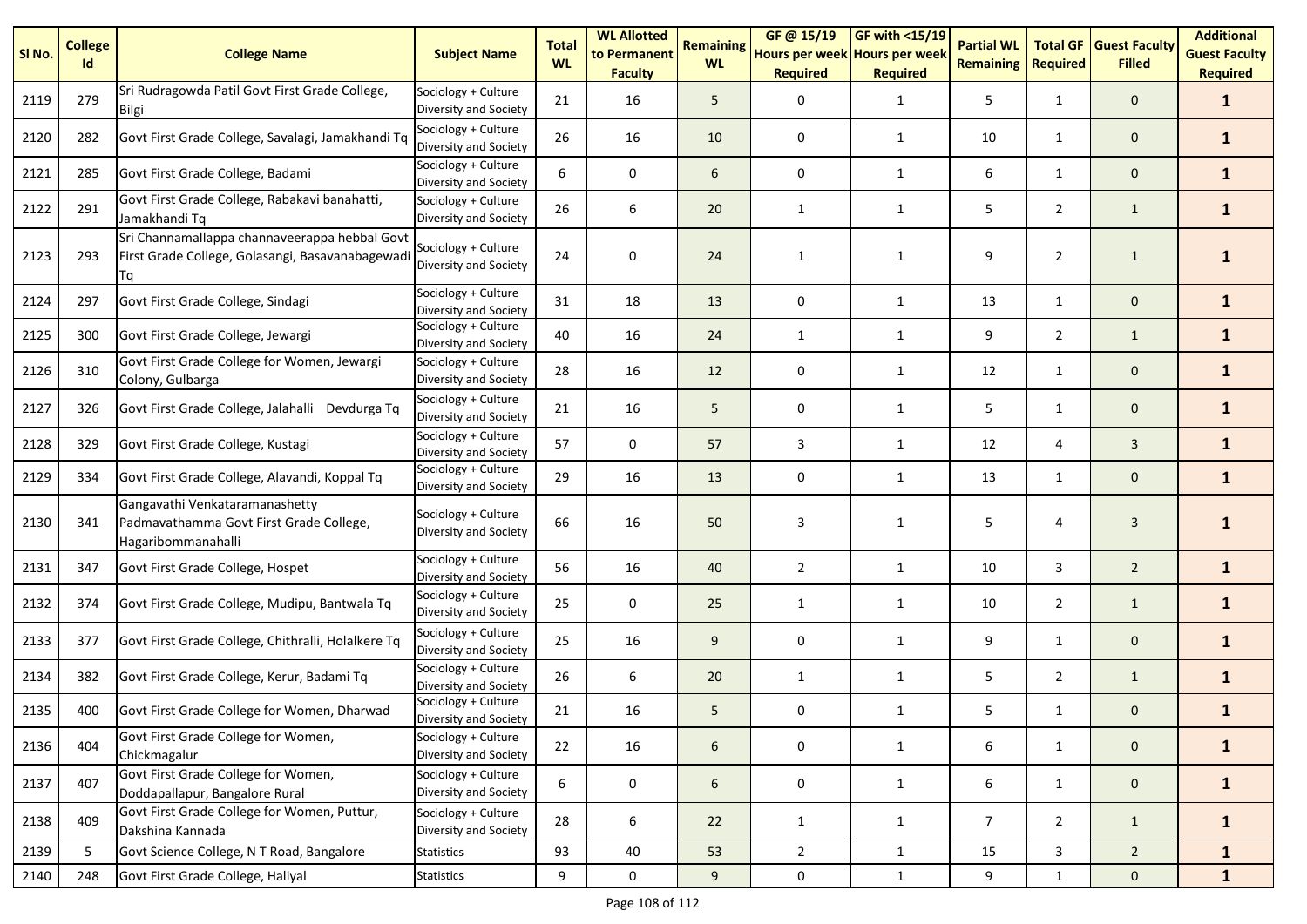| Sl No. | College Id | College Name | Subject Name | Total WL | WL Allotted to Permanent Faculty | Remaining WL | GF @ 15/19 Hours per week Required | GF with <15/19 Hours per week Required | Partial WL Remaining | Total GF Required | Guest Faculty Filled | Additional Guest Faculty Required |
|---|---|---|---|---|---|---|---|---|---|---|---|---|
| 2119 | 279 | Sri Rudragowda Patil Govt First Grade College, Bilgi | Sociology + Culture Diversity and Society | 21 | 16 | 5 | 0 | 1 | 5 | 1 | 0 | **1** |
| 2120 | 282 | Govt First Grade College, Savalagi, Jamakhandi Tq | Sociology + Culture Diversity and Society | 26 | 16 | 10 | 0 | 1 | 10 | 1 | 0 | **1** |
| 2121 | 285 | Govt First Grade College, Badami | Sociology + Culture Diversity and Society | 6 | 0 | 6 | 0 | 1 | 6 | 1 | 0 | **1** |
| 2122 | 291 | Govt First Grade College, Rabakavi banahatti, Jamakhandi Tq | Sociology + Culture Diversity and Society | 26 | 6 | 20 | 1 | 1 | 5 | 2 | 1 | **1** |
| 2123 | 293 | Sri Channamallappa channaveerappa hebbal Govt First Grade College, Golasangi, Basavanabagewadi Tq | Sociology + Culture Diversity and Society | 24 | 0 | 24 | 1 | 1 | 9 | 2 | 1 | **1** |
| 2124 | 297 | Govt First Grade College, Sindagi | Sociology + Culture Diversity and Society | 31 | 18 | 13 | 0 | 1 | 13 | 1 | 0 | **1** |
| 2125 | 300 | Govt First Grade College, Jewargi | Sociology + Culture Diversity and Society | 40 | 16 | 24 | 1 | 1 | 9 | 2 | 1 | **1** |
| 2126 | 310 | Govt First Grade College for Women, Jewargi Colony, Gulbarga | Sociology + Culture Diversity and Society | 28 | 16 | 12 | 0 | 1 | 12 | 1 | 0 | **1** |
| 2127 | 326 | Govt First Grade College, Jalahalli Devdurga Tq | Sociology + Culture Diversity and Society | 21 | 16 | 5 | 0 | 1 | 5 | 1 | 0 | **1** |
| 2128 | 329 | Govt First Grade College, Kustagi | Sociology + Culture Diversity and Society | 57 | 0 | 57 | 3 | 1 | 12 | 4 | 3 | **1** |
| 2129 | 334 | Govt First Grade College, Alavandi, Koppal Tq | Sociology + Culture Diversity and Society | 29 | 16 | 13 | 0 | 1 | 13 | 1 | 0 | **1** |
| 2130 | 341 | Gangavathi Venkataramanashetty Padmavathamma Govt First Grade College, Hagaribommanahalli | Sociology + Culture Diversity and Society | 66 | 16 | 50 | 3 | 1 | 5 | 4 | 3 | **1** |
| 2131 | 347 | Govt First Grade College, Hospet | Sociology + Culture Diversity and Society | 56 | 16 | 40 | 2 | 1 | 10 | 3 | 2 | **1** |
| 2132 | 374 | Govt First Grade College, Mudipu, Bantwala Tq | Sociology + Culture Diversity and Society | 25 | 0 | 25 | 1 | 1 | 10 | 2 | 1 | **1** |
| 2133 | 377 | Govt First Grade College, Chithralli, Holalkere Tq | Sociology + Culture Diversity and Society | 25 | 16 | 9 | 0 | 1 | 9 | 1 | 0 | **1** |
| 2134 | 382 | Govt First Grade College, Kerur, Badami Tq | Sociology + Culture Diversity and Society | 26 | 6 | 20 | 1 | 1 | 5 | 2 | 1 | **1** |
| 2135 | 400 | Govt First Grade College for Women, Dharwad | Sociology + Culture Diversity and Society | 21 | 16 | 5 | 0 | 1 | 5 | 1 | 0 | **1** |
| 2136 | 404 | Govt First Grade College for Women, Chickmagalur | Sociology + Culture Diversity and Society | 22 | 16 | 6 | 0 | 1 | 6 | 1 | 0 | **1** |
| 2137 | 407 | Govt First Grade College for Women, Doddapallapur, Bangalore Rural | Sociology + Culture Diversity and Society | 6 | 0 | 6 | 0 | 1 | 6 | 1 | 0 | **1** |
| 2138 | 409 | Govt First Grade College for Women, Puttur, Dakshina Kannada | Sociology + Culture Diversity and Society | 28 | 6 | 22 | 1 | 1 | 7 | 2 | 1 | **1** |
| 2139 | 5 | Govt Science College, N T Road, Bangalore | Statistics | 93 | 40 | 53 | 2 | 1 | 15 | 3 | 2 | **1** |
| 2140 | 248 | Govt First Grade College, Haliyal | Statistics | 9 | 0 | 9 | 0 | 1 | 9 | 1 | 0 | **1** |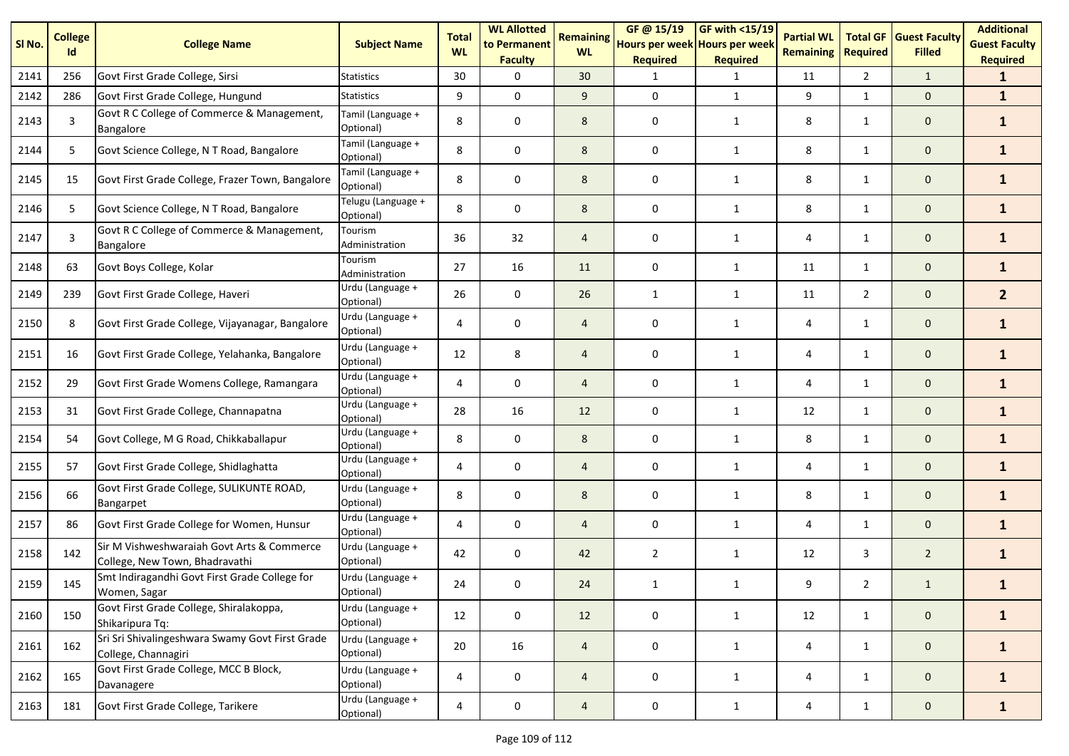| Sl No. | College Id | College Name | Subject Name | Total WL | WL Allotted to Permanent Faculty | Remaining WL | GF @ 15/19 Hours per week Required | GF with <15/19 Hours per week Required | Partial WL Remaining | Total GF Required | Guest Faculty Filled | Additional Guest Faculty Required |
|---|---|---|---|---|---|---|---|---|---|---|---|---|
| 2141 | 256 | Govt First Grade College, Sirsi | Statistics | 30 | 0 | 30 | 1 | 1 | 11 | 2 | 1 | **1** |
| 2142 | 286 | Govt First Grade College, Hungund | Statistics | 9 | 0 | 9 | 0 | 1 | 9 | 1 | 0 | **1** |
| 2143 | 3 | Govt R C College of Commerce & Management, Bangalore | Tamil (Language + Optional) | 8 | 0 | 8 | 0 | 1 | 8 | 1 | 0 | **1** |
| 2144 | 5 | Govt Science College, N T Road, Bangalore | Tamil (Language + Optional) | 8 | 0 | 8 | 0 | 1 | 8 | 1 | 0 | **1** |
| 2145 | 15 | Govt First Grade College, Frazer Town, Bangalore | Tamil (Language + Optional) | 8 | 0 | 8 | 0 | 1 | 8 | 1 | 0 | **1** |
| 2146 | 5 | Govt Science College, N T Road, Bangalore | Telugu (Language + Optional) | 8 | 0 | 8 | 0 | 1 | 8 | 1 | 0 | **1** |
| 2147 | 3 | Govt R C College of Commerce & Management, Bangalore | Tourism Administration | 36 | 32 | 4 | 0 | 1 | 4 | 1 | 0 | **1** |
| 2148 | 63 | Govt Boys College, Kolar | Tourism Administration | 27 | 16 | 11 | 0 | 1 | 11 | 1 | 0 | **1** |
| 2149 | 239 | Govt First Grade College, Haveri | Urdu (Language + Optional) | 26 | 0 | 26 | 1 | 1 | 11 | 2 | 0 | **2** |
| 2150 | 8 | Govt First Grade College, Vijayanagar, Bangalore | Urdu (Language + Optional) | 4 | 0 | 4 | 0 | 1 | 4 | 1 | 0 | **1** |
| 2151 | 16 | Govt First Grade College, Yelahanka, Bangalore | Urdu (Language + Optional) | 12 | 8 | 4 | 0 | 1 | 4 | 1 | 0 | **1** |
| 2152 | 29 | Govt First Grade Womens College, Ramangara | Urdu (Language + Optional) | 4 | 0 | 4 | 0 | 1 | 4 | 1 | 0 | **1** |
| 2153 | 31 | Govt First Grade College, Channapatna | Urdu (Language + Optional) | 28 | 16 | 12 | 0 | 1 | 12 | 1 | 0 | **1** |
| 2154 | 54 | Govt College, M G Road, Chikkaballapur | Urdu (Language + Optional) | 8 | 0 | 8 | 0 | 1 | 8 | 1 | 0 | **1** |
| 2155 | 57 | Govt First Grade College, Shidlaghatta | Urdu (Language + Optional) | 4 | 0 | 4 | 0 | 1 | 4 | 1 | 0 | **1** |
| 2156 | 66 | Govt First Grade College, SULIKUNTE ROAD, Bangarpet | Urdu (Language + Optional) | 8 | 0 | 8 | 0 | 1 | 8 | 1 | 0 | **1** |
| 2157 | 86 | Govt First Grade College for Women, Hunsur | Urdu (Language + Optional) | 4 | 0 | 4 | 0 | 1 | 4 | 1 | 0 | **1** |
| 2158 | 142 | Sir M Vishweshwaraiah Govt Arts & Commerce College, New Town, Bhadravathi | Urdu (Language + Optional) | 42 | 0 | 42 | 2 | 1 | 12 | 3 | 2 | **1** |
| 2159 | 145 | Smt Indiragandhi Govt First Grade College for Women, Sagar | Urdu (Language + Optional) | 24 | 0 | 24 | 1 | 1 | 9 | 2 | 1 | **1** |
| 2160 | 150 | Govt First Grade College, Shiralakoppa, Shikaripura Tq: | Urdu (Language + Optional) | 12 | 0 | 12 | 0 | 1 | 12 | 1 | 0 | **1** |
| 2161 | 162 | Sri Sri Shivalingeshwara Swamy Govt First Grade College, Channagiri | Urdu (Language + Optional) | 20 | 16 | 4 | 0 | 1 | 4 | 1 | 0 | **1** |
| 2162 | 165 | Govt First Grade College, MCC B Block, Davanagere | Urdu (Language + Optional) | 4 | 0 | 4 | 0 | 1 | 4 | 1 | 0 | **1** |
| 2163 | 181 | Govt First Grade College, Tarikere | Urdu (Language + Optional) | 4 | 0 | 4 | 0 | 1 | 4 | 1 | 0 | **1** |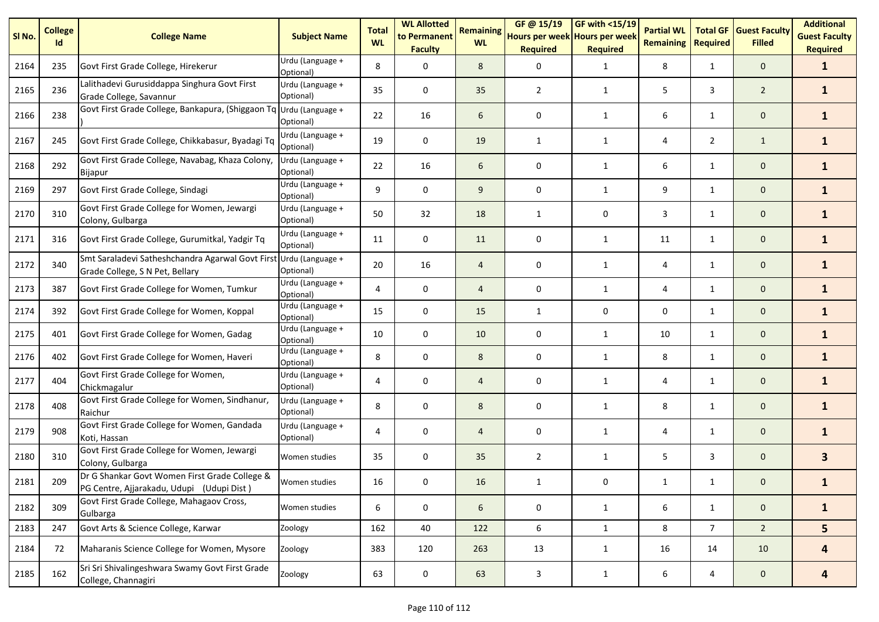| Sl No. | College Id | College Name | Subject Name | Total WL | WL Allotted to Permanent Faculty | Remaining WL | GF @ 15/19 Hours per week Required | GF with <15/19 Hours per week Required | Partial WL Remaining | Total GF Required | Guest Faculty Filled | Additional Guest Faculty Required |
|---|---|---|---|---|---|---|---|---|---|---|---|---|
| 2164 | 235 | Govt First Grade College, Hirekerur | Urdu (Language + Optional) | 8 | 0 | 8 | 0 | 1 | 8 | 1 | 0 | **1** |
| 2165 | 236 | Lalithadevi Gurusiddappa Singhura Govt First Grade College, Savannur | Urdu (Language + Optional) | 35 | 0 | 35 | 2 | 1 | 5 | 3 | 2 | **1** |
| 2166 | 238 | Govt First Grade College, Bankapura, (Shiggaon Tq ) | Urdu (Language + Optional) | 22 | 16 | 6 | 0 | 1 | 6 | 1 | 0 | **1** |
| 2167 | 245 | Govt First Grade College, Chikkabasur, Byadagi Tq | Urdu (Language + Optional) | 19 | 0 | 19 | 1 | 1 | 4 | 2 | 1 | **1** |
| 2168 | 292 | Govt First Grade College, Navabag, Khaza Colony, Bijapur | Urdu (Language + Optional) | 22 | 16 | 6 | 0 | 1 | 6 | 1 | 0 | **1** |
| 2169 | 297 | Govt First Grade College, Sindagi | Urdu (Language + Optional) | 9 | 0 | 9 | 0 | 1 | 9 | 1 | 0 | **1** |
| 2170 | 310 | Govt First Grade College for Women, Jewargi Colony, Gulbarga | Urdu (Language + Optional) | 50 | 32 | 18 | 1 | 0 | 3 | 1 | 0 | **1** |
| 2171 | 316 | Govt First Grade College, Gurumitkal, Yadgir Tq | Urdu (Language + Optional) | 11 | 0 | 11 | 0 | 1 | 11 | 1 | 0 | **1** |
| 2172 | 340 | Smt Saraladevi Satheshchandra Agarwal Govt First Grade College, S N Pet, Bellary | Urdu (Language + Optional) | 20 | 16 | 4 | 0 | 1 | 4 | 1 | 0 | **1** |
| 2173 | 387 | Govt First Grade College for Women, Tumkur | Urdu (Language + Optional) | 4 | 0 | 4 | 0 | 1 | 4 | 1 | 0 | **1** |
| 2174 | 392 | Govt First Grade College for Women, Koppal | Urdu (Language + Optional) | 15 | 0 | 15 | 1 | 0 | 0 | 1 | 0 | **1** |
| 2175 | 401 | Govt First Grade College for Women, Gadag | Urdu (Language + Optional) | 10 | 0 | 10 | 0 | 1 | 10 | 1 | 0 | **1** |
| 2176 | 402 | Govt First Grade College for Women, Haveri | Urdu (Language + Optional) | 8 | 0 | 8 | 0 | 1 | 8 | 1 | 0 | **1** |
| 2177 | 404 | Govt First Grade College for Women, Chickmagalur | Urdu (Language + Optional) | 4 | 0 | 4 | 0 | 1 | 4 | 1 | 0 | **1** |
| 2178 | 408 | Govt First Grade College for Women, Sindhanur, Raichur | Urdu (Language + Optional) | 8 | 0 | 8 | 0 | 1 | 8 | 1 | 0 | **1** |
| 2179 | 908 | Govt First Grade College for Women, Gandada Koti, Hassan | Urdu (Language + Optional) | 4 | 0 | 4 | 0 | 1 | 4 | 1 | 0 | **1** |
| 2180 | 310 | Govt First Grade College for Women, Jewargi Colony, Gulbarga | Women studies | 35 | 0 | 35 | 2 | 1 | 5 | 3 | 0 | **3** |
| 2181 | 209 | Dr G Shankar Govt Women First Grade College & PG Centre, Ajjarakadu, Udupi (Udupi Dist ) | Women studies | 16 | 0 | 16 | 1 | 0 | 1 | 1 | 0 | **1** |
| 2182 | 309 | Govt First Grade College, Mahagaov Cross, Gulbarga | Women studies | 6 | 0 | 6 | 0 | 1 | 6 | 1 | 0 | **1** |
| 2183 | 247 | Govt Arts & Science College, Karwar | Zoology | 162 | 40 | 122 | 6 | 1 | 8 | 7 | 2 | **5** |
| 2184 | 72 | Maharanis Science College for Women, Mysore | Zoology | 383 | 120 | 263 | 13 | 1 | 16 | 14 | 10 | **4** |
| 2185 | 162 | Sri Sri Shivalingeshwara Swamy Govt First Grade College, Channagiri | Zoology | 63 | 0 | 63 | 3 | 1 | 6 | 4 | 0 | **4** |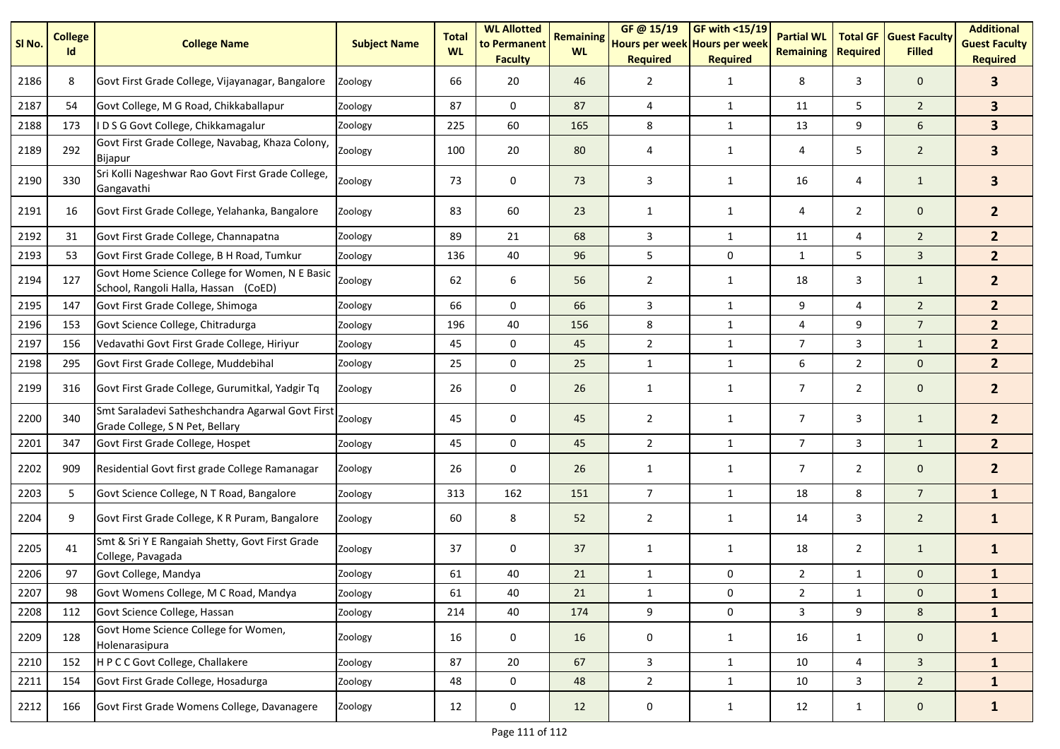| Sl No. | College Id | College Name | Subject Name | Total WL | WL Allotted to Permanent Faculty | Remaining WL | GF @ 15/19 Hours per week Required | GF with <15/19 Hours per week Required | Partial WL Remaining | Total GF Required | Guest Faculty Filled | Additional Guest Faculty Required |
|---|---|---|---|---|---|---|---|---|---|---|---|---|
| 2186 | 8 | Govt First Grade College, Vijayanagar, Bangalore | Zoology | 66 | 20 | 46 | 2 | 1 | 8 | 3 | 0 | **3** |
| 2187 | 54 | Govt College, M G Road, Chikkaballapur | Zoology | 87 | 0 | 87 | 4 | 1 | 11 | 5 | 2 | **3** |
| 2188 | 173 | I D S G Govt College, Chikkamagalur | Zoology | 225 | 60 | 165 | 8 | 1 | 13 | 9 | 6 | **3** |
| 2189 | 292 | Govt First Grade College, Navabag, Khaza Colony, Bijapur | Zoology | 100 | 20 | 80 | 4 | 1 | 4 | 5 | 2 | **3** |
| 2190 | 330 | Sri Kolli Nageshwar Rao Govt First Grade College, Gangavathi | Zoology | 73 | 0 | 73 | 3 | 1 | 16 | 4 | 1 | **3** |
| 2191 | 16 | Govt First Grade College, Yelahanka, Bangalore | Zoology | 83 | 60 | 23 | 1 | 1 | 4 | 2 | 0 | **2** |
| 2192 | 31 | Govt First Grade College, Channapatna | Zoology | 89 | 21 | 68 | 3 | 1 | 11 | 4 | 2 | **2** |
| 2193 | 53 | Govt First Grade College, B H Road, Tumkur | Zoology | 136 | 40 | 96 | 5 | 0 | 1 | 5 | 3 | **2** |
| 2194 | 127 | Govt Home Science College for Women, N E Basic School, Rangoli Halla, Hassan (CoED) | Zoology | 62 | 6 | 56 | 2 | 1 | 18 | 3 | 1 | **2** |
| 2195 | 147 | Govt First Grade College, Shimoga | Zoology | 66 | 0 | 66 | 3 | 1 | 9 | 4 | 2 | **2** |
| 2196 | 153 | Govt Science College, Chitradurga | Zoology | 196 | 40 | 156 | 8 | 1 | 4 | 9 | 7 | **2** |
| 2197 | 156 | Vedavathi Govt First Grade College, Hiriyur | Zoology | 45 | 0 | 45 | 2 | 1 | 7 | 3 | 1 | **2** |
| 2198 | 295 | Govt First Grade College, Muddebihal | Zoology | 25 | 0 | 25 | 1 | 1 | 6 | 2 | 0 | **2** |
| 2199 | 316 | Govt First Grade College, Gurumitkal, Yadgir Tq | Zoology | 26 | 0 | 26 | 1 | 1 | 7 | 2 | 0 | **2** |
| 2200 | 340 | Smt Saraladevi Satheshchandra Agarwal Govt First Grade College, S N Pet, Bellary | Zoology | 45 | 0 | 45 | 2 | 1 | 7 | 3 | 1 | **2** |
| 2201 | 347 | Govt First Grade College, Hospet | Zoology | 45 | 0 | 45 | 2 | 1 | 7 | 3 | 1 | **2** |
| 2202 | 909 | Residential Govt first grade College Ramanagar | Zoology | 26 | 0 | 26 | 1 | 1 | 7 | 2 | 0 | **2** |
| 2203 | 5 | Govt Science College, N T Road, Bangalore | Zoology | 313 | 162 | 151 | 7 | 1 | 18 | 8 | 7 | **1** |
| 2204 | 9 | Govt First Grade College, K R Puram, Bangalore | Zoology | 60 | 8 | 52 | 2 | 1 | 14 | 3 | 2 | **1** |
| 2205 | 41 | Smt & Sri Y E Rangaiah Shetty, Govt First Grade College, Pavagada | Zoology | 37 | 0 | 37 | 1 | 1 | 18 | 2 | 1 | **1** |
| 2206 | 97 | Govt College, Mandya | Zoology | 61 | 40 | 21 | 1 | 0 | 2 | 1 | 0 | **1** |
| 2207 | 98 | Govt Womens College, M C Road, Mandya | Zoology | 61 | 40 | 21 | 1 | 0 | 2 | 1 | 0 | **1** |
| 2208 | 112 | Govt Science College, Hassan | Zoology | 214 | 40 | 174 | 9 | 0 | 3 | 9 | 8 | **1** |
| 2209 | 128 | Govt Home Science College for Women, Holenarasipura | Zoology | 16 | 0 | 16 | 0 | 1 | 16 | 1 | 0 | **1** |
| 2210 | 152 | H P C C Govt College, Challakere | Zoology | 87 | 20 | 67 | 3 | 1 | 10 | 4 | 3 | **1** |
| 2211 | 154 | Govt First Grade College, Hosadurga | Zoology | 48 | 0 | 48 | 2 | 1 | 10 | 3 | 2 | **1** |
| 2212 | 166 | Govt First Grade Womens College, Davanagere | Zoology | 12 | 0 | 12 | 0 | 1 | 12 | 1 | 0 | **1** |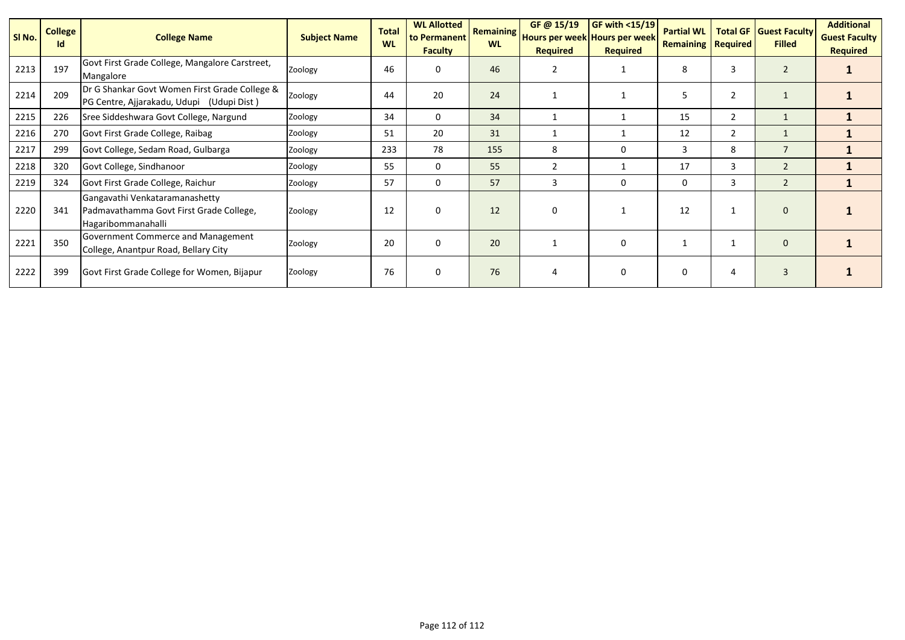| Sl No. | College Id | College Name | Subject Name | Total WL | WL Allotted to Permanent Faculty | Remaining WL | GF @ 15/19 Hours per week Required | GF with <15/19 Hours per week Required | Partial WL Remaining | Total GF Required | Guest Faculty Filled | Additional Guest Faculty Required |
|---|---|---|---|---|---|---|---|---|---|---|---|---|
| 2213 | 197 | Govt First Grade College, Mangalore Carstreet, Mangalore | Zoology | 46 | 0 | 46 | 2 | 1 | 8 | 3 | 2 | **1** |
| 2214 | 209 | Dr G Shankar Govt Women First Grade College & PG Centre, Ajjarakadu, Udupi (Udupi Dist ) | Zoology | 44 | 20 | 24 | 1 | 1 | 5 | 2 | 1 | **1** |
| 2215 | 226 | Sree Siddeshwara Govt College, Nargund | Zoology | 34 | 0 | 34 | 1 | 1 | 15 | 2 | 1 | **1** |
| 2216 | 270 | Govt First Grade College, Raibag | Zoology | 51 | 20 | 31 | 1 | 1 | 12 | 2 | 1 | **1** |
| 2217 | 299 | Govt College, Sedam Road, Gulbarga | Zoology | 233 | 78 | 155 | 8 | 0 | 3 | 8 | 7 | **1** |
| 2218 | 320 | Govt College, Sindhanoor | Zoology | 55 | 0 | 55 | 2 | 1 | 17 | 3 | 2 | **1** |
| 2219 | 324 | Govt First Grade College, Raichur | Zoology | 57 | 0 | 57 | 3 | 0 | 0 | 3 | 2 | **1** |
| 2220 | 341 | Gangavathi Venkataramanashetty Padmavathamma Govt First Grade College, Hagaribommanahalli | Zoology | 12 | 0 | 12 | 0 | 1 | 12 | 1 | 0 | **1** |
| 2221 | 350 | Government Commerce and Management College, Anantpur Road, Bellary City | Zoology | 20 | 0 | 20 | 1 | 0 | 1 | 1 | 0 | **1** |
| 2222 | 399 | Govt First Grade College for Women, Bijapur | Zoology | 76 | 0 | 76 | 4 | 0 | 0 | 4 | 3 | **1** |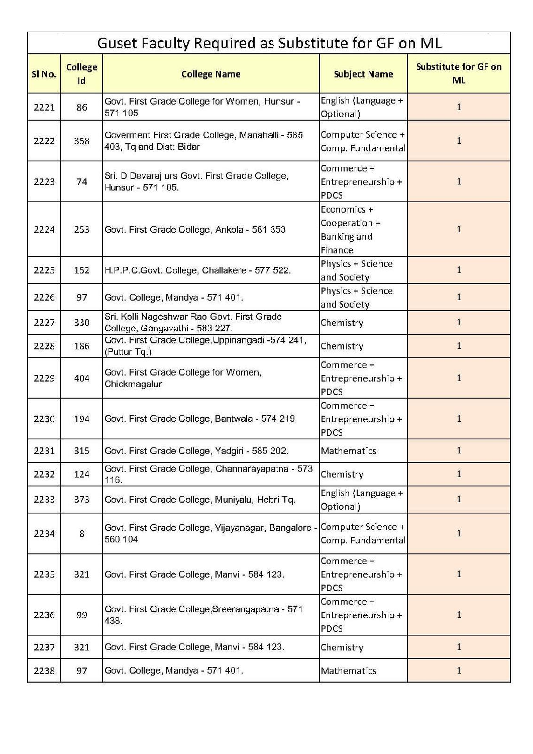# Guset Faculty Required as Substitute for GF on ML

| Sl No. | College Id | College Name | Subject Name | Substitute for GF on ML |
|---|---|---|---|---|
| 2221 | 86 | Govt. First Grade College for Women, Hunsur - 571 105 | English (Language + Optional) | 1 |
| 2222 | 358 | Goverment First Grade College, Manahalli - 585 403, Tq and Dist: Bidar | Computer Science + Comp. Fundamental | 1 |
| 2223 | 74 | Sri. D Devaraj urs Govt. First Grade College, Hunsur - 571 105. | Commerce + Entrepreneurship + PDCS | 1 |
| 2224 | 253 | Govt. First Grade College, Ankola - 581 353 | Economics + Cooperation + Banking and Finance | 1 |
| 2225 | 152 | H.P.P.C.Govt. College, Challakere - 577 522. | Physics + Science and Society | 1 |
| 2226 | 97 | Govt. College, Mandya - 571 401. | Physics + Science and Society | 1 |
| 2227 | 330 | Sri. Kolli Nageshwar Rao Govt. First Grade College, Gangavathi - 583 227. | Chemistry | 1 |
| 2228 | 186 | Govt. First Grade College,Uppinangadi -574 241, (Puttur Tq.) | Chemistry | 1 |
| 2229 | 404 | Govt. First Grade College for Women, Chickmagalur | Commerce + Entrepreneurship + PDCS | 1 |
| 2230 | 194 | Govt. First Grade College, Bantwala - 574 219 | Commerce + Entrepreneurship + PDCS | 1 |
| 2231 | 315 | Govt. First Grade College, Yadgiri - 585 202. | Mathematics | 1 |
| 2232 | 124 | Govt. First Grade College, Channarayapatna - 573 116. | Chemistry | 1 |
| 2233 | 373 | Govt. First Grade College, Muniyalu, Hebri Tq. | English (Language + Optional) | 1 |
| 2234 | 8 | Govt. First Grade College, Vijayanagar, Bangalore - 560 104 | Computer Science + Comp. Fundamental | 1 |
| 2235 | 321 | Govt. First Grade College, Manvi - 584 123. | Commerce + Entrepreneurship + PDCS | 1 |
| 2236 | 99 | Govt. First Grade College,Sreerangapatna - 571 438. | Commerce + Entrepreneurship + PDCS | 1 |
| 2237 | 321 | Govt. First Grade College, Manvi - 584 123. | Chemistry | 1 |
| 2238 | 97 | Govt. College, Mandya - 571 401. | Mathematics | 1 |